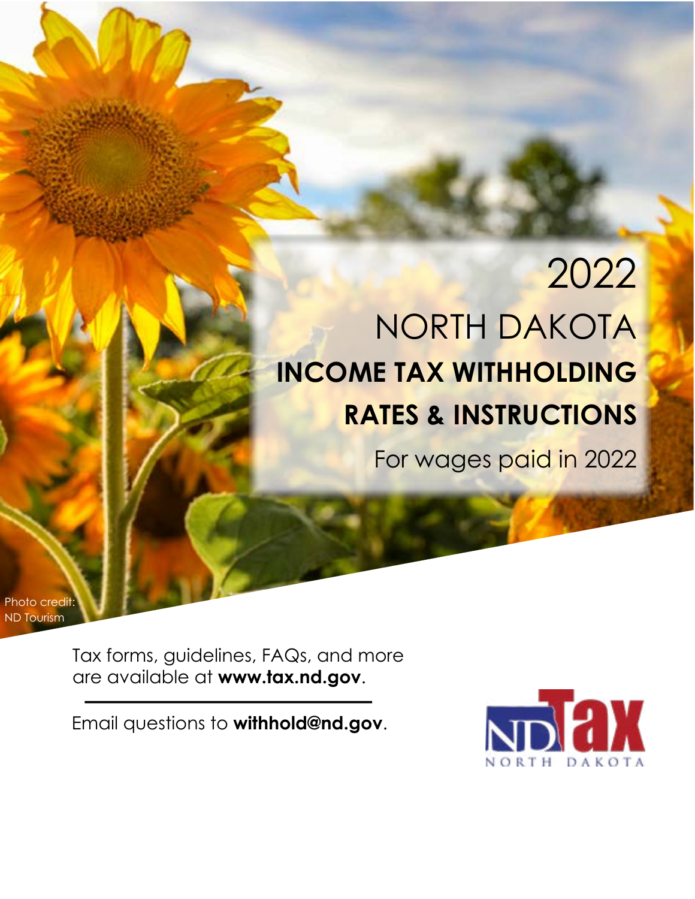# 2022 NORTH DAKOTA

# INCOME TAX WITHHOLDING RATES & INSTRUCTIONS

For wages paid in 2022

Photo credit: ND Tourism

Tax forms, guidelines, FAQs, and more are available at **www.tax.nd.gov**.

Email questions to **withhold@nd.gov**.

ND Tax NORTH DAKOTA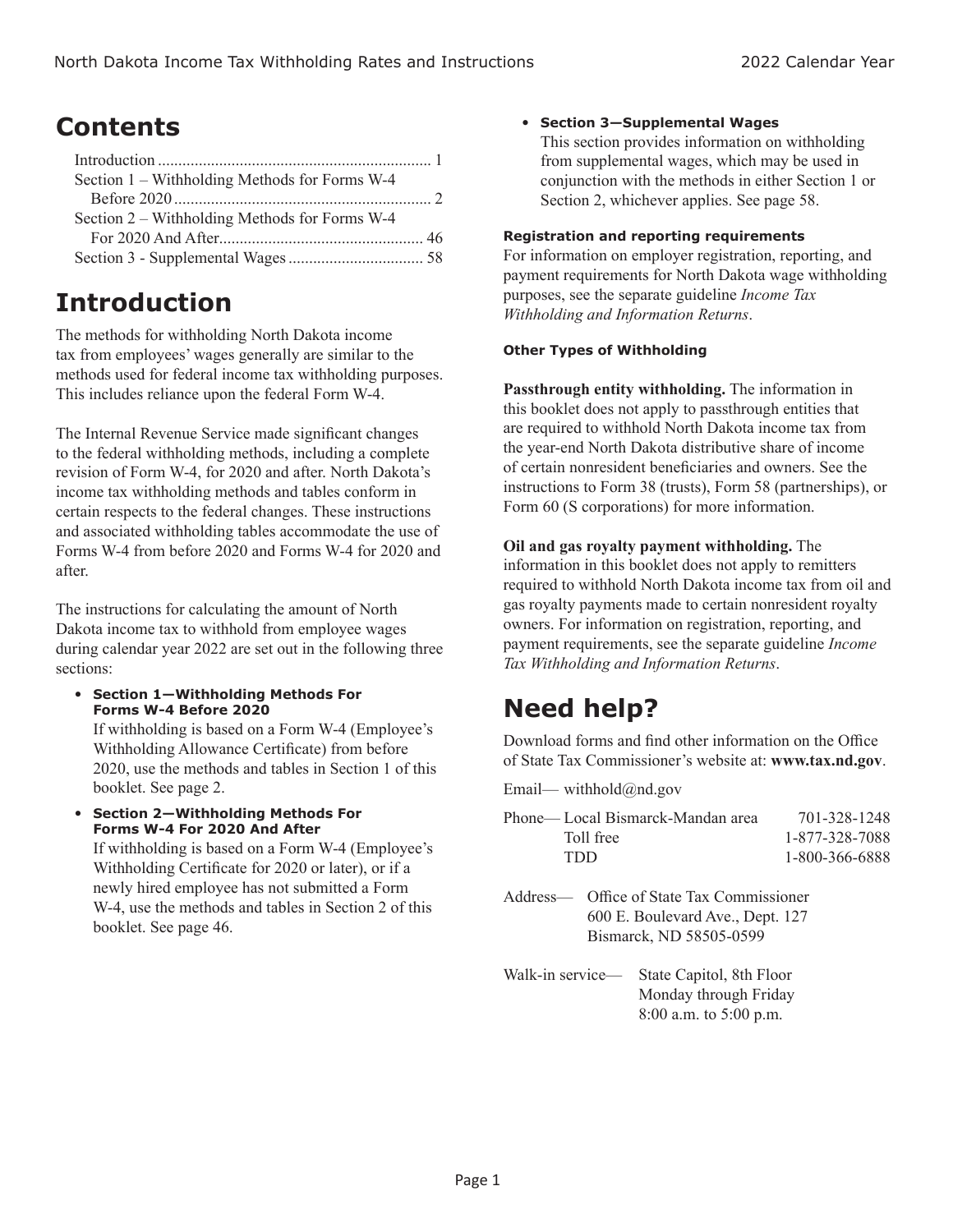# Contents

| | |
|---|---|
| Introduction | 1 |
| Section 1 – Withholding Methods for Forms W-4 Before 2020 | 2 |
| Section 2 – Withholding Methods for Forms W-4 For 2020 And After | 46 |
| Section 3 - Supplemental Wages | 58 |

# Introduction

The methods for withholding North Dakota income tax from employees' wages generally are similar to the methods used for federal income tax withholding purposes. This includes reliance upon the federal Form W-4.

The Internal Revenue Service made significant changes to the federal withholding methods, including a complete revision of Form W-4, for 2020 and after. North Dakota's income tax withholding methods and tables conform in certain respects to the federal changes. These instructions and associated withholding tables accommodate the use of Forms W-4 from before 2020 and Forms W-4 for 2020 and after.

The instructions for calculating the amount of North Dakota income tax to withhold from employee wages during calendar year 2022 are set out in the following three sections:

- **Section 1—Withholding Methods For Forms W-4 Before 2020**
  If withholding is based on a Form W-4 (Employee's Withholding Allowance Certificate) from before 2020, use the methods and tables in Section 1 of this booklet. See page 2.
- **Section 2—Withholding Methods For Forms W-4 For 2020 And After**
  If withholding is based on a Form W-4 (Employee's Withholding Certificate for 2020 or later), or if a newly hired employee has not submitted a Form W-4, use the methods and tables in Section 2 of this booklet. See page 46.
- **Section 3—Supplemental Wages**
  This section provides information on withholding from supplemental wages, which may be used in conjunction with the methods in either Section 1 or Section 2, whichever applies. See page 58.

#### Registration and reporting requirements

For information on employer registration, reporting, and payment requirements for North Dakota wage withholding purposes, see the separate guideline *Income Tax Withholding and Information Returns*.

#### Other Types of Withholding

**Passthrough entity withholding.** The information in this booklet does not apply to passthrough entities that are required to withhold North Dakota income tax from the year-end North Dakota distributive share of income of certain nonresident beneficiaries and owners. See the instructions to Form 38 (trusts), Form 58 (partnerships), or Form 60 (S corporations) for more information.

**Oil and gas royalty payment withholding.** The information in this booklet does not apply to remitters required to withhold North Dakota income tax from oil and gas royalty payments made to certain nonresident royalty owners. For information on registration, reporting, and payment requirements, see the separate guideline *Income Tax Withholding and Information Returns*.

# Need help?

Download forms and find other information on the Office of State Tax Commissioner's website at: **www.tax.nd.gov**.

Email— withhold@nd.gov

| Phone— | |
|---|---|
| Local Bismarck-Mandan area | 701-328-1248 |
| Toll free | 1-877-328-7088 |
| TDD | 1-800-366-6888 |

Address— Office of State Tax Commissioner
600 E. Boulevard Ave., Dept. 127
Bismarck, ND 58505-0599

Walk-in service— State Capitol, 8th Floor
Monday through Friday
8:00 a.m. to 5:00 p.m.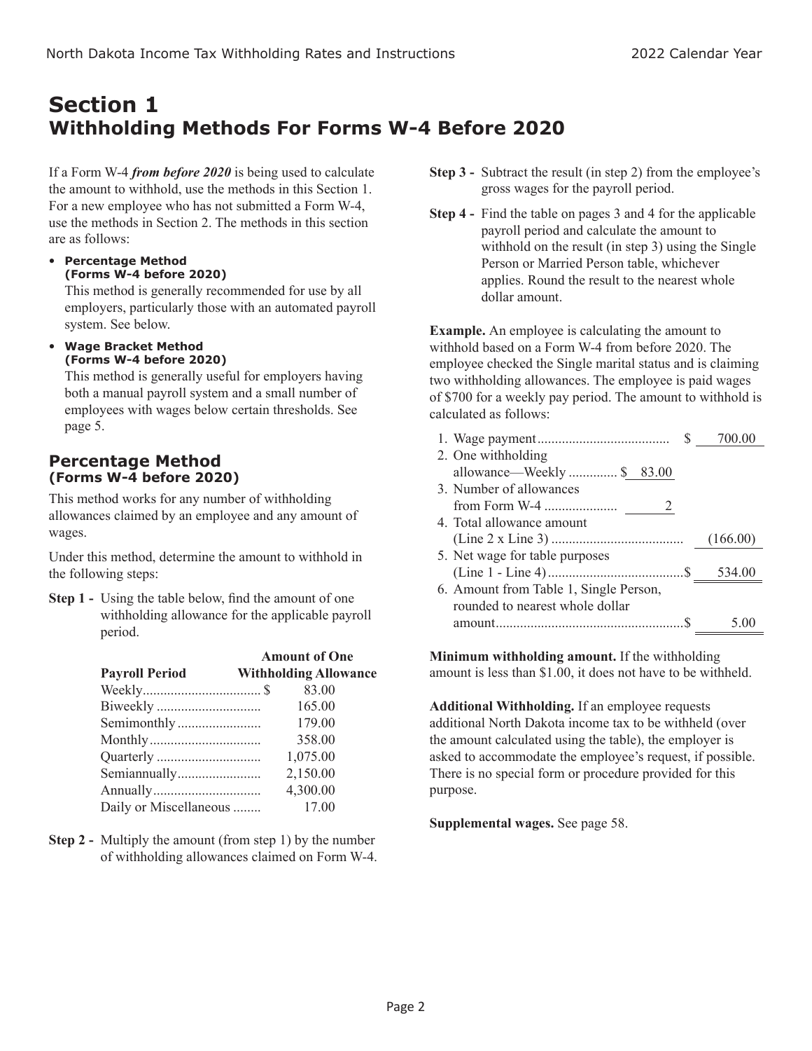# Section 1
## Withholding Methods For Forms W-4 Before 2020

If a Form W-4 ***from before 2020*** is being used to calculate the amount to withhold, use the methods in this Section 1. For a new employee who has not submitted a Form W-4, use the methods in Section 2. The methods in this section are as follows:

- **Percentage Method (Forms W-4 before 2020)**
  This method is generally recommended for use by all employers, particularly those with an automated payroll system. See below.
- **Wage Bracket Method (Forms W-4 before 2020)**
  This method is generally useful for employers having both a manual payroll system and a small number of employees with wages below certain thresholds. See page 5.

### Percentage Method
**(Forms W-4 before 2020)**

This method works for any number of withholding allowances claimed by an employee and any amount of wages.

Under this method, determine the amount to withhold in the following steps:

**Step 1 -** Using the table below, find the amount of one withholding allowance for the applicable payroll period.

| Payroll Period | Amount of One Withholding Allowance |
|---|---|
| Weekly | $ 83.00 |
| Biweekly | 165.00 |
| Semimonthly | 179.00 |
| Monthly | 358.00 |
| Quarterly | 1,075.00 |
| Semiannually | 2,150.00 |
| Annually | 4,300.00 |
| Daily or Miscellaneous | 17.00 |

**Step 2 -** Multiply the amount (from step 1) by the number of withholding allowances claimed on Form W-4.

**Step 3 -** Subtract the result (in step 2) from the employee's gross wages for the payroll period.

**Step 4 -** Find the table on pages 3 and 4 for the applicable payroll period and calculate the amount to withhold on the result (in step 3) using the Single Person or Married Person table, whichever applies. Round the result to the nearest whole dollar amount.

**Example.** An employee is calculating the amount to withhold based on a Form W-4 from before 2020. The employee checked the Single marital status and is claiming two withholding allowances. The employee is paid wages of $700 for a weekly pay period. The amount to withhold is calculated as follows:

| | | |
|---|---|---|
| 1. Wage payment | | $ 700.00 |
| 2. One withholding allowance—Weekly | $ 83.00 | |
| 3. Number of allowances from Form W-4 | 2 | |
| 4. Total allowance amount (Line 2 x Line 3) | | (166.00) |
| 5. Net wage for table purposes (Line 1 - Line 4) | | $ 534.00 |
| 6. Amount from Table 1, Single Person, rounded to nearest whole dollar amount | | $ 5.00 |

**Minimum withholding amount.** If the withholding amount is less than $1.00, it does not have to be withheld.

**Additional Withholding.** If an employee requests additional North Dakota income tax to be withheld (over the amount calculated using the table), the employer is asked to accommodate the employee's request, if possible. There is no special form or procedure provided for this purpose.

**Supplemental wages.** See page 58.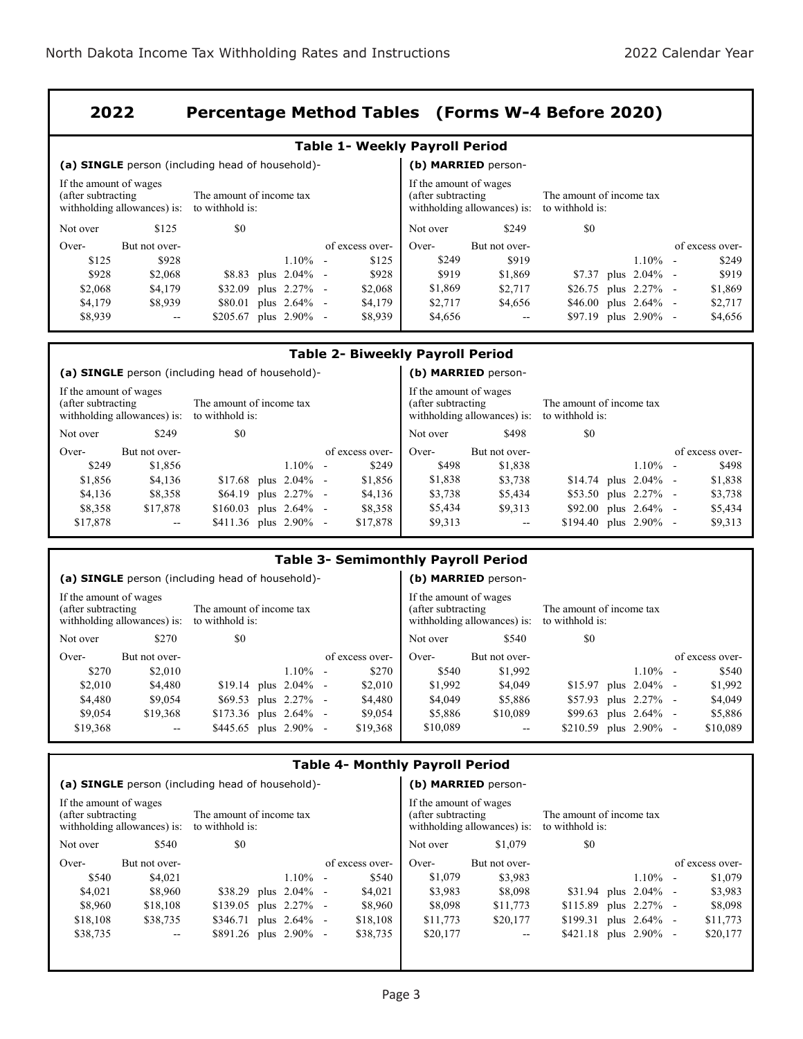# 2022 Percentage Method Tables (Forms W-4 Before 2020)

## Table 1- Weekly Payroll Period

**(a) SINGLE person (including head of household)-**

| If the amount of wages (after subtracting withholding allowances) is: | | The amount of income tax to withhold is: | | |
|---|---|---|---|---|
| Not over | $125 | $0 | | |
| Over- | But not over- | | | of excess over- |
| $125 | $928 | | 1.10% - | $125 |
| $928 | $2,068 | $8.83 | plus 2.04% - | $928 |
| $2,068 | $4,179 | $32.09 | plus 2.27% - | $2,068 |
| $4,179 | $8,939 | $80.01 | plus 2.64% - | $4,179 |
| $8,939 | -- | $205.67 | plus 2.90% - | $8,939 |

**(b) MARRIED person-**

| If the amount of wages (after subtracting withholding allowances) is: | | The amount of income tax to withhold is: | | |
|---|---|---|---|---|
| Not over | $249 | $0 | | |
| Over- | But not over- | | | of excess over- |
| $249 | $919 | | 1.10% - | $249 |
| $919 | $1,869 | $7.37 | plus 2.04% - | $919 |
| $1,869 | $2,717 | $26.75 | plus 2.27% - | $1,869 |
| $2,717 | $4,656 | $46.00 | plus 2.64% - | $2,717 |
| $4,656 | -- | $97.19 | plus 2.90% - | $4,656 |

## Table 2- Biweekly Payroll Period

**(a) SINGLE person (including head of household)-**

| If the amount of wages (after subtracting withholding allowances) is: | | The amount of income tax to withhold is: | | |
|---|---|---|---|---|
| Not over | $249 | $0 | | |
| Over- | But not over- | | | of excess over- |
| $249 | $1,856 | | 1.10% - | $249 |
| $1,856 | $4,136 | $17.68 | plus 2.04% - | $1,856 |
| $4,136 | $8,358 | $64.19 | plus 2.27% - | $4,136 |
| $8,358 | $17,878 | $160.03 | plus 2.64% - | $8,358 |
| $17,878 | -- | $411.36 | plus 2.90% - | $17,878 |

**(b) MARRIED person-**

| If the amount of wages (after subtracting withholding allowances) is: | | The amount of income tax to withhold is: | | |
|---|---|---|---|---|
| Not over | $498 | $0 | | |
| Over- | But not over- | | | of excess over- |
| $498 | $1,838 | | 1.10% - | $498 |
| $1,838 | $3,738 | $14.74 | plus 2.04% - | $1,838 |
| $3,738 | $5,434 | $53.50 | plus 2.27% - | $3,738 |
| $5,434 | $9,313 | $92.00 | plus 2.64% - | $5,434 |
| $9,313 | -- | $194.40 | plus 2.90% - | $9,313 |

## Table 3- Semimonthly Payroll Period

**(a) SINGLE person (including head of household)-**

| If the amount of wages (after subtracting withholding allowances) is: | | The amount of income tax to withhold is: | | |
|---|---|---|---|---|
| Not over | $270 | $0 | | |
| Over- | But not over- | | | of excess over- |
| $270 | $2,010 | | 1.10% - | $270 |
| $2,010 | $4,480 | $19.14 | plus 2.04% - | $2,010 |
| $4,480 | $9,054 | $69.53 | plus 2.27% - | $4,480 |
| $9,054 | $19,368 | $173.36 | plus 2.64% - | $9,054 |
| $19,368 | -- | $445.65 | plus 2.90% - | $19,368 |

**(b) MARRIED person-**

| If the amount of wages (after subtracting withholding allowances) is: | | The amount of income tax to withhold is: | | |
|---|---|---|---|---|
| Not over | $540 | $0 | | |
| Over- | But not over- | | | of excess over- |
| $540 | $1,992 | | 1.10% - | $540 |
| $1,992 | $4,049 | $15.97 | plus 2.04% - | $1,992 |
| $4,049 | $5,886 | $57.93 | plus 2.27% - | $4,049 |
| $5,886 | $10,089 | $99.63 | plus 2.64% - | $5,886 |
| $10,089 | -- | $210.59 | plus 2.90% - | $10,089 |

## Table 4- Monthly Payroll Period

**(a) SINGLE person (including head of household)-**

| If the amount of wages (after subtracting withholding allowances) is: | | The amount of income tax to withhold is: | | |
|---|---|---|---|---|
| Not over | $540 | $0 | | |
| Over- | But not over- | | | of excess over- |
| $540 | $4,021 | | 1.10% - | $540 |
| $4,021 | $8,960 | $38.29 | plus 2.04% - | $4,021 |
| $8,960 | $18,108 | $139.05 | plus 2.27% - | $8,960 |
| $18,108 | $38,735 | $346.71 | plus 2.64% - | $18,108 |
| $38,735 | -- | $891.26 | plus 2.90% - | $38,735 |

**(b) MARRIED person-**

| If the amount of wages (after subtracting withholding allowances) is: | | The amount of income tax to withhold is: | | |
|---|---|---|---|---|
| Not over | $1,079 | $0 | | |
| Over- | But not over- | | | of excess over- |
| $1,079 | $3,983 | | 1.10% - | $1,079 |
| $3,983 | $8,098 | $31.94 | plus 2.04% - | $3,983 |
| $8,098 | $11,773 | $115.89 | plus 2.27% - | $8,098 |
| $11,773 | $20,177 | $199.31 | plus 2.64% - | $11,773 |
| $20,177 | -- | $421.18 | plus 2.90% - | $20,177 |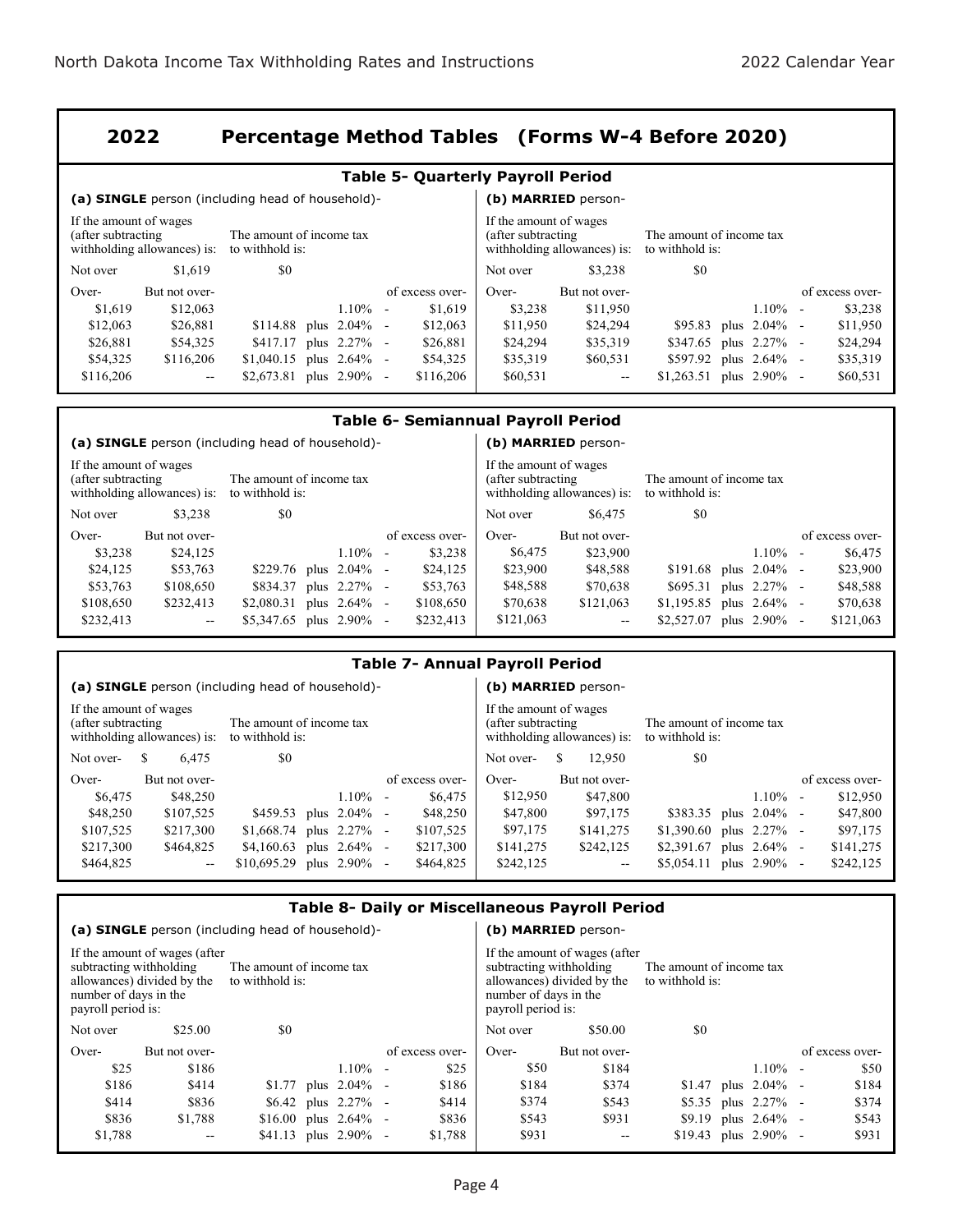## 2022 Percentage Method Tables (Forms W-4 Before 2020)

### Table 5- Quarterly Payroll Period

**(a) SINGLE** person (including head of household)-

| If the amount of wages (after subtracting withholding allowances) is: | | The amount of income tax to withhold is: | | | |
|---|---|---|---|---|---|
| Not over | $1,619 | $0 | | | |
| Over- | But not over- | | | | of excess over- |
| $1,619 | $12,063 | | | 1.10% - | $1,619 |
| $12,063 | $26,881 | $114.88 | plus | 2.04% - | $12,063 |
| $26,881 | $54,325 | $417.17 | plus | 2.27% - | $26,881 |
| $54,325 | $116,206 | $1,040.15 | plus | 2.64% - | $54,325 |
| $116,206 | -- | $2,673.81 | plus | 2.90% - | $116,206 |

**(b) MARRIED** person-

| If the amount of wages (after subtracting withholding allowances) is: | | The amount of income tax to withhold is: | | | |
|---|---|---|---|---|---|
| Not over | $3,238 | $0 | | | |
| Over- | But not over- | | | | of excess over- |
| $3,238 | $11,950 | | | 1.10% - | $3,238 |
| $11,950 | $24,294 | $95.83 | plus | 2.04% - | $11,950 |
| $24,294 | $35,319 | $347.65 | plus | 2.27% - | $24,294 |
| $35,319 | $60,531 | $597.92 | plus | 2.64% - | $35,319 |
| $60,531 | -- | $1,263.51 | plus | 2.90% - | $60,531 |

### Table 6- Semiannual Payroll Period

**(a) SINGLE** person (including head of household)-

| If the amount of wages (after subtracting withholding allowances) is: | | The amount of income tax to withhold is: | | | |
|---|---|---|---|---|---|
| Not over | $3,238 | $0 | | | |
| Over- | But not over- | | | | of excess over- |
| $3,238 | $24,125 | | | 1.10% - | $3,238 |
| $24,125 | $53,763 | $229.76 | plus | 2.04% - | $24,125 |
| $53,763 | $108,650 | $834.37 | plus | 2.27% - | $53,763 |
| $108,650 | $232,413 | $2,080.31 | plus | 2.64% - | $108,650 |
| $232,413 | -- | $5,347.65 | plus | 2.90% - | $232,413 |

**(b) MARRIED** person-

| If the amount of wages (after subtracting withholding allowances) is: | | The amount of income tax to withhold is: | | | |
|---|---|---|---|---|---|
| Not over | $6,475 | $0 | | | |
| Over- | But not over- | | | | of excess over- |
| $6,475 | $23,900 | | | 1.10% - | $6,475 |
| $23,900 | $48,588 | $191.68 | plus | 2.04% - | $23,900 |
| $48,588 | $70,638 | $695.31 | plus | 2.27% - | $48,588 |
| $70,638 | $121,063 | $1,195.85 | plus | 2.64% - | $70,638 |
| $121,063 | -- | $2,527.07 | plus | 2.90% - | $121,063 |

### Table 7- Annual Payroll Period

**(a) SINGLE** person (including head of household)-

| If the amount of wages (after subtracting withholding allowances) is: | | The amount of income tax to withhold is: | | | |
|---|---|---|---|---|---|
| Not over- | $ 6,475 | $0 | | | |
| Over- | But not over- | | | | of excess over- |
| $6,475 | $48,250 | | | 1.10% - | $6,475 |
| $48,250 | $107,525 | $459.53 | plus | 2.04% - | $48,250 |
| $107,525 | $217,300 | $1,668.74 | plus | 2.27% - | $107,525 |
| $217,300 | $464,825 | $4,160.63 | plus | 2.64% - | $217,300 |
| $464,825 | -- | $10,695.29 | plus | 2.90% - | $464,825 |

**(b) MARRIED** person-

| If the amount of wages (after subtracting withholding allowances) is: | | The amount of income tax to withhold is: | | | |
|---|---|---|---|---|---|
| Not over- | $ 12,950 | $0 | | | |
| Over- | But not over- | | | | of excess over- |
| $12,950 | $47,800 | | | 1.10% - | $12,950 |
| $47,800 | $97,175 | $383.35 | plus | 2.04% - | $47,800 |
| $97,175 | $141,275 | $1,390.60 | plus | 2.27% - | $97,175 |
| $141,275 | $242,125 | $2,391.67 | plus | 2.64% - | $141,275 |
| $242,125 | -- | $5,054.11 | plus | 2.90% - | $242,125 |

### Table 8- Daily or Miscellaneous Payroll Period

**(a) SINGLE** person (including head of household)-

| If the amount of wages (after subtracting withholding allowances) divided by the number of days in the payroll period is: | | The amount of income tax to withhold is: | | | |
|---|---|---|---|---|---|
| Not over | $25.00 | $0 | | | |
| Over- | But not over- | | | | of excess over- |
| $25 | $186 | | | 1.10% - | $25 |
| $186 | $414 | $1.77 | plus | 2.04% - | $186 |
| $414 | $836 | $6.42 | plus | 2.27% - | $414 |
| $836 | $1,788 | $16.00 | plus | 2.64% - | $836 |
| $1,788 | -- | $41.13 | plus | 2.90% - | $1,788 |

**(b) MARRIED** person-

| If the amount of wages (after subtracting withholding allowances) divided by the number of days in the payroll period is: | | The amount of income tax to withhold is: | | | |
|---|---|---|---|---|---|
| Not over | $50.00 | $0 | | | |
| Over- | But not over- | | | | of excess over- |
| $50 | $184 | | | 1.10% - | $50 |
| $184 | $374 | $1.47 | plus | 2.04% - | $184 |
| $374 | $543 | $5.35 | plus | 2.27% - | $374 |
| $543 | $931 | $9.19 | plus | 2.64% - | $543 |
| $931 | -- | $19.43 | plus | 2.90% - | $931 |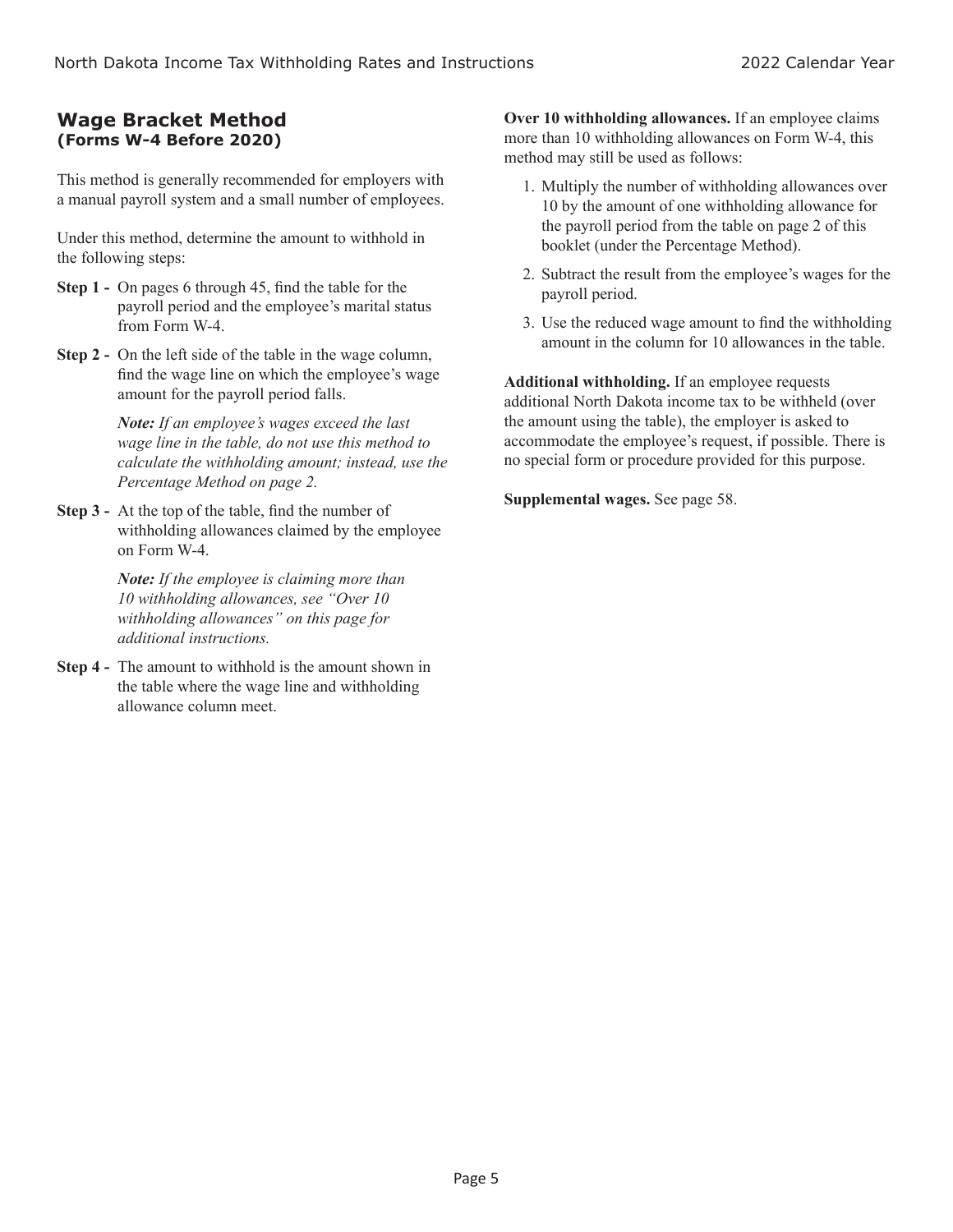## Wage Bracket Method
**(Forms W-4 Before 2020)**

This method is generally recommended for employers with a manual payroll system and a small number of employees.

Under this method, determine the amount to withhold in the following steps:

**Step 1 -** On pages 6 through 45, find the table for the payroll period and the employee's marital status from Form W-4.

**Step 2 -** On the left side of the table in the wage column, find the wage line on which the employee's wage amount for the payroll period falls.

> ***Note:*** *If an employee's wages exceed the last wage line in the table, do not use this method to calculate the withholding amount; instead, use the Percentage Method on page 2.*

**Step 3 -** At the top of the table, find the number of withholding allowances claimed by the employee on Form W-4.

> ***Note:*** *If the employee is claiming more than 10 withholding allowances, see "Over 10 withholding allowances" on this page for additional instructions.*

**Step 4 -** The amount to withhold is the amount shown in the table where the wage line and withholding allowance column meet.

**Over 10 withholding allowances.** If an employee claims more than 10 withholding allowances on Form W-4, this method may still be used as follows:

1. Multiply the number of withholding allowances over 10 by the amount of one withholding allowance for the payroll period from the table on page 2 of this booklet (under the Percentage Method).
2. Subtract the result from the employee's wages for the payroll period.
3. Use the reduced wage amount to find the withholding amount in the column for 10 allowances in the table.

**Additional withholding.** If an employee requests additional North Dakota income tax to be withheld (over the amount using the table), the employer is asked to accommodate the employee's request, if possible. There is no special form or procedure provided for this purpose.

**Supplemental wages.** See page 58.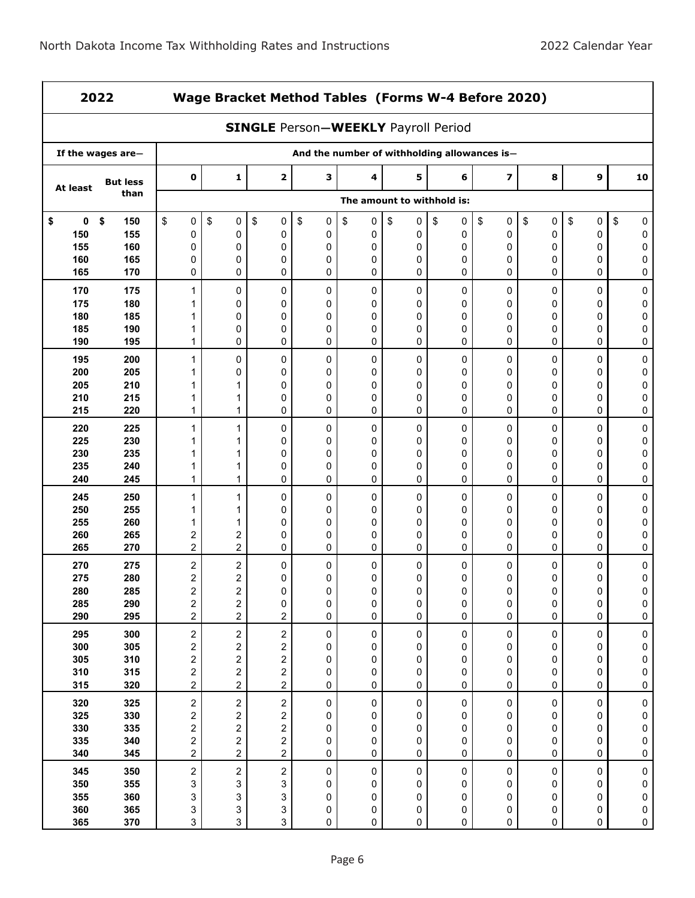## 2022 Wage Bracket Method Tables (Forms W-4 Before 2020)

### SINGLE Person—WEEKLY Payroll Period

| If the wages are— | | And the number of withholding allowances is— | | | | | | | | | | |
|---|---|---|---|---|---|---|---|---|---|---|---|---|
| At least | But less than | 0 | 1 | 2 | 3 | 4 | 5 | 6 | 7 | 8 | 9 | 10 |
| | | The amount to withhold is: | | | | | | | | | | |
| $ 0 | $ 150 | $ 0 | $ 0 | $ 0 | $ 0 | $ 0 | $ 0 | $ 0 | $ 0 | $ 0 | $ 0 | $ 0 |
| 150 | 155 | 0 | 0 | 0 | 0 | 0 | 0 | 0 | 0 | 0 | 0 | 0 |
| 155 | 160 | 0 | 0 | 0 | 0 | 0 | 0 | 0 | 0 | 0 | 0 | 0 |
| 160 | 165 | 0 | 0 | 0 | 0 | 0 | 0 | 0 | 0 | 0 | 0 | 0 |
| 165 | 170 | 0 | 0 | 0 | 0 | 0 | 0 | 0 | 0 | 0 | 0 | 0 |
| 170 | 175 | 1 | 0 | 0 | 0 | 0 | 0 | 0 | 0 | 0 | 0 | 0 |
| 175 | 180 | 1 | 0 | 0 | 0 | 0 | 0 | 0 | 0 | 0 | 0 | 0 |
| 180 | 185 | 1 | 0 | 0 | 0 | 0 | 0 | 0 | 0 | 0 | 0 | 0 |
| 185 | 190 | 1 | 0 | 0 | 0 | 0 | 0 | 0 | 0 | 0 | 0 | 0 |
| 190 | 195 | 1 | 0 | 0 | 0 | 0 | 0 | 0 | 0 | 0 | 0 | 0 |
| 195 | 200 | 1 | 0 | 0 | 0 | 0 | 0 | 0 | 0 | 0 | 0 | 0 |
| 200 | 205 | 1 | 0 | 0 | 0 | 0 | 0 | 0 | 0 | 0 | 0 | 0 |
| 205 | 210 | 1 | 1 | 0 | 0 | 0 | 0 | 0 | 0 | 0 | 0 | 0 |
| 210 | 215 | 1 | 1 | 0 | 0 | 0 | 0 | 0 | 0 | 0 | 0 | 0 |
| 215 | 220 | 1 | 1 | 0 | 0 | 0 | 0 | 0 | 0 | 0 | 0 | 0 |
| 220 | 225 | 1 | 1 | 0 | 0 | 0 | 0 | 0 | 0 | 0 | 0 | 0 |
| 225 | 230 | 1 | 1 | 0 | 0 | 0 | 0 | 0 | 0 | 0 | 0 | 0 |
| 230 | 235 | 1 | 1 | 0 | 0 | 0 | 0 | 0 | 0 | 0 | 0 | 0 |
| 235 | 240 | 1 | 1 | 0 | 0 | 0 | 0 | 0 | 0 | 0 | 0 | 0 |
| 240 | 245 | 1 | 1 | 0 | 0 | 0 | 0 | 0 | 0 | 0 | 0 | 0 |
| 245 | 250 | 1 | 1 | 0 | 0 | 0 | 0 | 0 | 0 | 0 | 0 | 0 |
| 250 | 255 | 1 | 1 | 0 | 0 | 0 | 0 | 0 | 0 | 0 | 0 | 0 |
| 255 | 260 | 1 | 1 | 0 | 0 | 0 | 0 | 0 | 0 | 0 | 0 | 0 |
| 260 | 265 | 2 | 2 | 0 | 0 | 0 | 0 | 0 | 0 | 0 | 0 | 0 |
| 265 | 270 | 2 | 2 | 0 | 0 | 0 | 0 | 0 | 0 | 0 | 0 | 0 |
| 270 | 275 | 2 | 2 | 0 | 0 | 0 | 0 | 0 | 0 | 0 | 0 | 0 |
| 275 | 280 | 2 | 2 | 0 | 0 | 0 | 0 | 0 | 0 | 0 | 0 | 0 |
| 280 | 285 | 2 | 2 | 0 | 0 | 0 | 0 | 0 | 0 | 0 | 0 | 0 |
| 285 | 290 | 2 | 2 | 0 | 0 | 0 | 0 | 0 | 0 | 0 | 0 | 0 |
| 290 | 295 | 2 | 2 | 2 | 0 | 0 | 0 | 0 | 0 | 0 | 0 | 0 |
| 295 | 300 | 2 | 2 | 2 | 0 | 0 | 0 | 0 | 0 | 0 | 0 | 0 |
| 300 | 305 | 2 | 2 | 2 | 0 | 0 | 0 | 0 | 0 | 0 | 0 | 0 |
| 305 | 310 | 2 | 2 | 2 | 0 | 0 | 0 | 0 | 0 | 0 | 0 | 0 |
| 310 | 315 | 2 | 2 | 2 | 0 | 0 | 0 | 0 | 0 | 0 | 0 | 0 |
| 315 | 320 | 2 | 2 | 2 | 0 | 0 | 0 | 0 | 0 | 0 | 0 | 0 |
| 320 | 325 | 2 | 2 | 2 | 0 | 0 | 0 | 0 | 0 | 0 | 0 | 0 |
| 325 | 330 | 2 | 2 | 2 | 0 | 0 | 0 | 0 | 0 | 0 | 0 | 0 |
| 330 | 335 | 2 | 2 | 2 | 0 | 0 | 0 | 0 | 0 | 0 | 0 | 0 |
| 335 | 340 | 2 | 2 | 2 | 0 | 0 | 0 | 0 | 0 | 0 | 0 | 0 |
| 340 | 345 | 2 | 2 | 2 | 0 | 0 | 0 | 0 | 0 | 0 | 0 | 0 |
| 345 | 350 | 2 | 2 | 2 | 0 | 0 | 0 | 0 | 0 | 0 | 0 | 0 |
| 350 | 355 | 3 | 3 | 3 | 0 | 0 | 0 | 0 | 0 | 0 | 0 | 0 |
| 355 | 360 | 3 | 3 | 3 | 0 | 0 | 0 | 0 | 0 | 0 | 0 | 0 |
| 360 | 365 | 3 | 3 | 3 | 0 | 0 | 0 | 0 | 0 | 0 | 0 | 0 |
| 365 | 370 | 3 | 3 | 3 | 0 | 0 | 0 | 0 | 0 | 0 | 0 | 0 |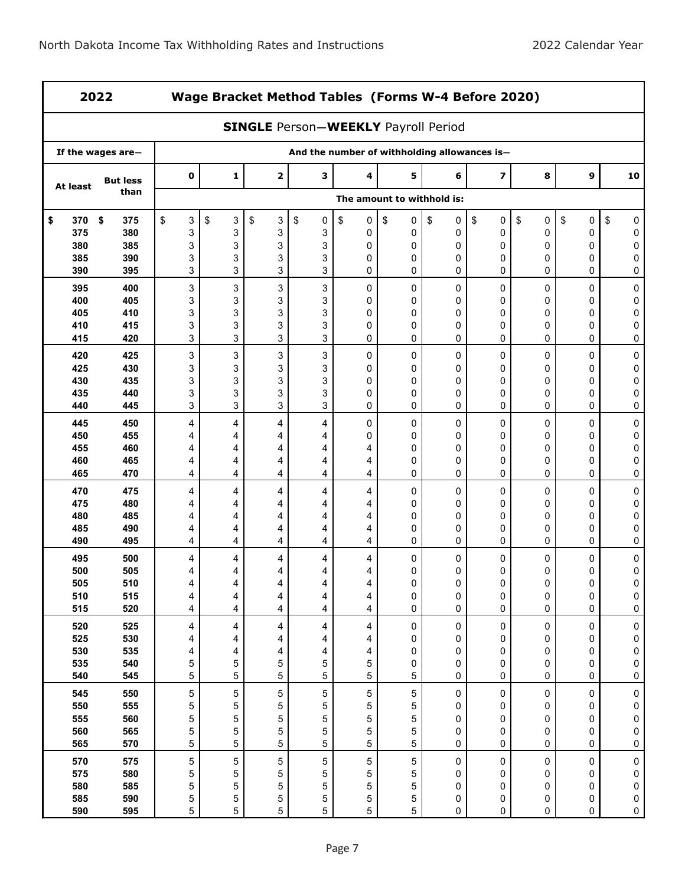## 2022 Wage Bracket Method Tables (Forms W-4 Before 2020)

### SINGLE Person—WEEKLY Payroll Period

| If the wages are— | | And the number of withholding allowances is— | | | | | | | | | | |
|---|---|---|---|---|---|---|---|---|---|---|---|---|
| At least | But less than | 0 | 1 | 2 | 3 | 4 | 5 | 6 | 7 | 8 | 9 | 10 |
| | | The amount to withhold is: | | | | | | | | | | |
| $ 370 | $ 375 | $ 3 | $ 3 | $ 3 | $ 0 | $ 0 | $ 0 | $ 0 | $ 0 | $ 0 | $ 0 | $ 0 |
| 375 | 380 | 3 | 3 | 3 | 3 | 0 | 0 | 0 | 0 | 0 | 0 | 0 |
| 380 | 385 | 3 | 3 | 3 | 3 | 0 | 0 | 0 | 0 | 0 | 0 | 0 |
| 385 | 390 | 3 | 3 | 3 | 3 | 0 | 0 | 0 | 0 | 0 | 0 | 0 |
| 390 | 395 | 3 | 3 | 3 | 3 | 0 | 0 | 0 | 0 | 0 | 0 | 0 |
| 395 | 400 | 3 | 3 | 3 | 3 | 0 | 0 | 0 | 0 | 0 | 0 | 0 |
| 400 | 405 | 3 | 3 | 3 | 3 | 0 | 0 | 0 | 0 | 0 | 0 | 0 |
| 405 | 410 | 3 | 3 | 3 | 3 | 0 | 0 | 0 | 0 | 0 | 0 | 0 |
| 410 | 415 | 3 | 3 | 3 | 3 | 0 | 0 | 0 | 0 | 0 | 0 | 0 |
| 415 | 420 | 3 | 3 | 3 | 3 | 0 | 0 | 0 | 0 | 0 | 0 | 0 |
| 420 | 425 | 3 | 3 | 3 | 3 | 0 | 0 | 0 | 0 | 0 | 0 | 0 |
| 425 | 430 | 3 | 3 | 3 | 3 | 0 | 0 | 0 | 0 | 0 | 0 | 0 |
| 430 | 435 | 3 | 3 | 3 | 3 | 0 | 0 | 0 | 0 | 0 | 0 | 0 |
| 435 | 440 | 3 | 3 | 3 | 3 | 0 | 0 | 0 | 0 | 0 | 0 | 0 |
| 440 | 445 | 3 | 3 | 3 | 3 | 0 | 0 | 0 | 0 | 0 | 0 | 0 |
| 445 | 450 | 4 | 4 | 4 | 4 | 0 | 0 | 0 | 0 | 0 | 0 | 0 |
| 450 | 455 | 4 | 4 | 4 | 4 | 0 | 0 | 0 | 0 | 0 | 0 | 0 |
| 455 | 460 | 4 | 4 | 4 | 4 | 4 | 0 | 0 | 0 | 0 | 0 | 0 |
| 460 | 465 | 4 | 4 | 4 | 4 | 4 | 0 | 0 | 0 | 0 | 0 | 0 |
| 465 | 470 | 4 | 4 | 4 | 4 | 4 | 0 | 0 | 0 | 0 | 0 | 0 |
| 470 | 475 | 4 | 4 | 4 | 4 | 4 | 0 | 0 | 0 | 0 | 0 | 0 |
| 475 | 480 | 4 | 4 | 4 | 4 | 4 | 0 | 0 | 0 | 0 | 0 | 0 |
| 480 | 485 | 4 | 4 | 4 | 4 | 4 | 0 | 0 | 0 | 0 | 0 | 0 |
| 485 | 490 | 4 | 4 | 4 | 4 | 4 | 0 | 0 | 0 | 0 | 0 | 0 |
| 490 | 495 | 4 | 4 | 4 | 4 | 4 | 0 | 0 | 0 | 0 | 0 | 0 |
| 495 | 500 | 4 | 4 | 4 | 4 | 4 | 0 | 0 | 0 | 0 | 0 | 0 |
| 500 | 505 | 4 | 4 | 4 | 4 | 4 | 0 | 0 | 0 | 0 | 0 | 0 |
| 505 | 510 | 4 | 4 | 4 | 4 | 4 | 0 | 0 | 0 | 0 | 0 | 0 |
| 510 | 515 | 4 | 4 | 4 | 4 | 4 | 0 | 0 | 0 | 0 | 0 | 0 |
| 515 | 520 | 4 | 4 | 4 | 4 | 4 | 0 | 0 | 0 | 0 | 0 | 0 |
| 520 | 525 | 4 | 4 | 4 | 4 | 4 | 0 | 0 | 0 | 0 | 0 | 0 |
| 525 | 530 | 4 | 4 | 4 | 4 | 4 | 0 | 0 | 0 | 0 | 0 | 0 |
| 530 | 535 | 4 | 4 | 4 | 4 | 4 | 0 | 0 | 0 | 0 | 0 | 0 |
| 535 | 540 | 5 | 5 | 5 | 5 | 5 | 0 | 0 | 0 | 0 | 0 | 0 |
| 540 | 545 | 5 | 5 | 5 | 5 | 5 | 5 | 0 | 0 | 0 | 0 | 0 |
| 545 | 550 | 5 | 5 | 5 | 5 | 5 | 5 | 0 | 0 | 0 | 0 | 0 |
| 550 | 555 | 5 | 5 | 5 | 5 | 5 | 5 | 0 | 0 | 0 | 0 | 0 |
| 555 | 560 | 5 | 5 | 5 | 5 | 5 | 5 | 0 | 0 | 0 | 0 | 0 |
| 560 | 565 | 5 | 5 | 5 | 5 | 5 | 5 | 0 | 0 | 0 | 0 | 0 |
| 565 | 570 | 5 | 5 | 5 | 5 | 5 | 5 | 0 | 0 | 0 | 0 | 0 |
| 570 | 575 | 5 | 5 | 5 | 5 | 5 | 5 | 0 | 0 | 0 | 0 | 0 |
| 575 | 580 | 5 | 5 | 5 | 5 | 5 | 5 | 0 | 0 | 0 | 0 | 0 |
| 580 | 585 | 5 | 5 | 5 | 5 | 5 | 5 | 0 | 0 | 0 | 0 | 0 |
| 585 | 590 | 5 | 5 | 5 | 5 | 5 | 5 | 0 | 0 | 0 | 0 | 0 |
| 590 | 595 | 5 | 5 | 5 | 5 | 5 | 5 | 0 | 0 | 0 | 0 | 0 |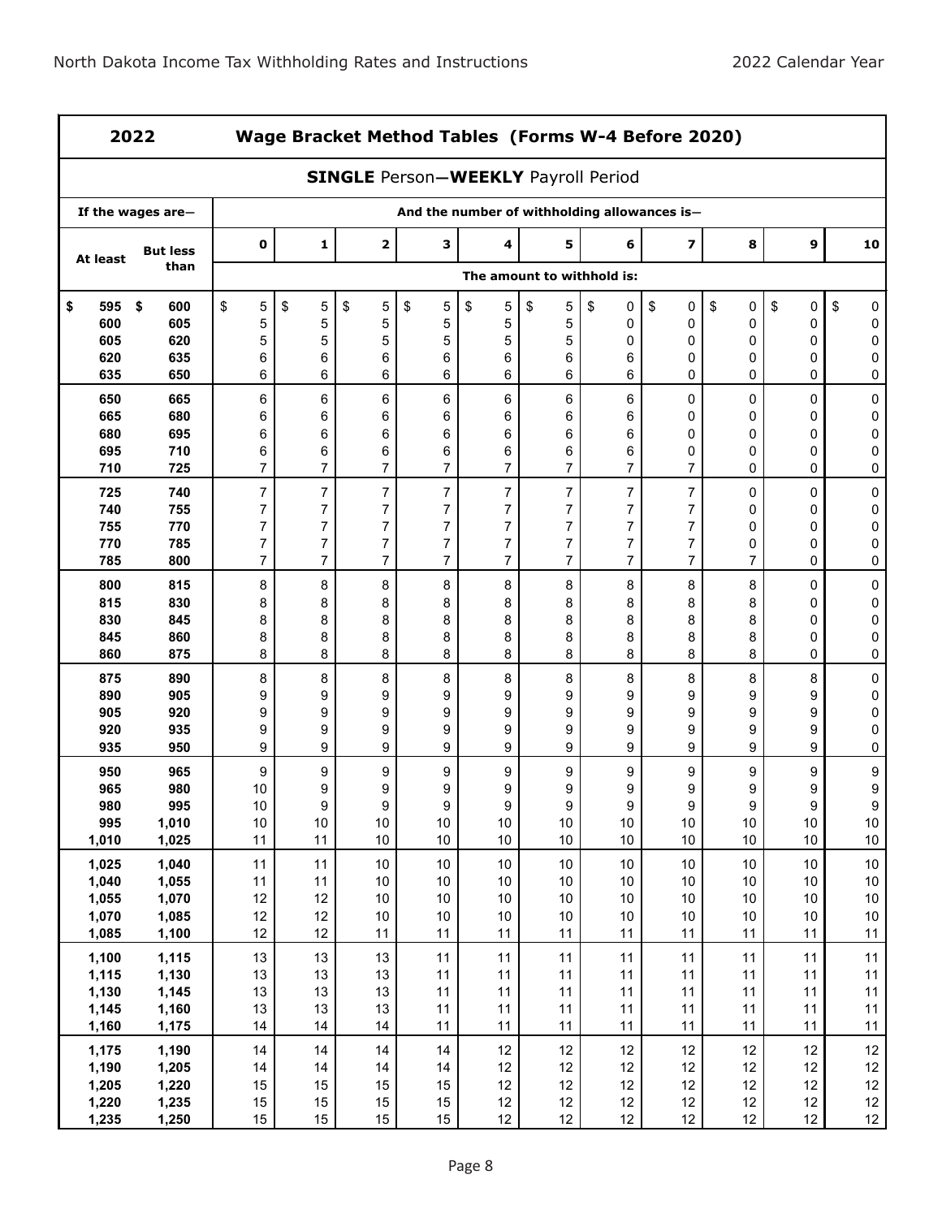## 2022 Wage Bracket Method Tables (Forms W-4 Before 2020)

### SINGLE Person—WEEKLY Payroll Period

| If the wages are— | | And the number of withholding allowances is— | | | | | | | | | | |
|---|---|---|---|---|---|---|---|---|---|---|---|---|
| At least | But less than | 0 | 1 | 2 | 3 | 4 | 5 | 6 | 7 | 8 | 9 | 10 |
| | | The amount to withhold is: | | | | | | | | | | |
| $ 595 | $ 600 | $ 5 | $ 5 | $ 5 | $ 5 | $ 5 | $ 5 | $ 0 | $ 0 | $ 0 | $ 0 | $ 0 |
| 600 | 605 | 5 | 5 | 5 | 5 | 5 | 5 | 0 | 0 | 0 | 0 | 0 |
| 605 | 620 | 5 | 5 | 5 | 5 | 5 | 5 | 0 | 0 | 0 | 0 | 0 |
| 620 | 635 | 6 | 6 | 6 | 6 | 6 | 6 | 6 | 0 | 0 | 0 | 0 |
| 635 | 650 | 6 | 6 | 6 | 6 | 6 | 6 | 6 | 0 | 0 | 0 | 0 |
| 650 | 665 | 6 | 6 | 6 | 6 | 6 | 6 | 6 | 0 | 0 | 0 | 0 |
| 665 | 680 | 6 | 6 | 6 | 6 | 6 | 6 | 6 | 0 | 0 | 0 | 0 |
| 680 | 695 | 6 | 6 | 6 | 6 | 6 | 6 | 6 | 0 | 0 | 0 | 0 |
| 695 | 710 | 6 | 6 | 6 | 6 | 6 | 6 | 6 | 0 | 0 | 0 | 0 |
| 710 | 725 | 7 | 7 | 7 | 7 | 7 | 7 | 7 | 7 | 0 | 0 | 0 |
| 725 | 740 | 7 | 7 | 7 | 7 | 7 | 7 | 7 | 7 | 0 | 0 | 0 |
| 740 | 755 | 7 | 7 | 7 | 7 | 7 | 7 | 7 | 7 | 0 | 0 | 0 |
| 755 | 770 | 7 | 7 | 7 | 7 | 7 | 7 | 7 | 7 | 0 | 0 | 0 |
| 770 | 785 | 7 | 7 | 7 | 7 | 7 | 7 | 7 | 7 | 0 | 0 | 0 |
| 785 | 800 | 7 | 7 | 7 | 7 | 7 | 7 | 7 | 7 | 7 | 0 | 0 |
| 800 | 815 | 8 | 8 | 8 | 8 | 8 | 8 | 8 | 8 | 8 | 0 | 0 |
| 815 | 830 | 8 | 8 | 8 | 8 | 8 | 8 | 8 | 8 | 8 | 0 | 0 |
| 830 | 845 | 8 | 8 | 8 | 8 | 8 | 8 | 8 | 8 | 8 | 0 | 0 |
| 845 | 860 | 8 | 8 | 8 | 8 | 8 | 8 | 8 | 8 | 8 | 0 | 0 |
| 860 | 875 | 8 | 8 | 8 | 8 | 8 | 8 | 8 | 8 | 8 | 0 | 0 |
| 875 | 890 | 8 | 8 | 8 | 8 | 8 | 8 | 8 | 8 | 8 | 8 | 0 |
| 890 | 905 | 9 | 9 | 9 | 9 | 9 | 9 | 9 | 9 | 9 | 9 | 0 |
| 905 | 920 | 9 | 9 | 9 | 9 | 9 | 9 | 9 | 9 | 9 | 9 | 0 |
| 920 | 935 | 9 | 9 | 9 | 9 | 9 | 9 | 9 | 9 | 9 | 9 | 0 |
| 935 | 950 | 9 | 9 | 9 | 9 | 9 | 9 | 9 | 9 | 9 | 9 | 0 |
| 950 | 965 | 9 | 9 | 9 | 9 | 9 | 9 | 9 | 9 | 9 | 9 | 9 |
| 965 | 980 | 10 | 9 | 9 | 9 | 9 | 9 | 9 | 9 | 9 | 9 | 9 |
| 980 | 995 | 10 | 9 | 9 | 9 | 9 | 9 | 9 | 9 | 9 | 9 | 9 |
| 995 | 1,010 | 10 | 10 | 10 | 10 | 10 | 10 | 10 | 10 | 10 | 10 | 10 |
| 1,010 | 1,025 | 11 | 11 | 10 | 10 | 10 | 10 | 10 | 10 | 10 | 10 | 10 |
| 1,025 | 1,040 | 11 | 11 | 10 | 10 | 10 | 10 | 10 | 10 | 10 | 10 | 10 |
| 1,040 | 1,055 | 11 | 11 | 10 | 10 | 10 | 10 | 10 | 10 | 10 | 10 | 10 |
| 1,055 | 1,070 | 12 | 12 | 10 | 10 | 10 | 10 | 10 | 10 | 10 | 10 | 10 |
| 1,070 | 1,085 | 12 | 12 | 10 | 10 | 10 | 10 | 10 | 10 | 10 | 10 | 10 |
| 1,085 | 1,100 | 12 | 12 | 11 | 11 | 11 | 11 | 11 | 11 | 11 | 11 | 11 |
| 1,100 | 1,115 | 13 | 13 | 13 | 11 | 11 | 11 | 11 | 11 | 11 | 11 | 11 |
| 1,115 | 1,130 | 13 | 13 | 13 | 11 | 11 | 11 | 11 | 11 | 11 | 11 | 11 |
| 1,130 | 1,145 | 13 | 13 | 13 | 11 | 11 | 11 | 11 | 11 | 11 | 11 | 11 |
| 1,145 | 1,160 | 13 | 13 | 13 | 11 | 11 | 11 | 11 | 11 | 11 | 11 | 11 |
| 1,160 | 1,175 | 14 | 14 | 14 | 11 | 11 | 11 | 11 | 11 | 11 | 11 | 11 |
| 1,175 | 1,190 | 14 | 14 | 14 | 14 | 12 | 12 | 12 | 12 | 12 | 12 | 12 |
| 1,190 | 1,205 | 14 | 14 | 14 | 14 | 12 | 12 | 12 | 12 | 12 | 12 | 12 |
| 1,205 | 1,220 | 15 | 15 | 15 | 15 | 12 | 12 | 12 | 12 | 12 | 12 | 12 |
| 1,220 | 1,235 | 15 | 15 | 15 | 15 | 12 | 12 | 12 | 12 | 12 | 12 | 12 |
| 1,235 | 1,250 | 15 | 15 | 15 | 15 | 12 | 12 | 12 | 12 | 12 | 12 | 12 |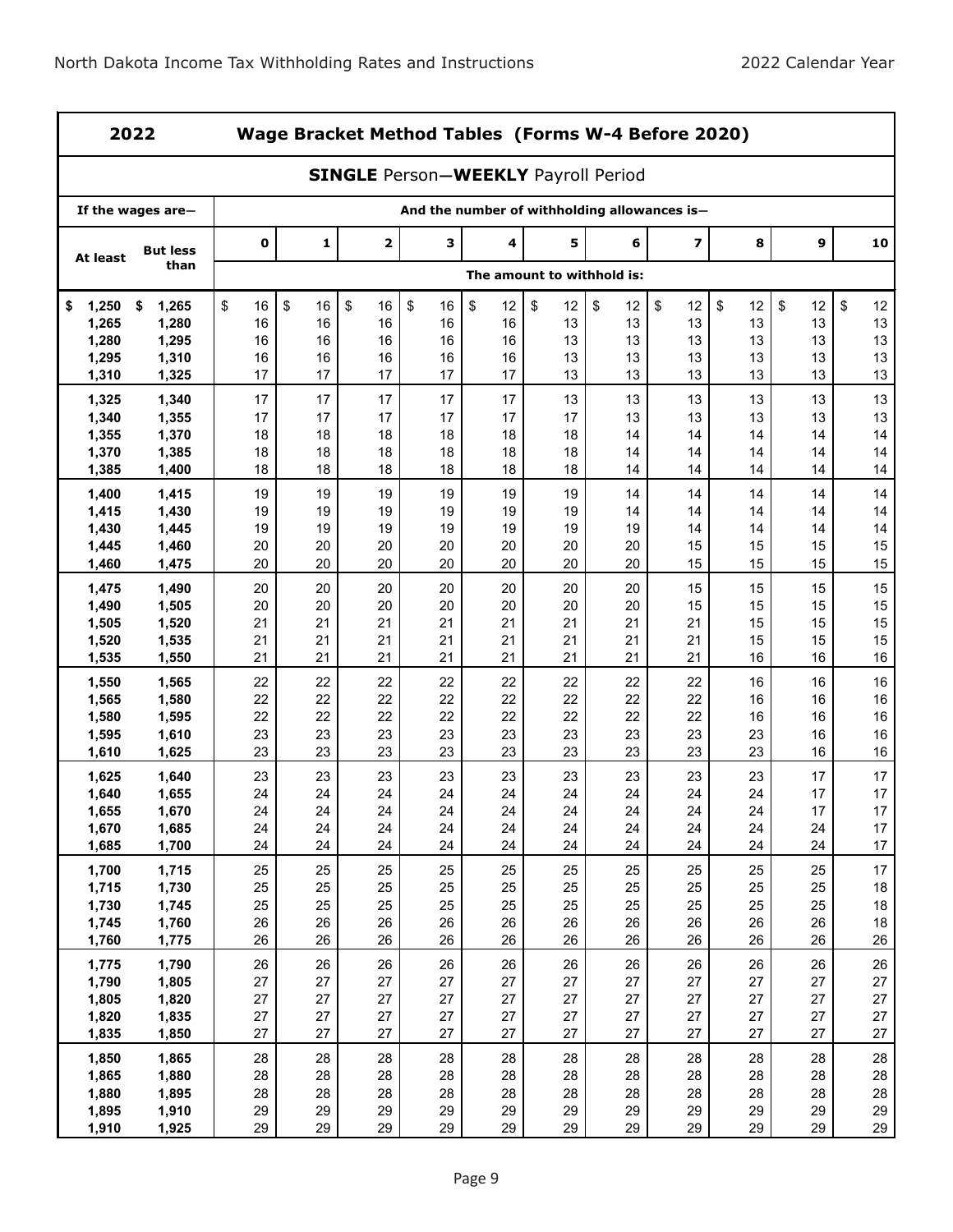## 2022 Wage Bracket Method Tables (Forms W-4 Before 2020)

### SINGLE Person—WEEKLY Payroll Period

| If the wages are— | | And the number of withholding allowances is— | | | | | | | | | | |
|---|---|---|---|---|---|---|---|---|---|---|---|---|
| At least | But less than | 0 | 1 | 2 | 3 | 4 | 5 | 6 | 7 | 8 | 9 | 10 |
| | | The amount to withhold is: | | | | | | | | | | |
| $ 1,250 | $ 1,265 | $ 16 | $ 16 | $ 16 | $ 16 | $ 12 | $ 12 | $ 12 | $ 12 | $ 12 | $ 12 | $ 12 |
| 1,265 | 1,280 | 16 | 16 | 16 | 16 | 16 | 13 | 13 | 13 | 13 | 13 | 13 |
| 1,280 | 1,295 | 16 | 16 | 16 | 16 | 16 | 13 | 13 | 13 | 13 | 13 | 13 |
| 1,295 | 1,310 | 16 | 16 | 16 | 16 | 16 | 13 | 13 | 13 | 13 | 13 | 13 |
| 1,310 | 1,325 | 17 | 17 | 17 | 17 | 17 | 13 | 13 | 13 | 13 | 13 | 13 |
| 1,325 | 1,340 | 17 | 17 | 17 | 17 | 17 | 13 | 13 | 13 | 13 | 13 | 13 |
| 1,340 | 1,355 | 17 | 17 | 17 | 17 | 17 | 17 | 13 | 13 | 13 | 13 | 13 |
| 1,355 | 1,370 | 18 | 18 | 18 | 18 | 18 | 18 | 14 | 14 | 14 | 14 | 14 |
| 1,370 | 1,385 | 18 | 18 | 18 | 18 | 18 | 18 | 14 | 14 | 14 | 14 | 14 |
| 1,385 | 1,400 | 18 | 18 | 18 | 18 | 18 | 18 | 14 | 14 | 14 | 14 | 14 |
| 1,400 | 1,415 | 19 | 19 | 19 | 19 | 19 | 19 | 14 | 14 | 14 | 14 | 14 |
| 1,415 | 1,430 | 19 | 19 | 19 | 19 | 19 | 19 | 14 | 14 | 14 | 14 | 14 |
| 1,430 | 1,445 | 19 | 19 | 19 | 19 | 19 | 19 | 19 | 14 | 14 | 14 | 14 |
| 1,445 | 1,460 | 20 | 20 | 20 | 20 | 20 | 20 | 20 | 15 | 15 | 15 | 15 |
| 1,460 | 1,475 | 20 | 20 | 20 | 20 | 20 | 20 | 20 | 15 | 15 | 15 | 15 |
| 1,475 | 1,490 | 20 | 20 | 20 | 20 | 20 | 20 | 20 | 15 | 15 | 15 | 15 |
| 1,490 | 1,505 | 20 | 20 | 20 | 20 | 20 | 20 | 20 | 15 | 15 | 15 | 15 |
| 1,505 | 1,520 | 21 | 21 | 21 | 21 | 21 | 21 | 21 | 21 | 15 | 15 | 15 |
| 1,520 | 1,535 | 21 | 21 | 21 | 21 | 21 | 21 | 21 | 21 | 15 | 15 | 15 |
| 1,535 | 1,550 | 21 | 21 | 21 | 21 | 21 | 21 | 21 | 21 | 16 | 16 | 16 |
| 1,550 | 1,565 | 22 | 22 | 22 | 22 | 22 | 22 | 22 | 22 | 16 | 16 | 16 |
| 1,565 | 1,580 | 22 | 22 | 22 | 22 | 22 | 22 | 22 | 22 | 16 | 16 | 16 |
| 1,580 | 1,595 | 22 | 22 | 22 | 22 | 22 | 22 | 22 | 22 | 16 | 16 | 16 |
| 1,595 | 1,610 | 23 | 23 | 23 | 23 | 23 | 23 | 23 | 23 | 23 | 16 | 16 |
| 1,610 | 1,625 | 23 | 23 | 23 | 23 | 23 | 23 | 23 | 23 | 23 | 16 | 16 |
| 1,625 | 1,640 | 23 | 23 | 23 | 23 | 23 | 23 | 23 | 23 | 23 | 17 | 17 |
| 1,640 | 1,655 | 24 | 24 | 24 | 24 | 24 | 24 | 24 | 24 | 24 | 17 | 17 |
| 1,655 | 1,670 | 24 | 24 | 24 | 24 | 24 | 24 | 24 | 24 | 24 | 17 | 17 |
| 1,670 | 1,685 | 24 | 24 | 24 | 24 | 24 | 24 | 24 | 24 | 24 | 24 | 17 |
| 1,685 | 1,700 | 24 | 24 | 24 | 24 | 24 | 24 | 24 | 24 | 24 | 24 | 17 |
| 1,700 | 1,715 | 25 | 25 | 25 | 25 | 25 | 25 | 25 | 25 | 25 | 25 | 17 |
| 1,715 | 1,730 | 25 | 25 | 25 | 25 | 25 | 25 | 25 | 25 | 25 | 25 | 18 |
| 1,730 | 1,745 | 25 | 25 | 25 | 25 | 25 | 25 | 25 | 25 | 25 | 25 | 18 |
| 1,745 | 1,760 | 26 | 26 | 26 | 26 | 26 | 26 | 26 | 26 | 26 | 26 | 18 |
| 1,760 | 1,775 | 26 | 26 | 26 | 26 | 26 | 26 | 26 | 26 | 26 | 26 | 26 |
| 1,775 | 1,790 | 26 | 26 | 26 | 26 | 26 | 26 | 26 | 26 | 26 | 26 | 26 |
| 1,790 | 1,805 | 27 | 27 | 27 | 27 | 27 | 27 | 27 | 27 | 27 | 27 | 27 |
| 1,805 | 1,820 | 27 | 27 | 27 | 27 | 27 | 27 | 27 | 27 | 27 | 27 | 27 |
| 1,820 | 1,835 | 27 | 27 | 27 | 27 | 27 | 27 | 27 | 27 | 27 | 27 | 27 |
| 1,835 | 1,850 | 27 | 27 | 27 | 27 | 27 | 27 | 27 | 27 | 27 | 27 | 27 |
| 1,850 | 1,865 | 28 | 28 | 28 | 28 | 28 | 28 | 28 | 28 | 28 | 28 | 28 |
| 1,865 | 1,880 | 28 | 28 | 28 | 28 | 28 | 28 | 28 | 28 | 28 | 28 | 28 |
| 1,880 | 1,895 | 28 | 28 | 28 | 28 | 28 | 28 | 28 | 28 | 28 | 28 | 28 |
| 1,895 | 1,910 | 29 | 29 | 29 | 29 | 29 | 29 | 29 | 29 | 29 | 29 | 29 |
| 1,910 | 1,925 | 29 | 29 | 29 | 29 | 29 | 29 | 29 | 29 | 29 | 29 | 29 |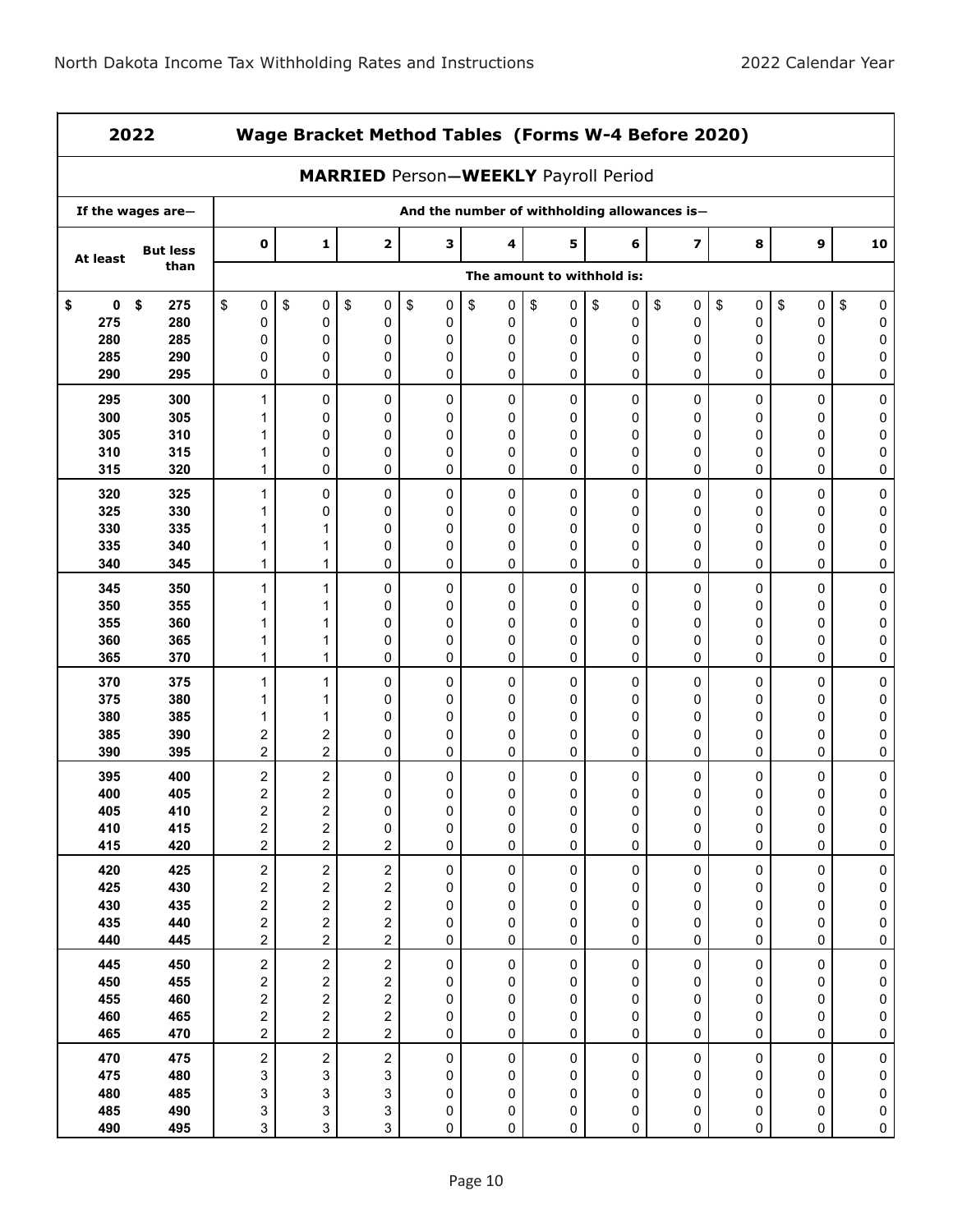## 2022 Wage Bracket Method Tables (Forms W-4 Before 2020)

### MARRIED Person—WEEKLY Payroll Period

| If the wages are— | | And the number of withholding allowances is— | | | | | | | | | | |
|---|---|---|---|---|---|---|---|---|---|---|---|---|
| At least | But less than | 0 | 1 | 2 | 3 | 4 | 5 | 6 | 7 | 8 | 9 | 10 |
| | | The amount to withhold is: | | | | | | | | | | |
| $ 0 | $ 275 | $ 0 | $ 0 | $ 0 | $ 0 | $ 0 | $ 0 | $ 0 | $ 0 | $ 0 | $ 0 | $ 0 |
| 275 | 280 | 0 | 0 | 0 | 0 | 0 | 0 | 0 | 0 | 0 | 0 | 0 |
| 280 | 285 | 0 | 0 | 0 | 0 | 0 | 0 | 0 | 0 | 0 | 0 | 0 |
| 285 | 290 | 0 | 0 | 0 | 0 | 0 | 0 | 0 | 0 | 0 | 0 | 0 |
| 290 | 295 | 0 | 0 | 0 | 0 | 0 | 0 | 0 | 0 | 0 | 0 | 0 |
| 295 | 300 | 1 | 0 | 0 | 0 | 0 | 0 | 0 | 0 | 0 | 0 | 0 |
| 300 | 305 | 1 | 0 | 0 | 0 | 0 | 0 | 0 | 0 | 0 | 0 | 0 |
| 305 | 310 | 1 | 0 | 0 | 0 | 0 | 0 | 0 | 0 | 0 | 0 | 0 |
| 310 | 315 | 1 | 0 | 0 | 0 | 0 | 0 | 0 | 0 | 0 | 0 | 0 |
| 315 | 320 | 1 | 0 | 0 | 0 | 0 | 0 | 0 | 0 | 0 | 0 | 0 |
| 320 | 325 | 1 | 0 | 0 | 0 | 0 | 0 | 0 | 0 | 0 | 0 | 0 |
| 325 | 330 | 1 | 0 | 0 | 0 | 0 | 0 | 0 | 0 | 0 | 0 | 0 |
| 330 | 335 | 1 | 1 | 0 | 0 | 0 | 0 | 0 | 0 | 0 | 0 | 0 |
| 335 | 340 | 1 | 1 | 0 | 0 | 0 | 0 | 0 | 0 | 0 | 0 | 0 |
| 340 | 345 | 1 | 1 | 0 | 0 | 0 | 0 | 0 | 0 | 0 | 0 | 0 |
| 345 | 350 | 1 | 1 | 0 | 0 | 0 | 0 | 0 | 0 | 0 | 0 | 0 |
| 350 | 355 | 1 | 1 | 0 | 0 | 0 | 0 | 0 | 0 | 0 | 0 | 0 |
| 355 | 360 | 1 | 1 | 0 | 0 | 0 | 0 | 0 | 0 | 0 | 0 | 0 |
| 360 | 365 | 1 | 1 | 0 | 0 | 0 | 0 | 0 | 0 | 0 | 0 | 0 |
| 365 | 370 | 1 | 1 | 0 | 0 | 0 | 0 | 0 | 0 | 0 | 0 | 0 |
| 370 | 375 | 1 | 1 | 0 | 0 | 0 | 0 | 0 | 0 | 0 | 0 | 0 |
| 375 | 380 | 1 | 1 | 0 | 0 | 0 | 0 | 0 | 0 | 0 | 0 | 0 |
| 380 | 385 | 1 | 1 | 0 | 0 | 0 | 0 | 0 | 0 | 0 | 0 | 0 |
| 385 | 390 | 2 | 2 | 0 | 0 | 0 | 0 | 0 | 0 | 0 | 0 | 0 |
| 390 | 395 | 2 | 2 | 0 | 0 | 0 | 0 | 0 | 0 | 0 | 0 | 0 |
| 395 | 400 | 2 | 2 | 0 | 0 | 0 | 0 | 0 | 0 | 0 | 0 | 0 |
| 400 | 405 | 2 | 2 | 0 | 0 | 0 | 0 | 0 | 0 | 0 | 0 | 0 |
| 405 | 410 | 2 | 2 | 0 | 0 | 0 | 0 | 0 | 0 | 0 | 0 | 0 |
| 410 | 415 | 2 | 2 | 0 | 0 | 0 | 0 | 0 | 0 | 0 | 0 | 0 |
| 415 | 420 | 2 | 2 | 2 | 0 | 0 | 0 | 0 | 0 | 0 | 0 | 0 |
| 420 | 425 | 2 | 2 | 2 | 0 | 0 | 0 | 0 | 0 | 0 | 0 | 0 |
| 425 | 430 | 2 | 2 | 2 | 0 | 0 | 0 | 0 | 0 | 0 | 0 | 0 |
| 430 | 435 | 2 | 2 | 2 | 0 | 0 | 0 | 0 | 0 | 0 | 0 | 0 |
| 435 | 440 | 2 | 2 | 2 | 0 | 0 | 0 | 0 | 0 | 0 | 0 | 0 |
| 440 | 445 | 2 | 2 | 2 | 0 | 0 | 0 | 0 | 0 | 0 | 0 | 0 |
| 445 | 450 | 2 | 2 | 2 | 0 | 0 | 0 | 0 | 0 | 0 | 0 | 0 |
| 450 | 455 | 2 | 2 | 2 | 0 | 0 | 0 | 0 | 0 | 0 | 0 | 0 |
| 455 | 460 | 2 | 2 | 2 | 0 | 0 | 0 | 0 | 0 | 0 | 0 | 0 |
| 460 | 465 | 2 | 2 | 2 | 0 | 0 | 0 | 0 | 0 | 0 | 0 | 0 |
| 465 | 470 | 2 | 2 | 2 | 0 | 0 | 0 | 0 | 0 | 0 | 0 | 0 |
| 470 | 475 | 2 | 2 | 2 | 0 | 0 | 0 | 0 | 0 | 0 | 0 | 0 |
| 475 | 480 | 3 | 3 | 3 | 0 | 0 | 0 | 0 | 0 | 0 | 0 | 0 |
| 480 | 485 | 3 | 3 | 3 | 0 | 0 | 0 | 0 | 0 | 0 | 0 | 0 |
| 485 | 490 | 3 | 3 | 3 | 0 | 0 | 0 | 0 | 0 | 0 | 0 | 0 |
| 490 | 495 | 3 | 3 | 3 | 0 | 0 | 0 | 0 | 0 | 0 | 0 | 0 |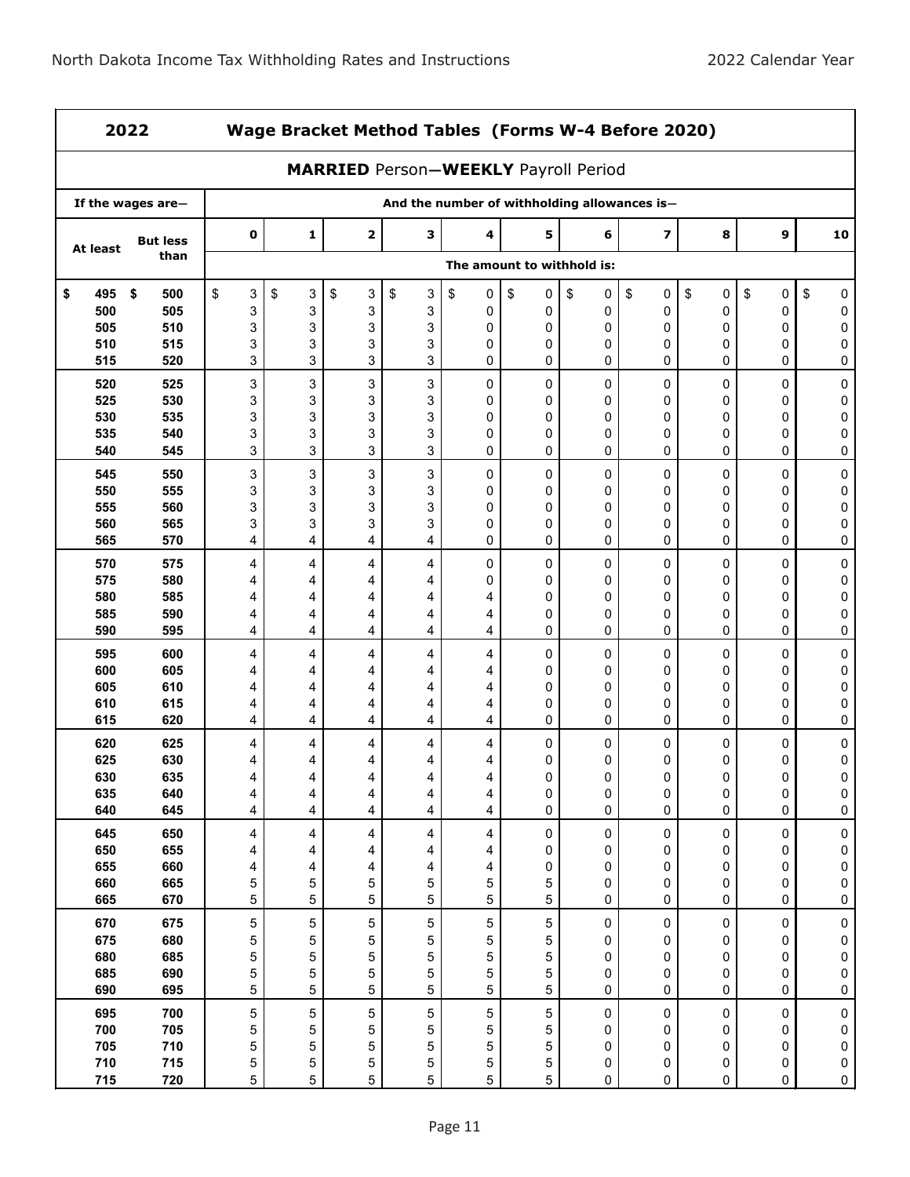## 2022 Wage Bracket Method Tables (Forms W-4 Before 2020)

### MARRIED Person—WEEKLY Payroll Period

| If the wages are— | | And the number of withholding allowances is— | | | | | | | | | | |
|---|---|---|---|---|---|---|---|---|---|---|---|---|
| At least | But less than | 0 | 1 | 2 | 3 | 4 | 5 | 6 | 7 | 8 | 9 | 10 |
| | | The amount to withhold is: | | | | | | | | | | |
| $ 495 | $ 500 | $ 3 | $ 3 | $ 3 | $ 3 | $ 0 | $ 0 | $ 0 | $ 0 | $ 0 | $ 0 | $ 0 |
| 500 | 505 | 3 | 3 | 3 | 3 | 0 | 0 | 0 | 0 | 0 | 0 | 0 |
| 505 | 510 | 3 | 3 | 3 | 3 | 0 | 0 | 0 | 0 | 0 | 0 | 0 |
| 510 | 515 | 3 | 3 | 3 | 3 | 0 | 0 | 0 | 0 | 0 | 0 | 0 |
| 515 | 520 | 3 | 3 | 3 | 3 | 0 | 0 | 0 | 0 | 0 | 0 | 0 |
| 520 | 525 | 3 | 3 | 3 | 3 | 0 | 0 | 0 | 0 | 0 | 0 | 0 |
| 525 | 530 | 3 | 3 | 3 | 3 | 0 | 0 | 0 | 0 | 0 | 0 | 0 |
| 530 | 535 | 3 | 3 | 3 | 3 | 0 | 0 | 0 | 0 | 0 | 0 | 0 |
| 535 | 540 | 3 | 3 | 3 | 3 | 0 | 0 | 0 | 0 | 0 | 0 | 0 |
| 540 | 545 | 3 | 3 | 3 | 3 | 0 | 0 | 0 | 0 | 0 | 0 | 0 |
| 545 | 550 | 3 | 3 | 3 | 3 | 0 | 0 | 0 | 0 | 0 | 0 | 0 |
| 550 | 555 | 3 | 3 | 3 | 3 | 0 | 0 | 0 | 0 | 0 | 0 | 0 |
| 555 | 560 | 3 | 3 | 3 | 3 | 0 | 0 | 0 | 0 | 0 | 0 | 0 |
| 560 | 565 | 3 | 3 | 3 | 3 | 0 | 0 | 0 | 0 | 0 | 0 | 0 |
| 565 | 570 | 4 | 4 | 4 | 4 | 0 | 0 | 0 | 0 | 0 | 0 | 0 |
| 570 | 575 | 4 | 4 | 4 | 4 | 0 | 0 | 0 | 0 | 0 | 0 | 0 |
| 575 | 580 | 4 | 4 | 4 | 4 | 0 | 0 | 0 | 0 | 0 | 0 | 0 |
| 580 | 585 | 4 | 4 | 4 | 4 | 4 | 0 | 0 | 0 | 0 | 0 | 0 |
| 585 | 590 | 4 | 4 | 4 | 4 | 4 | 0 | 0 | 0 | 0 | 0 | 0 |
| 590 | 595 | 4 | 4 | 4 | 4 | 4 | 0 | 0 | 0 | 0 | 0 | 0 |
| 595 | 600 | 4 | 4 | 4 | 4 | 4 | 0 | 0 | 0 | 0 | 0 | 0 |
| 600 | 605 | 4 | 4 | 4 | 4 | 4 | 0 | 0 | 0 | 0 | 0 | 0 |
| 605 | 610 | 4 | 4 | 4 | 4 | 4 | 0 | 0 | 0 | 0 | 0 | 0 |
| 610 | 615 | 4 | 4 | 4 | 4 | 4 | 0 | 0 | 0 | 0 | 0 | 0 |
| 615 | 620 | 4 | 4 | 4 | 4 | 4 | 0 | 0 | 0 | 0 | 0 | 0 |
| 620 | 625 | 4 | 4 | 4 | 4 | 4 | 0 | 0 | 0 | 0 | 0 | 0 |
| 625 | 630 | 4 | 4 | 4 | 4 | 4 | 0 | 0 | 0 | 0 | 0 | 0 |
| 630 | 635 | 4 | 4 | 4 | 4 | 4 | 0 | 0 | 0 | 0 | 0 | 0 |
| 635 | 640 | 4 | 4 | 4 | 4 | 4 | 0 | 0 | 0 | 0 | 0 | 0 |
| 640 | 645 | 4 | 4 | 4 | 4 | 4 | 0 | 0 | 0 | 0 | 0 | 0 |
| 645 | 650 | 4 | 4 | 4 | 4 | 4 | 0 | 0 | 0 | 0 | 0 | 0 |
| 650 | 655 | 4 | 4 | 4 | 4 | 4 | 0 | 0 | 0 | 0 | 0 | 0 |
| 655 | 660 | 4 | 4 | 4 | 4 | 4 | 0 | 0 | 0 | 0 | 0 | 0 |
| 660 | 665 | 5 | 5 | 5 | 5 | 5 | 5 | 0 | 0 | 0 | 0 | 0 |
| 665 | 670 | 5 | 5 | 5 | 5 | 5 | 5 | 0 | 0 | 0 | 0 | 0 |
| 670 | 675 | 5 | 5 | 5 | 5 | 5 | 5 | 0 | 0 | 0 | 0 | 0 |
| 675 | 680 | 5 | 5 | 5 | 5 | 5 | 5 | 0 | 0 | 0 | 0 | 0 |
| 680 | 685 | 5 | 5 | 5 | 5 | 5 | 5 | 0 | 0 | 0 | 0 | 0 |
| 685 | 690 | 5 | 5 | 5 | 5 | 5 | 5 | 0 | 0 | 0 | 0 | 0 |
| 690 | 695 | 5 | 5 | 5 | 5 | 5 | 5 | 0 | 0 | 0 | 0 | 0 |
| 695 | 700 | 5 | 5 | 5 | 5 | 5 | 5 | 0 | 0 | 0 | 0 | 0 |
| 700 | 705 | 5 | 5 | 5 | 5 | 5 | 5 | 0 | 0 | 0 | 0 | 0 |
| 705 | 710 | 5 | 5 | 5 | 5 | 5 | 5 | 0 | 0 | 0 | 0 | 0 |
| 710 | 715 | 5 | 5 | 5 | 5 | 5 | 5 | 0 | 0 | 0 | 0 | 0 |
| 715 | 720 | 5 | 5 | 5 | 5 | 5 | 5 | 0 | 0 | 0 | 0 | 0 |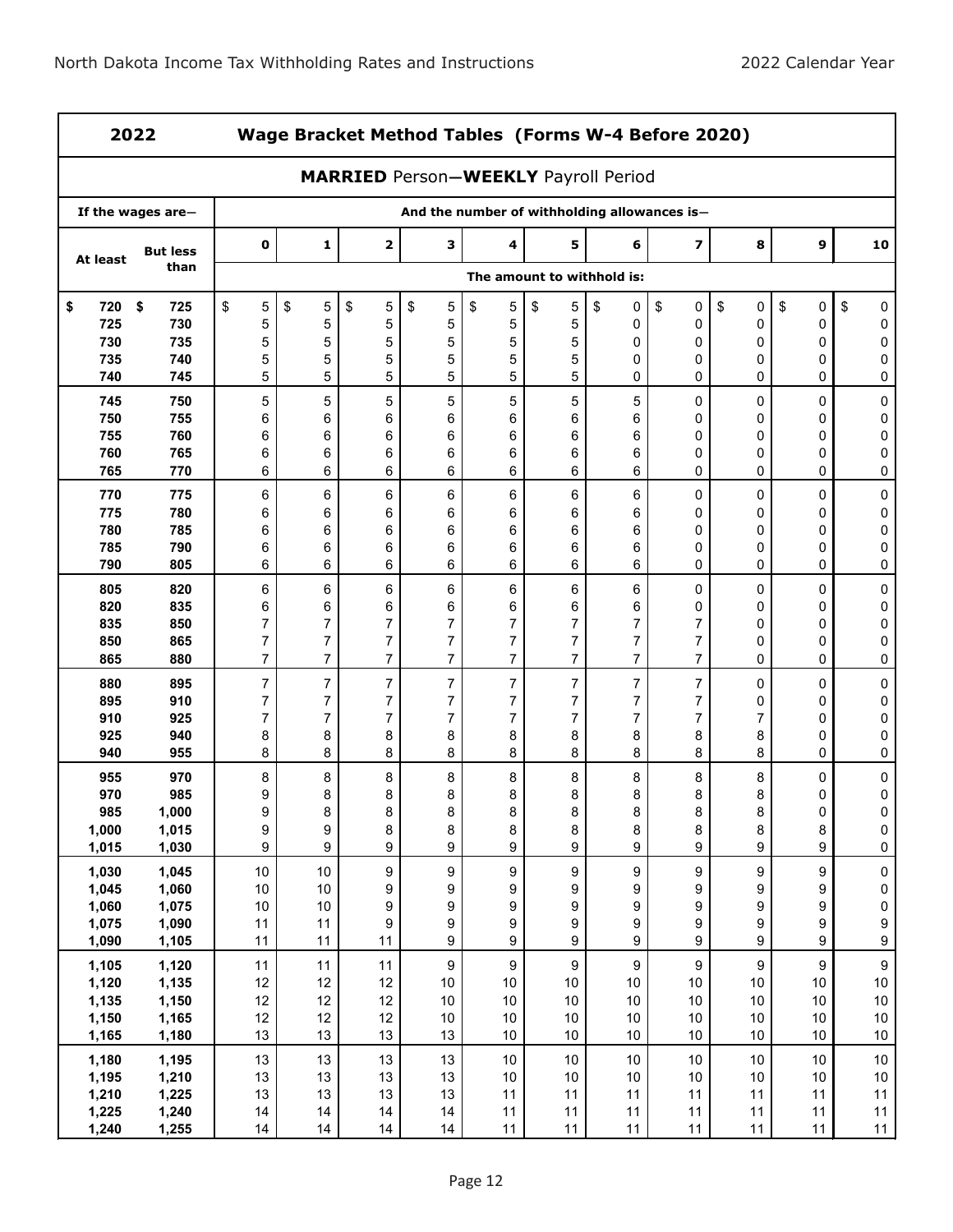| 2022 | | Wage Bracket Method Tables (Forms W-4 Before 2020) | | | | | | | | | | |
|---|---|---|---|---|---|---|---|---|---|---|---|---|
| **MARRIED Person—WEEKLY Payroll Period** | | | | | | | | | | | | |
| If the wages are— | | And the number of withholding allowances is— | | | | | | | | | | |
| At least | But less than | 0 | 1 | 2 | 3 | 4 | 5 | 6 | 7 | 8 | 9 | 10 |
| | | The amount to withhold is: | | | | | | | | | | |
| $ 720 | $ 725 | $ 5 | $ 5 | $ 5 | $ 5 | $ 5 | $ 5 | $ 0 | $ 0 | $ 0 | $ 0 | $ 0 |
| 725 | 730 | 5 | 5 | 5 | 5 | 5 | 5 | 0 | 0 | 0 | 0 | 0 |
| 730 | 735 | 5 | 5 | 5 | 5 | 5 | 5 | 0 | 0 | 0 | 0 | 0 |
| 735 | 740 | 5 | 5 | 5 | 5 | 5 | 5 | 0 | 0 | 0 | 0 | 0 |
| 740 | 745 | 5 | 5 | 5 | 5 | 5 | 5 | 0 | 0 | 0 | 0 | 0 |
| 745 | 750 | 5 | 5 | 5 | 5 | 5 | 5 | 5 | 0 | 0 | 0 | 0 |
| 750 | 755 | 6 | 6 | 6 | 6 | 6 | 6 | 6 | 0 | 0 | 0 | 0 |
| 755 | 760 | 6 | 6 | 6 | 6 | 6 | 6 | 6 | 0 | 0 | 0 | 0 |
| 760 | 765 | 6 | 6 | 6 | 6 | 6 | 6 | 6 | 0 | 0 | 0 | 0 |
| 765 | 770 | 6 | 6 | 6 | 6 | 6 | 6 | 6 | 0 | 0 | 0 | 0 |
| 770 | 775 | 6 | 6 | 6 | 6 | 6 | 6 | 6 | 0 | 0 | 0 | 0 |
| 775 | 780 | 6 | 6 | 6 | 6 | 6 | 6 | 6 | 0 | 0 | 0 | 0 |
| 780 | 785 | 6 | 6 | 6 | 6 | 6 | 6 | 6 | 0 | 0 | 0 | 0 |
| 785 | 790 | 6 | 6 | 6 | 6 | 6 | 6 | 6 | 0 | 0 | 0 | 0 |
| 790 | 805 | 6 | 6 | 6 | 6 | 6 | 6 | 6 | 0 | 0 | 0 | 0 |
| 805 | 820 | 6 | 6 | 6 | 6 | 6 | 6 | 6 | 0 | 0 | 0 | 0 |
| 820 | 835 | 6 | 6 | 6 | 6 | 6 | 6 | 6 | 0 | 0 | 0 | 0 |
| 835 | 850 | 7 | 7 | 7 | 7 | 7 | 7 | 7 | 7 | 0 | 0 | 0 |
| 850 | 865 | 7 | 7 | 7 | 7 | 7 | 7 | 7 | 7 | 0 | 0 | 0 |
| 865 | 880 | 7 | 7 | 7 | 7 | 7 | 7 | 7 | 7 | 0 | 0 | 0 |
| 880 | 895 | 7 | 7 | 7 | 7 | 7 | 7 | 7 | 7 | 0 | 0 | 0 |
| 895 | 910 | 7 | 7 | 7 | 7 | 7 | 7 | 7 | 7 | 0 | 0 | 0 |
| 910 | 925 | 7 | 7 | 7 | 7 | 7 | 7 | 7 | 7 | 7 | 0 | 0 |
| 925 | 940 | 8 | 8 | 8 | 8 | 8 | 8 | 8 | 8 | 8 | 0 | 0 |
| 940 | 955 | 8 | 8 | 8 | 8 | 8 | 8 | 8 | 8 | 8 | 0 | 0 |
| 955 | 970 | 8 | 8 | 8 | 8 | 8 | 8 | 8 | 8 | 8 | 0 | 0 |
| 970 | 985 | 9 | 8 | 8 | 8 | 8 | 8 | 8 | 8 | 8 | 0 | 0 |
| 985 | 1,000 | 9 | 8 | 8 | 8 | 8 | 8 | 8 | 8 | 8 | 0 | 0 |
| 1,000 | 1,015 | 9 | 9 | 8 | 8 | 8 | 8 | 8 | 8 | 8 | 8 | 0 |
| 1,015 | 1,030 | 9 | 9 | 9 | 9 | 9 | 9 | 9 | 9 | 9 | 9 | 0 |
| 1,030 | 1,045 | 10 | 10 | 9 | 9 | 9 | 9 | 9 | 9 | 9 | 9 | 0 |
| 1,045 | 1,060 | 10 | 10 | 9 | 9 | 9 | 9 | 9 | 9 | 9 | 9 | 0 |
| 1,060 | 1,075 | 10 | 10 | 9 | 9 | 9 | 9 | 9 | 9 | 9 | 9 | 0 |
| 1,075 | 1,090 | 11 | 11 | 9 | 9 | 9 | 9 | 9 | 9 | 9 | 9 | 9 |
| 1,090 | 1,105 | 11 | 11 | 11 | 9 | 9 | 9 | 9 | 9 | 9 | 9 | 9 |
| 1,105 | 1,120 | 11 | 11 | 11 | 9 | 9 | 9 | 9 | 9 | 9 | 9 | 9 |
| 1,120 | 1,135 | 12 | 12 | 12 | 10 | 10 | 10 | 10 | 10 | 10 | 10 | 10 |
| 1,135 | 1,150 | 12 | 12 | 12 | 10 | 10 | 10 | 10 | 10 | 10 | 10 | 10 |
| 1,150 | 1,165 | 12 | 12 | 12 | 10 | 10 | 10 | 10 | 10 | 10 | 10 | 10 |
| 1,165 | 1,180 | 13 | 13 | 13 | 13 | 10 | 10 | 10 | 10 | 10 | 10 | 10 |
| 1,180 | 1,195 | 13 | 13 | 13 | 13 | 10 | 10 | 10 | 10 | 10 | 10 | 10 |
| 1,195 | 1,210 | 13 | 13 | 13 | 13 | 10 | 10 | 10 | 10 | 10 | 10 | 10 |
| 1,210 | 1,225 | 13 | 13 | 13 | 13 | 11 | 11 | 11 | 11 | 11 | 11 | 11 |
| 1,225 | 1,240 | 14 | 14 | 14 | 14 | 11 | 11 | 11 | 11 | 11 | 11 | 11 |
| 1,240 | 1,255 | 14 | 14 | 14 | 14 | 11 | 11 | 11 | 11 | 11 | 11 | 11 |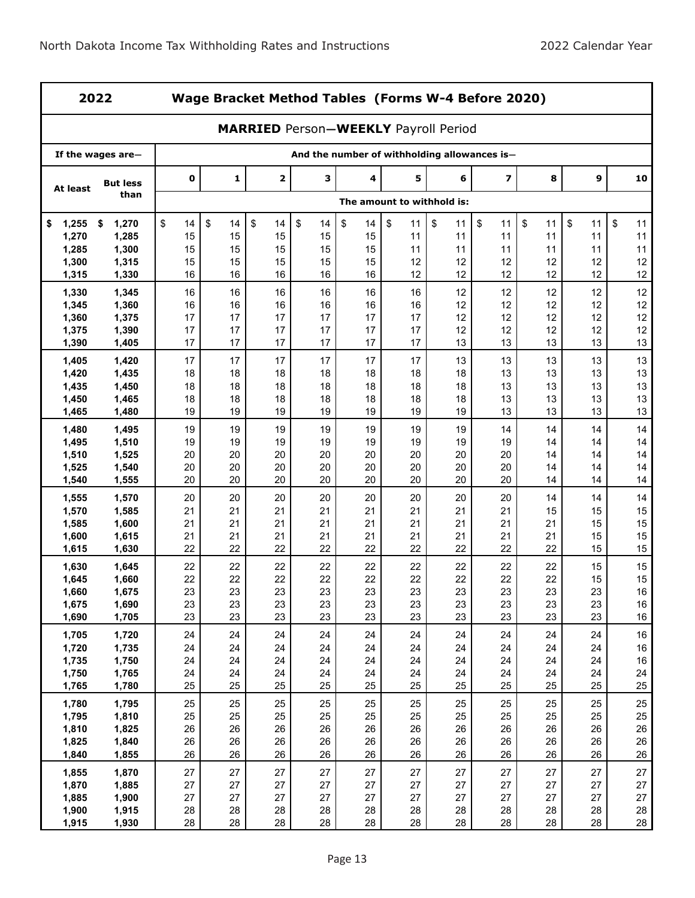## 2022 Wage Bracket Method Tables (Forms W-4 Before 2020)

### MARRIED Person—WEEKLY Payroll Period

| If the wages are— | | And the number of withholding allowances is— | | | | | | | | | | |
|---|---|---|---|---|---|---|---|---|---|---|---|---|
| At least | But less than | 0 | 1 | 2 | 3 | 4 | 5 | 6 | 7 | 8 | 9 | 10 |
| | | The amount to withhold is: | | | | | | | | | | |
| $ 1,255 | $ 1,270 | $ 14 | $ 14 | $ 14 | $ 14 | $ 14 | $ 11 | $ 11 | $ 11 | $ 11 | $ 11 | $ 11 |
| 1,270 | 1,285 | 15 | 15 | 15 | 15 | 15 | 11 | 11 | 11 | 11 | 11 | 11 |
| 1,285 | 1,300 | 15 | 15 | 15 | 15 | 15 | 11 | 11 | 11 | 11 | 11 | 11 |
| 1,300 | 1,315 | 15 | 15 | 15 | 15 | 15 | 12 | 12 | 12 | 12 | 12 | 12 |
| 1,315 | 1,330 | 16 | 16 | 16 | 16 | 16 | 12 | 12 | 12 | 12 | 12 | 12 |
| 1,330 | 1,345 | 16 | 16 | 16 | 16 | 16 | 16 | 12 | 12 | 12 | 12 | 12 |
| 1,345 | 1,360 | 16 | 16 | 16 | 16 | 16 | 16 | 12 | 12 | 12 | 12 | 12 |
| 1,360 | 1,375 | 17 | 17 | 17 | 17 | 17 | 17 | 12 | 12 | 12 | 12 | 12 |
| 1,375 | 1,390 | 17 | 17 | 17 | 17 | 17 | 17 | 12 | 12 | 12 | 12 | 12 |
| 1,390 | 1,405 | 17 | 17 | 17 | 17 | 17 | 17 | 13 | 13 | 13 | 13 | 13 |
| 1,405 | 1,420 | 17 | 17 | 17 | 17 | 17 | 17 | 13 | 13 | 13 | 13 | 13 |
| 1,420 | 1,435 | 18 | 18 | 18 | 18 | 18 | 18 | 18 | 13 | 13 | 13 | 13 |
| 1,435 | 1,450 | 18 | 18 | 18 | 18 | 18 | 18 | 18 | 13 | 13 | 13 | 13 |
| 1,450 | 1,465 | 18 | 18 | 18 | 18 | 18 | 18 | 18 | 13 | 13 | 13 | 13 |
| 1,465 | 1,480 | 19 | 19 | 19 | 19 | 19 | 19 | 19 | 13 | 13 | 13 | 13 |
| 1,480 | 1,495 | 19 | 19 | 19 | 19 | 19 | 19 | 19 | 14 | 14 | 14 | 14 |
| 1,495 | 1,510 | 19 | 19 | 19 | 19 | 19 | 19 | 19 | 19 | 14 | 14 | 14 |
| 1,510 | 1,525 | 20 | 20 | 20 | 20 | 20 | 20 | 20 | 20 | 14 | 14 | 14 |
| 1,525 | 1,540 | 20 | 20 | 20 | 20 | 20 | 20 | 20 | 20 | 14 | 14 | 14 |
| 1,540 | 1,555 | 20 | 20 | 20 | 20 | 20 | 20 | 20 | 20 | 14 | 14 | 14 |
| 1,555 | 1,570 | 20 | 20 | 20 | 20 | 20 | 20 | 20 | 20 | 14 | 14 | 14 |
| 1,570 | 1,585 | 21 | 21 | 21 | 21 | 21 | 21 | 21 | 21 | 15 | 15 | 15 |
| 1,585 | 1,600 | 21 | 21 | 21 | 21 | 21 | 21 | 21 | 21 | 21 | 15 | 15 |
| 1,600 | 1,615 | 21 | 21 | 21 | 21 | 21 | 21 | 21 | 21 | 21 | 15 | 15 |
| 1,615 | 1,630 | 22 | 22 | 22 | 22 | 22 | 22 | 22 | 22 | 22 | 15 | 15 |
| 1,630 | 1,645 | 22 | 22 | 22 | 22 | 22 | 22 | 22 | 22 | 22 | 15 | 15 |
| 1,645 | 1,660 | 22 | 22 | 22 | 22 | 22 | 22 | 22 | 22 | 22 | 15 | 15 |
| 1,660 | 1,675 | 23 | 23 | 23 | 23 | 23 | 23 | 23 | 23 | 23 | 23 | 16 |
| 1,675 | 1,690 | 23 | 23 | 23 | 23 | 23 | 23 | 23 | 23 | 23 | 23 | 16 |
| 1,690 | 1,705 | 23 | 23 | 23 | 23 | 23 | 23 | 23 | 23 | 23 | 23 | 16 |
| 1,705 | 1,720 | 24 | 24 | 24 | 24 | 24 | 24 | 24 | 24 | 24 | 24 | 16 |
| 1,720 | 1,735 | 24 | 24 | 24 | 24 | 24 | 24 | 24 | 24 | 24 | 24 | 16 |
| 1,735 | 1,750 | 24 | 24 | 24 | 24 | 24 | 24 | 24 | 24 | 24 | 24 | 16 |
| 1,750 | 1,765 | 24 | 24 | 24 | 24 | 24 | 24 | 24 | 24 | 24 | 24 | 24 |
| 1,765 | 1,780 | 25 | 25 | 25 | 25 | 25 | 25 | 25 | 25 | 25 | 25 | 25 |
| 1,780 | 1,795 | 25 | 25 | 25 | 25 | 25 | 25 | 25 | 25 | 25 | 25 | 25 |
| 1,795 | 1,810 | 25 | 25 | 25 | 25 | 25 | 25 | 25 | 25 | 25 | 25 | 25 |
| 1,810 | 1,825 | 26 | 26 | 26 | 26 | 26 | 26 | 26 | 26 | 26 | 26 | 26 |
| 1,825 | 1,840 | 26 | 26 | 26 | 26 | 26 | 26 | 26 | 26 | 26 | 26 | 26 |
| 1,840 | 1,855 | 26 | 26 | 26 | 26 | 26 | 26 | 26 | 26 | 26 | 26 | 26 |
| 1,855 | 1,870 | 27 | 27 | 27 | 27 | 27 | 27 | 27 | 27 | 27 | 27 | 27 |
| 1,870 | 1,885 | 27 | 27 | 27 | 27 | 27 | 27 | 27 | 27 | 27 | 27 | 27 |
| 1,885 | 1,900 | 27 | 27 | 27 | 27 | 27 | 27 | 27 | 27 | 27 | 27 | 27 |
| 1,900 | 1,915 | 28 | 28 | 28 | 28 | 28 | 28 | 28 | 28 | 28 | 28 | 28 |
| 1,915 | 1,930 | 28 | 28 | 28 | 28 | 28 | 28 | 28 | 28 | 28 | 28 | 28 |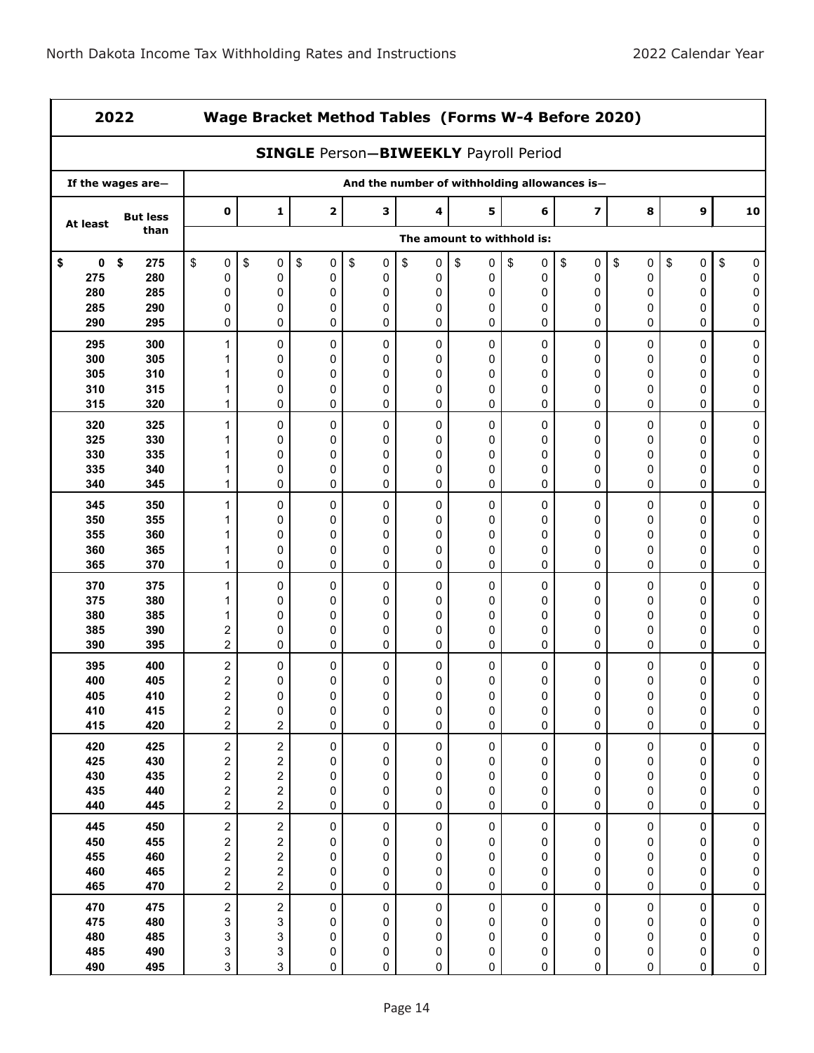## 2022 Wage Bracket Method Tables (Forms W-4 Before 2020)

### SINGLE Person—BIWEEKLY Payroll Period

| If the wages are— | | And the number of withholding allowances is— | | | | | | | | | | |
|---|---|---|---|---|---|---|---|---|---|---|---|---|
| At least | But less than | 0 | 1 | 2 | 3 | 4 | 5 | 6 | 7 | 8 | 9 | 10 |
| | | The amount to withhold is: | | | | | | | | | | |
| $ 0 | $ 275 | $ 0 | $ 0 | $ 0 | $ 0 | $ 0 | $ 0 | $ 0 | $ 0 | $ 0 | $ 0 | $ 0 |
| 275 | 280 | 0 | 0 | 0 | 0 | 0 | 0 | 0 | 0 | 0 | 0 | 0 |
| 280 | 285 | 0 | 0 | 0 | 0 | 0 | 0 | 0 | 0 | 0 | 0 | 0 |
| 285 | 290 | 0 | 0 | 0 | 0 | 0 | 0 | 0 | 0 | 0 | 0 | 0 |
| 290 | 295 | 0 | 0 | 0 | 0 | 0 | 0 | 0 | 0 | 0 | 0 | 0 |
| 295 | 300 | 1 | 0 | 0 | 0 | 0 | 0 | 0 | 0 | 0 | 0 | 0 |
| 300 | 305 | 1 | 0 | 0 | 0 | 0 | 0 | 0 | 0 | 0 | 0 | 0 |
| 305 | 310 | 1 | 0 | 0 | 0 | 0 | 0 | 0 | 0 | 0 | 0 | 0 |
| 310 | 315 | 1 | 0 | 0 | 0 | 0 | 0 | 0 | 0 | 0 | 0 | 0 |
| 315 | 320 | 1 | 0 | 0 | 0 | 0 | 0 | 0 | 0 | 0 | 0 | 0 |
| 320 | 325 | 1 | 0 | 0 | 0 | 0 | 0 | 0 | 0 | 0 | 0 | 0 |
| 325 | 330 | 1 | 0 | 0 | 0 | 0 | 0 | 0 | 0 | 0 | 0 | 0 |
| 330 | 335 | 1 | 0 | 0 | 0 | 0 | 0 | 0 | 0 | 0 | 0 | 0 |
| 335 | 340 | 1 | 0 | 0 | 0 | 0 | 0 | 0 | 0 | 0 | 0 | 0 |
| 340 | 345 | 1 | 0 | 0 | 0 | 0 | 0 | 0 | 0 | 0 | 0 | 0 |
| 345 | 350 | 1 | 0 | 0 | 0 | 0 | 0 | 0 | 0 | 0 | 0 | 0 |
| 350 | 355 | 1 | 0 | 0 | 0 | 0 | 0 | 0 | 0 | 0 | 0 | 0 |
| 355 | 360 | 1 | 0 | 0 | 0 | 0 | 0 | 0 | 0 | 0 | 0 | 0 |
| 360 | 365 | 1 | 0 | 0 | 0 | 0 | 0 | 0 | 0 | 0 | 0 | 0 |
| 365 | 370 | 1 | 0 | 0 | 0 | 0 | 0 | 0 | 0 | 0 | 0 | 0 |
| 370 | 375 | 1 | 0 | 0 | 0 | 0 | 0 | 0 | 0 | 0 | 0 | 0 |
| 375 | 380 | 1 | 0 | 0 | 0 | 0 | 0 | 0 | 0 | 0 | 0 | 0 |
| 380 | 385 | 1 | 0 | 0 | 0 | 0 | 0 | 0 | 0 | 0 | 0 | 0 |
| 385 | 390 | 2 | 0 | 0 | 0 | 0 | 0 | 0 | 0 | 0 | 0 | 0 |
| 390 | 395 | 2 | 0 | 0 | 0 | 0 | 0 | 0 | 0 | 0 | 0 | 0 |
| 395 | 400 | 2 | 0 | 0 | 0 | 0 | 0 | 0 | 0 | 0 | 0 | 0 |
| 400 | 405 | 2 | 0 | 0 | 0 | 0 | 0 | 0 | 0 | 0 | 0 | 0 |
| 405 | 410 | 2 | 0 | 0 | 0 | 0 | 0 | 0 | 0 | 0 | 0 | 0 |
| 410 | 415 | 2 | 0 | 0 | 0 | 0 | 0 | 0 | 0 | 0 | 0 | 0 |
| 415 | 420 | 2 | 2 | 0 | 0 | 0 | 0 | 0 | 0 | 0 | 0 | 0 |
| 420 | 425 | 2 | 2 | 0 | 0 | 0 | 0 | 0 | 0 | 0 | 0 | 0 |
| 425 | 430 | 2 | 2 | 0 | 0 | 0 | 0 | 0 | 0 | 0 | 0 | 0 |
| 430 | 435 | 2 | 2 | 0 | 0 | 0 | 0 | 0 | 0 | 0 | 0 | 0 |
| 435 | 440 | 2 | 2 | 0 | 0 | 0 | 0 | 0 | 0 | 0 | 0 | 0 |
| 440 | 445 | 2 | 2 | 0 | 0 | 0 | 0 | 0 | 0 | 0 | 0 | 0 |
| 445 | 450 | 2 | 2 | 0 | 0 | 0 | 0 | 0 | 0 | 0 | 0 | 0 |
| 450 | 455 | 2 | 2 | 0 | 0 | 0 | 0 | 0 | 0 | 0 | 0 | 0 |
| 455 | 460 | 2 | 2 | 0 | 0 | 0 | 0 | 0 | 0 | 0 | 0 | 0 |
| 460 | 465 | 2 | 2 | 0 | 0 | 0 | 0 | 0 | 0 | 0 | 0 | 0 |
| 465 | 470 | 2 | 2 | 0 | 0 | 0 | 0 | 0 | 0 | 0 | 0 | 0 |
| 470 | 475 | 2 | 2 | 0 | 0 | 0 | 0 | 0 | 0 | 0 | 0 | 0 |
| 475 | 480 | 3 | 3 | 0 | 0 | 0 | 0 | 0 | 0 | 0 | 0 | 0 |
| 480 | 485 | 3 | 3 | 0 | 0 | 0 | 0 | 0 | 0 | 0 | 0 | 0 |
| 485 | 490 | 3 | 3 | 0 | 0 | 0 | 0 | 0 | 0 | 0 | 0 | 0 |
| 490 | 495 | 3 | 3 | 0 | 0 | 0 | 0 | 0 | 0 | 0 | 0 | 0 |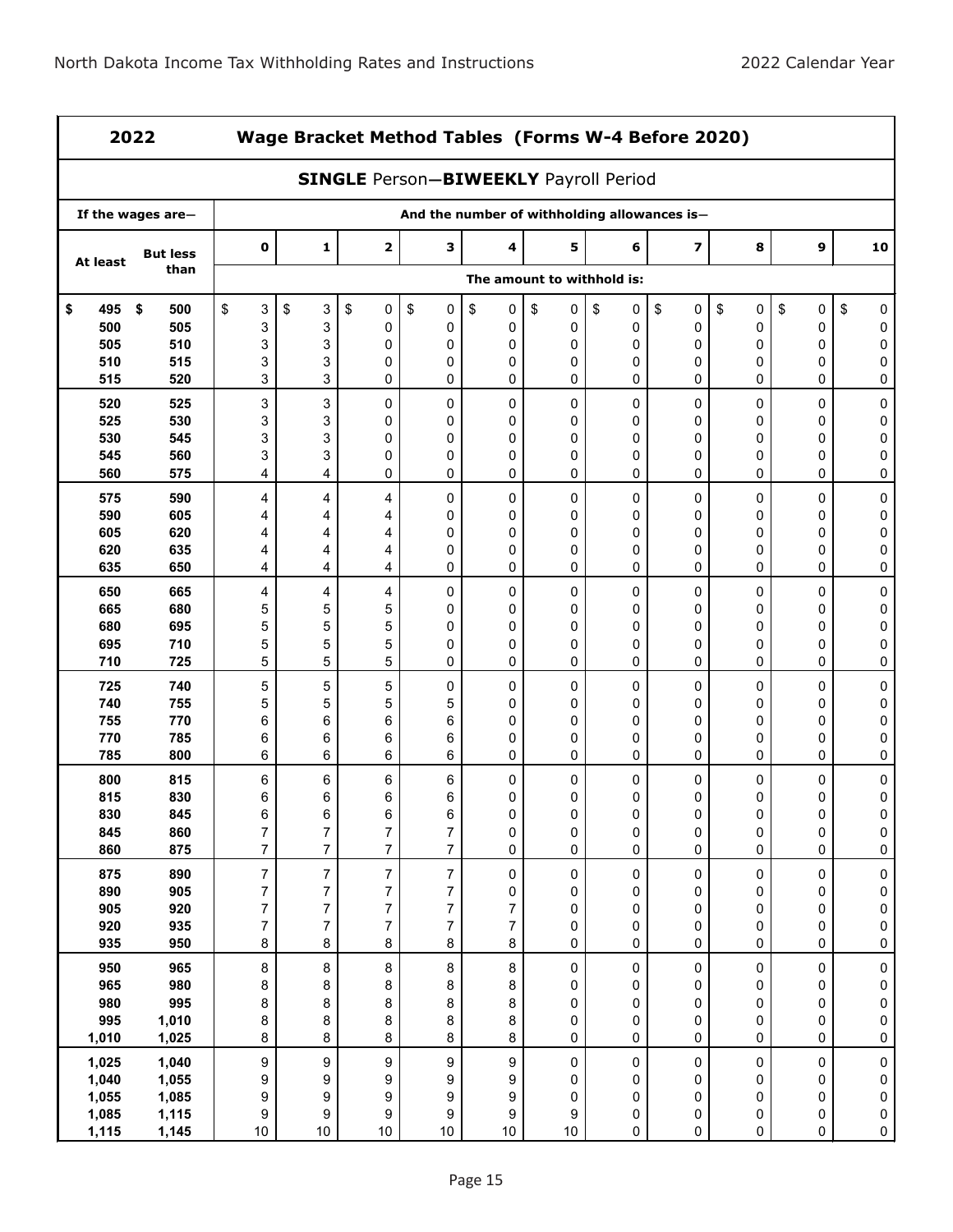| 2022 | | Wage Bracket Method Tables (Forms W-4 Before 2020) | | | | | | | | | | |
|---|---|---|---|---|---|---|---|---|---|---|---|---|
| **SINGLE Person—BIWEEKLY Payroll Period** | | | | | | | | | | | | |
| If the wages are— | | And the number of withholding allowances is— | | | | | | | | | | |
| At least | But less than | 0 | 1 | 2 | 3 | 4 | 5 | 6 | 7 | 8 | 9 | 10 |
| | | The amount to withhold is: | | | | | | | | | | |
| $ 495 | $ 500 | $ 3 | $ 3 | $ 0 | $ 0 | $ 0 | $ 0 | $ 0 | $ 0 | $ 0 | $ 0 | $ 0 |
| 500 | 505 | 3 | 3 | 0 | 0 | 0 | 0 | 0 | 0 | 0 | 0 | 0 |
| 505 | 510 | 3 | 3 | 0 | 0 | 0 | 0 | 0 | 0 | 0 | 0 | 0 |
| 510 | 515 | 3 | 3 | 0 | 0 | 0 | 0 | 0 | 0 | 0 | 0 | 0 |
| 515 | 520 | 3 | 3 | 0 | 0 | 0 | 0 | 0 | 0 | 0 | 0 | 0 |
| 520 | 525 | 3 | 3 | 0 | 0 | 0 | 0 | 0 | 0 | 0 | 0 | 0 |
| 525 | 530 | 3 | 3 | 0 | 0 | 0 | 0 | 0 | 0 | 0 | 0 | 0 |
| 530 | 545 | 3 | 3 | 0 | 0 | 0 | 0 | 0 | 0 | 0 | 0 | 0 |
| 545 | 560 | 3 | 3 | 0 | 0 | 0 | 0 | 0 | 0 | 0 | 0 | 0 |
| 560 | 575 | 4 | 4 | 0 | 0 | 0 | 0 | 0 | 0 | 0 | 0 | 0 |
| 575 | 590 | 4 | 4 | 4 | 0 | 0 | 0 | 0 | 0 | 0 | 0 | 0 |
| 590 | 605 | 4 | 4 | 4 | 0 | 0 | 0 | 0 | 0 | 0 | 0 | 0 |
| 605 | 620 | 4 | 4 | 4 | 0 | 0 | 0 | 0 | 0 | 0 | 0 | 0 |
| 620 | 635 | 4 | 4 | 4 | 0 | 0 | 0 | 0 | 0 | 0 | 0 | 0 |
| 635 | 650 | 4 | 4 | 4 | 0 | 0 | 0 | 0 | 0 | 0 | 0 | 0 |
| 650 | 665 | 4 | 4 | 4 | 0 | 0 | 0 | 0 | 0 | 0 | 0 | 0 |
| 665 | 680 | 5 | 5 | 5 | 0 | 0 | 0 | 0 | 0 | 0 | 0 | 0 |
| 680 | 695 | 5 | 5 | 5 | 0 | 0 | 0 | 0 | 0 | 0 | 0 | 0 |
| 695 | 710 | 5 | 5 | 5 | 0 | 0 | 0 | 0 | 0 | 0 | 0 | 0 |
| 710 | 725 | 5 | 5 | 5 | 0 | 0 | 0 | 0 | 0 | 0 | 0 | 0 |
| 725 | 740 | 5 | 5 | 5 | 0 | 0 | 0 | 0 | 0 | 0 | 0 | 0 |
| 740 | 755 | 5 | 5 | 5 | 5 | 0 | 0 | 0 | 0 | 0 | 0 | 0 |
| 755 | 770 | 6 | 6 | 6 | 6 | 0 | 0 | 0 | 0 | 0 | 0 | 0 |
| 770 | 785 | 6 | 6 | 6 | 6 | 0 | 0 | 0 | 0 | 0 | 0 | 0 |
| 785 | 800 | 6 | 6 | 6 | 6 | 0 | 0 | 0 | 0 | 0 | 0 | 0 |
| 800 | 815 | 6 | 6 | 6 | 6 | 0 | 0 | 0 | 0 | 0 | 0 | 0 |
| 815 | 830 | 6 | 6 | 6 | 6 | 0 | 0 | 0 | 0 | 0 | 0 | 0 |
| 830 | 845 | 6 | 6 | 6 | 6 | 0 | 0 | 0 | 0 | 0 | 0 | 0 |
| 845 | 860 | 7 | 7 | 7 | 7 | 0 | 0 | 0 | 0 | 0 | 0 | 0 |
| 860 | 875 | 7 | 7 | 7 | 7 | 0 | 0 | 0 | 0 | 0 | 0 | 0 |
| 875 | 890 | 7 | 7 | 7 | 7 | 0 | 0 | 0 | 0 | 0 | 0 | 0 |
| 890 | 905 | 7 | 7 | 7 | 7 | 0 | 0 | 0 | 0 | 0 | 0 | 0 |
| 905 | 920 | 7 | 7 | 7 | 7 | 7 | 0 | 0 | 0 | 0 | 0 | 0 |
| 920 | 935 | 7 | 7 | 7 | 7 | 7 | 0 | 0 | 0 | 0 | 0 | 0 |
| 935 | 950 | 8 | 8 | 8 | 8 | 8 | 0 | 0 | 0 | 0 | 0 | 0 |
| 950 | 965 | 8 | 8 | 8 | 8 | 8 | 0 | 0 | 0 | 0 | 0 | 0 |
| 965 | 980 | 8 | 8 | 8 | 8 | 8 | 0 | 0 | 0 | 0 | 0 | 0 |
| 980 | 995 | 8 | 8 | 8 | 8 | 8 | 0 | 0 | 0 | 0 | 0 | 0 |
| 995 | 1,010 | 8 | 8 | 8 | 8 | 8 | 0 | 0 | 0 | 0 | 0 | 0 |
| 1,010 | 1,025 | 8 | 8 | 8 | 8 | 8 | 0 | 0 | 0 | 0 | 0 | 0 |
| 1,025 | 1,040 | 9 | 9 | 9 | 9 | 9 | 0 | 0 | 0 | 0 | 0 | 0 |
| 1,040 | 1,055 | 9 | 9 | 9 | 9 | 9 | 0 | 0 | 0 | 0 | 0 | 0 |
| 1,055 | 1,085 | 9 | 9 | 9 | 9 | 9 | 0 | 0 | 0 | 0 | 0 | 0 |
| 1,085 | 1,115 | 9 | 9 | 9 | 9 | 9 | 9 | 0 | 0 | 0 | 0 | 0 |
| 1,115 | 1,145 | 10 | 10 | 10 | 10 | 10 | 10 | 0 | 0 | 0 | 0 | 0 |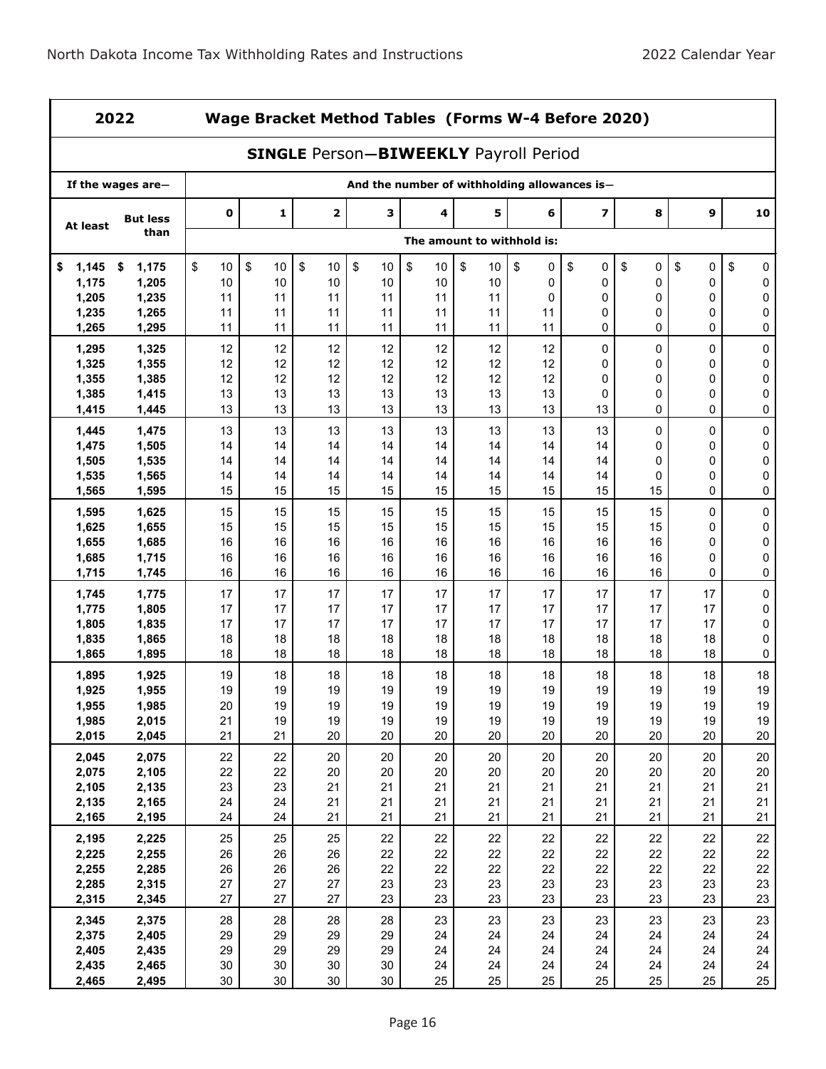## 2022 Wage Bracket Method Tables (Forms W-4 Before 2020)

### SINGLE Person—BIWEEKLY Payroll Period

| If the wages are— | | And the number of withholding allowances is— | | | | | | | | | | |
|---|---|---|---|---|---|---|---|---|---|---|---|---|
| At least | But less than | 0 | 1 | 2 | 3 | 4 | 5 | 6 | 7 | 8 | 9 | 10 |
| | | The amount to withhold is: | | | | | | | | | | |
| $ 1,145 | $ 1,175 | $ 10 | $ 10 | $ 10 | $ 10 | $ 10 | $ 10 | $ 0 | $ 0 | $ 0 | $ 0 | $ 0 |
| 1,175 | 1,205 | 10 | 10 | 10 | 10 | 10 | 10 | 0 | 0 | 0 | 0 | 0 |
| 1,205 | 1,235 | 11 | 11 | 11 | 11 | 11 | 11 | 0 | 0 | 0 | 0 | 0 |
| 1,235 | 1,265 | 11 | 11 | 11 | 11 | 11 | 11 | 11 | 0 | 0 | 0 | 0 |
| 1,265 | 1,295 | 11 | 11 | 11 | 11 | 11 | 11 | 11 | 0 | 0 | 0 | 0 |
| 1,295 | 1,325 | 12 | 12 | 12 | 12 | 12 | 12 | 12 | 0 | 0 | 0 | 0 |
| 1,325 | 1,355 | 12 | 12 | 12 | 12 | 12 | 12 | 12 | 0 | 0 | 0 | 0 |
| 1,355 | 1,385 | 12 | 12 | 12 | 12 | 12 | 12 | 12 | 0 | 0 | 0 | 0 |
| 1,385 | 1,415 | 13 | 13 | 13 | 13 | 13 | 13 | 13 | 0 | 0 | 0 | 0 |
| 1,415 | 1,445 | 13 | 13 | 13 | 13 | 13 | 13 | 13 | 13 | 0 | 0 | 0 |
| 1,445 | 1,475 | 13 | 13 | 13 | 13 | 13 | 13 | 13 | 13 | 0 | 0 | 0 |
| 1,475 | 1,505 | 14 | 14 | 14 | 14 | 14 | 14 | 14 | 14 | 0 | 0 | 0 |
| 1,505 | 1,535 | 14 | 14 | 14 | 14 | 14 | 14 | 14 | 14 | 0 | 0 | 0 |
| 1,535 | 1,565 | 14 | 14 | 14 | 14 | 14 | 14 | 14 | 14 | 0 | 0 | 0 |
| 1,565 | 1,595 | 15 | 15 | 15 | 15 | 15 | 15 | 15 | 15 | 15 | 0 | 0 |
| 1,595 | 1,625 | 15 | 15 | 15 | 15 | 15 | 15 | 15 | 15 | 15 | 0 | 0 |
| 1,625 | 1,655 | 15 | 15 | 15 | 15 | 15 | 15 | 15 | 15 | 15 | 0 | 0 |
| 1,655 | 1,685 | 16 | 16 | 16 | 16 | 16 | 16 | 16 | 16 | 16 | 0 | 0 |
| 1,685 | 1,715 | 16 | 16 | 16 | 16 | 16 | 16 | 16 | 16 | 16 | 0 | 0 |
| 1,715 | 1,745 | 16 | 16 | 16 | 16 | 16 | 16 | 16 | 16 | 16 | 0 | 0 |
| 1,745 | 1,775 | 17 | 17 | 17 | 17 | 17 | 17 | 17 | 17 | 17 | 17 | 0 |
| 1,775 | 1,805 | 17 | 17 | 17 | 17 | 17 | 17 | 17 | 17 | 17 | 17 | 0 |
| 1,805 | 1,835 | 17 | 17 | 17 | 17 | 17 | 17 | 17 | 17 | 17 | 17 | 0 |
| 1,835 | 1,865 | 18 | 18 | 18 | 18 | 18 | 18 | 18 | 18 | 18 | 18 | 0 |
| 1,865 | 1,895 | 18 | 18 | 18 | 18 | 18 | 18 | 18 | 18 | 18 | 18 | 0 |
| 1,895 | 1,925 | 19 | 18 | 18 | 18 | 18 | 18 | 18 | 18 | 18 | 18 | 18 |
| 1,925 | 1,955 | 19 | 19 | 19 | 19 | 19 | 19 | 19 | 19 | 19 | 19 | 19 |
| 1,955 | 1,985 | 20 | 19 | 19 | 19 | 19 | 19 | 19 | 19 | 19 | 19 | 19 |
| 1,985 | 2,015 | 21 | 19 | 19 | 19 | 19 | 19 | 19 | 19 | 19 | 19 | 19 |
| 2,015 | 2,045 | 21 | 21 | 20 | 20 | 20 | 20 | 20 | 20 | 20 | 20 | 20 |
| 2,045 | 2,075 | 22 | 22 | 20 | 20 | 20 | 20 | 20 | 20 | 20 | 20 | 20 |
| 2,075 | 2,105 | 22 | 22 | 20 | 20 | 20 | 20 | 20 | 20 | 20 | 20 | 20 |
| 2,105 | 2,135 | 23 | 23 | 21 | 21 | 21 | 21 | 21 | 21 | 21 | 21 | 21 |
| 2,135 | 2,165 | 24 | 24 | 21 | 21 | 21 | 21 | 21 | 21 | 21 | 21 | 21 |
| 2,165 | 2,195 | 24 | 24 | 21 | 21 | 21 | 21 | 21 | 21 | 21 | 21 | 21 |
| 2,195 | 2,225 | 25 | 25 | 25 | 22 | 22 | 22 | 22 | 22 | 22 | 22 | 22 |
| 2,225 | 2,255 | 26 | 26 | 26 | 22 | 22 | 22 | 22 | 22 | 22 | 22 | 22 |
| 2,255 | 2,285 | 26 | 26 | 26 | 22 | 22 | 22 | 22 | 22 | 22 | 22 | 22 |
| 2,285 | 2,315 | 27 | 27 | 27 | 23 | 23 | 23 | 23 | 23 | 23 | 23 | 23 |
| 2,315 | 2,345 | 27 | 27 | 27 | 23 | 23 | 23 | 23 | 23 | 23 | 23 | 23 |
| 2,345 | 2,375 | 28 | 28 | 28 | 28 | 23 | 23 | 23 | 23 | 23 | 23 | 23 |
| 2,375 | 2,405 | 29 | 29 | 29 | 29 | 24 | 24 | 24 | 24 | 24 | 24 | 24 |
| 2,405 | 2,435 | 29 | 29 | 29 | 29 | 24 | 24 | 24 | 24 | 24 | 24 | 24 |
| 2,435 | 2,465 | 30 | 30 | 30 | 30 | 24 | 24 | 24 | 24 | 24 | 24 | 24 |
| 2,465 | 2,495 | 30 | 30 | 30 | 30 | 25 | 25 | 25 | 25 | 25 | 25 | 25 |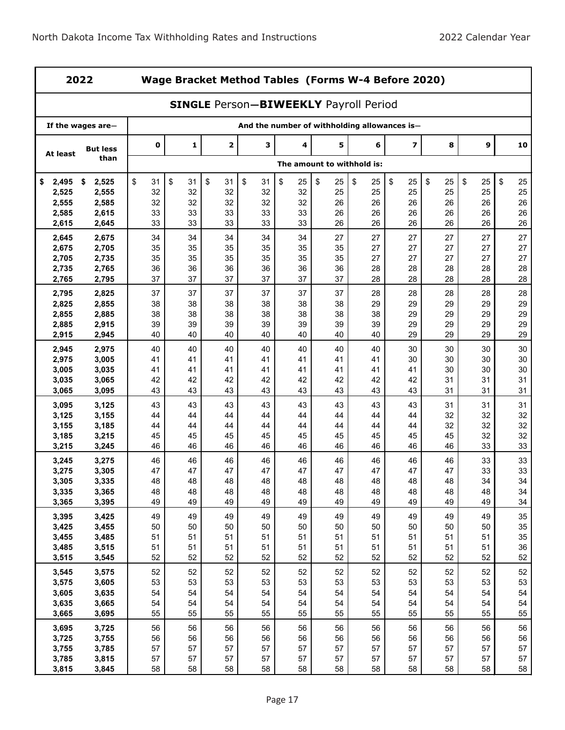| 2022 | Wage Bracket Method Tables (Forms W-4 Before 2020) | | | | | | | | | | | |
|---|---|---|---|---|---|---|---|---|---|---|---|---|
| **SINGLE Person—BIWEEKLY Payroll Period** | | | | | | | | | | | | |
| If the wages are— | | And the number of withholding allowances is— | | | | | | | | | | |
| At least | But less than | 0 | 1 | 2 | 3 | 4 | 5 | 6 | 7 | 8 | 9 | 10 |
| | | The amount to withhold is: | | | | | | | | | | |
| $ 2,495 | $ 2,525 | $ 31 | $ 31 | $ 31 | $ 31 | $ 25 | $ 25 | $ 25 | $ 25 | $ 25 | $ 25 | $ 25 |
| 2,525 | 2,555 | 32 | 32 | 32 | 32 | 32 | 25 | 25 | 25 | 25 | 25 | 25 |
| 2,555 | 2,585 | 32 | 32 | 32 | 32 | 32 | 26 | 26 | 26 | 26 | 26 | 26 |
| 2,585 | 2,615 | 33 | 33 | 33 | 33 | 33 | 26 | 26 | 26 | 26 | 26 | 26 |
| 2,615 | 2,645 | 33 | 33 | 33 | 33 | 33 | 26 | 26 | 26 | 26 | 26 | 26 |
| 2,645 | 2,675 | 34 | 34 | 34 | 34 | 34 | 27 | 27 | 27 | 27 | 27 | 27 |
| 2,675 | 2,705 | 35 | 35 | 35 | 35 | 35 | 35 | 27 | 27 | 27 | 27 | 27 |
| 2,705 | 2,735 | 35 | 35 | 35 | 35 | 35 | 35 | 27 | 27 | 27 | 27 | 27 |
| 2,735 | 2,765 | 36 | 36 | 36 | 36 | 36 | 36 | 28 | 28 | 28 | 28 | 28 |
| 2,765 | 2,795 | 37 | 37 | 37 | 37 | 37 | 37 | 28 | 28 | 28 | 28 | 28 |
| 2,795 | 2,825 | 37 | 37 | 37 | 37 | 37 | 37 | 28 | 28 | 28 | 28 | 28 |
| 2,825 | 2,855 | 38 | 38 | 38 | 38 | 38 | 38 | 29 | 29 | 29 | 29 | 29 |
| 2,855 | 2,885 | 38 | 38 | 38 | 38 | 38 | 38 | 38 | 29 | 29 | 29 | 29 |
| 2,885 | 2,915 | 39 | 39 | 39 | 39 | 39 | 39 | 39 | 29 | 29 | 29 | 29 |
| 2,915 | 2,945 | 40 | 40 | 40 | 40 | 40 | 40 | 40 | 29 | 29 | 29 | 29 |
| 2,945 | 2,975 | 40 | 40 | 40 | 40 | 40 | 40 | 40 | 30 | 30 | 30 | 30 |
| 2,975 | 3,005 | 41 | 41 | 41 | 41 | 41 | 41 | 41 | 30 | 30 | 30 | 30 |
| 3,005 | 3,035 | 41 | 41 | 41 | 41 | 41 | 41 | 41 | 41 | 30 | 30 | 30 |
| 3,035 | 3,065 | 42 | 42 | 42 | 42 | 42 | 42 | 42 | 42 | 31 | 31 | 31 |
| 3,065 | 3,095 | 43 | 43 | 43 | 43 | 43 | 43 | 43 | 43 | 31 | 31 | 31 |
| 3,095 | 3,125 | 43 | 43 | 43 | 43 | 43 | 43 | 43 | 43 | 31 | 31 | 31 |
| 3,125 | 3,155 | 44 | 44 | 44 | 44 | 44 | 44 | 44 | 44 | 32 | 32 | 32 |
| 3,155 | 3,185 | 44 | 44 | 44 | 44 | 44 | 44 | 44 | 44 | 32 | 32 | 32 |
| 3,185 | 3,215 | 45 | 45 | 45 | 45 | 45 | 45 | 45 | 45 | 45 | 32 | 32 |
| 3,215 | 3,245 | 46 | 46 | 46 | 46 | 46 | 46 | 46 | 46 | 46 | 33 | 33 |
| 3,245 | 3,275 | 46 | 46 | 46 | 46 | 46 | 46 | 46 | 46 | 46 | 33 | 33 |
| 3,275 | 3,305 | 47 | 47 | 47 | 47 | 47 | 47 | 47 | 47 | 47 | 33 | 33 |
| 3,305 | 3,335 | 48 | 48 | 48 | 48 | 48 | 48 | 48 | 48 | 48 | 34 | 34 |
| 3,335 | 3,365 | 48 | 48 | 48 | 48 | 48 | 48 | 48 | 48 | 48 | 48 | 34 |
| 3,365 | 3,395 | 49 | 49 | 49 | 49 | 49 | 49 | 49 | 49 | 49 | 49 | 34 |
| 3,395 | 3,425 | 49 | 49 | 49 | 49 | 49 | 49 | 49 | 49 | 49 | 49 | 35 |
| 3,425 | 3,455 | 50 | 50 | 50 | 50 | 50 | 50 | 50 | 50 | 50 | 50 | 35 |
| 3,455 | 3,485 | 51 | 51 | 51 | 51 | 51 | 51 | 51 | 51 | 51 | 51 | 35 |
| 3,485 | 3,515 | 51 | 51 | 51 | 51 | 51 | 51 | 51 | 51 | 51 | 51 | 36 |
| 3,515 | 3,545 | 52 | 52 | 52 | 52 | 52 | 52 | 52 | 52 | 52 | 52 | 52 |
| 3,545 | 3,575 | 52 | 52 | 52 | 52 | 52 | 52 | 52 | 52 | 52 | 52 | 52 |
| 3,575 | 3,605 | 53 | 53 | 53 | 53 | 53 | 53 | 53 | 53 | 53 | 53 | 53 |
| 3,605 | 3,635 | 54 | 54 | 54 | 54 | 54 | 54 | 54 | 54 | 54 | 54 | 54 |
| 3,635 | 3,665 | 54 | 54 | 54 | 54 | 54 | 54 | 54 | 54 | 54 | 54 | 54 |
| 3,665 | 3,695 | 55 | 55 | 55 | 55 | 55 | 55 | 55 | 55 | 55 | 55 | 55 |
| 3,695 | 3,725 | 56 | 56 | 56 | 56 | 56 | 56 | 56 | 56 | 56 | 56 | 56 |
| 3,725 | 3,755 | 56 | 56 | 56 | 56 | 56 | 56 | 56 | 56 | 56 | 56 | 56 |
| 3,755 | 3,785 | 57 | 57 | 57 | 57 | 57 | 57 | 57 | 57 | 57 | 57 | 57 |
| 3,785 | 3,815 | 57 | 57 | 57 | 57 | 57 | 57 | 57 | 57 | 57 | 57 | 57 |
| 3,815 | 3,845 | 58 | 58 | 58 | 58 | 58 | 58 | 58 | 58 | 58 | 58 | 58 |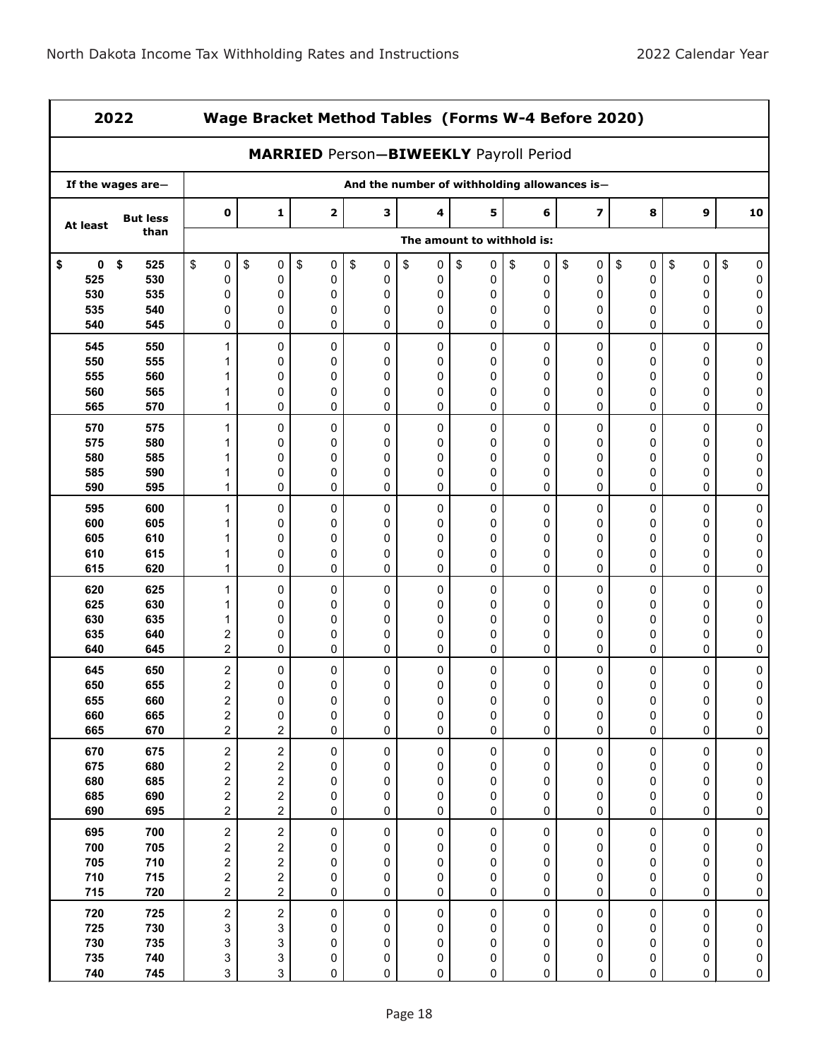## 2022 Wage Bracket Method Tables (Forms W-4 Before 2020)

### MARRIED Person—BIWEEKLY Payroll Period

| If the wages are— | | And the number of withholding allowances is— | | | | | | | | | | |
|---|---|---|---|---|---|---|---|---|---|---|---|---|
| At least | But less than | 0 | 1 | 2 | 3 | 4 | 5 | 6 | 7 | 8 | 9 | 10 |
| | | The amount to withhold is: | | | | | | | | | | |
| $ 0 | $ 525 | $ 0 | $ 0 | $ 0 | $ 0 | $ 0 | $ 0 | $ 0 | $ 0 | $ 0 | $ 0 | $ 0 |
| 525 | 530 | 0 | 0 | 0 | 0 | 0 | 0 | 0 | 0 | 0 | 0 | 0 |
| 530 | 535 | 0 | 0 | 0 | 0 | 0 | 0 | 0 | 0 | 0 | 0 | 0 |
| 535 | 540 | 0 | 0 | 0 | 0 | 0 | 0 | 0 | 0 | 0 | 0 | 0 |
| 540 | 545 | 0 | 0 | 0 | 0 | 0 | 0 | 0 | 0 | 0 | 0 | 0 |
| 545 | 550 | 1 | 0 | 0 | 0 | 0 | 0 | 0 | 0 | 0 | 0 | 0 |
| 550 | 555 | 1 | 0 | 0 | 0 | 0 | 0 | 0 | 0 | 0 | 0 | 0 |
| 555 | 560 | 1 | 0 | 0 | 0 | 0 | 0 | 0 | 0 | 0 | 0 | 0 |
| 560 | 565 | 1 | 0 | 0 | 0 | 0 | 0 | 0 | 0 | 0 | 0 | 0 |
| 565 | 570 | 1 | 0 | 0 | 0 | 0 | 0 | 0 | 0 | 0 | 0 | 0 |
| 570 | 575 | 1 | 0 | 0 | 0 | 0 | 0 | 0 | 0 | 0 | 0 | 0 |
| 575 | 580 | 1 | 0 | 0 | 0 | 0 | 0 | 0 | 0 | 0 | 0 | 0 |
| 580 | 585 | 1 | 0 | 0 | 0 | 0 | 0 | 0 | 0 | 0 | 0 | 0 |
| 585 | 590 | 1 | 0 | 0 | 0 | 0 | 0 | 0 | 0 | 0 | 0 | 0 |
| 590 | 595 | 1 | 0 | 0 | 0 | 0 | 0 | 0 | 0 | 0 | 0 | 0 |
| 595 | 600 | 1 | 0 | 0 | 0 | 0 | 0 | 0 | 0 | 0 | 0 | 0 |
| 600 | 605 | 1 | 0 | 0 | 0 | 0 | 0 | 0 | 0 | 0 | 0 | 0 |
| 605 | 610 | 1 | 0 | 0 | 0 | 0 | 0 | 0 | 0 | 0 | 0 | 0 |
| 610 | 615 | 1 | 0 | 0 | 0 | 0 | 0 | 0 | 0 | 0 | 0 | 0 |
| 615 | 620 | 1 | 0 | 0 | 0 | 0 | 0 | 0 | 0 | 0 | 0 | 0 |
| 620 | 625 | 1 | 0 | 0 | 0 | 0 | 0 | 0 | 0 | 0 | 0 | 0 |
| 625 | 630 | 1 | 0 | 0 | 0 | 0 | 0 | 0 | 0 | 0 | 0 | 0 |
| 630 | 635 | 1 | 0 | 0 | 0 | 0 | 0 | 0 | 0 | 0 | 0 | 0 |
| 635 | 640 | 2 | 0 | 0 | 0 | 0 | 0 | 0 | 0 | 0 | 0 | 0 |
| 640 | 645 | 2 | 0 | 0 | 0 | 0 | 0 | 0 | 0 | 0 | 0 | 0 |
| 645 | 650 | 2 | 0 | 0 | 0 | 0 | 0 | 0 | 0 | 0 | 0 | 0 |
| 650 | 655 | 2 | 0 | 0 | 0 | 0 | 0 | 0 | 0 | 0 | 0 | 0 |
| 655 | 660 | 2 | 0 | 0 | 0 | 0 | 0 | 0 | 0 | 0 | 0 | 0 |
| 660 | 665 | 2 | 0 | 0 | 0 | 0 | 0 | 0 | 0 | 0 | 0 | 0 |
| 665 | 670 | 2 | 2 | 0 | 0 | 0 | 0 | 0 | 0 | 0 | 0 | 0 |
| 670 | 675 | 2 | 2 | 0 | 0 | 0 | 0 | 0 | 0 | 0 | 0 | 0 |
| 675 | 680 | 2 | 2 | 0 | 0 | 0 | 0 | 0 | 0 | 0 | 0 | 0 |
| 680 | 685 | 2 | 2 | 0 | 0 | 0 | 0 | 0 | 0 | 0 | 0 | 0 |
| 685 | 690 | 2 | 2 | 0 | 0 | 0 | 0 | 0 | 0 | 0 | 0 | 0 |
| 690 | 695 | 2 | 2 | 0 | 0 | 0 | 0 | 0 | 0 | 0 | 0 | 0 |
| 695 | 700 | 2 | 2 | 0 | 0 | 0 | 0 | 0 | 0 | 0 | 0 | 0 |
| 700 | 705 | 2 | 2 | 0 | 0 | 0 | 0 | 0 | 0 | 0 | 0 | 0 |
| 705 | 710 | 2 | 2 | 0 | 0 | 0 | 0 | 0 | 0 | 0 | 0 | 0 |
| 710 | 715 | 2 | 2 | 0 | 0 | 0 | 0 | 0 | 0 | 0 | 0 | 0 |
| 715 | 720 | 2 | 2 | 0 | 0 | 0 | 0 | 0 | 0 | 0 | 0 | 0 |
| 720 | 725 | 2 | 2 | 0 | 0 | 0 | 0 | 0 | 0 | 0 | 0 | 0 |
| 725 | 730 | 3 | 3 | 0 | 0 | 0 | 0 | 0 | 0 | 0 | 0 | 0 |
| 730 | 735 | 3 | 3 | 0 | 0 | 0 | 0 | 0 | 0 | 0 | 0 | 0 |
| 735 | 740 | 3 | 3 | 0 | 0 | 0 | 0 | 0 | 0 | 0 | 0 | 0 |
| 740 | 745 | 3 | 3 | 0 | 0 | 0 | 0 | 0 | 0 | 0 | 0 | 0 |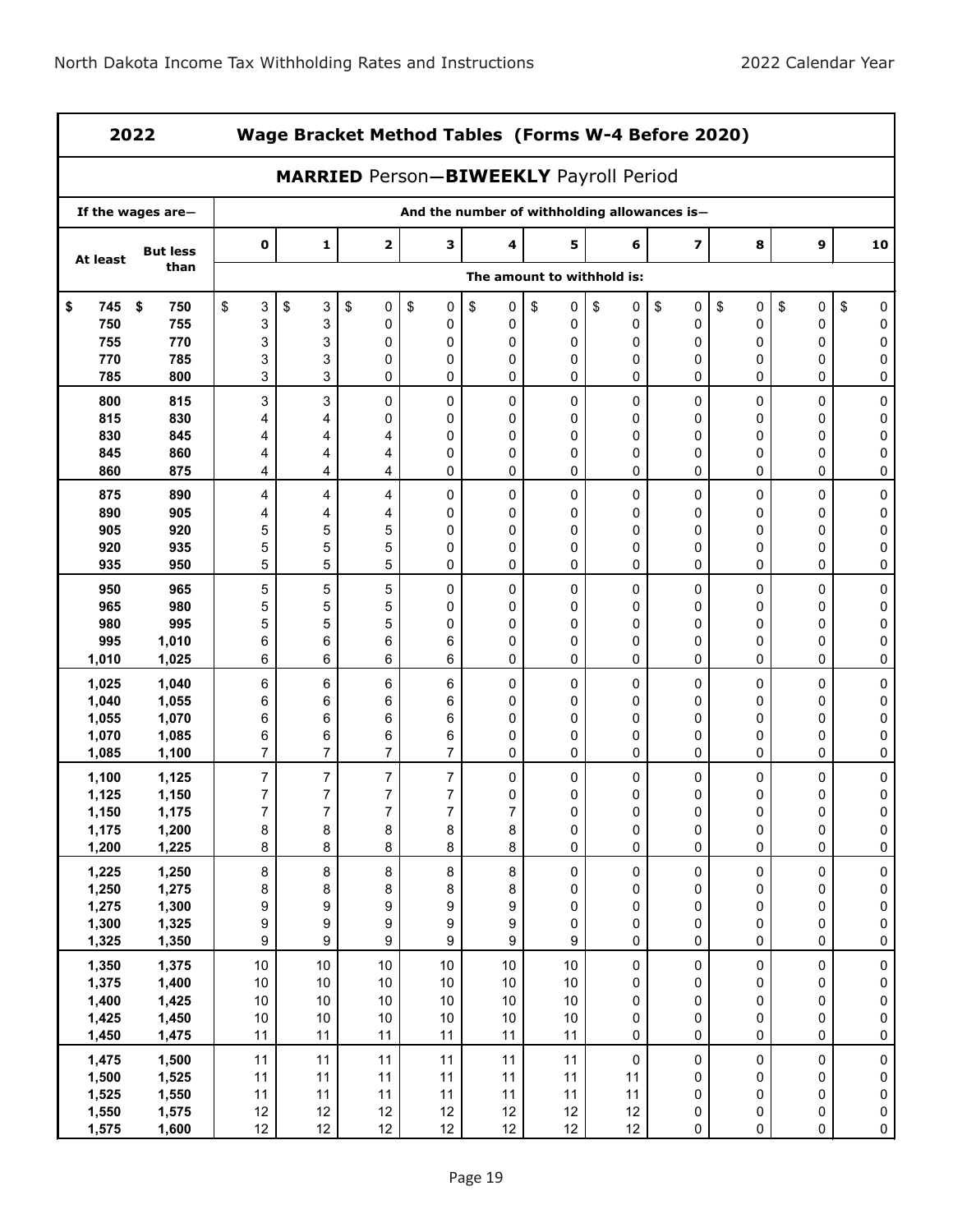## 2022 Wage Bracket Method Tables (Forms W-4 Before 2020)

### MARRIED Person—BIWEEKLY Payroll Period

| If the wages are— | | And the number of withholding allowances is— | | | | | | | | | | |
|---|---|---|---|---|---|---|---|---|---|---|---|---|
| At least | But less than | 0 | 1 | 2 | 3 | 4 | 5 | 6 | 7 | 8 | 9 | 10 |
| | | The amount to withhold is: | | | | | | | | | | |
| $ 745 | $ 750 | $ 3 | $ 3 | $ 0 | $ 0 | $ 0 | $ 0 | $ 0 | $ 0 | $ 0 | $ 0 | $ 0 |
| 750 | 755 | 3 | 3 | 0 | 0 | 0 | 0 | 0 | 0 | 0 | 0 | 0 |
| 755 | 770 | 3 | 3 | 0 | 0 | 0 | 0 | 0 | 0 | 0 | 0 | 0 |
| 770 | 785 | 3 | 3 | 0 | 0 | 0 | 0 | 0 | 0 | 0 | 0 | 0 |
| 785 | 800 | 3 | 3 | 0 | 0 | 0 | 0 | 0 | 0 | 0 | 0 | 0 |
| 800 | 815 | 3 | 3 | 0 | 0 | 0 | 0 | 0 | 0 | 0 | 0 | 0 |
| 815 | 830 | 4 | 4 | 0 | 0 | 0 | 0 | 0 | 0 | 0 | 0 | 0 |
| 830 | 845 | 4 | 4 | 4 | 0 | 0 | 0 | 0 | 0 | 0 | 0 | 0 |
| 845 | 860 | 4 | 4 | 4 | 0 | 0 | 0 | 0 | 0 | 0 | 0 | 0 |
| 860 | 875 | 4 | 4 | 4 | 0 | 0 | 0 | 0 | 0 | 0 | 0 | 0 |
| 875 | 890 | 4 | 4 | 4 | 0 | 0 | 0 | 0 | 0 | 0 | 0 | 0 |
| 890 | 905 | 4 | 4 | 4 | 0 | 0 | 0 | 0 | 0 | 0 | 0 | 0 |
| 905 | 920 | 5 | 5 | 5 | 0 | 0 | 0 | 0 | 0 | 0 | 0 | 0 |
| 920 | 935 | 5 | 5 | 5 | 0 | 0 | 0 | 0 | 0 | 0 | 0 | 0 |
| 935 | 950 | 5 | 5 | 5 | 0 | 0 | 0 | 0 | 0 | 0 | 0 | 0 |
| 950 | 965 | 5 | 5 | 5 | 0 | 0 | 0 | 0 | 0 | 0 | 0 | 0 |
| 965 | 980 | 5 | 5 | 5 | 0 | 0 | 0 | 0 | 0 | 0 | 0 | 0 |
| 980 | 995 | 5 | 5 | 5 | 0 | 0 | 0 | 0 | 0 | 0 | 0 | 0 |
| 995 | 1,010 | 6 | 6 | 6 | 6 | 0 | 0 | 0 | 0 | 0 | 0 | 0 |
| 1,010 | 1,025 | 6 | 6 | 6 | 6 | 0 | 0 | 0 | 0 | 0 | 0 | 0 |
| 1,025 | 1,040 | 6 | 6 | 6 | 6 | 0 | 0 | 0 | 0 | 0 | 0 | 0 |
| 1,040 | 1,055 | 6 | 6 | 6 | 6 | 0 | 0 | 0 | 0 | 0 | 0 | 0 |
| 1,055 | 1,070 | 6 | 6 | 6 | 6 | 0 | 0 | 0 | 0 | 0 | 0 | 0 |
| 1,070 | 1,085 | 6 | 6 | 6 | 6 | 0 | 0 | 0 | 0 | 0 | 0 | 0 |
| 1,085 | 1,100 | 7 | 7 | 7 | 7 | 0 | 0 | 0 | 0 | 0 | 0 | 0 |
| 1,100 | 1,125 | 7 | 7 | 7 | 7 | 0 | 0 | 0 | 0 | 0 | 0 | 0 |
| 1,125 | 1,150 | 7 | 7 | 7 | 7 | 0 | 0 | 0 | 0 | 0 | 0 | 0 |
| 1,150 | 1,175 | 7 | 7 | 7 | 7 | 7 | 0 | 0 | 0 | 0 | 0 | 0 |
| 1,175 | 1,200 | 8 | 8 | 8 | 8 | 8 | 0 | 0 | 0 | 0 | 0 | 0 |
| 1,200 | 1,225 | 8 | 8 | 8 | 8 | 8 | 0 | 0 | 0 | 0 | 0 | 0 |
| 1,225 | 1,250 | 8 | 8 | 8 | 8 | 8 | 0 | 0 | 0 | 0 | 0 | 0 |
| 1,250 | 1,275 | 8 | 8 | 8 | 8 | 8 | 0 | 0 | 0 | 0 | 0 | 0 |
| 1,275 | 1,300 | 9 | 9 | 9 | 9 | 9 | 0 | 0 | 0 | 0 | 0 | 0 |
| 1,300 | 1,325 | 9 | 9 | 9 | 9 | 9 | 0 | 0 | 0 | 0 | 0 | 0 |
| 1,325 | 1,350 | 9 | 9 | 9 | 9 | 9 | 9 | 0 | 0 | 0 | 0 | 0 |
| 1,350 | 1,375 | 10 | 10 | 10 | 10 | 10 | 10 | 0 | 0 | 0 | 0 | 0 |
| 1,375 | 1,400 | 10 | 10 | 10 | 10 | 10 | 10 | 0 | 0 | 0 | 0 | 0 |
| 1,400 | 1,425 | 10 | 10 | 10 | 10 | 10 | 10 | 0 | 0 | 0 | 0 | 0 |
| 1,425 | 1,450 | 10 | 10 | 10 | 10 | 10 | 10 | 0 | 0 | 0 | 0 | 0 |
| 1,450 | 1,475 | 11 | 11 | 11 | 11 | 11 | 11 | 0 | 0 | 0 | 0 | 0 |
| 1,475 | 1,500 | 11 | 11 | 11 | 11 | 11 | 11 | 0 | 0 | 0 | 0 | 0 |
| 1,500 | 1,525 | 11 | 11 | 11 | 11 | 11 | 11 | 11 | 0 | 0 | 0 | 0 |
| 1,525 | 1,550 | 11 | 11 | 11 | 11 | 11 | 11 | 11 | 0 | 0 | 0 | 0 |
| 1,550 | 1,575 | 12 | 12 | 12 | 12 | 12 | 12 | 12 | 0 | 0 | 0 | 0 |
| 1,575 | 1,600 | 12 | 12 | 12 | 12 | 12 | 12 | 12 | 0 | 0 | 0 | 0 |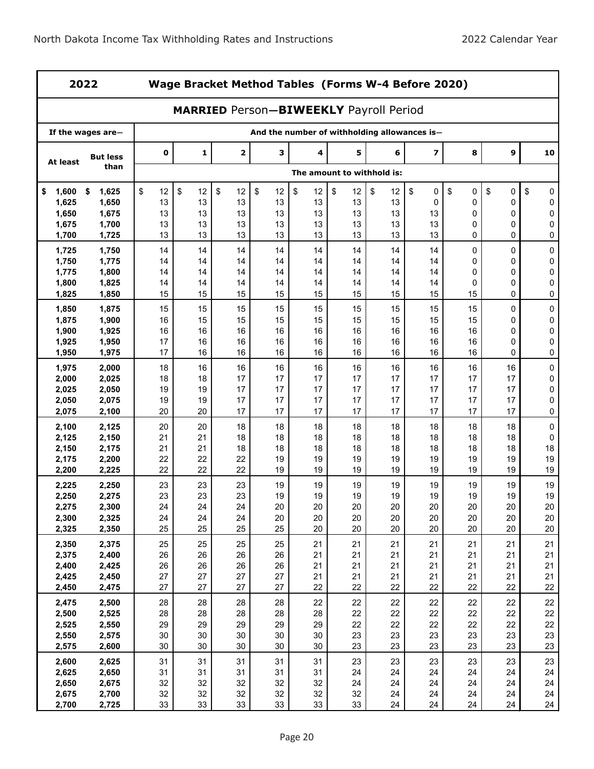## 2022 Wage Bracket Method Tables (Forms W-4 Before 2020)

### MARRIED Person—BIWEEKLY Payroll Period

| If the wages are— | | And the number of withholding allowances is— | | | | | | | | | | |
|---|---|---|---|---|---|---|---|---|---|---|---|---|
| At least | But less than | 0 | 1 | 2 | 3 | 4 | 5 | 6 | 7 | 8 | 9 | 10 |
| | | The amount to withhold is: | | | | | | | | | | |
| $ 1,600 | $ 1,625 | $ 12 | $ 12 | $ 12 | $ 12 | $ 12 | $ 12 | $ 12 | $ 0 | $ 0 | $ 0 | $ 0 |
| 1,625 | 1,650 | 13 | 13 | 13 | 13 | 13 | 13 | 13 | 0 | 0 | 0 | 0 |
| 1,650 | 1,675 | 13 | 13 | 13 | 13 | 13 | 13 | 13 | 13 | 0 | 0 | 0 |
| 1,675 | 1,700 | 13 | 13 | 13 | 13 | 13 | 13 | 13 | 13 | 0 | 0 | 0 |
| 1,700 | 1,725 | 13 | 13 | 13 | 13 | 13 | 13 | 13 | 13 | 0 | 0 | 0 |
| 1,725 | 1,750 | 14 | 14 | 14 | 14 | 14 | 14 | 14 | 14 | 0 | 0 | 0 |
| 1,750 | 1,775 | 14 | 14 | 14 | 14 | 14 | 14 | 14 | 14 | 0 | 0 | 0 |
| 1,775 | 1,800 | 14 | 14 | 14 | 14 | 14 | 14 | 14 | 14 | 0 | 0 | 0 |
| 1,800 | 1,825 | 14 | 14 | 14 | 14 | 14 | 14 | 14 | 14 | 0 | 0 | 0 |
| 1,825 | 1,850 | 15 | 15 | 15 | 15 | 15 | 15 | 15 | 15 | 15 | 0 | 0 |
| 1,850 | 1,875 | 15 | 15 | 15 | 15 | 15 | 15 | 15 | 15 | 15 | 0 | 0 |
| 1,875 | 1,900 | 16 | 15 | 15 | 15 | 15 | 15 | 15 | 15 | 15 | 0 | 0 |
| 1,900 | 1,925 | 16 | 16 | 16 | 16 | 16 | 16 | 16 | 16 | 16 | 0 | 0 |
| 1,925 | 1,950 | 17 | 16 | 16 | 16 | 16 | 16 | 16 | 16 | 16 | 0 | 0 |
| 1,950 | 1,975 | 17 | 16 | 16 | 16 | 16 | 16 | 16 | 16 | 16 | 0 | 0 |
| 1,975 | 2,000 | 18 | 16 | 16 | 16 | 16 | 16 | 16 | 16 | 16 | 16 | 0 |
| 2,000 | 2,025 | 18 | 18 | 17 | 17 | 17 | 17 | 17 | 17 | 17 | 17 | 0 |
| 2,025 | 2,050 | 19 | 19 | 17 | 17 | 17 | 17 | 17 | 17 | 17 | 17 | 0 |
| 2,050 | 2,075 | 19 | 19 | 17 | 17 | 17 | 17 | 17 | 17 | 17 | 17 | 0 |
| 2,075 | 2,100 | 20 | 20 | 17 | 17 | 17 | 17 | 17 | 17 | 17 | 17 | 0 |
| 2,100 | 2,125 | 20 | 20 | 18 | 18 | 18 | 18 | 18 | 18 | 18 | 18 | 0 |
| 2,125 | 2,150 | 21 | 21 | 18 | 18 | 18 | 18 | 18 | 18 | 18 | 18 | 0 |
| 2,150 | 2,175 | 21 | 21 | 18 | 18 | 18 | 18 | 18 | 18 | 18 | 18 | 18 |
| 2,175 | 2,200 | 22 | 22 | 22 | 19 | 19 | 19 | 19 | 19 | 19 | 19 | 19 |
| 2,200 | 2,225 | 22 | 22 | 22 | 19 | 19 | 19 | 19 | 19 | 19 | 19 | 19 |
| 2,225 | 2,250 | 23 | 23 | 23 | 19 | 19 | 19 | 19 | 19 | 19 | 19 | 19 |
| 2,250 | 2,275 | 23 | 23 | 23 | 19 | 19 | 19 | 19 | 19 | 19 | 19 | 19 |
| 2,275 | 2,300 | 24 | 24 | 24 | 20 | 20 | 20 | 20 | 20 | 20 | 20 | 20 |
| 2,300 | 2,325 | 24 | 24 | 24 | 20 | 20 | 20 | 20 | 20 | 20 | 20 | 20 |
| 2,325 | 2,350 | 25 | 25 | 25 | 25 | 20 | 20 | 20 | 20 | 20 | 20 | 20 |
| 2,350 | 2,375 | 25 | 25 | 25 | 25 | 21 | 21 | 21 | 21 | 21 | 21 | 21 |
| 2,375 | 2,400 | 26 | 26 | 26 | 26 | 21 | 21 | 21 | 21 | 21 | 21 | 21 |
| 2,400 | 2,425 | 26 | 26 | 26 | 26 | 21 | 21 | 21 | 21 | 21 | 21 | 21 |
| 2,425 | 2,450 | 27 | 27 | 27 | 27 | 21 | 21 | 21 | 21 | 21 | 21 | 21 |
| 2,450 | 2,475 | 27 | 27 | 27 | 27 | 22 | 22 | 22 | 22 | 22 | 22 | 22 |
| 2,475 | 2,500 | 28 | 28 | 28 | 28 | 22 | 22 | 22 | 22 | 22 | 22 | 22 |
| 2,500 | 2,525 | 28 | 28 | 28 | 28 | 28 | 22 | 22 | 22 | 22 | 22 | 22 |
| 2,525 | 2,550 | 29 | 29 | 29 | 29 | 29 | 22 | 22 | 22 | 22 | 22 | 22 |
| 2,550 | 2,575 | 30 | 30 | 30 | 30 | 30 | 23 | 23 | 23 | 23 | 23 | 23 |
| 2,575 | 2,600 | 30 | 30 | 30 | 30 | 30 | 23 | 23 | 23 | 23 | 23 | 23 |
| 2,600 | 2,625 | 31 | 31 | 31 | 31 | 31 | 23 | 23 | 23 | 23 | 23 | 23 |
| 2,625 | 2,650 | 31 | 31 | 31 | 31 | 31 | 24 | 24 | 24 | 24 | 24 | 24 |
| 2,650 | 2,675 | 32 | 32 | 32 | 32 | 32 | 24 | 24 | 24 | 24 | 24 | 24 |
| 2,675 | 2,700 | 32 | 32 | 32 | 32 | 32 | 32 | 24 | 24 | 24 | 24 | 24 |
| 2,700 | 2,725 | 33 | 33 | 33 | 33 | 33 | 33 | 24 | 24 | 24 | 24 | 24 |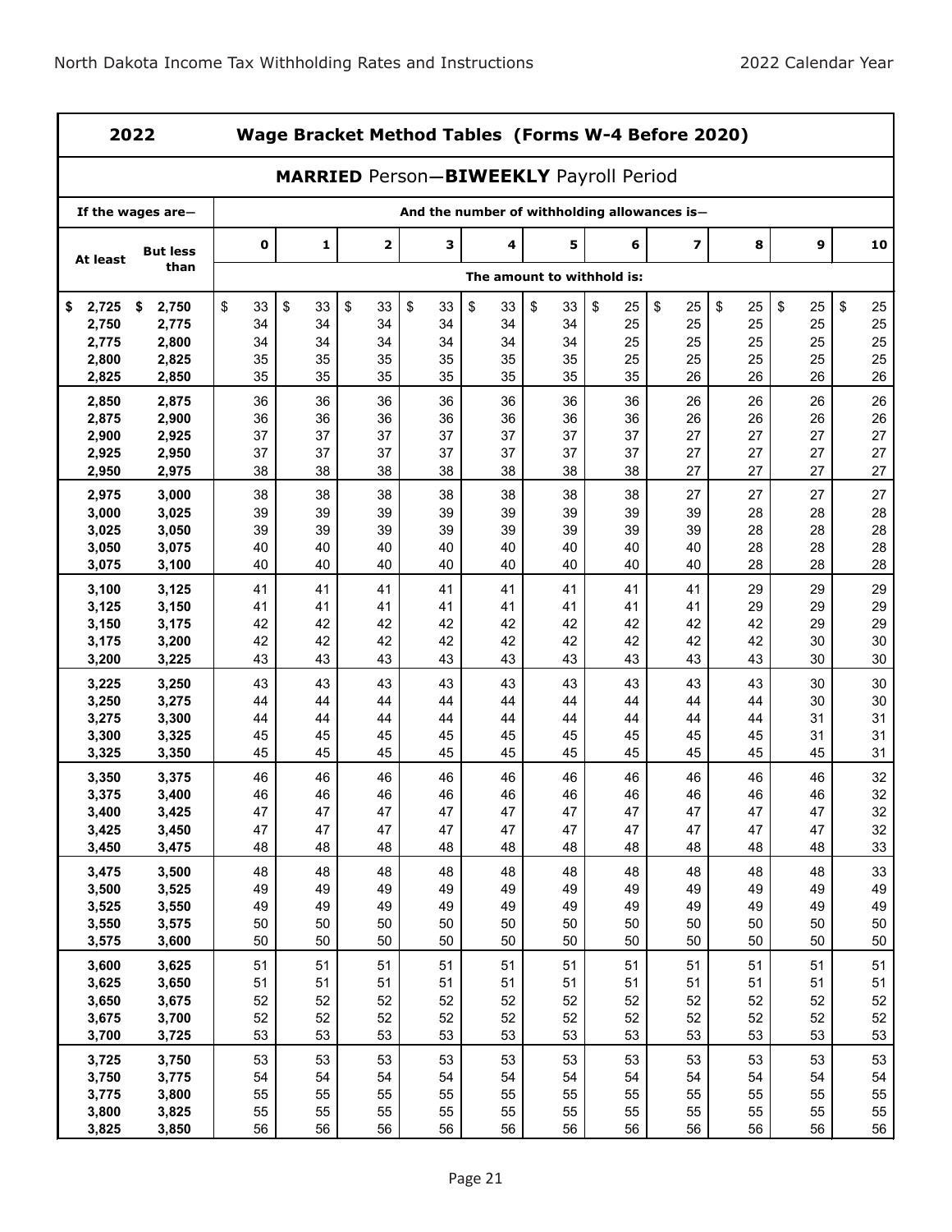| 2022 | Wage Bracket Method Tables (Forms W-4 Before 2020) | | | | | | | | | | | |
|---|---|---|---|---|---|---|---|---|---|---|---|---|
| **MARRIED** Person—**BIWEEKLY** Payroll Period | | | | | | | | | | | | |
| If the wages are— | | And the number of withholding allowances is— | | | | | | | | | | |
| At least | But less than | 0 | 1 | 2 | 3 | 4 | 5 | 6 | 7 | 8 | 9 | 10 |
| | | The amount to withhold is: | | | | | | | | | | |
| $ 2,725 | $ 2,750 | $ 33 | $ 33 | $ 33 | $ 33 | $ 33 | $ 33 | $ 25 | $ 25 | $ 25 | $ 25 | $ 25 |
| 2,750 | 2,775 | 34 | 34 | 34 | 34 | 34 | 34 | 25 | 25 | 25 | 25 | 25 |
| 2,775 | 2,800 | 34 | 34 | 34 | 34 | 34 | 34 | 25 | 25 | 25 | 25 | 25 |
| 2,800 | 2,825 | 35 | 35 | 35 | 35 | 35 | 35 | 25 | 25 | 25 | 25 | 25 |
| 2,825 | 2,850 | 35 | 35 | 35 | 35 | 35 | 35 | 35 | 26 | 26 | 26 | 26 |
| 2,850 | 2,875 | 36 | 36 | 36 | 36 | 36 | 36 | 36 | 26 | 26 | 26 | 26 |
| 2,875 | 2,900 | 36 | 36 | 36 | 36 | 36 | 36 | 36 | 26 | 26 | 26 | 26 |
| 2,900 | 2,925 | 37 | 37 | 37 | 37 | 37 | 37 | 37 | 27 | 27 | 27 | 27 |
| 2,925 | 2,950 | 37 | 37 | 37 | 37 | 37 | 37 | 37 | 27 | 27 | 27 | 27 |
| 2,950 | 2,975 | 38 | 38 | 38 | 38 | 38 | 38 | 38 | 27 | 27 | 27 | 27 |
| 2,975 | 3,000 | 38 | 38 | 38 | 38 | 38 | 38 | 38 | 27 | 27 | 27 | 27 |
| 3,000 | 3,025 | 39 | 39 | 39 | 39 | 39 | 39 | 39 | 39 | 28 | 28 | 28 |
| 3,025 | 3,050 | 39 | 39 | 39 | 39 | 39 | 39 | 39 | 39 | 28 | 28 | 28 |
| 3,050 | 3,075 | 40 | 40 | 40 | 40 | 40 | 40 | 40 | 40 | 28 | 28 | 28 |
| 3,075 | 3,100 | 40 | 40 | 40 | 40 | 40 | 40 | 40 | 40 | 28 | 28 | 28 |
| 3,100 | 3,125 | 41 | 41 | 41 | 41 | 41 | 41 | 41 | 41 | 29 | 29 | 29 |
| 3,125 | 3,150 | 41 | 41 | 41 | 41 | 41 | 41 | 41 | 41 | 29 | 29 | 29 |
| 3,150 | 3,175 | 42 | 42 | 42 | 42 | 42 | 42 | 42 | 42 | 42 | 29 | 29 |
| 3,175 | 3,200 | 42 | 42 | 42 | 42 | 42 | 42 | 42 | 42 | 42 | 30 | 30 |
| 3,200 | 3,225 | 43 | 43 | 43 | 43 | 43 | 43 | 43 | 43 | 43 | 30 | 30 |
| 3,225 | 3,250 | 43 | 43 | 43 | 43 | 43 | 43 | 43 | 43 | 43 | 30 | 30 |
| 3,250 | 3,275 | 44 | 44 | 44 | 44 | 44 | 44 | 44 | 44 | 44 | 30 | 30 |
| 3,275 | 3,300 | 44 | 44 | 44 | 44 | 44 | 44 | 44 | 44 | 44 | 31 | 31 |
| 3,300 | 3,325 | 45 | 45 | 45 | 45 | 45 | 45 | 45 | 45 | 45 | 31 | 31 |
| 3,325 | 3,350 | 45 | 45 | 45 | 45 | 45 | 45 | 45 | 45 | 45 | 45 | 31 |
| 3,350 | 3,375 | 46 | 46 | 46 | 46 | 46 | 46 | 46 | 46 | 46 | 46 | 32 |
| 3,375 | 3,400 | 46 | 46 | 46 | 46 | 46 | 46 | 46 | 46 | 46 | 46 | 32 |
| 3,400 | 3,425 | 47 | 47 | 47 | 47 | 47 | 47 | 47 | 47 | 47 | 47 | 32 |
| 3,425 | 3,450 | 47 | 47 | 47 | 47 | 47 | 47 | 47 | 47 | 47 | 47 | 32 |
| 3,450 | 3,475 | 48 | 48 | 48 | 48 | 48 | 48 | 48 | 48 | 48 | 48 | 33 |
| 3,475 | 3,500 | 48 | 48 | 48 | 48 | 48 | 48 | 48 | 48 | 48 | 48 | 33 |
| 3,500 | 3,525 | 49 | 49 | 49 | 49 | 49 | 49 | 49 | 49 | 49 | 49 | 49 |
| 3,525 | 3,550 | 49 | 49 | 49 | 49 | 49 | 49 | 49 | 49 | 49 | 49 | 49 |
| 3,550 | 3,575 | 50 | 50 | 50 | 50 | 50 | 50 | 50 | 50 | 50 | 50 | 50 |
| 3,575 | 3,600 | 50 | 50 | 50 | 50 | 50 | 50 | 50 | 50 | 50 | 50 | 50 |
| 3,600 | 3,625 | 51 | 51 | 51 | 51 | 51 | 51 | 51 | 51 | 51 | 51 | 51 |
| 3,625 | 3,650 | 51 | 51 | 51 | 51 | 51 | 51 | 51 | 51 | 51 | 51 | 51 |
| 3,650 | 3,675 | 52 | 52 | 52 | 52 | 52 | 52 | 52 | 52 | 52 | 52 | 52 |
| 3,675 | 3,700 | 52 | 52 | 52 | 52 | 52 | 52 | 52 | 52 | 52 | 52 | 52 |
| 3,700 | 3,725 | 53 | 53 | 53 | 53 | 53 | 53 | 53 | 53 | 53 | 53 | 53 |
| 3,725 | 3,750 | 53 | 53 | 53 | 53 | 53 | 53 | 53 | 53 | 53 | 53 | 53 |
| 3,750 | 3,775 | 54 | 54 | 54 | 54 | 54 | 54 | 54 | 54 | 54 | 54 | 54 |
| 3,775 | 3,800 | 55 | 55 | 55 | 55 | 55 | 55 | 55 | 55 | 55 | 55 | 55 |
| 3,800 | 3,825 | 55 | 55 | 55 | 55 | 55 | 55 | 55 | 55 | 55 | 55 | 55 |
| 3,825 | 3,850 | 56 | 56 | 56 | 56 | 56 | 56 | 56 | 56 | 56 | 56 | 56 |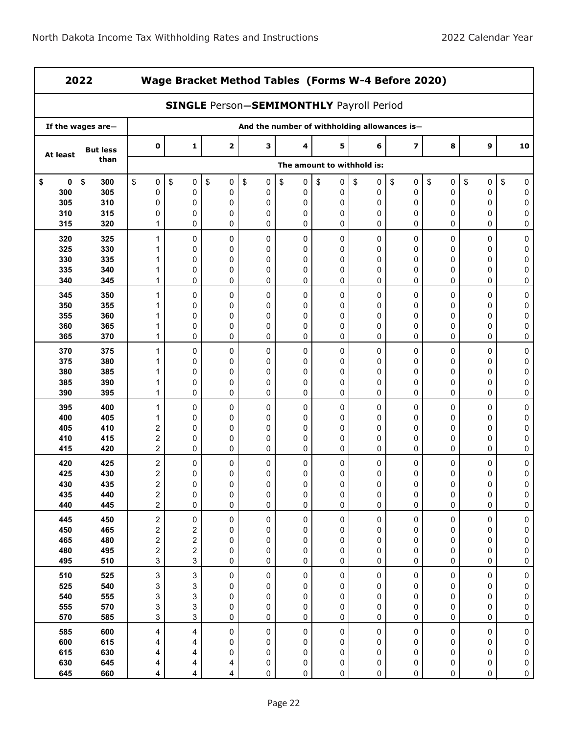| 2022 | | Wage Bracket Method Tables (Forms W-4 Before 2020) | | | | | | | | | | |
|---|---|---|---|---|---|---|---|---|---|---|---|---|
| **SINGLE Person—SEMIMONTHLY Payroll Period** | | | | | | | | | | | | |
| If the wages are— | | And the number of withholding allowances is— | | | | | | | | | | |
| At least | But less than | 0 | 1 | 2 | 3 | 4 | 5 | 6 | 7 | 8 | 9 | 10 |
| | | The amount to withhold is: | | | | | | | | | | |
| $ 0 | $ 300 | $ 0 | $ 0 | $ 0 | $ 0 | $ 0 | $ 0 | $ 0 | $ 0 | $ 0 | $ 0 | $ 0 |
| 300 | 305 | 0 | 0 | 0 | 0 | 0 | 0 | 0 | 0 | 0 | 0 | 0 |
| 305 | 310 | 0 | 0 | 0 | 0 | 0 | 0 | 0 | 0 | 0 | 0 | 0 |
| 310 | 315 | 0 | 0 | 0 | 0 | 0 | 0 | 0 | 0 | 0 | 0 | 0 |
| 315 | 320 | 1 | 0 | 0 | 0 | 0 | 0 | 0 | 0 | 0 | 0 | 0 |
| 320 | 325 | 1 | 0 | 0 | 0 | 0 | 0 | 0 | 0 | 0 | 0 | 0 |
| 325 | 330 | 1 | 0 | 0 | 0 | 0 | 0 | 0 | 0 | 0 | 0 | 0 |
| 330 | 335 | 1 | 0 | 0 | 0 | 0 | 0 | 0 | 0 | 0 | 0 | 0 |
| 335 | 340 | 1 | 0 | 0 | 0 | 0 | 0 | 0 | 0 | 0 | 0 | 0 |
| 340 | 345 | 1 | 0 | 0 | 0 | 0 | 0 | 0 | 0 | 0 | 0 | 0 |
| 345 | 350 | 1 | 0 | 0 | 0 | 0 | 0 | 0 | 0 | 0 | 0 | 0 |
| 350 | 355 | 1 | 0 | 0 | 0 | 0 | 0 | 0 | 0 | 0 | 0 | 0 |
| 355 | 360 | 1 | 0 | 0 | 0 | 0 | 0 | 0 | 0 | 0 | 0 | 0 |
| 360 | 365 | 1 | 0 | 0 | 0 | 0 | 0 | 0 | 0 | 0 | 0 | 0 |
| 365 | 370 | 1 | 0 | 0 | 0 | 0 | 0 | 0 | 0 | 0 | 0 | 0 |
| 370 | 375 | 1 | 0 | 0 | 0 | 0 | 0 | 0 | 0 | 0 | 0 | 0 |
| 375 | 380 | 1 | 0 | 0 | 0 | 0 | 0 | 0 | 0 | 0 | 0 | 0 |
| 380 | 385 | 1 | 0 | 0 | 0 | 0 | 0 | 0 | 0 | 0 | 0 | 0 |
| 385 | 390 | 1 | 0 | 0 | 0 | 0 | 0 | 0 | 0 | 0 | 0 | 0 |
| 390 | 395 | 1 | 0 | 0 | 0 | 0 | 0 | 0 | 0 | 0 | 0 | 0 |
| 395 | 400 | 1 | 0 | 0 | 0 | 0 | 0 | 0 | 0 | 0 | 0 | 0 |
| 400 | 405 | 1 | 0 | 0 | 0 | 0 | 0 | 0 | 0 | 0 | 0 | 0 |
| 405 | 410 | 2 | 0 | 0 | 0 | 0 | 0 | 0 | 0 | 0 | 0 | 0 |
| 410 | 415 | 2 | 0 | 0 | 0 | 0 | 0 | 0 | 0 | 0 | 0 | 0 |
| 415 | 420 | 2 | 0 | 0 | 0 | 0 | 0 | 0 | 0 | 0 | 0 | 0 |
| 420 | 425 | 2 | 0 | 0 | 0 | 0 | 0 | 0 | 0 | 0 | 0 | 0 |
| 425 | 430 | 2 | 0 | 0 | 0 | 0 | 0 | 0 | 0 | 0 | 0 | 0 |
| 430 | 435 | 2 | 0 | 0 | 0 | 0 | 0 | 0 | 0 | 0 | 0 | 0 |
| 435 | 440 | 2 | 0 | 0 | 0 | 0 | 0 | 0 | 0 | 0 | 0 | 0 |
| 440 | 445 | 2 | 0 | 0 | 0 | 0 | 0 | 0 | 0 | 0 | 0 | 0 |
| 445 | 450 | 2 | 0 | 0 | 0 | 0 | 0 | 0 | 0 | 0 | 0 | 0 |
| 450 | 465 | 2 | 2 | 0 | 0 | 0 | 0 | 0 | 0 | 0 | 0 | 0 |
| 465 | 480 | 2 | 2 | 0 | 0 | 0 | 0 | 0 | 0 | 0 | 0 | 0 |
| 480 | 495 | 2 | 2 | 0 | 0 | 0 | 0 | 0 | 0 | 0 | 0 | 0 |
| 495 | 510 | 3 | 3 | 0 | 0 | 0 | 0 | 0 | 0 | 0 | 0 | 0 |
| 510 | 525 | 3 | 3 | 0 | 0 | 0 | 0 | 0 | 0 | 0 | 0 | 0 |
| 525 | 540 | 3 | 3 | 0 | 0 | 0 | 0 | 0 | 0 | 0 | 0 | 0 |
| 540 | 555 | 3 | 3 | 0 | 0 | 0 | 0 | 0 | 0 | 0 | 0 | 0 |
| 555 | 570 | 3 | 3 | 0 | 0 | 0 | 0 | 0 | 0 | 0 | 0 | 0 |
| 570 | 585 | 3 | 3 | 0 | 0 | 0 | 0 | 0 | 0 | 0 | 0 | 0 |
| 585 | 600 | 4 | 4 | 0 | 0 | 0 | 0 | 0 | 0 | 0 | 0 | 0 |
| 600 | 615 | 4 | 4 | 0 | 0 | 0 | 0 | 0 | 0 | 0 | 0 | 0 |
| 615 | 630 | 4 | 4 | 0 | 0 | 0 | 0 | 0 | 0 | 0 | 0 | 0 |
| 630 | 645 | 4 | 4 | 4 | 0 | 0 | 0 | 0 | 0 | 0 | 0 | 0 |
| 645 | 660 | 4 | 4 | 4 | 0 | 0 | 0 | 0 | 0 | 0 | 0 | 0 |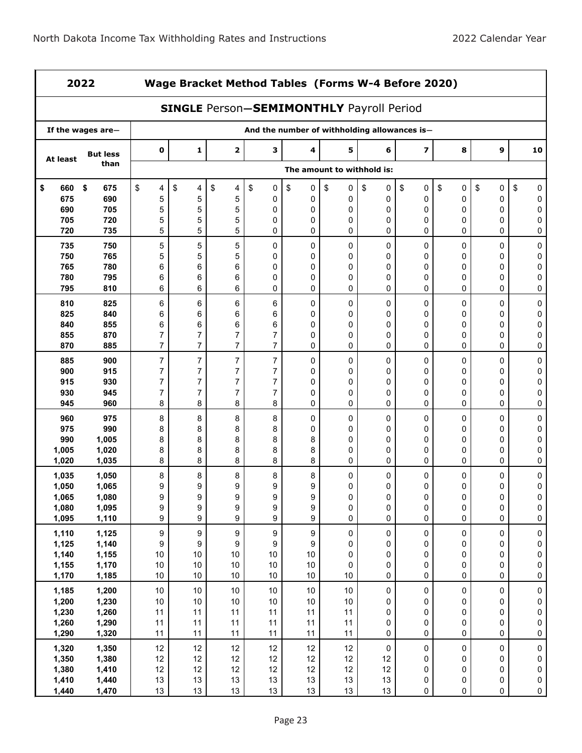## 2022 Wage Bracket Method Tables (Forms W-4 Before 2020)

### SINGLE Person—SEMIMONTHLY Payroll Period

| If the wages are— | | And the number of withholding allowances is— | | | | | | | | | | |
|---|---|---|---|---|---|---|---|---|---|---|---|---|
| At least | But less than | 0 | 1 | 2 | 3 | 4 | 5 | 6 | 7 | 8 | 9 | 10 |
| | | The amount to withhold is: | | | | | | | | | | |
| $ 660 | $ 675 | $ 4 | $ 4 | $ 4 | $ 0 | $ 0 | $ 0 | $ 0 | $ 0 | $ 0 | $ 0 | $ 0 |
| 675 | 690 | 5 | 5 | 5 | 0 | 0 | 0 | 0 | 0 | 0 | 0 | 0 |
| 690 | 705 | 5 | 5 | 5 | 0 | 0 | 0 | 0 | 0 | 0 | 0 | 0 |
| 705 | 720 | 5 | 5 | 5 | 0 | 0 | 0 | 0 | 0 | 0 | 0 | 0 |
| 720 | 735 | 5 | 5 | 5 | 0 | 0 | 0 | 0 | 0 | 0 | 0 | 0 |
| 735 | 750 | 5 | 5 | 5 | 0 | 0 | 0 | 0 | 0 | 0 | 0 | 0 |
| 750 | 765 | 5 | 5 | 5 | 0 | 0 | 0 | 0 | 0 | 0 | 0 | 0 |
| 765 | 780 | 6 | 6 | 6 | 0 | 0 | 0 | 0 | 0 | 0 | 0 | 0 |
| 780 | 795 | 6 | 6 | 6 | 0 | 0 | 0 | 0 | 0 | 0 | 0 | 0 |
| 795 | 810 | 6 | 6 | 6 | 0 | 0 | 0 | 0 | 0 | 0 | 0 | 0 |
| 810 | 825 | 6 | 6 | 6 | 6 | 0 | 0 | 0 | 0 | 0 | 0 | 0 |
| 825 | 840 | 6 | 6 | 6 | 6 | 0 | 0 | 0 | 0 | 0 | 0 | 0 |
| 840 | 855 | 6 | 6 | 6 | 6 | 0 | 0 | 0 | 0 | 0 | 0 | 0 |
| 855 | 870 | 7 | 7 | 7 | 7 | 0 | 0 | 0 | 0 | 0 | 0 | 0 |
| 870 | 885 | 7 | 7 | 7 | 7 | 0 | 0 | 0 | 0 | 0 | 0 | 0 |
| 885 | 900 | 7 | 7 | 7 | 7 | 0 | 0 | 0 | 0 | 0 | 0 | 0 |
| 900 | 915 | 7 | 7 | 7 | 7 | 0 | 0 | 0 | 0 | 0 | 0 | 0 |
| 915 | 930 | 7 | 7 | 7 | 7 | 0 | 0 | 0 | 0 | 0 | 0 | 0 |
| 930 | 945 | 7 | 7 | 7 | 7 | 0 | 0 | 0 | 0 | 0 | 0 | 0 |
| 945 | 960 | 8 | 8 | 8 | 8 | 0 | 0 | 0 | 0 | 0 | 0 | 0 |
| 960 | 975 | 8 | 8 | 8 | 8 | 0 | 0 | 0 | 0 | 0 | 0 | 0 |
| 975 | 990 | 8 | 8 | 8 | 8 | 0 | 0 | 0 | 0 | 0 | 0 | 0 |
| 990 | 1,005 | 8 | 8 | 8 | 8 | 8 | 0 | 0 | 0 | 0 | 0 | 0 |
| 1,005 | 1,020 | 8 | 8 | 8 | 8 | 8 | 0 | 0 | 0 | 0 | 0 | 0 |
| 1,020 | 1,035 | 8 | 8 | 8 | 8 | 8 | 0 | 0 | 0 | 0 | 0 | 0 |
| 1,035 | 1,050 | 8 | 8 | 8 | 8 | 8 | 0 | 0 | 0 | 0 | 0 | 0 |
| 1,050 | 1,065 | 9 | 9 | 9 | 9 | 9 | 0 | 0 | 0 | 0 | 0 | 0 |
| 1,065 | 1,080 | 9 | 9 | 9 | 9 | 9 | 0 | 0 | 0 | 0 | 0 | 0 |
| 1,080 | 1,095 | 9 | 9 | 9 | 9 | 9 | 0 | 0 | 0 | 0 | 0 | 0 |
| 1,095 | 1,110 | 9 | 9 | 9 | 9 | 9 | 0 | 0 | 0 | 0 | 0 | 0 |
| 1,110 | 1,125 | 9 | 9 | 9 | 9 | 9 | 0 | 0 | 0 | 0 | 0 | 0 |
| 1,125 | 1,140 | 9 | 9 | 9 | 9 | 9 | 0 | 0 | 0 | 0 | 0 | 0 |
| 1,140 | 1,155 | 10 | 10 | 10 | 10 | 10 | 0 | 0 | 0 | 0 | 0 | 0 |
| 1,155 | 1,170 | 10 | 10 | 10 | 10 | 10 | 0 | 0 | 0 | 0 | 0 | 0 |
| 1,170 | 1,185 | 10 | 10 | 10 | 10 | 10 | 10 | 0 | 0 | 0 | 0 | 0 |
| 1,185 | 1,200 | 10 | 10 | 10 | 10 | 10 | 10 | 0 | 0 | 0 | 0 | 0 |
| 1,200 | 1,230 | 10 | 10 | 10 | 10 | 10 | 10 | 0 | 0 | 0 | 0 | 0 |
| 1,230 | 1,260 | 11 | 11 | 11 | 11 | 11 | 11 | 0 | 0 | 0 | 0 | 0 |
| 1,260 | 1,290 | 11 | 11 | 11 | 11 | 11 | 11 | 0 | 0 | 0 | 0 | 0 |
| 1,290 | 1,320 | 11 | 11 | 11 | 11 | 11 | 11 | 0 | 0 | 0 | 0 | 0 |
| 1,320 | 1,350 | 12 | 12 | 12 | 12 | 12 | 12 | 0 | 0 | 0 | 0 | 0 |
| 1,350 | 1,380 | 12 | 12 | 12 | 12 | 12 | 12 | 12 | 0 | 0 | 0 | 0 |
| 1,380 | 1,410 | 12 | 12 | 12 | 12 | 12 | 12 | 12 | 0 | 0 | 0 | 0 |
| 1,410 | 1,440 | 13 | 13 | 13 | 13 | 13 | 13 | 13 | 0 | 0 | 0 | 0 |
| 1,440 | 1,470 | 13 | 13 | 13 | 13 | 13 | 13 | 13 | 0 | 0 | 0 | 0 |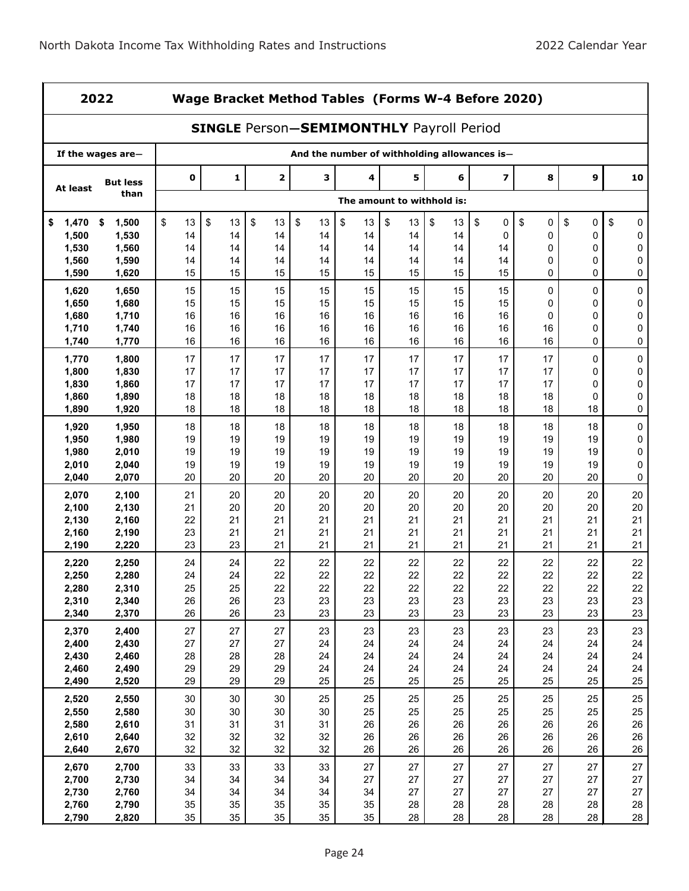## 2022 Wage Bracket Method Tables (Forms W-4 Before 2020)

### SINGLE Person—SEMIMONTHLY Payroll Period

| If the wages are— | | And the number of withholding allowances is— | | | | | | | | | | |
|---|---|---|---|---|---|---|---|---|---|---|---|---|
| At least | But less than | 0 | 1 | 2 | 3 | 4 | 5 | 6 | 7 | 8 | 9 | 10 |
| | | The amount to withhold is: | | | | | | | | | | |
| $ 1,470 | $ 1,500 | $ 13 | $ 13 | $ 13 | $ 13 | $ 13 | $ 13 | $ 13 | $ 0 | $ 0 | $ 0 | $ 0 |
| 1,500 | 1,530 | 14 | 14 | 14 | 14 | 14 | 14 | 14 | 0 | 0 | 0 | 0 |
| 1,530 | 1,560 | 14 | 14 | 14 | 14 | 14 | 14 | 14 | 14 | 0 | 0 | 0 |
| 1,560 | 1,590 | 14 | 14 | 14 | 14 | 14 | 14 | 14 | 14 | 0 | 0 | 0 |
| 1,590 | 1,620 | 15 | 15 | 15 | 15 | 15 | 15 | 15 | 15 | 0 | 0 | 0 |
| 1,620 | 1,650 | 15 | 15 | 15 | 15 | 15 | 15 | 15 | 15 | 0 | 0 | 0 |
| 1,650 | 1,680 | 15 | 15 | 15 | 15 | 15 | 15 | 15 | 15 | 0 | 0 | 0 |
| 1,680 | 1,710 | 16 | 16 | 16 | 16 | 16 | 16 | 16 | 16 | 0 | 0 | 0 |
| 1,710 | 1,740 | 16 | 16 | 16 | 16 | 16 | 16 | 16 | 16 | 16 | 0 | 0 |
| 1,740 | 1,770 | 16 | 16 | 16 | 16 | 16 | 16 | 16 | 16 | 16 | 0 | 0 |
| 1,770 | 1,800 | 17 | 17 | 17 | 17 | 17 | 17 | 17 | 17 | 17 | 0 | 0 |
| 1,800 | 1,830 | 17 | 17 | 17 | 17 | 17 | 17 | 17 | 17 | 17 | 0 | 0 |
| 1,830 | 1,860 | 17 | 17 | 17 | 17 | 17 | 17 | 17 | 17 | 17 | 0 | 0 |
| 1,860 | 1,890 | 18 | 18 | 18 | 18 | 18 | 18 | 18 | 18 | 18 | 0 | 0 |
| 1,890 | 1,920 | 18 | 18 | 18 | 18 | 18 | 18 | 18 | 18 | 18 | 18 | 0 |
| 1,920 | 1,950 | 18 | 18 | 18 | 18 | 18 | 18 | 18 | 18 | 18 | 18 | 0 |
| 1,950 | 1,980 | 19 | 19 | 19 | 19 | 19 | 19 | 19 | 19 | 19 | 19 | 0 |
| 1,980 | 2,010 | 19 | 19 | 19 | 19 | 19 | 19 | 19 | 19 | 19 | 19 | 0 |
| 2,010 | 2,040 | 19 | 19 | 19 | 19 | 19 | 19 | 19 | 19 | 19 | 19 | 0 |
| 2,040 | 2,070 | 20 | 20 | 20 | 20 | 20 | 20 | 20 | 20 | 20 | 20 | 0 |
| 2,070 | 2,100 | 21 | 20 | 20 | 20 | 20 | 20 | 20 | 20 | 20 | 20 | 20 |
| 2,100 | 2,130 | 21 | 20 | 20 | 20 | 20 | 20 | 20 | 20 | 20 | 20 | 20 |
| 2,130 | 2,160 | 22 | 21 | 21 | 21 | 21 | 21 | 21 | 21 | 21 | 21 | 21 |
| 2,160 | 2,190 | 23 | 21 | 21 | 21 | 21 | 21 | 21 | 21 | 21 | 21 | 21 |
| 2,190 | 2,220 | 23 | 23 | 21 | 21 | 21 | 21 | 21 | 21 | 21 | 21 | 21 |
| 2,220 | 2,250 | 24 | 24 | 22 | 22 | 22 | 22 | 22 | 22 | 22 | 22 | 22 |
| 2,250 | 2,280 | 24 | 24 | 22 | 22 | 22 | 22 | 22 | 22 | 22 | 22 | 22 |
| 2,280 | 2,310 | 25 | 25 | 22 | 22 | 22 | 22 | 22 | 22 | 22 | 22 | 22 |
| 2,310 | 2,340 | 26 | 26 | 23 | 23 | 23 | 23 | 23 | 23 | 23 | 23 | 23 |
| 2,340 | 2,370 | 26 | 26 | 23 | 23 | 23 | 23 | 23 | 23 | 23 | 23 | 23 |
| 2,370 | 2,400 | 27 | 27 | 27 | 23 | 23 | 23 | 23 | 23 | 23 | 23 | 23 |
| 2,400 | 2,430 | 27 | 27 | 27 | 24 | 24 | 24 | 24 | 24 | 24 | 24 | 24 |
| 2,430 | 2,460 | 28 | 28 | 28 | 24 | 24 | 24 | 24 | 24 | 24 | 24 | 24 |
| 2,460 | 2,490 | 29 | 29 | 29 | 24 | 24 | 24 | 24 | 24 | 24 | 24 | 24 |
| 2,490 | 2,520 | 29 | 29 | 29 | 25 | 25 | 25 | 25 | 25 | 25 | 25 | 25 |
| 2,520 | 2,550 | 30 | 30 | 30 | 25 | 25 | 25 | 25 | 25 | 25 | 25 | 25 |
| 2,550 | 2,580 | 30 | 30 | 30 | 30 | 25 | 25 | 25 | 25 | 25 | 25 | 25 |
| 2,580 | 2,610 | 31 | 31 | 31 | 31 | 26 | 26 | 26 | 26 | 26 | 26 | 26 |
| 2,610 | 2,640 | 32 | 32 | 32 | 32 | 26 | 26 | 26 | 26 | 26 | 26 | 26 |
| 2,640 | 2,670 | 32 | 32 | 32 | 32 | 26 | 26 | 26 | 26 | 26 | 26 | 26 |
| 2,670 | 2,700 | 33 | 33 | 33 | 33 | 27 | 27 | 27 | 27 | 27 | 27 | 27 |
| 2,700 | 2,730 | 34 | 34 | 34 | 34 | 27 | 27 | 27 | 27 | 27 | 27 | 27 |
| 2,730 | 2,760 | 34 | 34 | 34 | 34 | 34 | 27 | 27 | 27 | 27 | 27 | 27 |
| 2,760 | 2,790 | 35 | 35 | 35 | 35 | 35 | 28 | 28 | 28 | 28 | 28 | 28 |
| 2,790 | 2,820 | 35 | 35 | 35 | 35 | 35 | 28 | 28 | 28 | 28 | 28 | 28 |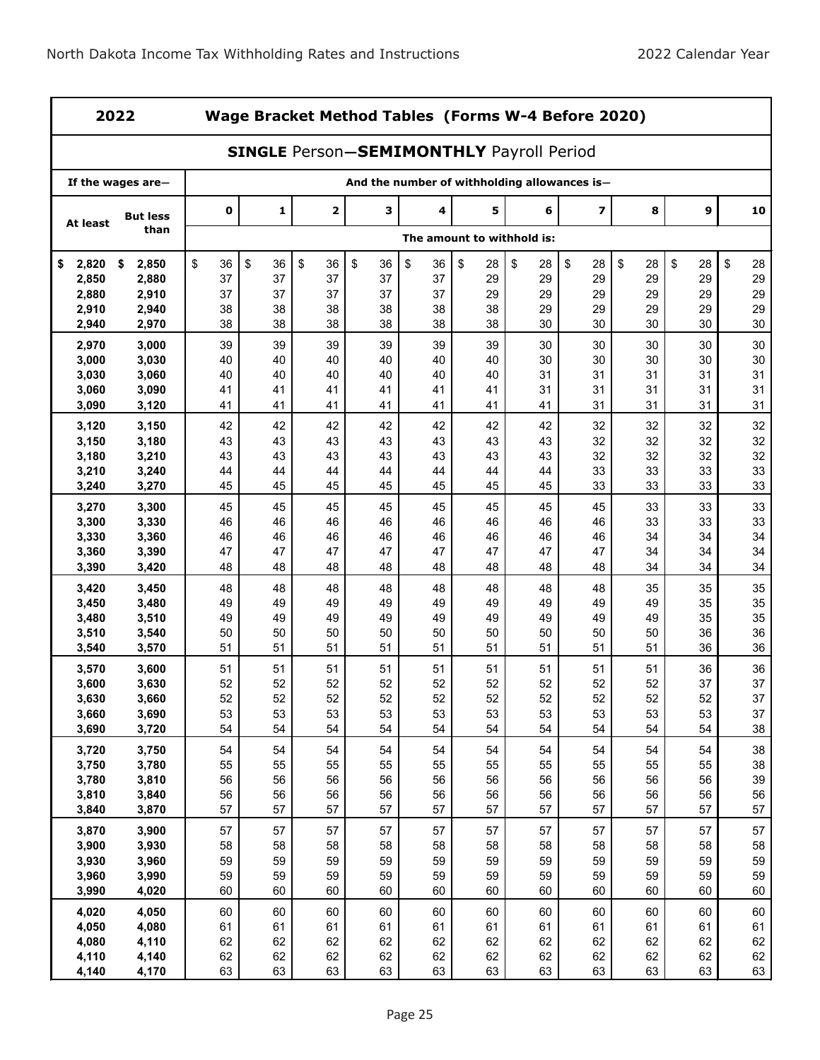| 2022 | | Wage Bracket Method Tables (Forms W-4 Before 2020) | | | | | | | | | | |
|---|---|---|---|---|---|---|---|---|---|---|---|---|
| **SINGLE Person—SEMIMONTHLY Payroll Period** | | | | | | | | | | | | |
| If the wages are— | | And the number of withholding allowances is— | | | | | | | | | | |
| At least | But less than | 0 | 1 | 2 | 3 | 4 | 5 | 6 | 7 | 8 | 9 | 10 |
| | | The amount to withhold is: | | | | | | | | | | |
| $ 2,820 | $ 2,850 | $ 36 | $ 36 | $ 36 | $ 36 | $ 36 | $ 28 | $ 28 | $ 28 | $ 28 | $ 28 | $ 28 |
| 2,850 | 2,880 | 37 | 37 | 37 | 37 | 37 | 29 | 29 | 29 | 29 | 29 | 29 |
| 2,880 | 2,910 | 37 | 37 | 37 | 37 | 37 | 29 | 29 | 29 | 29 | 29 | 29 |
| 2,910 | 2,940 | 38 | 38 | 38 | 38 | 38 | 38 | 29 | 29 | 29 | 29 | 29 |
| 2,940 | 2,970 | 38 | 38 | 38 | 38 | 38 | 38 | 30 | 30 | 30 | 30 | 30 |
| 2,970 | 3,000 | 39 | 39 | 39 | 39 | 39 | 39 | 30 | 30 | 30 | 30 | 30 |
| 3,000 | 3,030 | 40 | 40 | 40 | 40 | 40 | 40 | 30 | 30 | 30 | 30 | 30 |
| 3,030 | 3,060 | 40 | 40 | 40 | 40 | 40 | 40 | 31 | 31 | 31 | 31 | 31 |
| 3,060 | 3,090 | 41 | 41 | 41 | 41 | 41 | 41 | 31 | 31 | 31 | 31 | 31 |
| 3,090 | 3,120 | 41 | 41 | 41 | 41 | 41 | 41 | 41 | 31 | 31 | 31 | 31 |
| 3,120 | 3,150 | 42 | 42 | 42 | 42 | 42 | 42 | 42 | 32 | 32 | 32 | 32 |
| 3,150 | 3,180 | 43 | 43 | 43 | 43 | 43 | 43 | 43 | 32 | 32 | 32 | 32 |
| 3,180 | 3,210 | 43 | 43 | 43 | 43 | 43 | 43 | 43 | 32 | 32 | 32 | 32 |
| 3,210 | 3,240 | 44 | 44 | 44 | 44 | 44 | 44 | 44 | 33 | 33 | 33 | 33 |
| 3,240 | 3,270 | 45 | 45 | 45 | 45 | 45 | 45 | 45 | 33 | 33 | 33 | 33 |
| 3,270 | 3,300 | 45 | 45 | 45 | 45 | 45 | 45 | 45 | 45 | 33 | 33 | 33 |
| 3,300 | 3,330 | 46 | 46 | 46 | 46 | 46 | 46 | 46 | 46 | 33 | 33 | 33 |
| 3,330 | 3,360 | 46 | 46 | 46 | 46 | 46 | 46 | 46 | 46 | 34 | 34 | 34 |
| 3,360 | 3,390 | 47 | 47 | 47 | 47 | 47 | 47 | 47 | 47 | 34 | 34 | 34 |
| 3,390 | 3,420 | 48 | 48 | 48 | 48 | 48 | 48 | 48 | 48 | 34 | 34 | 34 |
| 3,420 | 3,450 | 48 | 48 | 48 | 48 | 48 | 48 | 48 | 48 | 35 | 35 | 35 |
| 3,450 | 3,480 | 49 | 49 | 49 | 49 | 49 | 49 | 49 | 49 | 49 | 35 | 35 |
| 3,480 | 3,510 | 49 | 49 | 49 | 49 | 49 | 49 | 49 | 49 | 49 | 35 | 35 |
| 3,510 | 3,540 | 50 | 50 | 50 | 50 | 50 | 50 | 50 | 50 | 50 | 36 | 36 |
| 3,540 | 3,570 | 51 | 51 | 51 | 51 | 51 | 51 | 51 | 51 | 51 | 36 | 36 |
| 3,570 | 3,600 | 51 | 51 | 51 | 51 | 51 | 51 | 51 | 51 | 51 | 36 | 36 |
| 3,600 | 3,630 | 52 | 52 | 52 | 52 | 52 | 52 | 52 | 52 | 52 | 37 | 37 |
| 3,630 | 3,660 | 52 | 52 | 52 | 52 | 52 | 52 | 52 | 52 | 52 | 52 | 37 |
| 3,660 | 3,690 | 53 | 53 | 53 | 53 | 53 | 53 | 53 | 53 | 53 | 53 | 37 |
| 3,690 | 3,720 | 54 | 54 | 54 | 54 | 54 | 54 | 54 | 54 | 54 | 54 | 38 |
| 3,720 | 3,750 | 54 | 54 | 54 | 54 | 54 | 54 | 54 | 54 | 54 | 54 | 38 |
| 3,750 | 3,780 | 55 | 55 | 55 | 55 | 55 | 55 | 55 | 55 | 55 | 55 | 38 |
| 3,780 | 3,810 | 56 | 56 | 56 | 56 | 56 | 56 | 56 | 56 | 56 | 56 | 39 |
| 3,810 | 3,840 | 56 | 56 | 56 | 56 | 56 | 56 | 56 | 56 | 56 | 56 | 56 |
| 3,840 | 3,870 | 57 | 57 | 57 | 57 | 57 | 57 | 57 | 57 | 57 | 57 | 57 |
| 3,870 | 3,900 | 57 | 57 | 57 | 57 | 57 | 57 | 57 | 57 | 57 | 57 | 57 |
| 3,900 | 3,930 | 58 | 58 | 58 | 58 | 58 | 58 | 58 | 58 | 58 | 58 | 58 |
| 3,930 | 3,960 | 59 | 59 | 59 | 59 | 59 | 59 | 59 | 59 | 59 | 59 | 59 |
| 3,960 | 3,990 | 59 | 59 | 59 | 59 | 59 | 59 | 59 | 59 | 59 | 59 | 59 |
| 3,990 | 4,020 | 60 | 60 | 60 | 60 | 60 | 60 | 60 | 60 | 60 | 60 | 60 |
| 4,020 | 4,050 | 60 | 60 | 60 | 60 | 60 | 60 | 60 | 60 | 60 | 60 | 60 |
| 4,050 | 4,080 | 61 | 61 | 61 | 61 | 61 | 61 | 61 | 61 | 61 | 61 | 61 |
| 4,080 | 4,110 | 62 | 62 | 62 | 62 | 62 | 62 | 62 | 62 | 62 | 62 | 62 |
| 4,110 | 4,140 | 62 | 62 | 62 | 62 | 62 | 62 | 62 | 62 | 62 | 62 | 62 |
| 4,140 | 4,170 | 63 | 63 | 63 | 63 | 63 | 63 | 63 | 63 | 63 | 63 | 63 |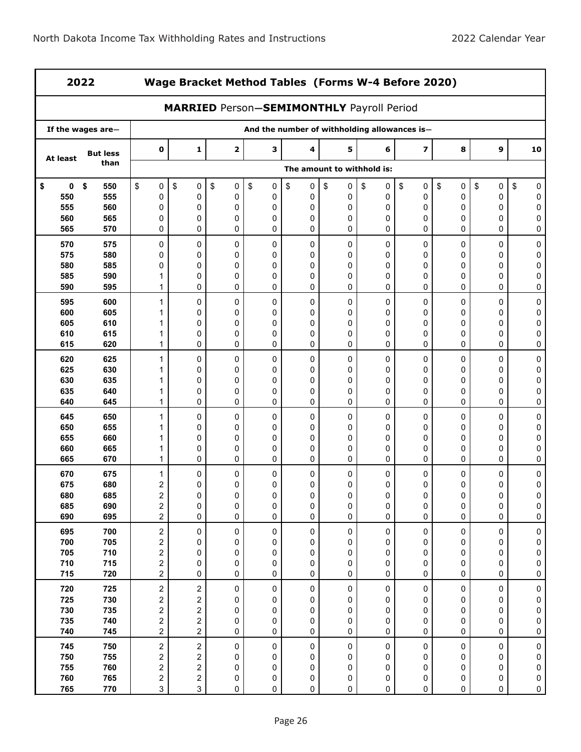## 2022 Wage Bracket Method Tables (Forms W-4 Before 2020)

### MARRIED Person—SEMIMONTHLY Payroll Period

| If the wages are— | | And the number of withholding allowances is— | | | | | | | | | | |
|---|---|---|---|---|---|---|---|---|---|---|---|---|
| At least | But less than | 0 | 1 | 2 | 3 | 4 | 5 | 6 | 7 | 8 | 9 | 10 |
| | | The amount to withhold is: | | | | | | | | | | |
| $ 0 | $ 550 | $ 0 | $ 0 | $ 0 | $ 0 | $ 0 | $ 0 | $ 0 | $ 0 | $ 0 | $ 0 | $ 0 |
| 550 | 555 | 0 | 0 | 0 | 0 | 0 | 0 | 0 | 0 | 0 | 0 | 0 |
| 555 | 560 | 0 | 0 | 0 | 0 | 0 | 0 | 0 | 0 | 0 | 0 | 0 |
| 560 | 565 | 0 | 0 | 0 | 0 | 0 | 0 | 0 | 0 | 0 | 0 | 0 |
| 565 | 570 | 0 | 0 | 0 | 0 | 0 | 0 | 0 | 0 | 0 | 0 | 0 |
| 570 | 575 | 0 | 0 | 0 | 0 | 0 | 0 | 0 | 0 | 0 | 0 | 0 |
| 575 | 580 | 0 | 0 | 0 | 0 | 0 | 0 | 0 | 0 | 0 | 0 | 0 |
| 580 | 585 | 0 | 0 | 0 | 0 | 0 | 0 | 0 | 0 | 0 | 0 | 0 |
| 585 | 590 | 1 | 0 | 0 | 0 | 0 | 0 | 0 | 0 | 0 | 0 | 0 |
| 590 | 595 | 1 | 0 | 0 | 0 | 0 | 0 | 0 | 0 | 0 | 0 | 0 |
| 595 | 600 | 1 | 0 | 0 | 0 | 0 | 0 | 0 | 0 | 0 | 0 | 0 |
| 600 | 605 | 1 | 0 | 0 | 0 | 0 | 0 | 0 | 0 | 0 | 0 | 0 |
| 605 | 610 | 1 | 0 | 0 | 0 | 0 | 0 | 0 | 0 | 0 | 0 | 0 |
| 610 | 615 | 1 | 0 | 0 | 0 | 0 | 0 | 0 | 0 | 0 | 0 | 0 |
| 615 | 620 | 1 | 0 | 0 | 0 | 0 | 0 | 0 | 0 | 0 | 0 | 0 |
| 620 | 625 | 1 | 0 | 0 | 0 | 0 | 0 | 0 | 0 | 0 | 0 | 0 |
| 625 | 630 | 1 | 0 | 0 | 0 | 0 | 0 | 0 | 0 | 0 | 0 | 0 |
| 630 | 635 | 1 | 0 | 0 | 0 | 0 | 0 | 0 | 0 | 0 | 0 | 0 |
| 635 | 640 | 1 | 0 | 0 | 0 | 0 | 0 | 0 | 0 | 0 | 0 | 0 |
| 640 | 645 | 1 | 0 | 0 | 0 | 0 | 0 | 0 | 0 | 0 | 0 | 0 |
| 645 | 650 | 1 | 0 | 0 | 0 | 0 | 0 | 0 | 0 | 0 | 0 | 0 |
| 650 | 655 | 1 | 0 | 0 | 0 | 0 | 0 | 0 | 0 | 0 | 0 | 0 |
| 655 | 660 | 1 | 0 | 0 | 0 | 0 | 0 | 0 | 0 | 0 | 0 | 0 |
| 660 | 665 | 1 | 0 | 0 | 0 | 0 | 0 | 0 | 0 | 0 | 0 | 0 |
| 665 | 670 | 1 | 0 | 0 | 0 | 0 | 0 | 0 | 0 | 0 | 0 | 0 |
| 670 | 675 | 1 | 0 | 0 | 0 | 0 | 0 | 0 | 0 | 0 | 0 | 0 |
| 675 | 680 | 2 | 0 | 0 | 0 | 0 | 0 | 0 | 0 | 0 | 0 | 0 |
| 680 | 685 | 2 | 0 | 0 | 0 | 0 | 0 | 0 | 0 | 0 | 0 | 0 |
| 685 | 690 | 2 | 0 | 0 | 0 | 0 | 0 | 0 | 0 | 0 | 0 | 0 |
| 690 | 695 | 2 | 0 | 0 | 0 | 0 | 0 | 0 | 0 | 0 | 0 | 0 |
| 695 | 700 | 2 | 0 | 0 | 0 | 0 | 0 | 0 | 0 | 0 | 0 | 0 |
| 700 | 705 | 2 | 0 | 0 | 0 | 0 | 0 | 0 | 0 | 0 | 0 | 0 |
| 705 | 710 | 2 | 0 | 0 | 0 | 0 | 0 | 0 | 0 | 0 | 0 | 0 |
| 710 | 715 | 2 | 0 | 0 | 0 | 0 | 0 | 0 | 0 | 0 | 0 | 0 |
| 715 | 720 | 2 | 0 | 0 | 0 | 0 | 0 | 0 | 0 | 0 | 0 | 0 |
| 720 | 725 | 2 | 2 | 0 | 0 | 0 | 0 | 0 | 0 | 0 | 0 | 0 |
| 725 | 730 | 2 | 2 | 0 | 0 | 0 | 0 | 0 | 0 | 0 | 0 | 0 |
| 730 | 735 | 2 | 2 | 0 | 0 | 0 | 0 | 0 | 0 | 0 | 0 | 0 |
| 735 | 740 | 2 | 2 | 0 | 0 | 0 | 0 | 0 | 0 | 0 | 0 | 0 |
| 740 | 745 | 2 | 2 | 0 | 0 | 0 | 0 | 0 | 0 | 0 | 0 | 0 |
| 745 | 750 | 2 | 2 | 0 | 0 | 0 | 0 | 0 | 0 | 0 | 0 | 0 |
| 750 | 755 | 2 | 2 | 0 | 0 | 0 | 0 | 0 | 0 | 0 | 0 | 0 |
| 755 | 760 | 2 | 2 | 0 | 0 | 0 | 0 | 0 | 0 | 0 | 0 | 0 |
| 760 | 765 | 2 | 2 | 0 | 0 | 0 | 0 | 0 | 0 | 0 | 0 | 0 |
| 765 | 770 | 3 | 3 | 0 | 0 | 0 | 0 | 0 | 0 | 0 | 0 | 0 |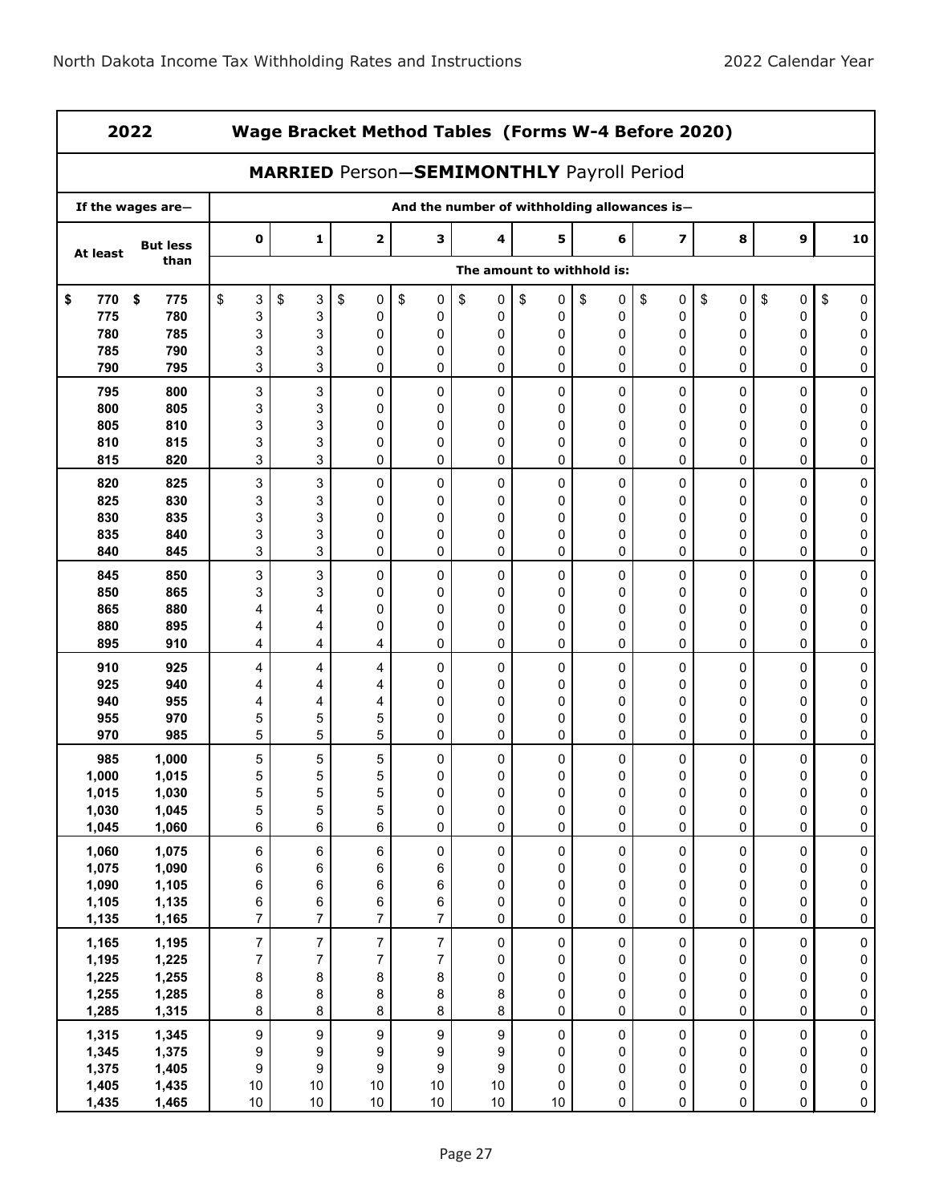| 2022 | | Wage Bracket Method Tables (Forms W-4 Before 2020) | | | | | | | | | | |
|---|---|---|---|---|---|---|---|---|---|---|---|---|
| **MARRIED** Person—**SEMIMONTHLY** Payroll Period | | | | | | | | | | | | |
| If the wages are— | | And the number of withholding allowances is— | | | | | | | | | | |
| At least | But less than | 0 | 1 | 2 | 3 | 4 | 5 | 6 | 7 | 8 | 9 | 10 |
| | | The amount to withhold is: | | | | | | | | | | |
| $ 770 | $ 775 | $ 3 | $ 3 | $ 0 | $ 0 | $ 0 | $ 0 | $ 0 | $ 0 | $ 0 | $ 0 | $ 0 |
| 775 | 780 | 3 | 3 | 0 | 0 | 0 | 0 | 0 | 0 | 0 | 0 | 0 |
| 780 | 785 | 3 | 3 | 0 | 0 | 0 | 0 | 0 | 0 | 0 | 0 | 0 |
| 785 | 790 | 3 | 3 | 0 | 0 | 0 | 0 | 0 | 0 | 0 | 0 | 0 |
| 790 | 795 | 3 | 3 | 0 | 0 | 0 | 0 | 0 | 0 | 0 | 0 | 0 |
| 795 | 800 | 3 | 3 | 0 | 0 | 0 | 0 | 0 | 0 | 0 | 0 | 0 |
| 800 | 805 | 3 | 3 | 0 | 0 | 0 | 0 | 0 | 0 | 0 | 0 | 0 |
| 805 | 810 | 3 | 3 | 0 | 0 | 0 | 0 | 0 | 0 | 0 | 0 | 0 |
| 810 | 815 | 3 | 3 | 0 | 0 | 0 | 0 | 0 | 0 | 0 | 0 | 0 |
| 815 | 820 | 3 | 3 | 0 | 0 | 0 | 0 | 0 | 0 | 0 | 0 | 0 |
| 820 | 825 | 3 | 3 | 0 | 0 | 0 | 0 | 0 | 0 | 0 | 0 | 0 |
| 825 | 830 | 3 | 3 | 0 | 0 | 0 | 0 | 0 | 0 | 0 | 0 | 0 |
| 830 | 835 | 3 | 3 | 0 | 0 | 0 | 0 | 0 | 0 | 0 | 0 | 0 |
| 835 | 840 | 3 | 3 | 0 | 0 | 0 | 0 | 0 | 0 | 0 | 0 | 0 |
| 840 | 845 | 3 | 3 | 0 | 0 | 0 | 0 | 0 | 0 | 0 | 0 | 0 |
| 845 | 850 | 3 | 3 | 0 | 0 | 0 | 0 | 0 | 0 | 0 | 0 | 0 |
| 850 | 865 | 3 | 3 | 0 | 0 | 0 | 0 | 0 | 0 | 0 | 0 | 0 |
| 865 | 880 | 4 | 4 | 0 | 0 | 0 | 0 | 0 | 0 | 0 | 0 | 0 |
| 880 | 895 | 4 | 4 | 0 | 0 | 0 | 0 | 0 | 0 | 0 | 0 | 0 |
| 895 | 910 | 4 | 4 | 4 | 0 | 0 | 0 | 0 | 0 | 0 | 0 | 0 |
| 910 | 925 | 4 | 4 | 4 | 0 | 0 | 0 | 0 | 0 | 0 | 0 | 0 |
| 925 | 940 | 4 | 4 | 4 | 0 | 0 | 0 | 0 | 0 | 0 | 0 | 0 |
| 940 | 955 | 4 | 4 | 4 | 0 | 0 | 0 | 0 | 0 | 0 | 0 | 0 |
| 955 | 970 | 5 | 5 | 5 | 0 | 0 | 0 | 0 | 0 | 0 | 0 | 0 |
| 970 | 985 | 5 | 5 | 5 | 0 | 0 | 0 | 0 | 0 | 0 | 0 | 0 |
| 985 | 1,000 | 5 | 5 | 5 | 0 | 0 | 0 | 0 | 0 | 0 | 0 | 0 |
| 1,000 | 1,015 | 5 | 5 | 5 | 0 | 0 | 0 | 0 | 0 | 0 | 0 | 0 |
| 1,015 | 1,030 | 5 | 5 | 5 | 0 | 0 | 0 | 0 | 0 | 0 | 0 | 0 |
| 1,030 | 1,045 | 5 | 5 | 5 | 0 | 0 | 0 | 0 | 0 | 0 | 0 | 0 |
| 1,045 | 1,060 | 6 | 6 | 6 | 0 | 0 | 0 | 0 | 0 | 0 | 0 | 0 |
| 1,060 | 1,075 | 6 | 6 | 6 | 0 | 0 | 0 | 0 | 0 | 0 | 0 | 0 |
| 1,075 | 1,090 | 6 | 6 | 6 | 6 | 0 | 0 | 0 | 0 | 0 | 0 | 0 |
| 1,090 | 1,105 | 6 | 6 | 6 | 6 | 0 | 0 | 0 | 0 | 0 | 0 | 0 |
| 1,105 | 1,135 | 6 | 6 | 6 | 6 | 0 | 0 | 0 | 0 | 0 | 0 | 0 |
| 1,135 | 1,165 | 7 | 7 | 7 | 7 | 0 | 0 | 0 | 0 | 0 | 0 | 0 |
| 1,165 | 1,195 | 7 | 7 | 7 | 7 | 0 | 0 | 0 | 0 | 0 | 0 | 0 |
| 1,195 | 1,225 | 7 | 7 | 7 | 7 | 0 | 0 | 0 | 0 | 0 | 0 | 0 |
| 1,225 | 1,255 | 8 | 8 | 8 | 8 | 0 | 0 | 0 | 0 | 0 | 0 | 0 |
| 1,255 | 1,285 | 8 | 8 | 8 | 8 | 8 | 0 | 0 | 0 | 0 | 0 | 0 |
| 1,285 | 1,315 | 8 | 8 | 8 | 8 | 8 | 0 | 0 | 0 | 0 | 0 | 0 |
| 1,315 | 1,345 | 9 | 9 | 9 | 9 | 9 | 0 | 0 | 0 | 0 | 0 | 0 |
| 1,345 | 1,375 | 9 | 9 | 9 | 9 | 9 | 0 | 0 | 0 | 0 | 0 | 0 |
| 1,375 | 1,405 | 9 | 9 | 9 | 9 | 9 | 0 | 0 | 0 | 0 | 0 | 0 |
| 1,405 | 1,435 | 10 | 10 | 10 | 10 | 10 | 0 | 0 | 0 | 0 | 0 | 0 |
| 1,435 | 1,465 | 10 | 10 | 10 | 10 | 10 | 10 | 0 | 0 | 0 | 0 | 0 |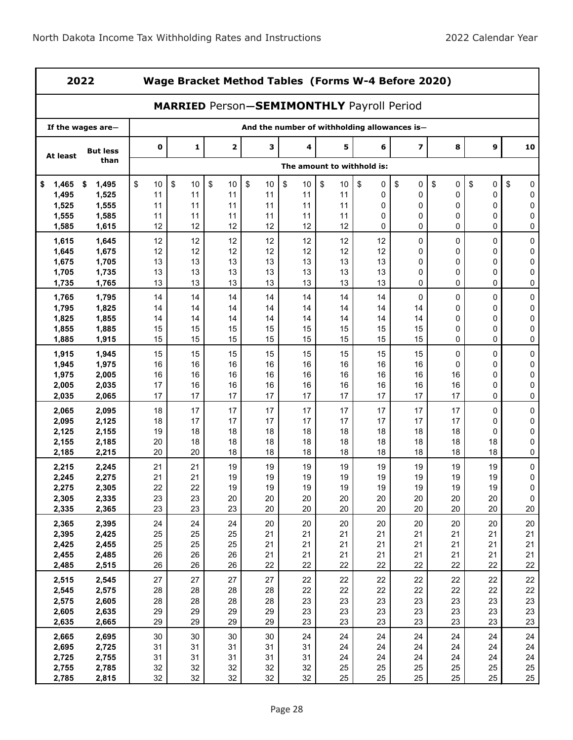# 2022 Wage Bracket Method Tables (Forms W-4 Before 2020)

## MARRIED Person—SEMIMONTHLY Payroll Period

| If the wages are— | | And the number of withholding allowances is— | | | | | | | | | | |
|---|---|---|---|---|---|---|---|---|---|---|---|---|
| At least | But less than | 0 | 1 | 2 | 3 | 4 | 5 | 6 | 7 | 8 | 9 | 10 |
| | | The amount to withhold is: | | | | | | | | | | |
| $ 1,465 | $ 1,495 | $ 10 | $ 10 | $ 10 | $ 10 | $ 10 | $ 10 | $ 0 | $ 0 | $ 0 | $ 0 | $ 0 |
| 1,495 | 1,525 | 11 | 11 | 11 | 11 | 11 | 11 | 0 | 0 | 0 | 0 | 0 |
| 1,525 | 1,555 | 11 | 11 | 11 | 11 | 11 | 11 | 0 | 0 | 0 | 0 | 0 |
| 1,555 | 1,585 | 11 | 11 | 11 | 11 | 11 | 11 | 0 | 0 | 0 | 0 | 0 |
| 1,585 | 1,615 | 12 | 12 | 12 | 12 | 12 | 12 | 0 | 0 | 0 | 0 | 0 |
| 1,615 | 1,645 | 12 | 12 | 12 | 12 | 12 | 12 | 12 | 0 | 0 | 0 | 0 |
| 1,645 | 1,675 | 12 | 12 | 12 | 12 | 12 | 12 | 12 | 0 | 0 | 0 | 0 |
| 1,675 | 1,705 | 13 | 13 | 13 | 13 | 13 | 13 | 13 | 0 | 0 | 0 | 0 |
| 1,705 | 1,735 | 13 | 13 | 13 | 13 | 13 | 13 | 13 | 0 | 0 | 0 | 0 |
| 1,735 | 1,765 | 13 | 13 | 13 | 13 | 13 | 13 | 13 | 0 | 0 | 0 | 0 |
| 1,765 | 1,795 | 14 | 14 | 14 | 14 | 14 | 14 | 14 | 0 | 0 | 0 | 0 |
| 1,795 | 1,825 | 14 | 14 | 14 | 14 | 14 | 14 | 14 | 14 | 0 | 0 | 0 |
| 1,825 | 1,855 | 14 | 14 | 14 | 14 | 14 | 14 | 14 | 14 | 0 | 0 | 0 |
| 1,855 | 1,885 | 15 | 15 | 15 | 15 | 15 | 15 | 15 | 15 | 0 | 0 | 0 |
| 1,885 | 1,915 | 15 | 15 | 15 | 15 | 15 | 15 | 15 | 15 | 0 | 0 | 0 |
| 1,915 | 1,945 | 15 | 15 | 15 | 15 | 15 | 15 | 15 | 15 | 0 | 0 | 0 |
| 1,945 | 1,975 | 16 | 16 | 16 | 16 | 16 | 16 | 16 | 16 | 0 | 0 | 0 |
| 1,975 | 2,005 | 16 | 16 | 16 | 16 | 16 | 16 | 16 | 16 | 16 | 0 | 0 |
| 2,005 | 2,035 | 17 | 16 | 16 | 16 | 16 | 16 | 16 | 16 | 16 | 0 | 0 |
| 2,035 | 2,065 | 17 | 17 | 17 | 17 | 17 | 17 | 17 | 17 | 17 | 0 | 0 |
| 2,065 | 2,095 | 18 | 17 | 17 | 17 | 17 | 17 | 17 | 17 | 17 | 0 | 0 |
| 2,095 | 2,125 | 18 | 17 | 17 | 17 | 17 | 17 | 17 | 17 | 17 | 0 | 0 |
| 2,125 | 2,155 | 19 | 18 | 18 | 18 | 18 | 18 | 18 | 18 | 18 | 0 | 0 |
| 2,155 | 2,185 | 20 | 18 | 18 | 18 | 18 | 18 | 18 | 18 | 18 | 18 | 0 |
| 2,185 | 2,215 | 20 | 20 | 18 | 18 | 18 | 18 | 18 | 18 | 18 | 18 | 0 |
| 2,215 | 2,245 | 21 | 21 | 19 | 19 | 19 | 19 | 19 | 19 | 19 | 19 | 0 |
| 2,245 | 2,275 | 21 | 21 | 19 | 19 | 19 | 19 | 19 | 19 | 19 | 19 | 0 |
| 2,275 | 2,305 | 22 | 22 | 19 | 19 | 19 | 19 | 19 | 19 | 19 | 19 | 0 |
| 2,305 | 2,335 | 23 | 23 | 20 | 20 | 20 | 20 | 20 | 20 | 20 | 20 | 0 |
| 2,335 | 2,365 | 23 | 23 | 23 | 20 | 20 | 20 | 20 | 20 | 20 | 20 | 20 |
| 2,365 | 2,395 | 24 | 24 | 24 | 20 | 20 | 20 | 20 | 20 | 20 | 20 | 20 |
| 2,395 | 2,425 | 25 | 25 | 25 | 21 | 21 | 21 | 21 | 21 | 21 | 21 | 21 |
| 2,425 | 2,455 | 25 | 25 | 25 | 21 | 21 | 21 | 21 | 21 | 21 | 21 | 21 |
| 2,455 | 2,485 | 26 | 26 | 26 | 21 | 21 | 21 | 21 | 21 | 21 | 21 | 21 |
| 2,485 | 2,515 | 26 | 26 | 26 | 22 | 22 | 22 | 22 | 22 | 22 | 22 | 22 |
| 2,515 | 2,545 | 27 | 27 | 27 | 27 | 22 | 22 | 22 | 22 | 22 | 22 | 22 |
| 2,545 | 2,575 | 28 | 28 | 28 | 28 | 22 | 22 | 22 | 22 | 22 | 22 | 22 |
| 2,575 | 2,605 | 28 | 28 | 28 | 28 | 23 | 23 | 23 | 23 | 23 | 23 | 23 |
| 2,605 | 2,635 | 29 | 29 | 29 | 29 | 23 | 23 | 23 | 23 | 23 | 23 | 23 |
| 2,635 | 2,665 | 29 | 29 | 29 | 29 | 23 | 23 | 23 | 23 | 23 | 23 | 23 |
| 2,665 | 2,695 | 30 | 30 | 30 | 30 | 24 | 24 | 24 | 24 | 24 | 24 | 24 |
| 2,695 | 2,725 | 31 | 31 | 31 | 31 | 31 | 24 | 24 | 24 | 24 | 24 | 24 |
| 2,725 | 2,755 | 31 | 31 | 31 | 31 | 31 | 24 | 24 | 24 | 24 | 24 | 24 |
| 2,755 | 2,785 | 32 | 32 | 32 | 32 | 32 | 25 | 25 | 25 | 25 | 25 | 25 |
| 2,785 | 2,815 | 32 | 32 | 32 | 32 | 32 | 25 | 25 | 25 | 25 | 25 | 25 |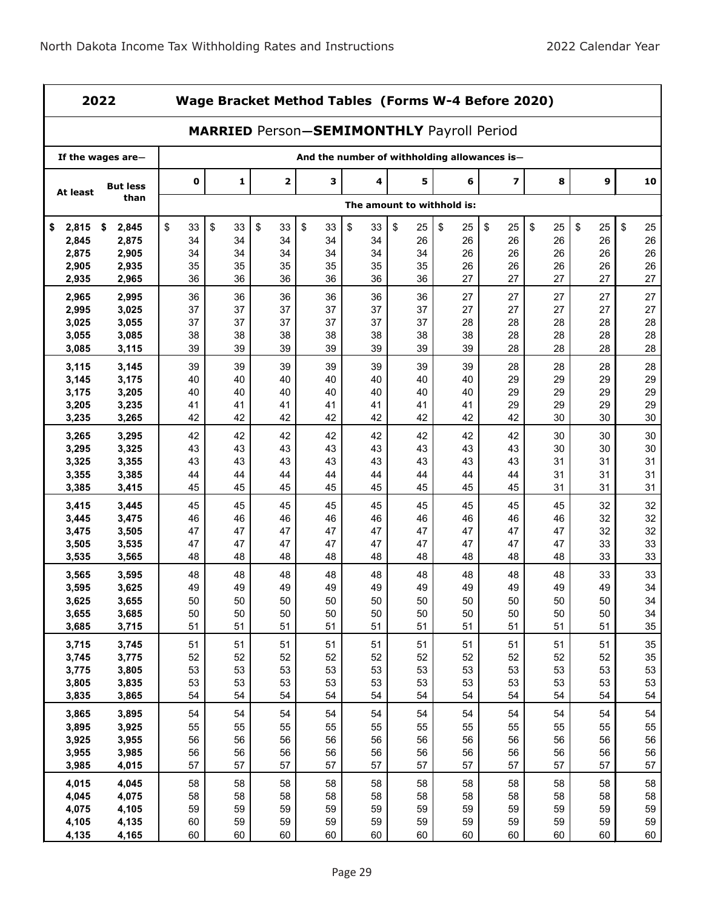## 2022 Wage Bracket Method Tables (Forms W-4 Before 2020)

### MARRIED Person—SEMIMONTHLY Payroll Period

| If the wages are— | | And the number of withholding allowances is— | | | | | | | | | | |
|---|---|---|---|---|---|---|---|---|---|---|---|---|
| At least | But less than | 0 | 1 | 2 | 3 | 4 | 5 | 6 | 7 | 8 | 9 | 10 |
| | | The amount to withhold is: | | | | | | | | | | |
| $ 2,815 | $ 2,845 | $ 33 | $ 33 | $ 33 | $ 33 | $ 33 | $ 25 | $ 25 | $ 25 | $ 25 | $ 25 | $ 25 |
| 2,845 | 2,875 | 34 | 34 | 34 | 34 | 34 | 26 | 26 | 26 | 26 | 26 | 26 |
| 2,875 | 2,905 | 34 | 34 | 34 | 34 | 34 | 34 | 26 | 26 | 26 | 26 | 26 |
| 2,905 | 2,935 | 35 | 35 | 35 | 35 | 35 | 35 | 26 | 26 | 26 | 26 | 26 |
| 2,935 | 2,965 | 36 | 36 | 36 | 36 | 36 | 36 | 27 | 27 | 27 | 27 | 27 |
| 2,965 | 2,995 | 36 | 36 | 36 | 36 | 36 | 36 | 27 | 27 | 27 | 27 | 27 |
| 2,995 | 3,025 | 37 | 37 | 37 | 37 | 37 | 37 | 27 | 27 | 27 | 27 | 27 |
| 3,025 | 3,055 | 37 | 37 | 37 | 37 | 37 | 37 | 28 | 28 | 28 | 28 | 28 |
| 3,055 | 3,085 | 38 | 38 | 38 | 38 | 38 | 38 | 38 | 28 | 28 | 28 | 28 |
| 3,085 | 3,115 | 39 | 39 | 39 | 39 | 39 | 39 | 39 | 28 | 28 | 28 | 28 |
| 3,115 | 3,145 | 39 | 39 | 39 | 39 | 39 | 39 | 39 | 28 | 28 | 28 | 28 |
| 3,145 | 3,175 | 40 | 40 | 40 | 40 | 40 | 40 | 40 | 29 | 29 | 29 | 29 |
| 3,175 | 3,205 | 40 | 40 | 40 | 40 | 40 | 40 | 40 | 29 | 29 | 29 | 29 |
| 3,205 | 3,235 | 41 | 41 | 41 | 41 | 41 | 41 | 41 | 29 | 29 | 29 | 29 |
| 3,235 | 3,265 | 42 | 42 | 42 | 42 | 42 | 42 | 42 | 42 | 30 | 30 | 30 |
| 3,265 | 3,295 | 42 | 42 | 42 | 42 | 42 | 42 | 42 | 42 | 30 | 30 | 30 |
| 3,295 | 3,325 | 43 | 43 | 43 | 43 | 43 | 43 | 43 | 43 | 30 | 30 | 30 |
| 3,325 | 3,355 | 43 | 43 | 43 | 43 | 43 | 43 | 43 | 43 | 31 | 31 | 31 |
| 3,355 | 3,385 | 44 | 44 | 44 | 44 | 44 | 44 | 44 | 44 | 31 | 31 | 31 |
| 3,385 | 3,415 | 45 | 45 | 45 | 45 | 45 | 45 | 45 | 45 | 31 | 31 | 31 |
| 3,415 | 3,445 | 45 | 45 | 45 | 45 | 45 | 45 | 45 | 45 | 45 | 32 | 32 |
| 3,445 | 3,475 | 46 | 46 | 46 | 46 | 46 | 46 | 46 | 46 | 46 | 32 | 32 |
| 3,475 | 3,505 | 47 | 47 | 47 | 47 | 47 | 47 | 47 | 47 | 47 | 32 | 32 |
| 3,505 | 3,535 | 47 | 47 | 47 | 47 | 47 | 47 | 47 | 47 | 47 | 33 | 33 |
| 3,535 | 3,565 | 48 | 48 | 48 | 48 | 48 | 48 | 48 | 48 | 48 | 33 | 33 |
| 3,565 | 3,595 | 48 | 48 | 48 | 48 | 48 | 48 | 48 | 48 | 48 | 33 | 33 |
| 3,595 | 3,625 | 49 | 49 | 49 | 49 | 49 | 49 | 49 | 49 | 49 | 49 | 34 |
| 3,625 | 3,655 | 50 | 50 | 50 | 50 | 50 | 50 | 50 | 50 | 50 | 50 | 34 |
| 3,655 | 3,685 | 50 | 50 | 50 | 50 | 50 | 50 | 50 | 50 | 50 | 50 | 34 |
| 3,685 | 3,715 | 51 | 51 | 51 | 51 | 51 | 51 | 51 | 51 | 51 | 51 | 35 |
| 3,715 | 3,745 | 51 | 51 | 51 | 51 | 51 | 51 | 51 | 51 | 51 | 51 | 35 |
| 3,745 | 3,775 | 52 | 52 | 52 | 52 | 52 | 52 | 52 | 52 | 52 | 52 | 35 |
| 3,775 | 3,805 | 53 | 53 | 53 | 53 | 53 | 53 | 53 | 53 | 53 | 53 | 53 |
| 3,805 | 3,835 | 53 | 53 | 53 | 53 | 53 | 53 | 53 | 53 | 53 | 53 | 53 |
| 3,835 | 3,865 | 54 | 54 | 54 | 54 | 54 | 54 | 54 | 54 | 54 | 54 | 54 |
| 3,865 | 3,895 | 54 | 54 | 54 | 54 | 54 | 54 | 54 | 54 | 54 | 54 | 54 |
| 3,895 | 3,925 | 55 | 55 | 55 | 55 | 55 | 55 | 55 | 55 | 55 | 55 | 55 |
| 3,925 | 3,955 | 56 | 56 | 56 | 56 | 56 | 56 | 56 | 56 | 56 | 56 | 56 |
| 3,955 | 3,985 | 56 | 56 | 56 | 56 | 56 | 56 | 56 | 56 | 56 | 56 | 56 |
| 3,985 | 4,015 | 57 | 57 | 57 | 57 | 57 | 57 | 57 | 57 | 57 | 57 | 57 |
| 4,015 | 4,045 | 58 | 58 | 58 | 58 | 58 | 58 | 58 | 58 | 58 | 58 | 58 |
| 4,045 | 4,075 | 58 | 58 | 58 | 58 | 58 | 58 | 58 | 58 | 58 | 58 | 58 |
| 4,075 | 4,105 | 59 | 59 | 59 | 59 | 59 | 59 | 59 | 59 | 59 | 59 | 59 |
| 4,105 | 4,135 | 60 | 59 | 59 | 59 | 59 | 59 | 59 | 59 | 59 | 59 | 59 |
| 4,135 | 4,165 | 60 | 60 | 60 | 60 | 60 | 60 | 60 | 60 | 60 | 60 | 60 |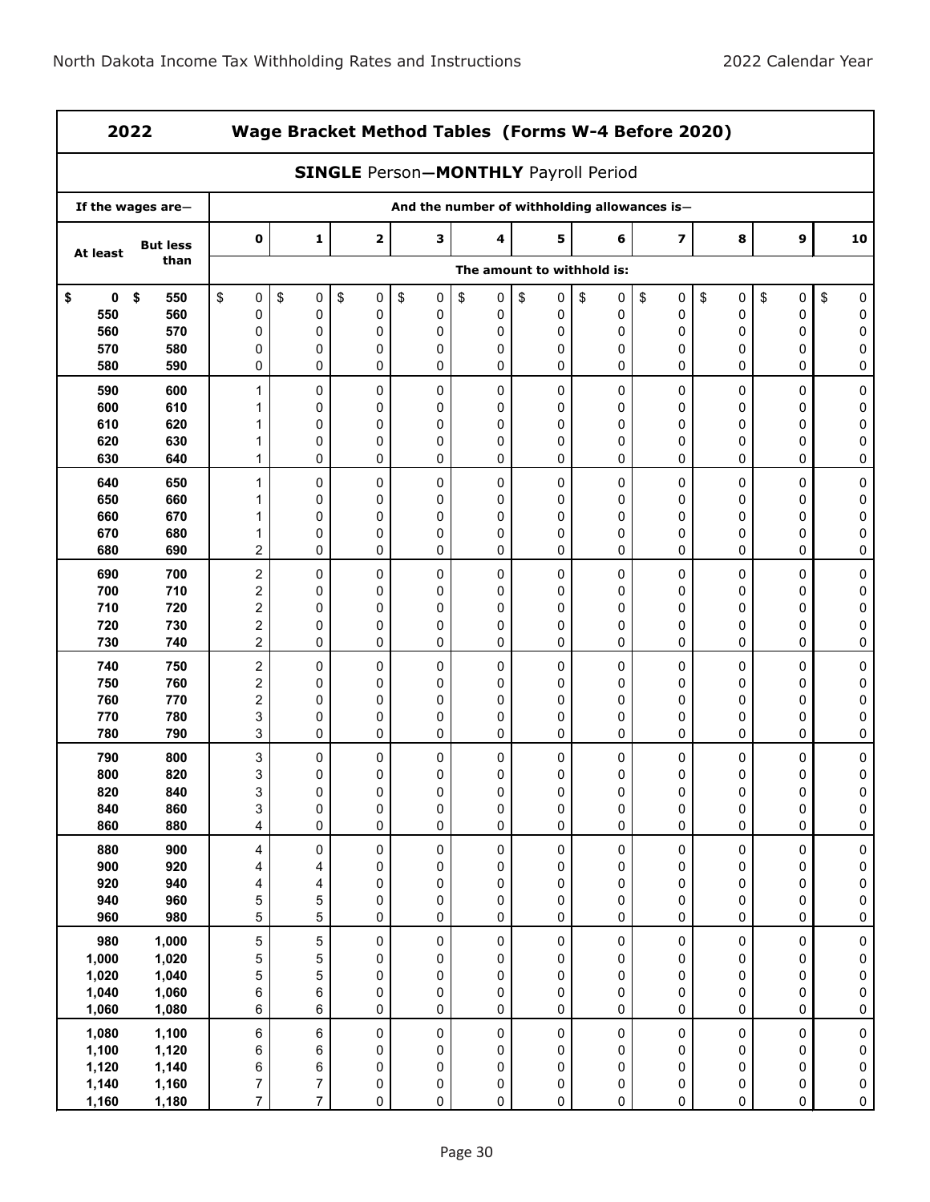## 2022 Wage Bracket Method Tables (Forms W-4 Before 2020)

### SINGLE Person—MONTHLY Payroll Period

| If the wages are— | | And the number of withholding allowances is— | | | | | | | | | | |
|---|---|---|---|---|---|---|---|---|---|---|---|---|
| At least | But less than | 0 | 1 | 2 | 3 | 4 | 5 | 6 | 7 | 8 | 9 | 10 |
| | | The amount to withhold is: | | | | | | | | | | |
| $ 0 | $ 550 | $ 0 | $ 0 | $ 0 | $ 0 | $ 0 | $ 0 | $ 0 | $ 0 | $ 0 | $ 0 | $ 0 |
| 550 | 560 | 0 | 0 | 0 | 0 | 0 | 0 | 0 | 0 | 0 | 0 | 0 |
| 560 | 570 | 0 | 0 | 0 | 0 | 0 | 0 | 0 | 0 | 0 | 0 | 0 |
| 570 | 580 | 0 | 0 | 0 | 0 | 0 | 0 | 0 | 0 | 0 | 0 | 0 |
| 580 | 590 | 0 | 0 | 0 | 0 | 0 | 0 | 0 | 0 | 0 | 0 | 0 |
| 590 | 600 | 1 | 0 | 0 | 0 | 0 | 0 | 0 | 0 | 0 | 0 | 0 |
| 600 | 610 | 1 | 0 | 0 | 0 | 0 | 0 | 0 | 0 | 0 | 0 | 0 |
| 610 | 620 | 1 | 0 | 0 | 0 | 0 | 0 | 0 | 0 | 0 | 0 | 0 |
| 620 | 630 | 1 | 0 | 0 | 0 | 0 | 0 | 0 | 0 | 0 | 0 | 0 |
| 630 | 640 | 1 | 0 | 0 | 0 | 0 | 0 | 0 | 0 | 0 | 0 | 0 |
| 640 | 650 | 1 | 0 | 0 | 0 | 0 | 0 | 0 | 0 | 0 | 0 | 0 |
| 650 | 660 | 1 | 0 | 0 | 0 | 0 | 0 | 0 | 0 | 0 | 0 | 0 |
| 660 | 670 | 1 | 0 | 0 | 0 | 0 | 0 | 0 | 0 | 0 | 0 | 0 |
| 670 | 680 | 1 | 0 | 0 | 0 | 0 | 0 | 0 | 0 | 0 | 0 | 0 |
| 680 | 690 | 2 | 0 | 0 | 0 | 0 | 0 | 0 | 0 | 0 | 0 | 0 |
| 690 | 700 | 2 | 0 | 0 | 0 | 0 | 0 | 0 | 0 | 0 | 0 | 0 |
| 700 | 710 | 2 | 0 | 0 | 0 | 0 | 0 | 0 | 0 | 0 | 0 | 0 |
| 710 | 720 | 2 | 0 | 0 | 0 | 0 | 0 | 0 | 0 | 0 | 0 | 0 |
| 720 | 730 | 2 | 0 | 0 | 0 | 0 | 0 | 0 | 0 | 0 | 0 | 0 |
| 730 | 740 | 2 | 0 | 0 | 0 | 0 | 0 | 0 | 0 | 0 | 0 | 0 |
| 740 | 750 | 2 | 0 | 0 | 0 | 0 | 0 | 0 | 0 | 0 | 0 | 0 |
| 750 | 760 | 2 | 0 | 0 | 0 | 0 | 0 | 0 | 0 | 0 | 0 | 0 |
| 760 | 770 | 2 | 0 | 0 | 0 | 0 | 0 | 0 | 0 | 0 | 0 | 0 |
| 770 | 780 | 3 | 0 | 0 | 0 | 0 | 0 | 0 | 0 | 0 | 0 | 0 |
| 780 | 790 | 3 | 0 | 0 | 0 | 0 | 0 | 0 | 0 | 0 | 0 | 0 |
| 790 | 800 | 3 | 0 | 0 | 0 | 0 | 0 | 0 | 0 | 0 | 0 | 0 |
| 800 | 820 | 3 | 0 | 0 | 0 | 0 | 0 | 0 | 0 | 0 | 0 | 0 |
| 820 | 840 | 3 | 0 | 0 | 0 | 0 | 0 | 0 | 0 | 0 | 0 | 0 |
| 840 | 860 | 3 | 0 | 0 | 0 | 0 | 0 | 0 | 0 | 0 | 0 | 0 |
| 860 | 880 | 4 | 0 | 0 | 0 | 0 | 0 | 0 | 0 | 0 | 0 | 0 |
| 880 | 900 | 4 | 0 | 0 | 0 | 0 | 0 | 0 | 0 | 0 | 0 | 0 |
| 900 | 920 | 4 | 4 | 0 | 0 | 0 | 0 | 0 | 0 | 0 | 0 | 0 |
| 920 | 940 | 4 | 4 | 0 | 0 | 0 | 0 | 0 | 0 | 0 | 0 | 0 |
| 940 | 960 | 5 | 5 | 0 | 0 | 0 | 0 | 0 | 0 | 0 | 0 | 0 |
| 960 | 980 | 5 | 5 | 0 | 0 | 0 | 0 | 0 | 0 | 0 | 0 | 0 |
| 980 | 1,000 | 5 | 5 | 0 | 0 | 0 | 0 | 0 | 0 | 0 | 0 | 0 |
| 1,000 | 1,020 | 5 | 5 | 0 | 0 | 0 | 0 | 0 | 0 | 0 | 0 | 0 |
| 1,020 | 1,040 | 5 | 5 | 0 | 0 | 0 | 0 | 0 | 0 | 0 | 0 | 0 |
| 1,040 | 1,060 | 6 | 6 | 0 | 0 | 0 | 0 | 0 | 0 | 0 | 0 | 0 |
| 1,060 | 1,080 | 6 | 6 | 0 | 0 | 0 | 0 | 0 | 0 | 0 | 0 | 0 |
| 1,080 | 1,100 | 6 | 6 | 0 | 0 | 0 | 0 | 0 | 0 | 0 | 0 | 0 |
| 1,100 | 1,120 | 6 | 6 | 0 | 0 | 0 | 0 | 0 | 0 | 0 | 0 | 0 |
| 1,120 | 1,140 | 6 | 6 | 0 | 0 | 0 | 0 | 0 | 0 | 0 | 0 | 0 |
| 1,140 | 1,160 | 7 | 7 | 0 | 0 | 0 | 0 | 0 | 0 | 0 | 0 | 0 |
| 1,160 | 1,180 | 7 | 7 | 0 | 0 | 0 | 0 | 0 | 0 | 0 | 0 | 0 |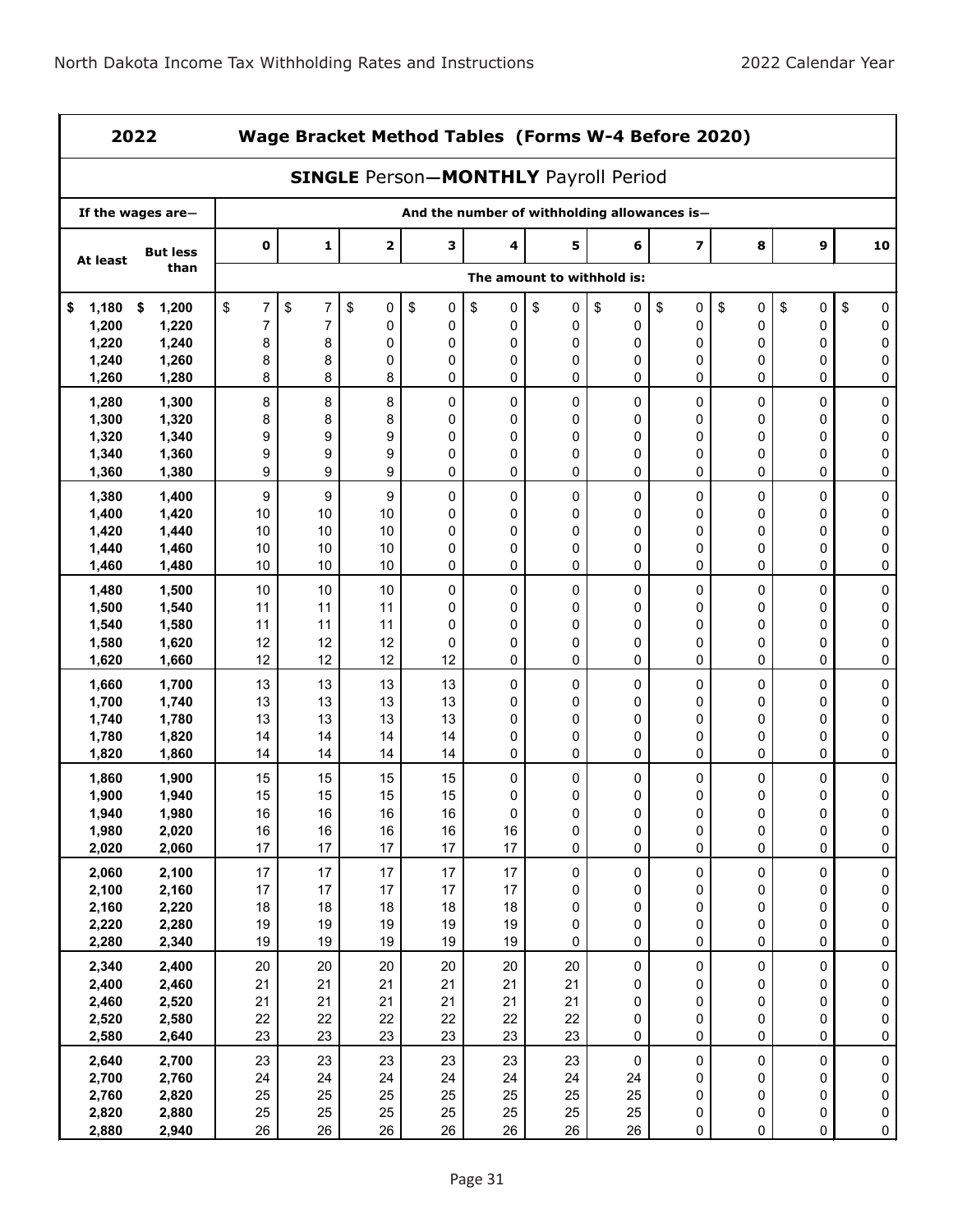## 2022 Wage Bracket Method Tables (Forms W-4 Before 2020)

### SINGLE Person—MONTHLY Payroll Period

| If the wages are— | | And the number of withholding allowances is— | | | | | | | | | | |
|---|---|---|---|---|---|---|---|---|---|---|---|---|
| At least | But less than | 0 | 1 | 2 | 3 | 4 | 5 | 6 | 7 | 8 | 9 | 10 |
| | | The amount to withhold is: | | | | | | | | | | |
| $ 1,180 | $ 1,200 | $ 7 | $ 7 | $ 0 | $ 0 | $ 0 | $ 0 | $ 0 | $ 0 | $ 0 | $ 0 | $ 0 |
| 1,200 | 1,220 | 7 | 7 | 0 | 0 | 0 | 0 | 0 | 0 | 0 | 0 | 0 |
| 1,220 | 1,240 | 8 | 8 | 0 | 0 | 0 | 0 | 0 | 0 | 0 | 0 | 0 |
| 1,240 | 1,260 | 8 | 8 | 0 | 0 | 0 | 0 | 0 | 0 | 0 | 0 | 0 |
| 1,260 | 1,280 | 8 | 8 | 8 | 0 | 0 | 0 | 0 | 0 | 0 | 0 | 0 |
| 1,280 | 1,300 | 8 | 8 | 8 | 0 | 0 | 0 | 0 | 0 | 0 | 0 | 0 |
| 1,300 | 1,320 | 8 | 8 | 8 | 0 | 0 | 0 | 0 | 0 | 0 | 0 | 0 |
| 1,320 | 1,340 | 9 | 9 | 9 | 0 | 0 | 0 | 0 | 0 | 0 | 0 | 0 |
| 1,340 | 1,360 | 9 | 9 | 9 | 0 | 0 | 0 | 0 | 0 | 0 | 0 | 0 |
| 1,360 | 1,380 | 9 | 9 | 9 | 0 | 0 | 0 | 0 | 0 | 0 | 0 | 0 |
| 1,380 | 1,400 | 9 | 9 | 9 | 0 | 0 | 0 | 0 | 0 | 0 | 0 | 0 |
| 1,400 | 1,420 | 10 | 10 | 10 | 0 | 0 | 0 | 0 | 0 | 0 | 0 | 0 |
| 1,420 | 1,440 | 10 | 10 | 10 | 0 | 0 | 0 | 0 | 0 | 0 | 0 | 0 |
| 1,440 | 1,460 | 10 | 10 | 10 | 0 | 0 | 0 | 0 | 0 | 0 | 0 | 0 |
| 1,460 | 1,480 | 10 | 10 | 10 | 0 | 0 | 0 | 0 | 0 | 0 | 0 | 0 |
| 1,480 | 1,500 | 10 | 10 | 10 | 0 | 0 | 0 | 0 | 0 | 0 | 0 | 0 |
| 1,500 | 1,540 | 11 | 11 | 11 | 0 | 0 | 0 | 0 | 0 | 0 | 0 | 0 |
| 1,540 | 1,580 | 11 | 11 | 11 | 0 | 0 | 0 | 0 | 0 | 0 | 0 | 0 |
| 1,580 | 1,620 | 12 | 12 | 12 | 0 | 0 | 0 | 0 | 0 | 0 | 0 | 0 |
| 1,620 | 1,660 | 12 | 12 | 12 | 12 | 0 | 0 | 0 | 0 | 0 | 0 | 0 |
| 1,660 | 1,700 | 13 | 13 | 13 | 13 | 0 | 0 | 0 | 0 | 0 | 0 | 0 |
| 1,700 | 1,740 | 13 | 13 | 13 | 13 | 0 | 0 | 0 | 0 | 0 | 0 | 0 |
| 1,740 | 1,780 | 13 | 13 | 13 | 13 | 0 | 0 | 0 | 0 | 0 | 0 | 0 |
| 1,780 | 1,820 | 14 | 14 | 14 | 14 | 0 | 0 | 0 | 0 | 0 | 0 | 0 |
| 1,820 | 1,860 | 14 | 14 | 14 | 14 | 0 | 0 | 0 | 0 | 0 | 0 | 0 |
| 1,860 | 1,900 | 15 | 15 | 15 | 15 | 0 | 0 | 0 | 0 | 0 | 0 | 0 |
| 1,900 | 1,940 | 15 | 15 | 15 | 15 | 0 | 0 | 0 | 0 | 0 | 0 | 0 |
| 1,940 | 1,980 | 16 | 16 | 16 | 16 | 0 | 0 | 0 | 0 | 0 | 0 | 0 |
| 1,980 | 2,020 | 16 | 16 | 16 | 16 | 16 | 0 | 0 | 0 | 0 | 0 | 0 |
| 2,020 | 2,060 | 17 | 17 | 17 | 17 | 17 | 0 | 0 | 0 | 0 | 0 | 0 |
| 2,060 | 2,100 | 17 | 17 | 17 | 17 | 17 | 0 | 0 | 0 | 0 | 0 | 0 |
| 2,100 | 2,160 | 17 | 17 | 17 | 17 | 17 | 0 | 0 | 0 | 0 | 0 | 0 |
| 2,160 | 2,220 | 18 | 18 | 18 | 18 | 18 | 0 | 0 | 0 | 0 | 0 | 0 |
| 2,220 | 2,280 | 19 | 19 | 19 | 19 | 19 | 0 | 0 | 0 | 0 | 0 | 0 |
| 2,280 | 2,340 | 19 | 19 | 19 | 19 | 19 | 0 | 0 | 0 | 0 | 0 | 0 |
| 2,340 | 2,400 | 20 | 20 | 20 | 20 | 20 | 20 | 0 | 0 | 0 | 0 | 0 |
| 2,400 | 2,460 | 21 | 21 | 21 | 21 | 21 | 21 | 0 | 0 | 0 | 0 | 0 |
| 2,460 | 2,520 | 21 | 21 | 21 | 21 | 21 | 21 | 0 | 0 | 0 | 0 | 0 |
| 2,520 | 2,580 | 22 | 22 | 22 | 22 | 22 | 22 | 0 | 0 | 0 | 0 | 0 |
| 2,580 | 2,640 | 23 | 23 | 23 | 23 | 23 | 23 | 0 | 0 | 0 | 0 | 0 |
| 2,640 | 2,700 | 23 | 23 | 23 | 23 | 23 | 23 | 0 | 0 | 0 | 0 | 0 |
| 2,700 | 2,760 | 24 | 24 | 24 | 24 | 24 | 24 | 24 | 0 | 0 | 0 | 0 |
| 2,760 | 2,820 | 25 | 25 | 25 | 25 | 25 | 25 | 25 | 0 | 0 | 0 | 0 |
| 2,820 | 2,880 | 25 | 25 | 25 | 25 | 25 | 25 | 25 | 0 | 0 | 0 | 0 |
| 2,880 | 2,940 | 26 | 26 | 26 | 26 | 26 | 26 | 26 | 0 | 0 | 0 | 0 |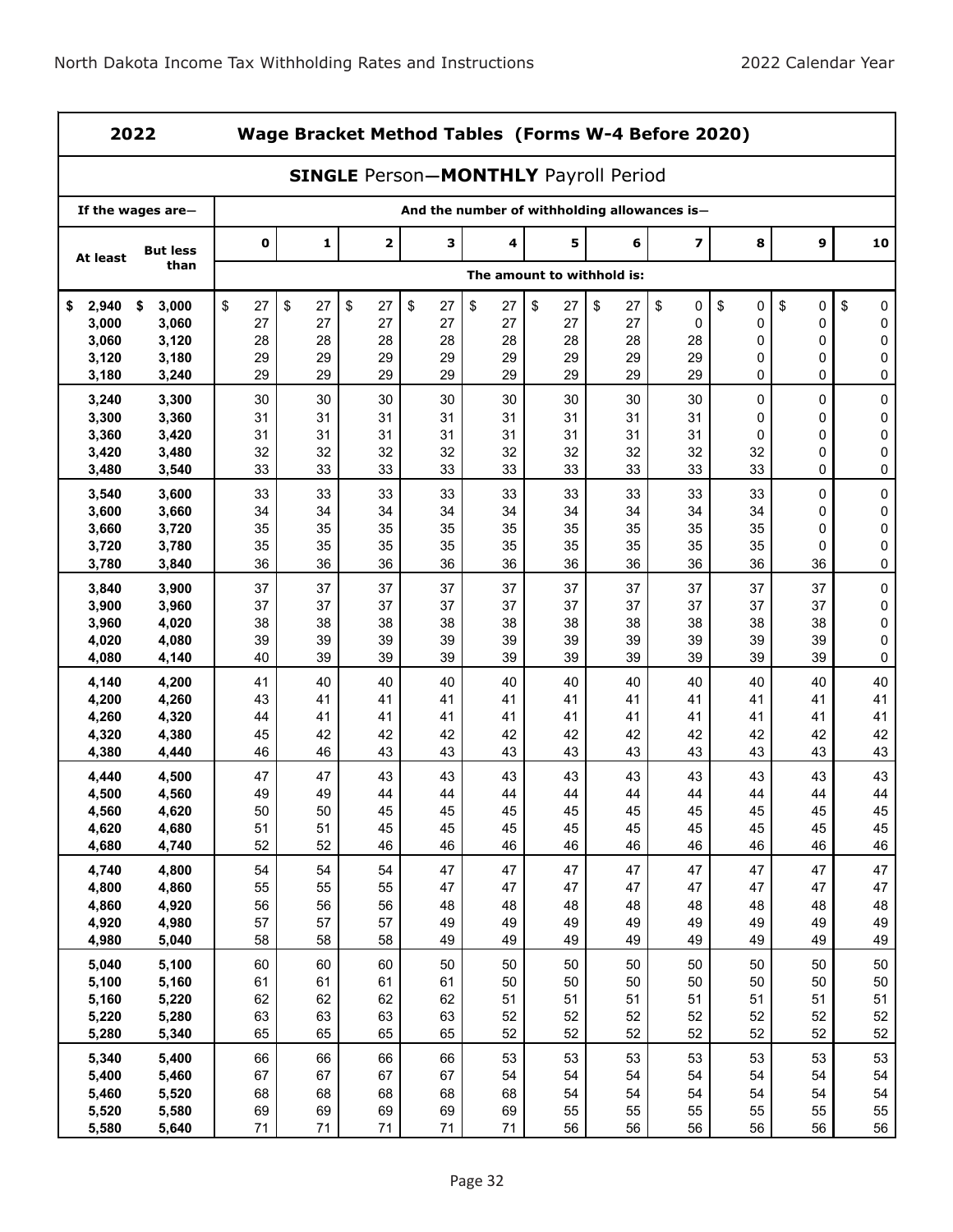## 2022 Wage Bracket Method Tables (Forms W-4 Before 2020)

### SINGLE Person—MONTHLY Payroll Period

| If the wages are— | | And the number of withholding allowances is— | | | | | | | | | | |
|---|---|---|---|---|---|---|---|---|---|---|---|---|
| At least | But less than | 0 | 1 | 2 | 3 | 4 | 5 | 6 | 7 | 8 | 9 | 10 |
| | | The amount to withhold is: | | | | | | | | | | |
| $ 2,940 | $ 3,000 | $ 27 | $ 27 | $ 27 | $ 27 | $ 27 | $ 27 | $ 27 | $ 0 | $ 0 | $ 0 | $ 0 |
| 3,000 | 3,060 | 27 | 27 | 27 | 27 | 27 | 27 | 27 | 0 | 0 | 0 | 0 |
| 3,060 | 3,120 | 28 | 28 | 28 | 28 | 28 | 28 | 28 | 28 | 0 | 0 | 0 |
| 3,120 | 3,180 | 29 | 29 | 29 | 29 | 29 | 29 | 29 | 29 | 0 | 0 | 0 |
| 3,180 | 3,240 | 29 | 29 | 29 | 29 | 29 | 29 | 29 | 29 | 0 | 0 | 0 |
| 3,240 | 3,300 | 30 | 30 | 30 | 30 | 30 | 30 | 30 | 30 | 0 | 0 | 0 |
| 3,300 | 3,360 | 31 | 31 | 31 | 31 | 31 | 31 | 31 | 31 | 0 | 0 | 0 |
| 3,360 | 3,420 | 31 | 31 | 31 | 31 | 31 | 31 | 31 | 31 | 0 | 0 | 0 |
| 3,420 | 3,480 | 32 | 32 | 32 | 32 | 32 | 32 | 32 | 32 | 32 | 0 | 0 |
| 3,480 | 3,540 | 33 | 33 | 33 | 33 | 33 | 33 | 33 | 33 | 33 | 0 | 0 |
| 3,540 | 3,600 | 33 | 33 | 33 | 33 | 33 | 33 | 33 | 33 | 33 | 0 | 0 |
| 3,600 | 3,660 | 34 | 34 | 34 | 34 | 34 | 34 | 34 | 34 | 34 | 0 | 0 |
| 3,660 | 3,720 | 35 | 35 | 35 | 35 | 35 | 35 | 35 | 35 | 35 | 0 | 0 |
| 3,720 | 3,780 | 35 | 35 | 35 | 35 | 35 | 35 | 35 | 35 | 35 | 0 | 0 |
| 3,780 | 3,840 | 36 | 36 | 36 | 36 | 36 | 36 | 36 | 36 | 36 | 36 | 0 |
| 3,840 | 3,900 | 37 | 37 | 37 | 37 | 37 | 37 | 37 | 37 | 37 | 37 | 0 |
| 3,900 | 3,960 | 37 | 37 | 37 | 37 | 37 | 37 | 37 | 37 | 37 | 37 | 0 |
| 3,960 | 4,020 | 38 | 38 | 38 | 38 | 38 | 38 | 38 | 38 | 38 | 38 | 0 |
| 4,020 | 4,080 | 39 | 39 | 39 | 39 | 39 | 39 | 39 | 39 | 39 | 39 | 0 |
| 4,080 | 4,140 | 40 | 39 | 39 | 39 | 39 | 39 | 39 | 39 | 39 | 39 | 0 |
| 4,140 | 4,200 | 41 | 40 | 40 | 40 | 40 | 40 | 40 | 40 | 40 | 40 | 40 |
| 4,200 | 4,260 | 43 | 41 | 41 | 41 | 41 | 41 | 41 | 41 | 41 | 41 | 41 |
| 4,260 | 4,320 | 44 | 41 | 41 | 41 | 41 | 41 | 41 | 41 | 41 | 41 | 41 |
| 4,320 | 4,380 | 45 | 42 | 42 | 42 | 42 | 42 | 42 | 42 | 42 | 42 | 42 |
| 4,380 | 4,440 | 46 | 46 | 43 | 43 | 43 | 43 | 43 | 43 | 43 | 43 | 43 |
| 4,440 | 4,500 | 47 | 47 | 43 | 43 | 43 | 43 | 43 | 43 | 43 | 43 | 43 |
| 4,500 | 4,560 | 49 | 49 | 44 | 44 | 44 | 44 | 44 | 44 | 44 | 44 | 44 |
| 4,560 | 4,620 | 50 | 50 | 45 | 45 | 45 | 45 | 45 | 45 | 45 | 45 | 45 |
| 4,620 | 4,680 | 51 | 51 | 45 | 45 | 45 | 45 | 45 | 45 | 45 | 45 | 45 |
| 4,680 | 4,740 | 52 | 52 | 46 | 46 | 46 | 46 | 46 | 46 | 46 | 46 | 46 |
| 4,740 | 4,800 | 54 | 54 | 54 | 47 | 47 | 47 | 47 | 47 | 47 | 47 | 47 |
| 4,800 | 4,860 | 55 | 55 | 55 | 47 | 47 | 47 | 47 | 47 | 47 | 47 | 47 |
| 4,860 | 4,920 | 56 | 56 | 56 | 48 | 48 | 48 | 48 | 48 | 48 | 48 | 48 |
| 4,920 | 4,980 | 57 | 57 | 57 | 49 | 49 | 49 | 49 | 49 | 49 | 49 | 49 |
| 4,980 | 5,040 | 58 | 58 | 58 | 49 | 49 | 49 | 49 | 49 | 49 | 49 | 49 |
| 5,040 | 5,100 | 60 | 60 | 60 | 50 | 50 | 50 | 50 | 50 | 50 | 50 | 50 |
| 5,100 | 5,160 | 61 | 61 | 61 | 61 | 50 | 50 | 50 | 50 | 50 | 50 | 50 |
| 5,160 | 5,220 | 62 | 62 | 62 | 62 | 51 | 51 | 51 | 51 | 51 | 51 | 51 |
| 5,220 | 5,280 | 63 | 63 | 63 | 63 | 52 | 52 | 52 | 52 | 52 | 52 | 52 |
| 5,280 | 5,340 | 65 | 65 | 65 | 65 | 52 | 52 | 52 | 52 | 52 | 52 | 52 |
| 5,340 | 5,400 | 66 | 66 | 66 | 66 | 53 | 53 | 53 | 53 | 53 | 53 | 53 |
| 5,400 | 5,460 | 67 | 67 | 67 | 67 | 54 | 54 | 54 | 54 | 54 | 54 | 54 |
| 5,460 | 5,520 | 68 | 68 | 68 | 68 | 68 | 54 | 54 | 54 | 54 | 54 | 54 |
| 5,520 | 5,580 | 69 | 69 | 69 | 69 | 69 | 55 | 55 | 55 | 55 | 55 | 55 |
| 5,580 | 5,640 | 71 | 71 | 71 | 71 | 71 | 56 | 56 | 56 | 56 | 56 | 56 |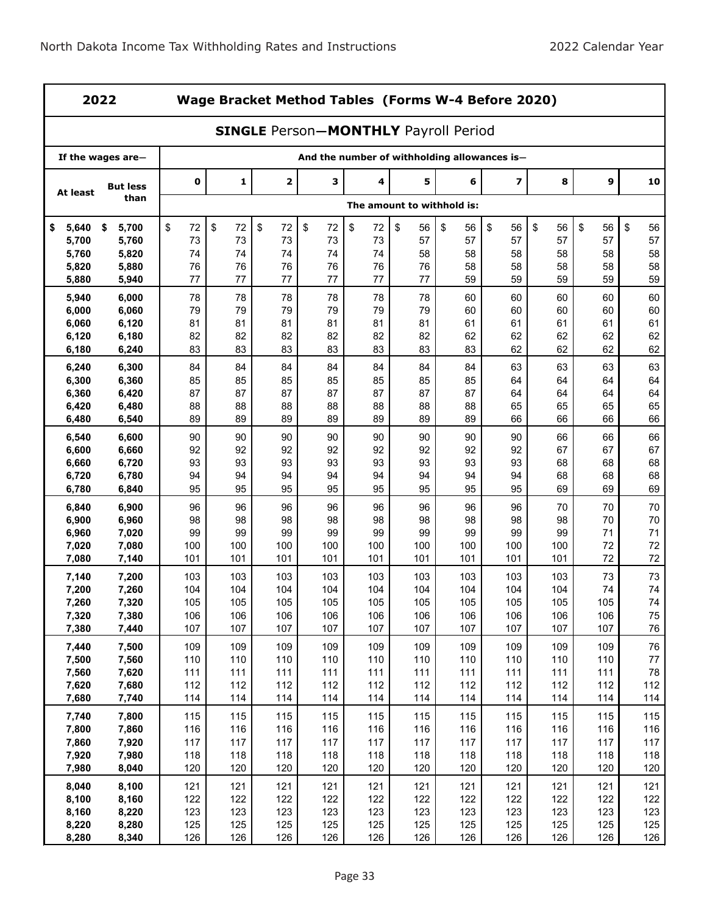## 2022 Wage Bracket Method Tables (Forms W-4 Before 2020)

### SINGLE Person—MONTHLY Payroll Period

| If the wages are— | | And the number of withholding allowances is— | | | | | | | | | | |
|---|---|---|---|---|---|---|---|---|---|---|---|---|
| At least | But less than | 0 | 1 | 2 | 3 | 4 | 5 | 6 | 7 | 8 | 9 | 10 |
| | | The amount to withhold is: | | | | | | | | | | |
| $ 5,640 | $ 5,700 | $ 72 | $ 72 | $ 72 | $ 72 | $ 72 | $ 56 | $ 56 | $ 56 | $ 56 | $ 56 | $ 56 |
| 5,700 | 5,760 | 73 | 73 | 73 | 73 | 73 | 57 | 57 | 57 | 57 | 57 | 57 |
| 5,760 | 5,820 | 74 | 74 | 74 | 74 | 74 | 58 | 58 | 58 | 58 | 58 | 58 |
| 5,820 | 5,880 | 76 | 76 | 76 | 76 | 76 | 76 | 58 | 58 | 58 | 58 | 58 |
| 5,880 | 5,940 | 77 | 77 | 77 | 77 | 77 | 77 | 59 | 59 | 59 | 59 | 59 |
| 5,940 | 6,000 | 78 | 78 | 78 | 78 | 78 | 78 | 60 | 60 | 60 | 60 | 60 |
| 6,000 | 6,060 | 79 | 79 | 79 | 79 | 79 | 79 | 60 | 60 | 60 | 60 | 60 |
| 6,060 | 6,120 | 81 | 81 | 81 | 81 | 81 | 81 | 61 | 61 | 61 | 61 | 61 |
| 6,120 | 6,180 | 82 | 82 | 82 | 82 | 82 | 82 | 62 | 62 | 62 | 62 | 62 |
| 6,180 | 6,240 | 83 | 83 | 83 | 83 | 83 | 83 | 83 | 62 | 62 | 62 | 62 |
| 6,240 | 6,300 | 84 | 84 | 84 | 84 | 84 | 84 | 84 | 63 | 63 | 63 | 63 |
| 6,300 | 6,360 | 85 | 85 | 85 | 85 | 85 | 85 | 85 | 64 | 64 | 64 | 64 |
| 6,360 | 6,420 | 87 | 87 | 87 | 87 | 87 | 87 | 87 | 64 | 64 | 64 | 64 |
| 6,420 | 6,480 | 88 | 88 | 88 | 88 | 88 | 88 | 88 | 65 | 65 | 65 | 65 |
| 6,480 | 6,540 | 89 | 89 | 89 | 89 | 89 | 89 | 89 | 66 | 66 | 66 | 66 |
| 6,540 | 6,600 | 90 | 90 | 90 | 90 | 90 | 90 | 90 | 90 | 66 | 66 | 66 |
| 6,600 | 6,660 | 92 | 92 | 92 | 92 | 92 | 92 | 92 | 92 | 67 | 67 | 67 |
| 6,660 | 6,720 | 93 | 93 | 93 | 93 | 93 | 93 | 93 | 93 | 68 | 68 | 68 |
| 6,720 | 6,780 | 94 | 94 | 94 | 94 | 94 | 94 | 94 | 94 | 68 | 68 | 68 |
| 6,780 | 6,840 | 95 | 95 | 95 | 95 | 95 | 95 | 95 | 95 | 69 | 69 | 69 |
| 6,840 | 6,900 | 96 | 96 | 96 | 96 | 96 | 96 | 96 | 96 | 70 | 70 | 70 |
| 6,900 | 6,960 | 98 | 98 | 98 | 98 | 98 | 98 | 98 | 98 | 98 | 70 | 70 |
| 6,960 | 7,020 | 99 | 99 | 99 | 99 | 99 | 99 | 99 | 99 | 99 | 71 | 71 |
| 7,020 | 7,080 | 100 | 100 | 100 | 100 | 100 | 100 | 100 | 100 | 100 | 72 | 72 |
| 7,080 | 7,140 | 101 | 101 | 101 | 101 | 101 | 101 | 101 | 101 | 101 | 72 | 72 |
| 7,140 | 7,200 | 103 | 103 | 103 | 103 | 103 | 103 | 103 | 103 | 103 | 73 | 73 |
| 7,200 | 7,260 | 104 | 104 | 104 | 104 | 104 | 104 | 104 | 104 | 104 | 74 | 74 |
| 7,260 | 7,320 | 105 | 105 | 105 | 105 | 105 | 105 | 105 | 105 | 105 | 105 | 74 |
| 7,320 | 7,380 | 106 | 106 | 106 | 106 | 106 | 106 | 106 | 106 | 106 | 106 | 75 |
| 7,380 | 7,440 | 107 | 107 | 107 | 107 | 107 | 107 | 107 | 107 | 107 | 107 | 76 |
| 7,440 | 7,500 | 109 | 109 | 109 | 109 | 109 | 109 | 109 | 109 | 109 | 109 | 76 |
| 7,500 | 7,560 | 110 | 110 | 110 | 110 | 110 | 110 | 110 | 110 | 110 | 110 | 77 |
| 7,560 | 7,620 | 111 | 111 | 111 | 111 | 111 | 111 | 111 | 111 | 111 | 111 | 78 |
| 7,620 | 7,680 | 112 | 112 | 112 | 112 | 112 | 112 | 112 | 112 | 112 | 112 | 112 |
| 7,680 | 7,740 | 114 | 114 | 114 | 114 | 114 | 114 | 114 | 114 | 114 | 114 | 114 |
| 7,740 | 7,800 | 115 | 115 | 115 | 115 | 115 | 115 | 115 | 115 | 115 | 115 | 115 |
| 7,800 | 7,860 | 116 | 116 | 116 | 116 | 116 | 116 | 116 | 116 | 116 | 116 | 116 |
| 7,860 | 7,920 | 117 | 117 | 117 | 117 | 117 | 117 | 117 | 117 | 117 | 117 | 117 |
| 7,920 | 7,980 | 118 | 118 | 118 | 118 | 118 | 118 | 118 | 118 | 118 | 118 | 118 |
| 7,980 | 8,040 | 120 | 120 | 120 | 120 | 120 | 120 | 120 | 120 | 120 | 120 | 120 |
| 8,040 | 8,100 | 121 | 121 | 121 | 121 | 121 | 121 | 121 | 121 | 121 | 121 | 121 |
| 8,100 | 8,160 | 122 | 122 | 122 | 122 | 122 | 122 | 122 | 122 | 122 | 122 | 122 |
| 8,160 | 8,220 | 123 | 123 | 123 | 123 | 123 | 123 | 123 | 123 | 123 | 123 | 123 |
| 8,220 | 8,280 | 125 | 125 | 125 | 125 | 125 | 125 | 125 | 125 | 125 | 125 | 125 |
| 8,280 | 8,340 | 126 | 126 | 126 | 126 | 126 | 126 | 126 | 126 | 126 | 126 | 126 |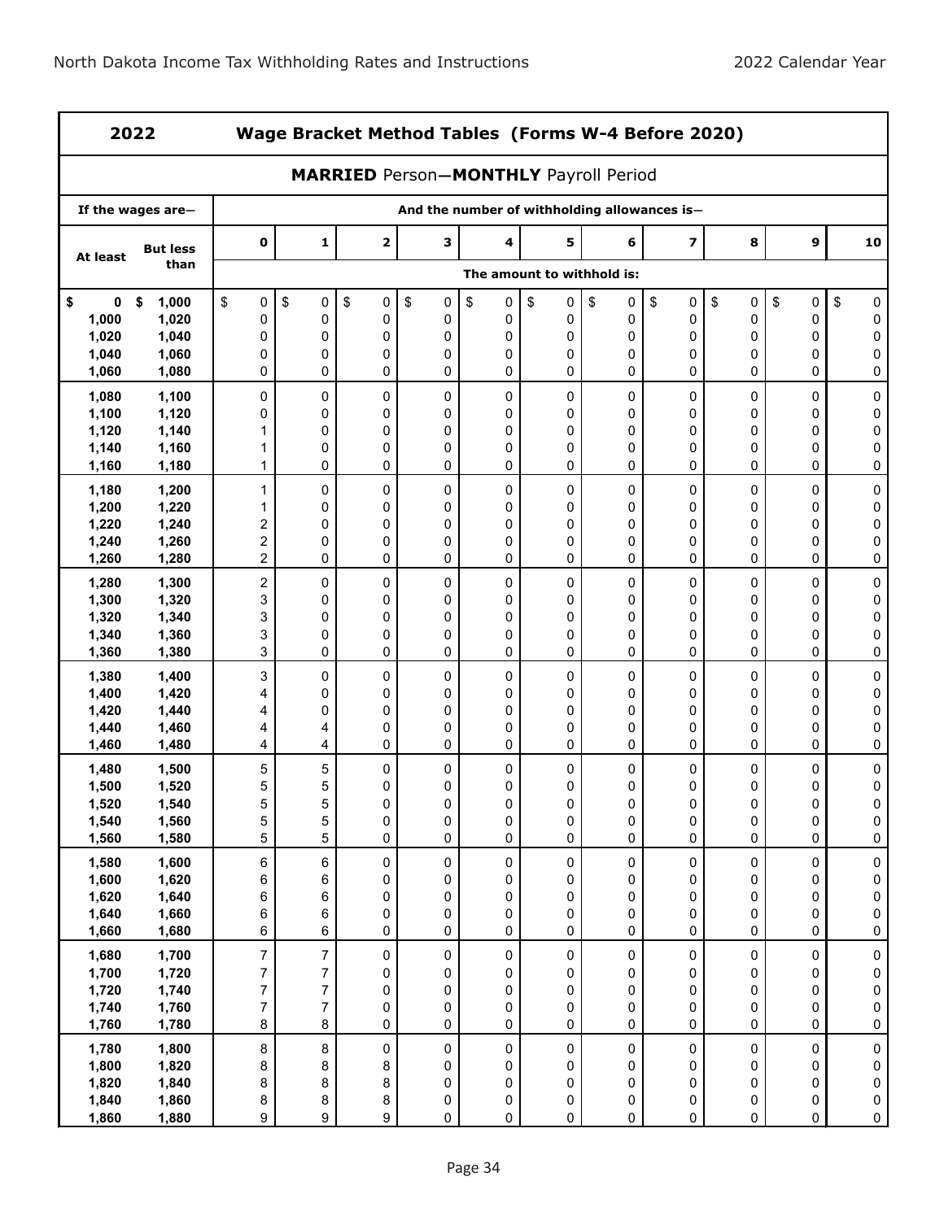## 2022 Wage Bracket Method Tables (Forms W-4 Before 2020)

### MARRIED Person—MONTHLY Payroll Period

| If the wages are— | | And the number of withholding allowances is— | | | | | | | | | | |
|---|---|---|---|---|---|---|---|---|---|---|---|---|
| At least | But less than | 0 | 1 | 2 | 3 | 4 | 5 | 6 | 7 | 8 | 9 | 10 |
| | | The amount to withhold is: | | | | | | | | | | |
| $ 0 | $ 1,000 | $ 0 | $ 0 | $ 0 | $ 0 | $ 0 | $ 0 | $ 0 | $ 0 | $ 0 | $ 0 | $ 0 |
| 1,000 | 1,020 | 0 | 0 | 0 | 0 | 0 | 0 | 0 | 0 | 0 | 0 | 0 |
| 1,020 | 1,040 | 0 | 0 | 0 | 0 | 0 | 0 | 0 | 0 | 0 | 0 | 0 |
| 1,040 | 1,060 | 0 | 0 | 0 | 0 | 0 | 0 | 0 | 0 | 0 | 0 | 0 |
| 1,060 | 1,080 | 0 | 0 | 0 | 0 | 0 | 0 | 0 | 0 | 0 | 0 | 0 |
| 1,080 | 1,100 | 0 | 0 | 0 | 0 | 0 | 0 | 0 | 0 | 0 | 0 | 0 |
| 1,100 | 1,120 | 0 | 0 | 0 | 0 | 0 | 0 | 0 | 0 | 0 | 0 | 0 |
| 1,120 | 1,140 | 1 | 0 | 0 | 0 | 0 | 0 | 0 | 0 | 0 | 0 | 0 |
| 1,140 | 1,160 | 1 | 0 | 0 | 0 | 0 | 0 | 0 | 0 | 0 | 0 | 0 |
| 1,160 | 1,180 | 1 | 0 | 0 | 0 | 0 | 0 | 0 | 0 | 0 | 0 | 0 |
| 1,180 | 1,200 | 1 | 0 | 0 | 0 | 0 | 0 | 0 | 0 | 0 | 0 | 0 |
| 1,200 | 1,220 | 1 | 0 | 0 | 0 | 0 | 0 | 0 | 0 | 0 | 0 | 0 |
| 1,220 | 1,240 | 2 | 0 | 0 | 0 | 0 | 0 | 0 | 0 | 0 | 0 | 0 |
| 1,240 | 1,260 | 2 | 0 | 0 | 0 | 0 | 0 | 0 | 0 | 0 | 0 | 0 |
| 1,260 | 1,280 | 2 | 0 | 0 | 0 | 0 | 0 | 0 | 0 | 0 | 0 | 0 |
| 1,280 | 1,300 | 2 | 0 | 0 | 0 | 0 | 0 | 0 | 0 | 0 | 0 | 0 |
| 1,300 | 1,320 | 3 | 0 | 0 | 0 | 0 | 0 | 0 | 0 | 0 | 0 | 0 |
| 1,320 | 1,340 | 3 | 0 | 0 | 0 | 0 | 0 | 0 | 0 | 0 | 0 | 0 |
| 1,340 | 1,360 | 3 | 0 | 0 | 0 | 0 | 0 | 0 | 0 | 0 | 0 | 0 |
| 1,360 | 1,380 | 3 | 0 | 0 | 0 | 0 | 0 | 0 | 0 | 0 | 0 | 0 |
| 1,380 | 1,400 | 3 | 0 | 0 | 0 | 0 | 0 | 0 | 0 | 0 | 0 | 0 |
| 1,400 | 1,420 | 4 | 0 | 0 | 0 | 0 | 0 | 0 | 0 | 0 | 0 | 0 |
| 1,420 | 1,440 | 4 | 0 | 0 | 0 | 0 | 0 | 0 | 0 | 0 | 0 | 0 |
| 1,440 | 1,460 | 4 | 4 | 0 | 0 | 0 | 0 | 0 | 0 | 0 | 0 | 0 |
| 1,460 | 1,480 | 4 | 4 | 0 | 0 | 0 | 0 | 0 | 0 | 0 | 0 | 0 |
| 1,480 | 1,500 | 5 | 5 | 0 | 0 | 0 | 0 | 0 | 0 | 0 | 0 | 0 |
| 1,500 | 1,520 | 5 | 5 | 0 | 0 | 0 | 0 | 0 | 0 | 0 | 0 | 0 |
| 1,520 | 1,540 | 5 | 5 | 0 | 0 | 0 | 0 | 0 | 0 | 0 | 0 | 0 |
| 1,540 | 1,560 | 5 | 5 | 0 | 0 | 0 | 0 | 0 | 0 | 0 | 0 | 0 |
| 1,560 | 1,580 | 5 | 5 | 0 | 0 | 0 | 0 | 0 | 0 | 0 | 0 | 0 |
| 1,580 | 1,600 | 6 | 6 | 0 | 0 | 0 | 0 | 0 | 0 | 0 | 0 | 0 |
| 1,600 | 1,620 | 6 | 6 | 0 | 0 | 0 | 0 | 0 | 0 | 0 | 0 | 0 |
| 1,620 | 1,640 | 6 | 6 | 0 | 0 | 0 | 0 | 0 | 0 | 0 | 0 | 0 |
| 1,640 | 1,660 | 6 | 6 | 0 | 0 | 0 | 0 | 0 | 0 | 0 | 0 | 0 |
| 1,660 | 1,680 | 6 | 6 | 0 | 0 | 0 | 0 | 0 | 0 | 0 | 0 | 0 |
| 1,680 | 1,700 | 7 | 7 | 0 | 0 | 0 | 0 | 0 | 0 | 0 | 0 | 0 |
| 1,700 | 1,720 | 7 | 7 | 0 | 0 | 0 | 0 | 0 | 0 | 0 | 0 | 0 |
| 1,720 | 1,740 | 7 | 7 | 0 | 0 | 0 | 0 | 0 | 0 | 0 | 0 | 0 |
| 1,740 | 1,760 | 7 | 7 | 0 | 0 | 0 | 0 | 0 | 0 | 0 | 0 | 0 |
| 1,760 | 1,780 | 8 | 8 | 0 | 0 | 0 | 0 | 0 | 0 | 0 | 0 | 0 |
| 1,780 | 1,800 | 8 | 8 | 0 | 0 | 0 | 0 | 0 | 0 | 0 | 0 | 0 |
| 1,800 | 1,820 | 8 | 8 | 8 | 0 | 0 | 0 | 0 | 0 | 0 | 0 | 0 |
| 1,820 | 1,840 | 8 | 8 | 8 | 0 | 0 | 0 | 0 | 0 | 0 | 0 | 0 |
| 1,840 | 1,860 | 8 | 8 | 8 | 0 | 0 | 0 | 0 | 0 | 0 | 0 | 0 |
| 1,860 | 1,880 | 9 | 9 | 9 | 0 | 0 | 0 | 0 | 0 | 0 | 0 | 0 |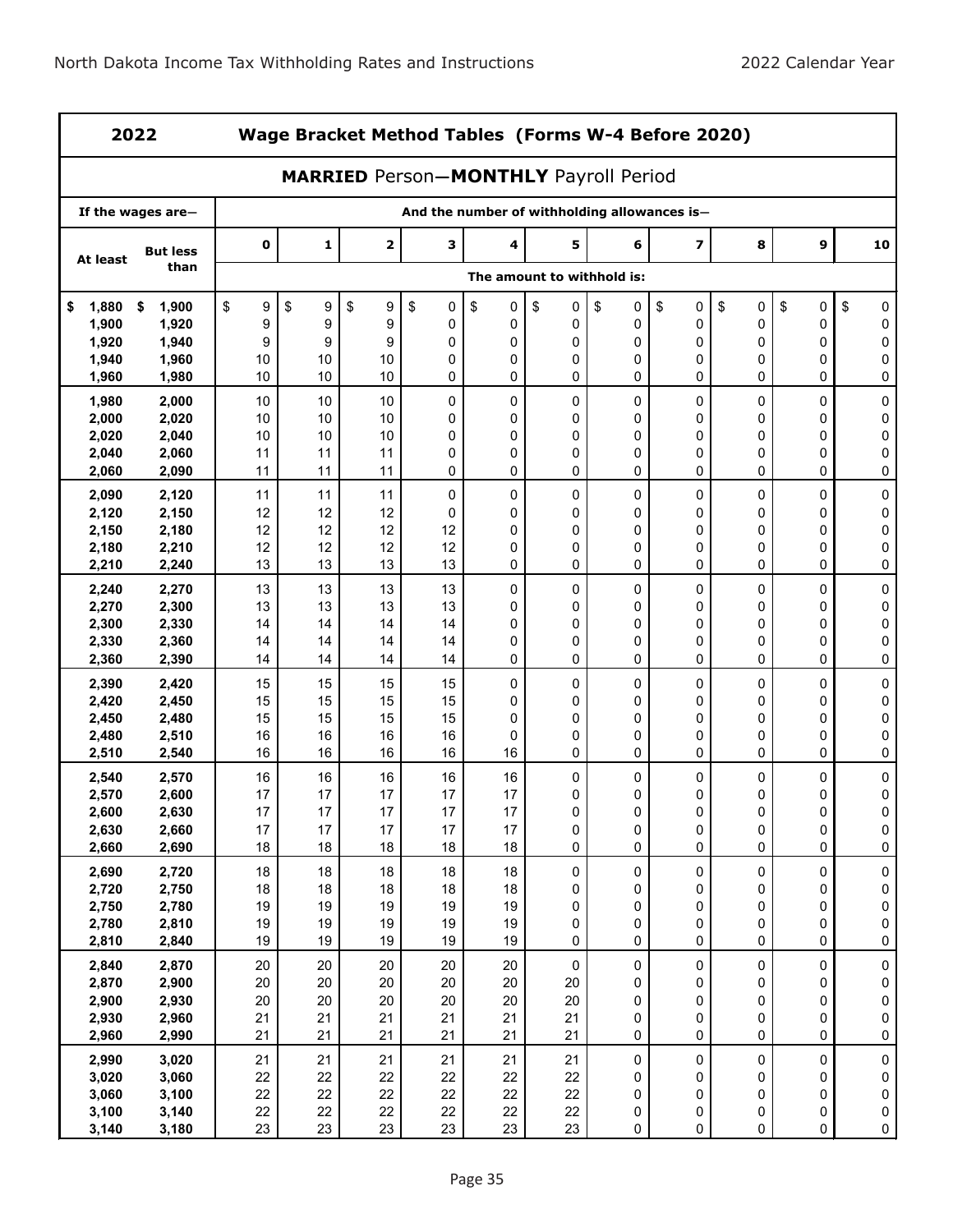## 2022 Wage Bracket Method Tables (Forms W-4 Before 2020)

### MARRIED Person—MONTHLY Payroll Period

| If the wages are— | | And the number of withholding allowances is— | | | | | | | | | | |
|---|---|---|---|---|---|---|---|---|---|---|---|---|
| At least | But less than | 0 | 1 | 2 | 3 | 4 | 5 | 6 | 7 | 8 | 9 | 10 |
| | | The amount to withhold is: | | | | | | | | | | |
| $ 1,880 | $ 1,900 | $ 9 | $ 9 | $ 9 | $ 0 | $ 0 | $ 0 | $ 0 | $ 0 | $ 0 | $ 0 | $ 0 |
| 1,900 | 1,920 | 9 | 9 | 9 | 0 | 0 | 0 | 0 | 0 | 0 | 0 | 0 |
| 1,920 | 1,940 | 9 | 9 | 9 | 0 | 0 | 0 | 0 | 0 | 0 | 0 | 0 |
| 1,940 | 1,960 | 10 | 10 | 10 | 0 | 0 | 0 | 0 | 0 | 0 | 0 | 0 |
| 1,960 | 1,980 | 10 | 10 | 10 | 0 | 0 | 0 | 0 | 0 | 0 | 0 | 0 |
| 1,980 | 2,000 | 10 | 10 | 10 | 0 | 0 | 0 | 0 | 0 | 0 | 0 | 0 |
| 2,000 | 2,020 | 10 | 10 | 10 | 0 | 0 | 0 | 0 | 0 | 0 | 0 | 0 |
| 2,020 | 2,040 | 10 | 10 | 10 | 0 | 0 | 0 | 0 | 0 | 0 | 0 | 0 |
| 2,040 | 2,060 | 11 | 11 | 11 | 0 | 0 | 0 | 0 | 0 | 0 | 0 | 0 |
| 2,060 | 2,090 | 11 | 11 | 11 | 0 | 0 | 0 | 0 | 0 | 0 | 0 | 0 |
| 2,090 | 2,120 | 11 | 11 | 11 | 0 | 0 | 0 | 0 | 0 | 0 | 0 | 0 |
| 2,120 | 2,150 | 12 | 12 | 12 | 0 | 0 | 0 | 0 | 0 | 0 | 0 | 0 |
| 2,150 | 2,180 | 12 | 12 | 12 | 12 | 0 | 0 | 0 | 0 | 0 | 0 | 0 |
| 2,180 | 2,210 | 12 | 12 | 12 | 12 | 0 | 0 | 0 | 0 | 0 | 0 | 0 |
| 2,210 | 2,240 | 13 | 13 | 13 | 13 | 0 | 0 | 0 | 0 | 0 | 0 | 0 |
| 2,240 | 2,270 | 13 | 13 | 13 | 13 | 0 | 0 | 0 | 0 | 0 | 0 | 0 |
| 2,270 | 2,300 | 13 | 13 | 13 | 13 | 0 | 0 | 0 | 0 | 0 | 0 | 0 |
| 2,300 | 2,330 | 14 | 14 | 14 | 14 | 0 | 0 | 0 | 0 | 0 | 0 | 0 |
| 2,330 | 2,360 | 14 | 14 | 14 | 14 | 0 | 0 | 0 | 0 | 0 | 0 | 0 |
| 2,360 | 2,390 | 14 | 14 | 14 | 14 | 0 | 0 | 0 | 0 | 0 | 0 | 0 |
| 2,390 | 2,420 | 15 | 15 | 15 | 15 | 0 | 0 | 0 | 0 | 0 | 0 | 0 |
| 2,420 | 2,450 | 15 | 15 | 15 | 15 | 0 | 0 | 0 | 0 | 0 | 0 | 0 |
| 2,450 | 2,480 | 15 | 15 | 15 | 15 | 0 | 0 | 0 | 0 | 0 | 0 | 0 |
| 2,480 | 2,510 | 16 | 16 | 16 | 16 | 0 | 0 | 0 | 0 | 0 | 0 | 0 |
| 2,510 | 2,540 | 16 | 16 | 16 | 16 | 16 | 0 | 0 | 0 | 0 | 0 | 0 |
| 2,540 | 2,570 | 16 | 16 | 16 | 16 | 16 | 0 | 0 | 0 | 0 | 0 | 0 |
| 2,570 | 2,600 | 17 | 17 | 17 | 17 | 17 | 0 | 0 | 0 | 0 | 0 | 0 |
| 2,600 | 2,630 | 17 | 17 | 17 | 17 | 17 | 0 | 0 | 0 | 0 | 0 | 0 |
| 2,630 | 2,660 | 17 | 17 | 17 | 17 | 17 | 0 | 0 | 0 | 0 | 0 | 0 |
| 2,660 | 2,690 | 18 | 18 | 18 | 18 | 18 | 0 | 0 | 0 | 0 | 0 | 0 |
| 2,690 | 2,720 | 18 | 18 | 18 | 18 | 18 | 0 | 0 | 0 | 0 | 0 | 0 |
| 2,720 | 2,750 | 18 | 18 | 18 | 18 | 18 | 0 | 0 | 0 | 0 | 0 | 0 |
| 2,750 | 2,780 | 19 | 19 | 19 | 19 | 19 | 0 | 0 | 0 | 0 | 0 | 0 |
| 2,780 | 2,810 | 19 | 19 | 19 | 19 | 19 | 0 | 0 | 0 | 0 | 0 | 0 |
| 2,810 | 2,840 | 19 | 19 | 19 | 19 | 19 | 0 | 0 | 0 | 0 | 0 | 0 |
| 2,840 | 2,870 | 20 | 20 | 20 | 20 | 20 | 0 | 0 | 0 | 0 | 0 | 0 |
| 2,870 | 2,900 | 20 | 20 | 20 | 20 | 20 | 20 | 0 | 0 | 0 | 0 | 0 |
| 2,900 | 2,930 | 20 | 20 | 20 | 20 | 20 | 20 | 0 | 0 | 0 | 0 | 0 |
| 2,930 | 2,960 | 21 | 21 | 21 | 21 | 21 | 21 | 0 | 0 | 0 | 0 | 0 |
| 2,960 | 2,990 | 21 | 21 | 21 | 21 | 21 | 21 | 0 | 0 | 0 | 0 | 0 |
| 2,990 | 3,020 | 21 | 21 | 21 | 21 | 21 | 21 | 0 | 0 | 0 | 0 | 0 |
| 3,020 | 3,060 | 22 | 22 | 22 | 22 | 22 | 22 | 0 | 0 | 0 | 0 | 0 |
| 3,060 | 3,100 | 22 | 22 | 22 | 22 | 22 | 22 | 0 | 0 | 0 | 0 | 0 |
| 3,100 | 3,140 | 22 | 22 | 22 | 22 | 22 | 22 | 0 | 0 | 0 | 0 | 0 |
| 3,140 | 3,180 | 23 | 23 | 23 | 23 | 23 | 23 | 0 | 0 | 0 | 0 | 0 |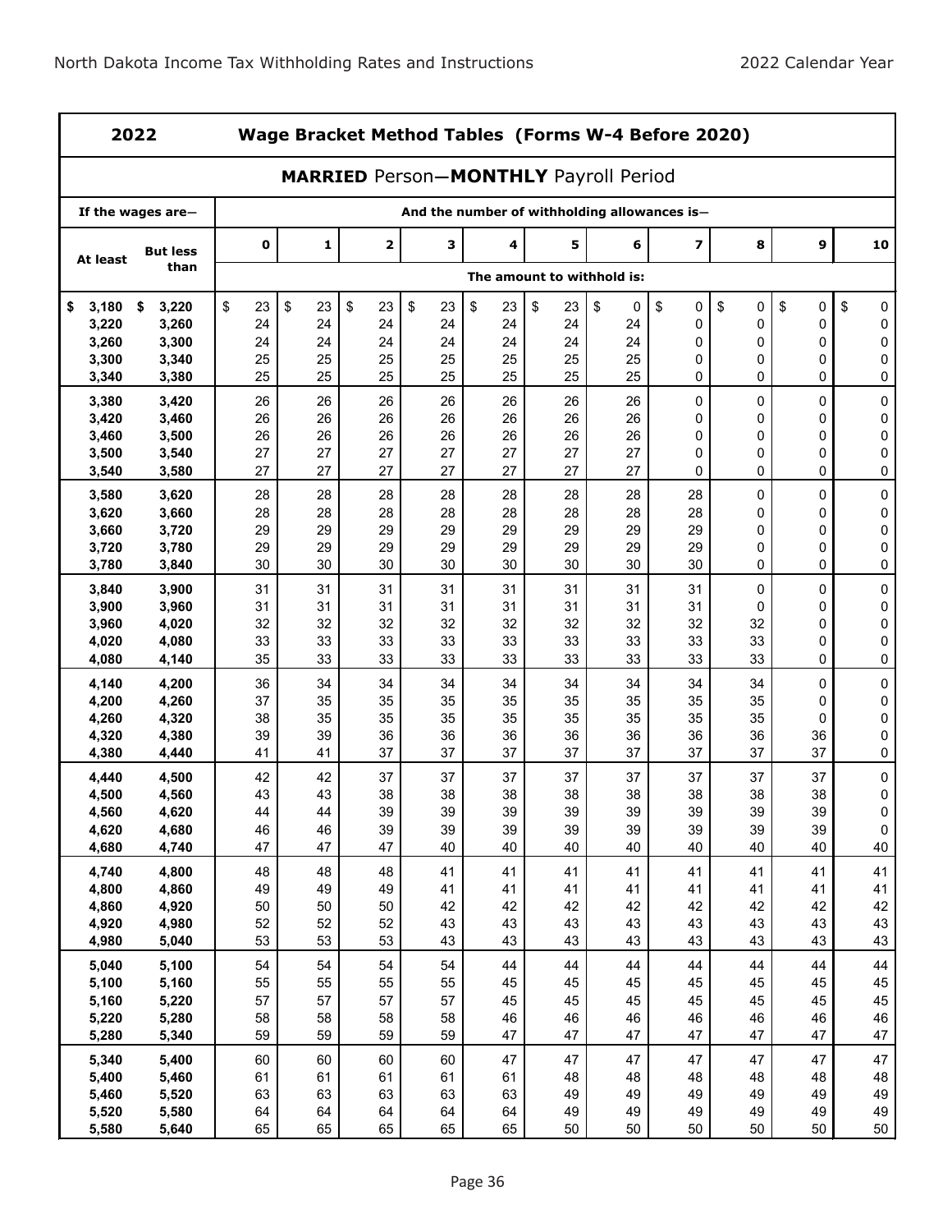## 2022 Wage Bracket Method Tables (Forms W-4 Before 2020)

### MARRIED Person—MONTHLY Payroll Period

| If the wages are— | | And the number of withholding allowances is— | | | | | | | | | | |
|---|---|---|---|---|---|---|---|---|---|---|---|---|
| At least | But less than | 0 | 1 | 2 | 3 | 4 | 5 | 6 | 7 | 8 | 9 | 10 |
| | | The amount to withhold is: | | | | | | | | | | |
| $ 3,180 | $ 3,220 | $ 23 | $ 23 | $ 23 | $ 23 | $ 23 | $ 23 | $ 0 | $ 0 | $ 0 | $ 0 | $ 0 |
| 3,220 | 3,260 | 24 | 24 | 24 | 24 | 24 | 24 | 24 | 0 | 0 | 0 | 0 |
| 3,260 | 3,300 | 24 | 24 | 24 | 24 | 24 | 24 | 24 | 0 | 0 | 0 | 0 |
| 3,300 | 3,340 | 25 | 25 | 25 | 25 | 25 | 25 | 25 | 0 | 0 | 0 | 0 |
| 3,340 | 3,380 | 25 | 25 | 25 | 25 | 25 | 25 | 25 | 0 | 0 | 0 | 0 |
| 3,380 | 3,420 | 26 | 26 | 26 | 26 | 26 | 26 | 26 | 0 | 0 | 0 | 0 |
| 3,420 | 3,460 | 26 | 26 | 26 | 26 | 26 | 26 | 26 | 0 | 0 | 0 | 0 |
| 3,460 | 3,500 | 26 | 26 | 26 | 26 | 26 | 26 | 26 | 0 | 0 | 0 | 0 |
| 3,500 | 3,540 | 27 | 27 | 27 | 27 | 27 | 27 | 27 | 0 | 0 | 0 | 0 |
| 3,540 | 3,580 | 27 | 27 | 27 | 27 | 27 | 27 | 27 | 0 | 0 | 0 | 0 |
| 3,580 | 3,620 | 28 | 28 | 28 | 28 | 28 | 28 | 28 | 28 | 0 | 0 | 0 |
| 3,620 | 3,660 | 28 | 28 | 28 | 28 | 28 | 28 | 28 | 28 | 0 | 0 | 0 |
| 3,660 | 3,720 | 29 | 29 | 29 | 29 | 29 | 29 | 29 | 29 | 0 | 0 | 0 |
| 3,720 | 3,780 | 29 | 29 | 29 | 29 | 29 | 29 | 29 | 29 | 0 | 0 | 0 |
| 3,780 | 3,840 | 30 | 30 | 30 | 30 | 30 | 30 | 30 | 30 | 0 | 0 | 0 |
| 3,840 | 3,900 | 31 | 31 | 31 | 31 | 31 | 31 | 31 | 31 | 0 | 0 | 0 |
| 3,900 | 3,960 | 31 | 31 | 31 | 31 | 31 | 31 | 31 | 31 | 0 | 0 | 0 |
| 3,960 | 4,020 | 32 | 32 | 32 | 32 | 32 | 32 | 32 | 32 | 32 | 0 | 0 |
| 4,020 | 4,080 | 33 | 33 | 33 | 33 | 33 | 33 | 33 | 33 | 33 | 0 | 0 |
| 4,080 | 4,140 | 35 | 33 | 33 | 33 | 33 | 33 | 33 | 33 | 33 | 0 | 0 |
| 4,140 | 4,200 | 36 | 34 | 34 | 34 | 34 | 34 | 34 | 34 | 34 | 0 | 0 |
| 4,200 | 4,260 | 37 | 35 | 35 | 35 | 35 | 35 | 35 | 35 | 35 | 0 | 0 |
| 4,260 | 4,320 | 38 | 35 | 35 | 35 | 35 | 35 | 35 | 35 | 35 | 0 | 0 |
| 4,320 | 4,380 | 39 | 39 | 36 | 36 | 36 | 36 | 36 | 36 | 36 | 36 | 0 |
| 4,380 | 4,440 | 41 | 41 | 37 | 37 | 37 | 37 | 37 | 37 | 37 | 37 | 0 |
| 4,440 | 4,500 | 42 | 42 | 37 | 37 | 37 | 37 | 37 | 37 | 37 | 37 | 0 |
| 4,500 | 4,560 | 43 | 43 | 38 | 38 | 38 | 38 | 38 | 38 | 38 | 38 | 0 |
| 4,560 | 4,620 | 44 | 44 | 39 | 39 | 39 | 39 | 39 | 39 | 39 | 39 | 0 |
| 4,620 | 4,680 | 46 | 46 | 39 | 39 | 39 | 39 | 39 | 39 | 39 | 39 | 0 |
| 4,680 | 4,740 | 47 | 47 | 47 | 40 | 40 | 40 | 40 | 40 | 40 | 40 | 40 |
| 4,740 | 4,800 | 48 | 48 | 48 | 41 | 41 | 41 | 41 | 41 | 41 | 41 | 41 |
| 4,800 | 4,860 | 49 | 49 | 49 | 41 | 41 | 41 | 41 | 41 | 41 | 41 | 41 |
| 4,860 | 4,920 | 50 | 50 | 50 | 42 | 42 | 42 | 42 | 42 | 42 | 42 | 42 |
| 4,920 | 4,980 | 52 | 52 | 52 | 43 | 43 | 43 | 43 | 43 | 43 | 43 | 43 |
| 4,980 | 5,040 | 53 | 53 | 53 | 43 | 43 | 43 | 43 | 43 | 43 | 43 | 43 |
| 5,040 | 5,100 | 54 | 54 | 54 | 54 | 44 | 44 | 44 | 44 | 44 | 44 | 44 |
| 5,100 | 5,160 | 55 | 55 | 55 | 55 | 45 | 45 | 45 | 45 | 45 | 45 | 45 |
| 5,160 | 5,220 | 57 | 57 | 57 | 57 | 45 | 45 | 45 | 45 | 45 | 45 | 45 |
| 5,220 | 5,280 | 58 | 58 | 58 | 58 | 46 | 46 | 46 | 46 | 46 | 46 | 46 |
| 5,280 | 5,340 | 59 | 59 | 59 | 59 | 47 | 47 | 47 | 47 | 47 | 47 | 47 |
| 5,340 | 5,400 | 60 | 60 | 60 | 60 | 47 | 47 | 47 | 47 | 47 | 47 | 47 |
| 5,400 | 5,460 | 61 | 61 | 61 | 61 | 61 | 48 | 48 | 48 | 48 | 48 | 48 |
| 5,460 | 5,520 | 63 | 63 | 63 | 63 | 63 | 49 | 49 | 49 | 49 | 49 | 49 |
| 5,520 | 5,580 | 64 | 64 | 64 | 64 | 64 | 49 | 49 | 49 | 49 | 49 | 49 |
| 5,580 | 5,640 | 65 | 65 | 65 | 65 | 65 | 50 | 50 | 50 | 50 | 50 | 50 |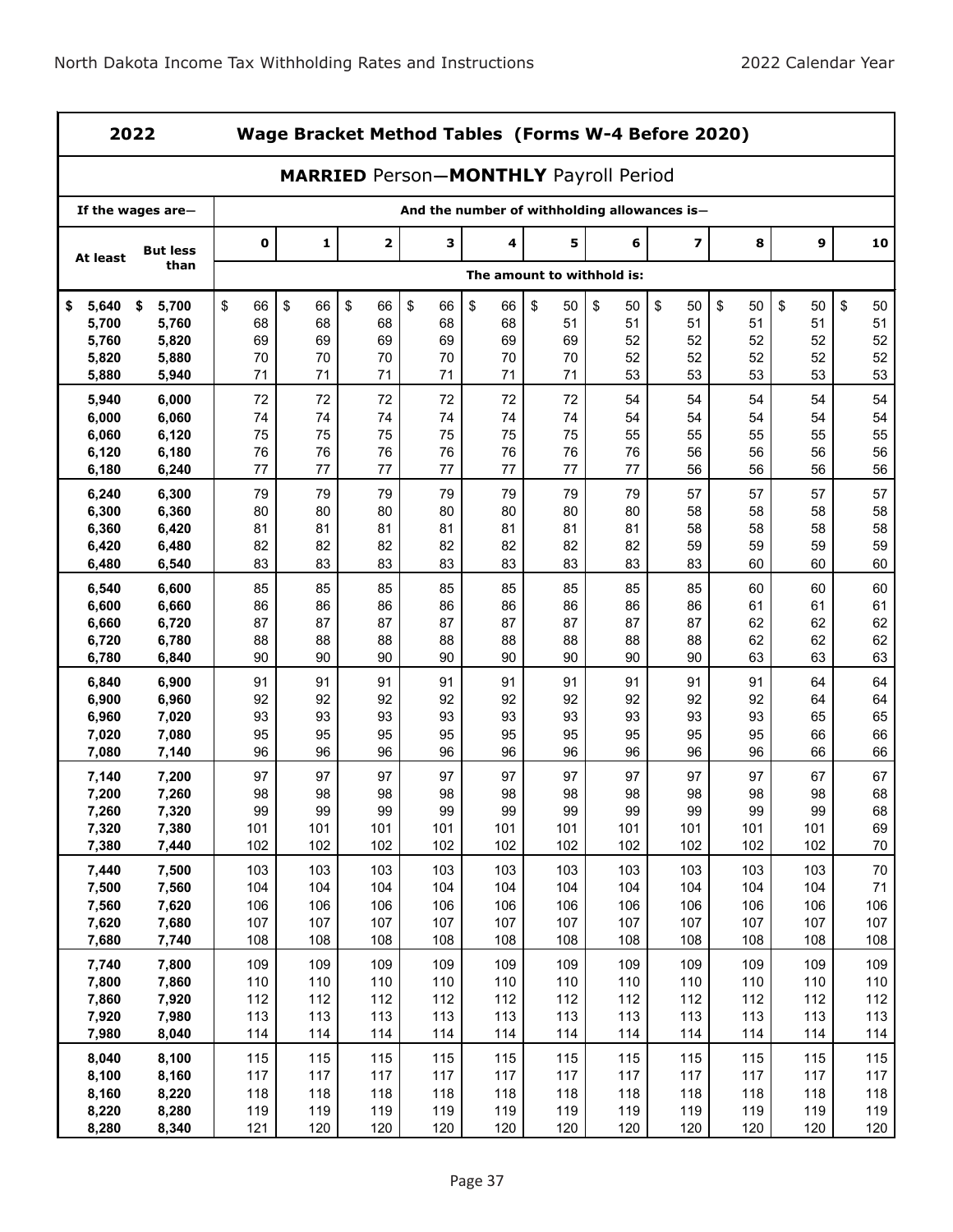## 2022 Wage Bracket Method Tables (Forms W-4 Before 2020)

### MARRIED Person—MONTHLY Payroll Period

| If the wages are— | | And the number of withholding allowances is— | | | | | | | | | | |
|---|---|---|---|---|---|---|---|---|---|---|---|---|
| At least | But less than | 0 | 1 | 2 | 3 | 4 | 5 | 6 | 7 | 8 | 9 | 10 |
| | | The amount to withhold is: | | | | | | | | | | |
| $ 5,640 | $ 5,700 | $ 66 | $ 66 | $ 66 | $ 66 | $ 66 | $ 50 | $ 50 | $ 50 | $ 50 | $ 50 | $ 50 |
| 5,700 | 5,760 | 68 | 68 | 68 | 68 | 68 | 51 | 51 | 51 | 51 | 51 | 51 |
| 5,760 | 5,820 | 69 | 69 | 69 | 69 | 69 | 69 | 52 | 52 | 52 | 52 | 52 |
| 5,820 | 5,880 | 70 | 70 | 70 | 70 | 70 | 70 | 52 | 52 | 52 | 52 | 52 |
| 5,880 | 5,940 | 71 | 71 | 71 | 71 | 71 | 71 | 53 | 53 | 53 | 53 | 53 |
| 5,940 | 6,000 | 72 | 72 | 72 | 72 | 72 | 72 | 54 | 54 | 54 | 54 | 54 |
| 6,000 | 6,060 | 74 | 74 | 74 | 74 | 74 | 74 | 54 | 54 | 54 | 54 | 54 |
| 6,060 | 6,120 | 75 | 75 | 75 | 75 | 75 | 75 | 55 | 55 | 55 | 55 | 55 |
| 6,120 | 6,180 | 76 | 76 | 76 | 76 | 76 | 76 | 76 | 56 | 56 | 56 | 56 |
| 6,180 | 6,240 | 77 | 77 | 77 | 77 | 77 | 77 | 77 | 56 | 56 | 56 | 56 |
| 6,240 | 6,300 | 79 | 79 | 79 | 79 | 79 | 79 | 79 | 57 | 57 | 57 | 57 |
| 6,300 | 6,360 | 80 | 80 | 80 | 80 | 80 | 80 | 80 | 58 | 58 | 58 | 58 |
| 6,360 | 6,420 | 81 | 81 | 81 | 81 | 81 | 81 | 81 | 58 | 58 | 58 | 58 |
| 6,420 | 6,480 | 82 | 82 | 82 | 82 | 82 | 82 | 82 | 59 | 59 | 59 | 59 |
| 6,480 | 6,540 | 83 | 83 | 83 | 83 | 83 | 83 | 83 | 83 | 60 | 60 | 60 |
| 6,540 | 6,600 | 85 | 85 | 85 | 85 | 85 | 85 | 85 | 85 | 60 | 60 | 60 |
| 6,600 | 6,660 | 86 | 86 | 86 | 86 | 86 | 86 | 86 | 86 | 61 | 61 | 61 |
| 6,660 | 6,720 | 87 | 87 | 87 | 87 | 87 | 87 | 87 | 87 | 62 | 62 | 62 |
| 6,720 | 6,780 | 88 | 88 | 88 | 88 | 88 | 88 | 88 | 88 | 62 | 62 | 62 |
| 6,780 | 6,840 | 90 | 90 | 90 | 90 | 90 | 90 | 90 | 90 | 63 | 63 | 63 |
| 6,840 | 6,900 | 91 | 91 | 91 | 91 | 91 | 91 | 91 | 91 | 91 | 64 | 64 |
| 6,900 | 6,960 | 92 | 92 | 92 | 92 | 92 | 92 | 92 | 92 | 92 | 64 | 64 |
| 6,960 | 7,020 | 93 | 93 | 93 | 93 | 93 | 93 | 93 | 93 | 93 | 65 | 65 |
| 7,020 | 7,080 | 95 | 95 | 95 | 95 | 95 | 95 | 95 | 95 | 95 | 66 | 66 |
| 7,080 | 7,140 | 96 | 96 | 96 | 96 | 96 | 96 | 96 | 96 | 96 | 66 | 66 |
| 7,140 | 7,200 | 97 | 97 | 97 | 97 | 97 | 97 | 97 | 97 | 97 | 67 | 67 |
| 7,200 | 7,260 | 98 | 98 | 98 | 98 | 98 | 98 | 98 | 98 | 98 | 98 | 68 |
| 7,260 | 7,320 | 99 | 99 | 99 | 99 | 99 | 99 | 99 | 99 | 99 | 99 | 68 |
| 7,320 | 7,380 | 101 | 101 | 101 | 101 | 101 | 101 | 101 | 101 | 101 | 101 | 69 |
| 7,380 | 7,440 | 102 | 102 | 102 | 102 | 102 | 102 | 102 | 102 | 102 | 102 | 70 |
| 7,440 | 7,500 | 103 | 103 | 103 | 103 | 103 | 103 | 103 | 103 | 103 | 103 | 70 |
| 7,500 | 7,560 | 104 | 104 | 104 | 104 | 104 | 104 | 104 | 104 | 104 | 104 | 71 |
| 7,560 | 7,620 | 106 | 106 | 106 | 106 | 106 | 106 | 106 | 106 | 106 | 106 | 106 |
| 7,620 | 7,680 | 107 | 107 | 107 | 107 | 107 | 107 | 107 | 107 | 107 | 107 | 107 |
| 7,680 | 7,740 | 108 | 108 | 108 | 108 | 108 | 108 | 108 | 108 | 108 | 108 | 108 |
| 7,740 | 7,800 | 109 | 109 | 109 | 109 | 109 | 109 | 109 | 109 | 109 | 109 | 109 |
| 7,800 | 7,860 | 110 | 110 | 110 | 110 | 110 | 110 | 110 | 110 | 110 | 110 | 110 |
| 7,860 | 7,920 | 112 | 112 | 112 | 112 | 112 | 112 | 112 | 112 | 112 | 112 | 112 |
| 7,920 | 7,980 | 113 | 113 | 113 | 113 | 113 | 113 | 113 | 113 | 113 | 113 | 113 |
| 7,980 | 8,040 | 114 | 114 | 114 | 114 | 114 | 114 | 114 | 114 | 114 | 114 | 114 |
| 8,040 | 8,100 | 115 | 115 | 115 | 115 | 115 | 115 | 115 | 115 | 115 | 115 | 115 |
| 8,100 | 8,160 | 117 | 117 | 117 | 117 | 117 | 117 | 117 | 117 | 117 | 117 | 117 |
| 8,160 | 8,220 | 118 | 118 | 118 | 118 | 118 | 118 | 118 | 118 | 118 | 118 | 118 |
| 8,220 | 8,280 | 119 | 119 | 119 | 119 | 119 | 119 | 119 | 119 | 119 | 119 | 119 |
| 8,280 | 8,340 | 121 | 120 | 120 | 120 | 120 | 120 | 120 | 120 | 120 | 120 | 120 |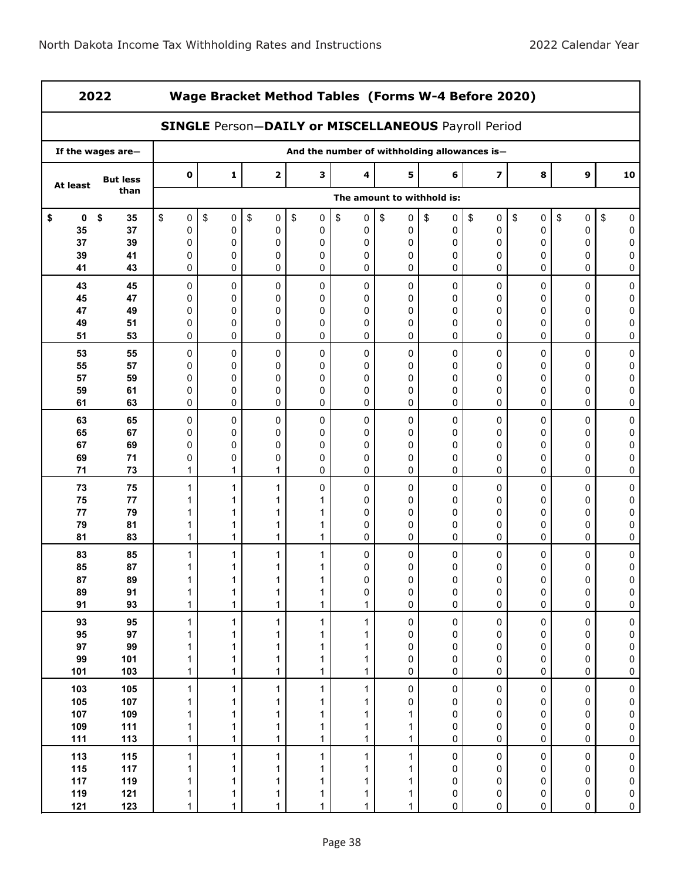| 2022 | Wage Bracket Method Tables (Forms W-4 Before 2020) | | | | | | | | | | | |
|---|---|---|---|---|---|---|---|---|---|---|---|---|
| **SINGLE** Person—**DAILY or MISCELLANEOUS** Payroll Period | | | | | | | | | | | | |
| If the wages are— | | And the number of withholding allowances is— | | | | | | | | | | |
| At least | But less than | 0 | 1 | 2 | 3 | 4 | 5 | 6 | 7 | 8 | 9 | 10 |
| | | The amount to withhold is: | | | | | | | | | | |
| $ 0 | $ 35 | $ 0 | $ 0 | $ 0 | $ 0 | $ 0 | $ 0 | $ 0 | $ 0 | $ 0 | $ 0 | $ 0 |
| 35 | 37 | 0 | 0 | 0 | 0 | 0 | 0 | 0 | 0 | 0 | 0 | 0 |
| 37 | 39 | 0 | 0 | 0 | 0 | 0 | 0 | 0 | 0 | 0 | 0 | 0 |
| 39 | 41 | 0 | 0 | 0 | 0 | 0 | 0 | 0 | 0 | 0 | 0 | 0 |
| 41 | 43 | 0 | 0 | 0 | 0 | 0 | 0 | 0 | 0 | 0 | 0 | 0 |
| 43 | 45 | 0 | 0 | 0 | 0 | 0 | 0 | 0 | 0 | 0 | 0 | 0 |
| 45 | 47 | 0 | 0 | 0 | 0 | 0 | 0 | 0 | 0 | 0 | 0 | 0 |
| 47 | 49 | 0 | 0 | 0 | 0 | 0 | 0 | 0 | 0 | 0 | 0 | 0 |
| 49 | 51 | 0 | 0 | 0 | 0 | 0 | 0 | 0 | 0 | 0 | 0 | 0 |
| 51 | 53 | 0 | 0 | 0 | 0 | 0 | 0 | 0 | 0 | 0 | 0 | 0 |
| 53 | 55 | 0 | 0 | 0 | 0 | 0 | 0 | 0 | 0 | 0 | 0 | 0 |
| 55 | 57 | 0 | 0 | 0 | 0 | 0 | 0 | 0 | 0 | 0 | 0 | 0 |
| 57 | 59 | 0 | 0 | 0 | 0 | 0 | 0 | 0 | 0 | 0 | 0 | 0 |
| 59 | 61 | 0 | 0 | 0 | 0 | 0 | 0 | 0 | 0 | 0 | 0 | 0 |
| 61 | 63 | 0 | 0 | 0 | 0 | 0 | 0 | 0 | 0 | 0 | 0 | 0 |
| 63 | 65 | 0 | 0 | 0 | 0 | 0 | 0 | 0 | 0 | 0 | 0 | 0 |
| 65 | 67 | 0 | 0 | 0 | 0 | 0 | 0 | 0 | 0 | 0 | 0 | 0 |
| 67 | 69 | 0 | 0 | 0 | 0 | 0 | 0 | 0 | 0 | 0 | 0 | 0 |
| 69 | 71 | 0 | 0 | 0 | 0 | 0 | 0 | 0 | 0 | 0 | 0 | 0 |
| 71 | 73 | 1 | 1 | 1 | 0 | 0 | 0 | 0 | 0 | 0 | 0 | 0 |
| 73 | 75 | 1 | 1 | 1 | 0 | 0 | 0 | 0 | 0 | 0 | 0 | 0 |
| 75 | 77 | 1 | 1 | 1 | 1 | 0 | 0 | 0 | 0 | 0 | 0 | 0 |
| 77 | 79 | 1 | 1 | 1 | 1 | 0 | 0 | 0 | 0 | 0 | 0 | 0 |
| 79 | 81 | 1 | 1 | 1 | 1 | 0 | 0 | 0 | 0 | 0 | 0 | 0 |
| 81 | 83 | 1 | 1 | 1 | 1 | 0 | 0 | 0 | 0 | 0 | 0 | 0 |
| 83 | 85 | 1 | 1 | 1 | 1 | 0 | 0 | 0 | 0 | 0 | 0 | 0 |
| 85 | 87 | 1 | 1 | 1 | 1 | 0 | 0 | 0 | 0 | 0 | 0 | 0 |
| 87 | 89 | 1 | 1 | 1 | 1 | 0 | 0 | 0 | 0 | 0 | 0 | 0 |
| 89 | 91 | 1 | 1 | 1 | 1 | 0 | 0 | 0 | 0 | 0 | 0 | 0 |
| 91 | 93 | 1 | 1 | 1 | 1 | 1 | 0 | 0 | 0 | 0 | 0 | 0 |
| 93 | 95 | 1 | 1 | 1 | 1 | 1 | 0 | 0 | 0 | 0 | 0 | 0 |
| 95 | 97 | 1 | 1 | 1 | 1 | 1 | 0 | 0 | 0 | 0 | 0 | 0 |
| 97 | 99 | 1 | 1 | 1 | 1 | 1 | 0 | 0 | 0 | 0 | 0 | 0 |
| 99 | 101 | 1 | 1 | 1 | 1 | 1 | 0 | 0 | 0 | 0 | 0 | 0 |
| 101 | 103 | 1 | 1 | 1 | 1 | 1 | 0 | 0 | 0 | 0 | 0 | 0 |
| 103 | 105 | 1 | 1 | 1 | 1 | 1 | 0 | 0 | 0 | 0 | 0 | 0 |
| 105 | 107 | 1 | 1 | 1 | 1 | 1 | 0 | 0 | 0 | 0 | 0 | 0 |
| 107 | 109 | 1 | 1 | 1 | 1 | 1 | 1 | 0 | 0 | 0 | 0 | 0 |
| 109 | 111 | 1 | 1 | 1 | 1 | 1 | 1 | 0 | 0 | 0 | 0 | 0 |
| 111 | 113 | 1 | 1 | 1 | 1 | 1 | 1 | 0 | 0 | 0 | 0 | 0 |
| 113 | 115 | 1 | 1 | 1 | 1 | 1 | 1 | 0 | 0 | 0 | 0 | 0 |
| 115 | 117 | 1 | 1 | 1 | 1 | 1 | 1 | 0 | 0 | 0 | 0 | 0 |
| 117 | 119 | 1 | 1 | 1 | 1 | 1 | 1 | 0 | 0 | 0 | 0 | 0 |
| 119 | 121 | 1 | 1 | 1 | 1 | 1 | 1 | 0 | 0 | 0 | 0 | 0 |
| 121 | 123 | 1 | 1 | 1 | 1 | 1 | 1 | 0 | 0 | 0 | 0 | 0 |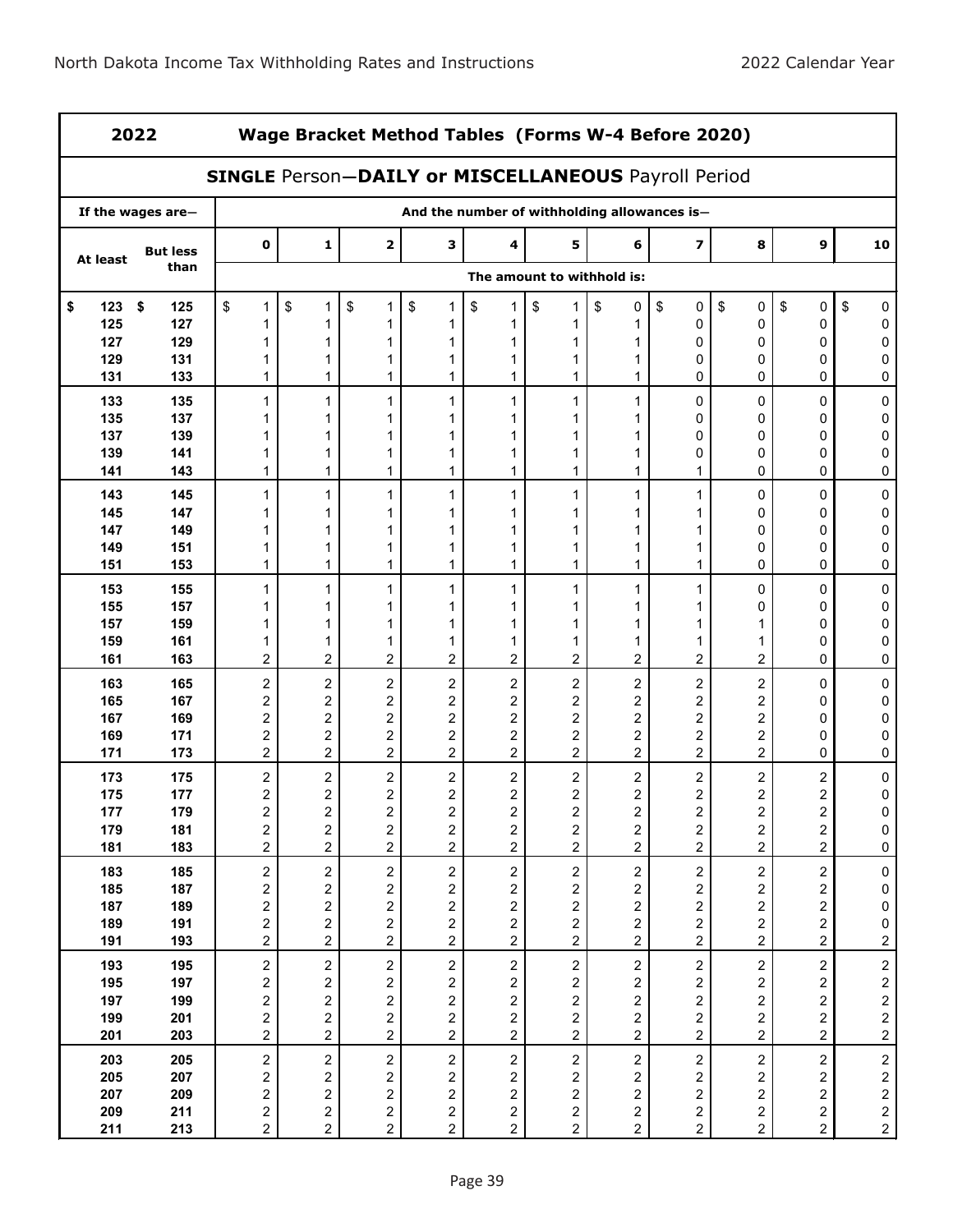## 2022 Wage Bracket Method Tables (Forms W-4 Before 2020)

### SINGLE Person—DAILY or MISCELLANEOUS Payroll Period

| If the wages are— | | And the number of withholding allowances is— | | | | | | | | | | |
|---|---|---|---|---|---|---|---|---|---|---|---|---|
| At least | But less than | 0 | 1 | 2 | 3 | 4 | 5 | 6 | 7 | 8 | 9 | 10 |
| | | The amount to withhold is: | | | | | | | | | | |
| $ 123 | $ 125 | $ 1 | $ 1 | $ 1 | $ 1 | $ 1 | $ 1 | $ 0 | $ 0 | $ 0 | $ 0 | $ 0 |
| 125 | 127 | 1 | 1 | 1 | 1 | 1 | 1 | 1 | 0 | 0 | 0 | 0 |
| 127 | 129 | 1 | 1 | 1 | 1 | 1 | 1 | 1 | 0 | 0 | 0 | 0 |
| 129 | 131 | 1 | 1 | 1 | 1 | 1 | 1 | 1 | 0 | 0 | 0 | 0 |
| 131 | 133 | 1 | 1 | 1 | 1 | 1 | 1 | 1 | 0 | 0 | 0 | 0 |
| 133 | 135 | 1 | 1 | 1 | 1 | 1 | 1 | 1 | 0 | 0 | 0 | 0 |
| 135 | 137 | 1 | 1 | 1 | 1 | 1 | 1 | 1 | 0 | 0 | 0 | 0 |
| 137 | 139 | 1 | 1 | 1 | 1 | 1 | 1 | 1 | 0 | 0 | 0 | 0 |
| 139 | 141 | 1 | 1 | 1 | 1 | 1 | 1 | 1 | 0 | 0 | 0 | 0 |
| 141 | 143 | 1 | 1 | 1 | 1 | 1 | 1 | 1 | 1 | 0 | 0 | 0 |
| 143 | 145 | 1 | 1 | 1 | 1 | 1 | 1 | 1 | 1 | 0 | 0 | 0 |
| 145 | 147 | 1 | 1 | 1 | 1 | 1 | 1 | 1 | 1 | 0 | 0 | 0 |
| 147 | 149 | 1 | 1 | 1 | 1 | 1 | 1 | 1 | 1 | 0 | 0 | 0 |
| 149 | 151 | 1 | 1 | 1 | 1 | 1 | 1 | 1 | 1 | 0 | 0 | 0 |
| 151 | 153 | 1 | 1 | 1 | 1 | 1 | 1 | 1 | 1 | 0 | 0 | 0 |
| 153 | 155 | 1 | 1 | 1 | 1 | 1 | 1 | 1 | 1 | 0 | 0 | 0 |
| 155 | 157 | 1 | 1 | 1 | 1 | 1 | 1 | 1 | 1 | 0 | 0 | 0 |
| 157 | 159 | 1 | 1 | 1 | 1 | 1 | 1 | 1 | 1 | 1 | 0 | 0 |
| 159 | 161 | 1 | 1 | 1 | 1 | 1 | 1 | 1 | 1 | 1 | 0 | 0 |
| 161 | 163 | 2 | 2 | 2 | 2 | 2 | 2 | 2 | 2 | 2 | 0 | 0 |
| 163 | 165 | 2 | 2 | 2 | 2 | 2 | 2 | 2 | 2 | 2 | 0 | 0 |
| 165 | 167 | 2 | 2 | 2 | 2 | 2 | 2 | 2 | 2 | 2 | 0 | 0 |
| 167 | 169 | 2 | 2 | 2 | 2 | 2 | 2 | 2 | 2 | 2 | 0 | 0 |
| 169 | 171 | 2 | 2 | 2 | 2 | 2 | 2 | 2 | 2 | 2 | 0 | 0 |
| 171 | 173 | 2 | 2 | 2 | 2 | 2 | 2 | 2 | 2 | 2 | 0 | 0 |
| 173 | 175 | 2 | 2 | 2 | 2 | 2 | 2 | 2 | 2 | 2 | 2 | 0 |
| 175 | 177 | 2 | 2 | 2 | 2 | 2 | 2 | 2 | 2 | 2 | 2 | 0 |
| 177 | 179 | 2 | 2 | 2 | 2 | 2 | 2 | 2 | 2 | 2 | 2 | 0 |
| 179 | 181 | 2 | 2 | 2 | 2 | 2 | 2 | 2 | 2 | 2 | 2 | 0 |
| 181 | 183 | 2 | 2 | 2 | 2 | 2 | 2 | 2 | 2 | 2 | 2 | 0 |
| 183 | 185 | 2 | 2 | 2 | 2 | 2 | 2 | 2 | 2 | 2 | 2 | 0 |
| 185 | 187 | 2 | 2 | 2 | 2 | 2 | 2 | 2 | 2 | 2 | 2 | 0 |
| 187 | 189 | 2 | 2 | 2 | 2 | 2 | 2 | 2 | 2 | 2 | 2 | 0 |
| 189 | 191 | 2 | 2 | 2 | 2 | 2 | 2 | 2 | 2 | 2 | 2 | 0 |
| 191 | 193 | 2 | 2 | 2 | 2 | 2 | 2 | 2 | 2 | 2 | 2 | 2 |
| 193 | 195 | 2 | 2 | 2 | 2 | 2 | 2 | 2 | 2 | 2 | 2 | 2 |
| 195 | 197 | 2 | 2 | 2 | 2 | 2 | 2 | 2 | 2 | 2 | 2 | 2 |
| 197 | 199 | 2 | 2 | 2 | 2 | 2 | 2 | 2 | 2 | 2 | 2 | 2 |
| 199 | 201 | 2 | 2 | 2 | 2 | 2 | 2 | 2 | 2 | 2 | 2 | 2 |
| 201 | 203 | 2 | 2 | 2 | 2 | 2 | 2 | 2 | 2 | 2 | 2 | 2 |
| 203 | 205 | 2 | 2 | 2 | 2 | 2 | 2 | 2 | 2 | 2 | 2 | 2 |
| 205 | 207 | 2 | 2 | 2 | 2 | 2 | 2 | 2 | 2 | 2 | 2 | 2 |
| 207 | 209 | 2 | 2 | 2 | 2 | 2 | 2 | 2 | 2 | 2 | 2 | 2 |
| 209 | 211 | 2 | 2 | 2 | 2 | 2 | 2 | 2 | 2 | 2 | 2 | 2 |
| 211 | 213 | 2 | 2 | 2 | 2 | 2 | 2 | 2 | 2 | 2 | 2 | 2 |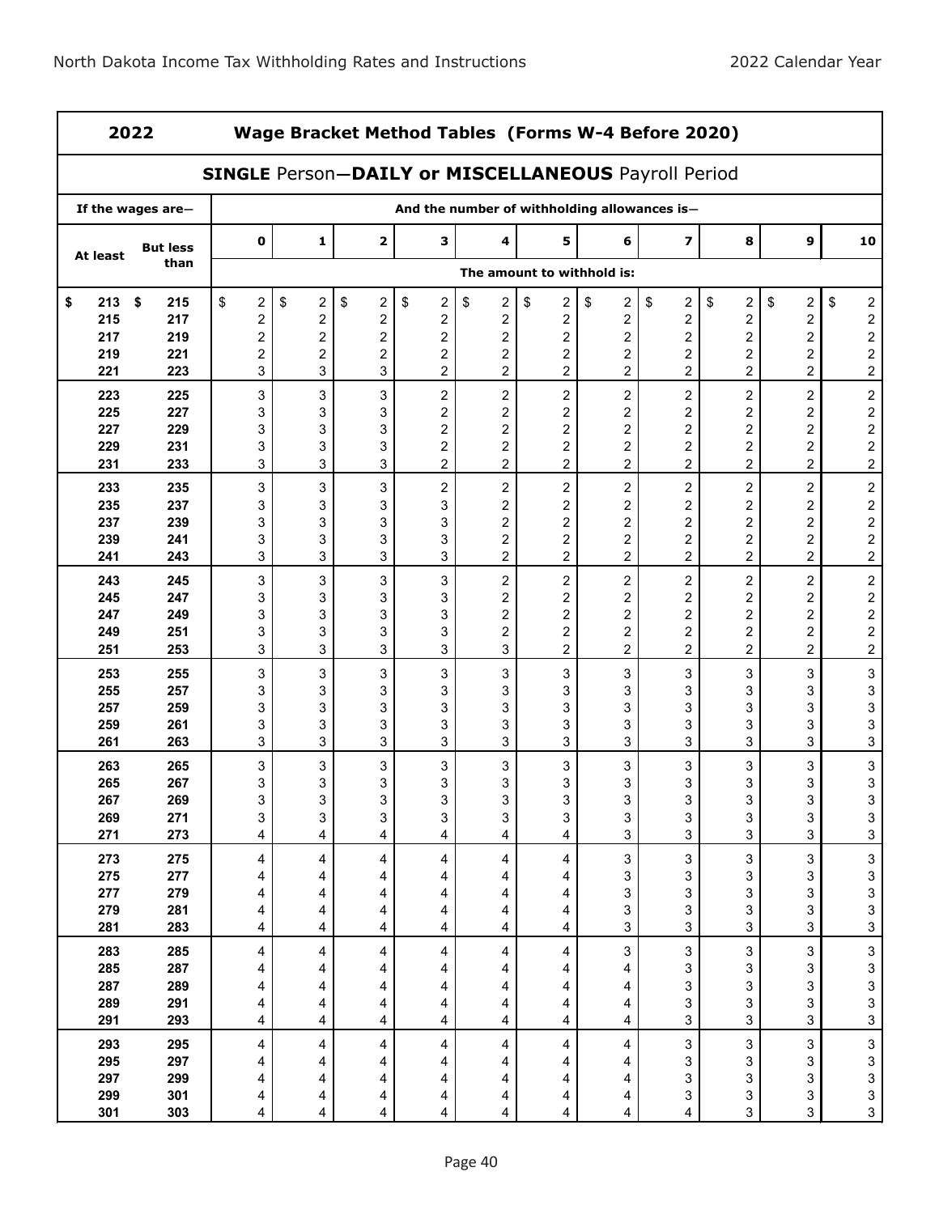## 2022 Wage Bracket Method Tables (Forms W-4 Before 2020)

### SINGLE Person—DAILY or MISCELLANEOUS Payroll Period

| If the wages are— | | And the number of withholding allowances is— | | | | | | | | | | |
|---|---|---|---|---|---|---|---|---|---|---|---|---|
| At least | But less than | 0 | 1 | 2 | 3 | 4 | 5 | 6 | 7 | 8 | 9 | 10 |
| | | The amount to withhold is: | | | | | | | | | | |
| $ 213 | $ 215 | $ 2 | $ 2 | $ 2 | $ 2 | $ 2 | $ 2 | $ 2 | $ 2 | $ 2 | $ 2 | $ 2 |
| 215 | 217 | 2 | 2 | 2 | 2 | 2 | 2 | 2 | 2 | 2 | 2 | 2 |
| 217 | 219 | 2 | 2 | 2 | 2 | 2 | 2 | 2 | 2 | 2 | 2 | 2 |
| 219 | 221 | 2 | 2 | 2 | 2 | 2 | 2 | 2 | 2 | 2 | 2 | 2 |
| 221 | 223 | 3 | 3 | 3 | 2 | 2 | 2 | 2 | 2 | 2 | 2 | 2 |
| 223 | 225 | 3 | 3 | 3 | 2 | 2 | 2 | 2 | 2 | 2 | 2 | 2 |
| 225 | 227 | 3 | 3 | 3 | 2 | 2 | 2 | 2 | 2 | 2 | 2 | 2 |
| 227 | 229 | 3 | 3 | 3 | 2 | 2 | 2 | 2 | 2 | 2 | 2 | 2 |
| 229 | 231 | 3 | 3 | 3 | 2 | 2 | 2 | 2 | 2 | 2 | 2 | 2 |
| 231 | 233 | 3 | 3 | 3 | 2 | 2 | 2 | 2 | 2 | 2 | 2 | 2 |
| 233 | 235 | 3 | 3 | 3 | 2 | 2 | 2 | 2 | 2 | 2 | 2 | 2 |
| 235 | 237 | 3 | 3 | 3 | 3 | 2 | 2 | 2 | 2 | 2 | 2 | 2 |
| 237 | 239 | 3 | 3 | 3 | 3 | 2 | 2 | 2 | 2 | 2 | 2 | 2 |
| 239 | 241 | 3 | 3 | 3 | 3 | 2 | 2 | 2 | 2 | 2 | 2 | 2 |
| 241 | 243 | 3 | 3 | 3 | 3 | 2 | 2 | 2 | 2 | 2 | 2 | 2 |
| 243 | 245 | 3 | 3 | 3 | 3 | 2 | 2 | 2 | 2 | 2 | 2 | 2 |
| 245 | 247 | 3 | 3 | 3 | 3 | 2 | 2 | 2 | 2 | 2 | 2 | 2 |
| 247 | 249 | 3 | 3 | 3 | 3 | 2 | 2 | 2 | 2 | 2 | 2 | 2 |
| 249 | 251 | 3 | 3 | 3 | 3 | 2 | 2 | 2 | 2 | 2 | 2 | 2 |
| 251 | 253 | 3 | 3 | 3 | 3 | 3 | 2 | 2 | 2 | 2 | 2 | 2 |
| 253 | 255 | 3 | 3 | 3 | 3 | 3 | 3 | 3 | 3 | 3 | 3 | 3 |
| 255 | 257 | 3 | 3 | 3 | 3 | 3 | 3 | 3 | 3 | 3 | 3 | 3 |
| 257 | 259 | 3 | 3 | 3 | 3 | 3 | 3 | 3 | 3 | 3 | 3 | 3 |
| 259 | 261 | 3 | 3 | 3 | 3 | 3 | 3 | 3 | 3 | 3 | 3 | 3 |
| 261 | 263 | 3 | 3 | 3 | 3 | 3 | 3 | 3 | 3 | 3 | 3 | 3 |
| 263 | 265 | 3 | 3 | 3 | 3 | 3 | 3 | 3 | 3 | 3 | 3 | 3 |
| 265 | 267 | 3 | 3 | 3 | 3 | 3 | 3 | 3 | 3 | 3 | 3 | 3 |
| 267 | 269 | 3 | 3 | 3 | 3 | 3 | 3 | 3 | 3 | 3 | 3 | 3 |
| 269 | 271 | 3 | 3 | 3 | 3 | 3 | 3 | 3 | 3 | 3 | 3 | 3 |
| 271 | 273 | 4 | 4 | 4 | 4 | 4 | 4 | 3 | 3 | 3 | 3 | 3 |
| 273 | 275 | 4 | 4 | 4 | 4 | 4 | 4 | 3 | 3 | 3 | 3 | 3 |
| 275 | 277 | 4 | 4 | 4 | 4 | 4 | 4 | 3 | 3 | 3 | 3 | 3 |
| 277 | 279 | 4 | 4 | 4 | 4 | 4 | 4 | 3 | 3 | 3 | 3 | 3 |
| 279 | 281 | 4 | 4 | 4 | 4 | 4 | 4 | 3 | 3 | 3 | 3 | 3 |
| 281 | 283 | 4 | 4 | 4 | 4 | 4 | 4 | 3 | 3 | 3 | 3 | 3 |
| 283 | 285 | 4 | 4 | 4 | 4 | 4 | 4 | 3 | 3 | 3 | 3 | 3 |
| 285 | 287 | 4 | 4 | 4 | 4 | 4 | 4 | 4 | 3 | 3 | 3 | 3 |
| 287 | 289 | 4 | 4 | 4 | 4 | 4 | 4 | 4 | 3 | 3 | 3 | 3 |
| 289 | 291 | 4 | 4 | 4 | 4 | 4 | 4 | 4 | 3 | 3 | 3 | 3 |
| 291 | 293 | 4 | 4 | 4 | 4 | 4 | 4 | 4 | 3 | 3 | 3 | 3 |
| 293 | 295 | 4 | 4 | 4 | 4 | 4 | 4 | 4 | 3 | 3 | 3 | 3 |
| 295 | 297 | 4 | 4 | 4 | 4 | 4 | 4 | 4 | 3 | 3 | 3 | 3 |
| 297 | 299 | 4 | 4 | 4 | 4 | 4 | 4 | 4 | 3 | 3 | 3 | 3 |
| 299 | 301 | 4 | 4 | 4 | 4 | 4 | 4 | 4 | 3 | 3 | 3 | 3 |
| 301 | 303 | 4 | 4 | 4 | 4 | 4 | 4 | 4 | 4 | 3 | 3 | 3 |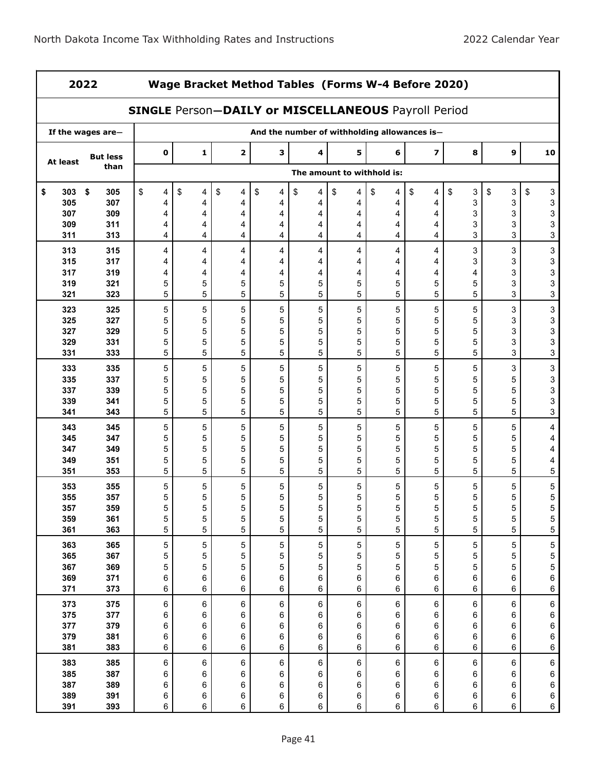## 2022 Wage Bracket Method Tables (Forms W-4 Before 2020)

### SINGLE Person—DAILY or MISCELLANEOUS Payroll Period

| If the wages are— | | And the number of withholding allowances is— | | | | | | | | | | |
|---|---|---|---|---|---|---|---|---|---|---|---|---|
| At least | But less than | 0 | 1 | 2 | 3 | 4 | 5 | 6 | 7 | 8 | 9 | 10 |
| | | The amount to withhold is: | | | | | | | | | | |
| $ 303 | $ 305 | $ 4 | $ 4 | $ 4 | $ 4 | $ 4 | $ 4 | $ 4 | $ 4 | $ 3 | $ 3 | $ 3 |
| 305 | 307 | 4 | 4 | 4 | 4 | 4 | 4 | 4 | 4 | 3 | 3 | 3 |
| 307 | 309 | 4 | 4 | 4 | 4 | 4 | 4 | 4 | 4 | 3 | 3 | 3 |
| 309 | 311 | 4 | 4 | 4 | 4 | 4 | 4 | 4 | 4 | 3 | 3 | 3 |
| 311 | 313 | 4 | 4 | 4 | 4 | 4 | 4 | 4 | 4 | 3 | 3 | 3 |
| 313 | 315 | 4 | 4 | 4 | 4 | 4 | 4 | 4 | 4 | 3 | 3 | 3 |
| 315 | 317 | 4 | 4 | 4 | 4 | 4 | 4 | 4 | 4 | 3 | 3 | 3 |
| 317 | 319 | 4 | 4 | 4 | 4 | 4 | 4 | 4 | 4 | 4 | 3 | 3 |
| 319 | 321 | 5 | 5 | 5 | 5 | 5 | 5 | 5 | 5 | 5 | 3 | 3 |
| 321 | 323 | 5 | 5 | 5 | 5 | 5 | 5 | 5 | 5 | 5 | 3 | 3 |
| 323 | 325 | 5 | 5 | 5 | 5 | 5 | 5 | 5 | 5 | 5 | 3 | 3 |
| 325 | 327 | 5 | 5 | 5 | 5 | 5 | 5 | 5 | 5 | 5 | 3 | 3 |
| 327 | 329 | 5 | 5 | 5 | 5 | 5 | 5 | 5 | 5 | 5 | 3 | 3 |
| 329 | 331 | 5 | 5 | 5 | 5 | 5 | 5 | 5 | 5 | 5 | 3 | 3 |
| 331 | 333 | 5 | 5 | 5 | 5 | 5 | 5 | 5 | 5 | 5 | 3 | 3 |
| 333 | 335 | 5 | 5 | 5 | 5 | 5 | 5 | 5 | 5 | 5 | 3 | 3 |
| 335 | 337 | 5 | 5 | 5 | 5 | 5 | 5 | 5 | 5 | 5 | 5 | 3 |
| 337 | 339 | 5 | 5 | 5 | 5 | 5 | 5 | 5 | 5 | 5 | 5 | 3 |
| 339 | 341 | 5 | 5 | 5 | 5 | 5 | 5 | 5 | 5 | 5 | 5 | 3 |
| 341 | 343 | 5 | 5 | 5 | 5 | 5 | 5 | 5 | 5 | 5 | 5 | 3 |
| 343 | 345 | 5 | 5 | 5 | 5 | 5 | 5 | 5 | 5 | 5 | 5 | 4 |
| 345 | 347 | 5 | 5 | 5 | 5 | 5 | 5 | 5 | 5 | 5 | 5 | 4 |
| 347 | 349 | 5 | 5 | 5 | 5 | 5 | 5 | 5 | 5 | 5 | 5 | 4 |
| 349 | 351 | 5 | 5 | 5 | 5 | 5 | 5 | 5 | 5 | 5 | 5 | 4 |
| 351 | 353 | 5 | 5 | 5 | 5 | 5 | 5 | 5 | 5 | 5 | 5 | 5 |
| 353 | 355 | 5 | 5 | 5 | 5 | 5 | 5 | 5 | 5 | 5 | 5 | 5 |
| 355 | 357 | 5 | 5 | 5 | 5 | 5 | 5 | 5 | 5 | 5 | 5 | 5 |
| 357 | 359 | 5 | 5 | 5 | 5 | 5 | 5 | 5 | 5 | 5 | 5 | 5 |
| 359 | 361 | 5 | 5 | 5 | 5 | 5 | 5 | 5 | 5 | 5 | 5 | 5 |
| 361 | 363 | 5 | 5 | 5 | 5 | 5 | 5 | 5 | 5 | 5 | 5 | 5 |
| 363 | 365 | 5 | 5 | 5 | 5 | 5 | 5 | 5 | 5 | 5 | 5 | 5 |
| 365 | 367 | 5 | 5 | 5 | 5 | 5 | 5 | 5 | 5 | 5 | 5 | 5 |
| 367 | 369 | 5 | 5 | 5 | 5 | 5 | 5 | 5 | 5 | 5 | 5 | 5 |
| 369 | 371 | 6 | 6 | 6 | 6 | 6 | 6 | 6 | 6 | 6 | 6 | 6 |
| 371 | 373 | 6 | 6 | 6 | 6 | 6 | 6 | 6 | 6 | 6 | 6 | 6 |
| 373 | 375 | 6 | 6 | 6 | 6 | 6 | 6 | 6 | 6 | 6 | 6 | 6 |
| 375 | 377 | 6 | 6 | 6 | 6 | 6 | 6 | 6 | 6 | 6 | 6 | 6 |
| 377 | 379 | 6 | 6 | 6 | 6 | 6 | 6 | 6 | 6 | 6 | 6 | 6 |
| 379 | 381 | 6 | 6 | 6 | 6 | 6 | 6 | 6 | 6 | 6 | 6 | 6 |
| 381 | 383 | 6 | 6 | 6 | 6 | 6 | 6 | 6 | 6 | 6 | 6 | 6 |
| 383 | 385 | 6 | 6 | 6 | 6 | 6 | 6 | 6 | 6 | 6 | 6 | 6 |
| 385 | 387 | 6 | 6 | 6 | 6 | 6 | 6 | 6 | 6 | 6 | 6 | 6 |
| 387 | 389 | 6 | 6 | 6 | 6 | 6 | 6 | 6 | 6 | 6 | 6 | 6 |
| 389 | 391 | 6 | 6 | 6 | 6 | 6 | 6 | 6 | 6 | 6 | 6 | 6 |
| 391 | 393 | 6 | 6 | 6 | 6 | 6 | 6 | 6 | 6 | 6 | 6 | 6 |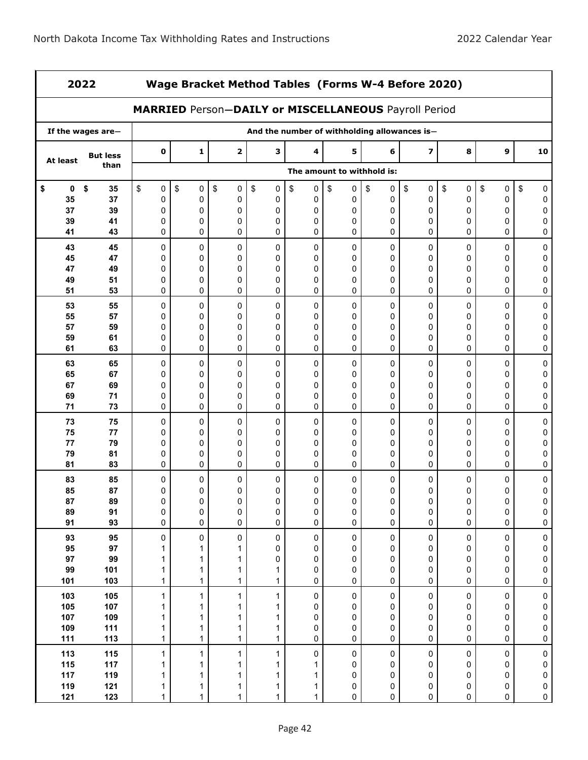| 2022 | | Wage Bracket Method Tables (Forms W-4 Before 2020) | | | | | | | | | | |
|---|---|---|---|---|---|---|---|---|---|---|---|---|
| **MARRIED Person—DAILY or MISCELLANEOUS Payroll Period** | | | | | | | | | | | | |
| If the wages are— | | And the number of withholding allowances is— | | | | | | | | | | |
| At least | But less than | 0 | 1 | 2 | 3 | 4 | 5 | 6 | 7 | 8 | 9 | 10 |
| | | The amount to withhold is: | | | | | | | | | | |
| $ 0 | $ 35 | $ 0 | $ 0 | $ 0 | $ 0 | $ 0 | $ 0 | $ 0 | $ 0 | $ 0 | $ 0 | $ 0 |
| 35 | 37 | 0 | 0 | 0 | 0 | 0 | 0 | 0 | 0 | 0 | 0 | 0 |
| 37 | 39 | 0 | 0 | 0 | 0 | 0 | 0 | 0 | 0 | 0 | 0 | 0 |
| 39 | 41 | 0 | 0 | 0 | 0 | 0 | 0 | 0 | 0 | 0 | 0 | 0 |
| 41 | 43 | 0 | 0 | 0 | 0 | 0 | 0 | 0 | 0 | 0 | 0 | 0 |
| 43 | 45 | 0 | 0 | 0 | 0 | 0 | 0 | 0 | 0 | 0 | 0 | 0 |
| 45 | 47 | 0 | 0 | 0 | 0 | 0 | 0 | 0 | 0 | 0 | 0 | 0 |
| 47 | 49 | 0 | 0 | 0 | 0 | 0 | 0 | 0 | 0 | 0 | 0 | 0 |
| 49 | 51 | 0 | 0 | 0 | 0 | 0 | 0 | 0 | 0 | 0 | 0 | 0 |
| 51 | 53 | 0 | 0 | 0 | 0 | 0 | 0 | 0 | 0 | 0 | 0 | 0 |
| 53 | 55 | 0 | 0 | 0 | 0 | 0 | 0 | 0 | 0 | 0 | 0 | 0 |
| 55 | 57 | 0 | 0 | 0 | 0 | 0 | 0 | 0 | 0 | 0 | 0 | 0 |
| 57 | 59 | 0 | 0 | 0 | 0 | 0 | 0 | 0 | 0 | 0 | 0 | 0 |
| 59 | 61 | 0 | 0 | 0 | 0 | 0 | 0 | 0 | 0 | 0 | 0 | 0 |
| 61 | 63 | 0 | 0 | 0 | 0 | 0 | 0 | 0 | 0 | 0 | 0 | 0 |
| 63 | 65 | 0 | 0 | 0 | 0 | 0 | 0 | 0 | 0 | 0 | 0 | 0 |
| 65 | 67 | 0 | 0 | 0 | 0 | 0 | 0 | 0 | 0 | 0 | 0 | 0 |
| 67 | 69 | 0 | 0 | 0 | 0 | 0 | 0 | 0 | 0 | 0 | 0 | 0 |
| 69 | 71 | 0 | 0 | 0 | 0 | 0 | 0 | 0 | 0 | 0 | 0 | 0 |
| 71 | 73 | 0 | 0 | 0 | 0 | 0 | 0 | 0 | 0 | 0 | 0 | 0 |
| 73 | 75 | 0 | 0 | 0 | 0 | 0 | 0 | 0 | 0 | 0 | 0 | 0 |
| 75 | 77 | 0 | 0 | 0 | 0 | 0 | 0 | 0 | 0 | 0 | 0 | 0 |
| 77 | 79 | 0 | 0 | 0 | 0 | 0 | 0 | 0 | 0 | 0 | 0 | 0 |
| 79 | 81 | 0 | 0 | 0 | 0 | 0 | 0 | 0 | 0 | 0 | 0 | 0 |
| 81 | 83 | 0 | 0 | 0 | 0 | 0 | 0 | 0 | 0 | 0 | 0 | 0 |
| 83 | 85 | 0 | 0 | 0 | 0 | 0 | 0 | 0 | 0 | 0 | 0 | 0 |
| 85 | 87 | 0 | 0 | 0 | 0 | 0 | 0 | 0 | 0 | 0 | 0 | 0 |
| 87 | 89 | 0 | 0 | 0 | 0 | 0 | 0 | 0 | 0 | 0 | 0 | 0 |
| 89 | 91 | 0 | 0 | 0 | 0 | 0 | 0 | 0 | 0 | 0 | 0 | 0 |
| 91 | 93 | 0 | 0 | 0 | 0 | 0 | 0 | 0 | 0 | 0 | 0 | 0 |
| 93 | 95 | 0 | 0 | 0 | 0 | 0 | 0 | 0 | 0 | 0 | 0 | 0 |
| 95 | 97 | 1 | 1 | 1 | 0 | 0 | 0 | 0 | 0 | 0 | 0 | 0 |
| 97 | 99 | 1 | 1 | 1 | 0 | 0 | 0 | 0 | 0 | 0 | 0 | 0 |
| 99 | 101 | 1 | 1 | 1 | 1 | 0 | 0 | 0 | 0 | 0 | 0 | 0 |
| 101 | 103 | 1 | 1 | 1 | 1 | 0 | 0 | 0 | 0 | 0 | 0 | 0 |
| 103 | 105 | 1 | 1 | 1 | 1 | 0 | 0 | 0 | 0 | 0 | 0 | 0 |
| 105 | 107 | 1 | 1 | 1 | 1 | 0 | 0 | 0 | 0 | 0 | 0 | 0 |
| 107 | 109 | 1 | 1 | 1 | 1 | 0 | 0 | 0 | 0 | 0 | 0 | 0 |
| 109 | 111 | 1 | 1 | 1 | 1 | 0 | 0 | 0 | 0 | 0 | 0 | 0 |
| 111 | 113 | 1 | 1 | 1 | 1 | 0 | 0 | 0 | 0 | 0 | 0 | 0 |
| 113 | 115 | 1 | 1 | 1 | 1 | 0 | 0 | 0 | 0 | 0 | 0 | 0 |
| 115 | 117 | 1 | 1 | 1 | 1 | 1 | 0 | 0 | 0 | 0 | 0 | 0 |
| 117 | 119 | 1 | 1 | 1 | 1 | 1 | 0 | 0 | 0 | 0 | 0 | 0 |
| 119 | 121 | 1 | 1 | 1 | 1 | 1 | 0 | 0 | 0 | 0 | 0 | 0 |
| 121 | 123 | 1 | 1 | 1 | 1 | 1 | 0 | 0 | 0 | 0 | 0 | 0 |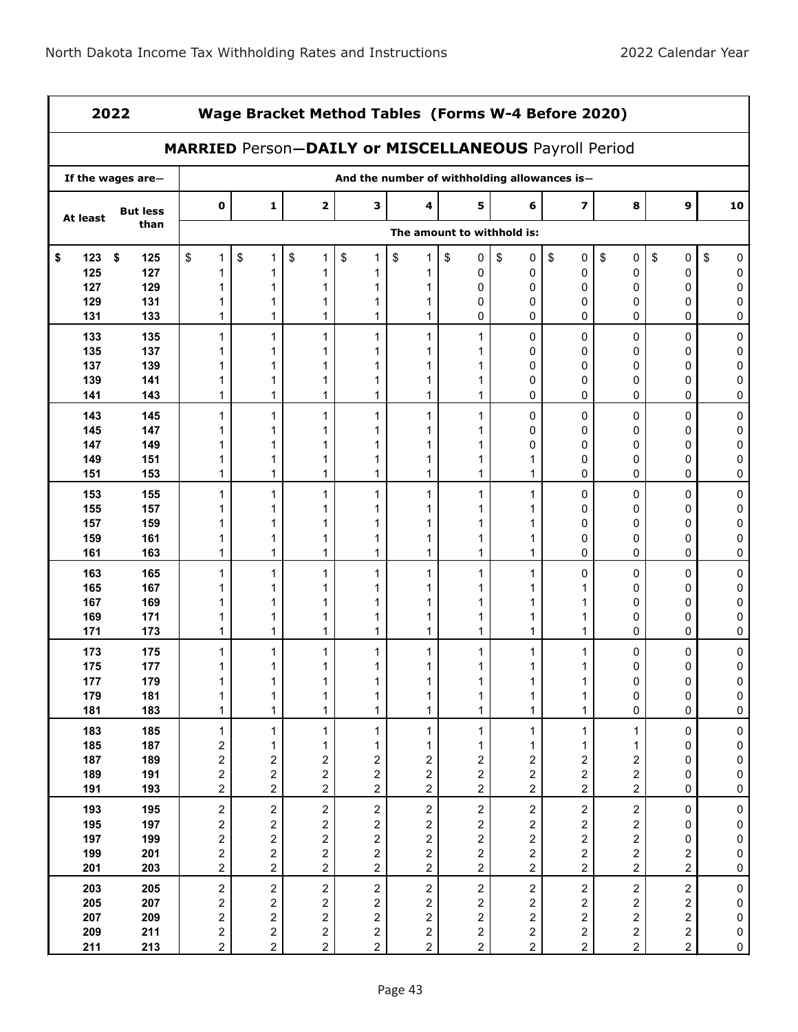# 2022 Wage Bracket Method Tables (Forms W-4 Before 2020)

## MARRIED Person—DAILY or MISCELLANEOUS Payroll Period

| If the wages are— | | And the number of withholding allowances is— | | | | | | | | | | |
|---|---|---|---|---|---|---|---|---|---|---|---|---|
| At least | But less than | 0 | 1 | 2 | 3 | 4 | 5 | 6 | 7 | 8 | 9 | 10 |
| | | The amount to withhold is: | | | | | | | | | | |
| $ 123 | $ 125 | $ 1 | $ 1 | $ 1 | $ 1 | $ 1 | $ 0 | $ 0 | $ 0 | $ 0 | $ 0 | $ 0 |
| 125 | 127 | 1 | 1 | 1 | 1 | 1 | 0 | 0 | 0 | 0 | 0 | 0 |
| 127 | 129 | 1 | 1 | 1 | 1 | 1 | 0 | 0 | 0 | 0 | 0 | 0 |
| 129 | 131 | 1 | 1 | 1 | 1 | 1 | 0 | 0 | 0 | 0 | 0 | 0 |
| 131 | 133 | 1 | 1 | 1 | 1 | 1 | 0 | 0 | 0 | 0 | 0 | 0 |
| 133 | 135 | 1 | 1 | 1 | 1 | 1 | 1 | 0 | 0 | 0 | 0 | 0 |
| 135 | 137 | 1 | 1 | 1 | 1 | 1 | 1 | 0 | 0 | 0 | 0 | 0 |
| 137 | 139 | 1 | 1 | 1 | 1 | 1 | 1 | 0 | 0 | 0 | 0 | 0 |
| 139 | 141 | 1 | 1 | 1 | 1 | 1 | 1 | 0 | 0 | 0 | 0 | 0 |
| 141 | 143 | 1 | 1 | 1 | 1 | 1 | 1 | 0 | 0 | 0 | 0 | 0 |
| 143 | 145 | 1 | 1 | 1 | 1 | 1 | 1 | 0 | 0 | 0 | 0 | 0 |
| 145 | 147 | 1 | 1 | 1 | 1 | 1 | 1 | 0 | 0 | 0 | 0 | 0 |
| 147 | 149 | 1 | 1 | 1 | 1 | 1 | 1 | 0 | 0 | 0 | 0 | 0 |
| 149 | 151 | 1 | 1 | 1 | 1 | 1 | 1 | 1 | 0 | 0 | 0 | 0 |
| 151 | 153 | 1 | 1 | 1 | 1 | 1 | 1 | 1 | 0 | 0 | 0 | 0 |
| 153 | 155 | 1 | 1 | 1 | 1 | 1 | 1 | 1 | 0 | 0 | 0 | 0 |
| 155 | 157 | 1 | 1 | 1 | 1 | 1 | 1 | 1 | 0 | 0 | 0 | 0 |
| 157 | 159 | 1 | 1 | 1 | 1 | 1 | 1 | 1 | 0 | 0 | 0 | 0 |
| 159 | 161 | 1 | 1 | 1 | 1 | 1 | 1 | 1 | 0 | 0 | 0 | 0 |
| 161 | 163 | 1 | 1 | 1 | 1 | 1 | 1 | 1 | 0 | 0 | 0 | 0 |
| 163 | 165 | 1 | 1 | 1 | 1 | 1 | 1 | 1 | 0 | 0 | 0 | 0 |
| 165 | 167 | 1 | 1 | 1 | 1 | 1 | 1 | 1 | 1 | 0 | 0 | 0 |
| 167 | 169 | 1 | 1 | 1 | 1 | 1 | 1 | 1 | 1 | 0 | 0 | 0 |
| 169 | 171 | 1 | 1 | 1 | 1 | 1 | 1 | 1 | 1 | 0 | 0 | 0 |
| 171 | 173 | 1 | 1 | 1 | 1 | 1 | 1 | 1 | 1 | 0 | 0 | 0 |
| 173 | 175 | 1 | 1 | 1 | 1 | 1 | 1 | 1 | 1 | 0 | 0 | 0 |
| 175 | 177 | 1 | 1 | 1 | 1 | 1 | 1 | 1 | 1 | 0 | 0 | 0 |
| 177 | 179 | 1 | 1 | 1 | 1 | 1 | 1 | 1 | 1 | 0 | 0 | 0 |
| 179 | 181 | 1 | 1 | 1 | 1 | 1 | 1 | 1 | 1 | 0 | 0 | 0 |
| 181 | 183 | 1 | 1 | 1 | 1 | 1 | 1 | 1 | 1 | 0 | 0 | 0 |
| 183 | 185 | 1 | 1 | 1 | 1 | 1 | 1 | 1 | 1 | 1 | 0 | 0 |
| 185 | 187 | 2 | 1 | 1 | 1 | 1 | 1 | 1 | 1 | 1 | 0 | 0 |
| 187 | 189 | 2 | 2 | 2 | 2 | 2 | 2 | 2 | 2 | 2 | 0 | 0 |
| 189 | 191 | 2 | 2 | 2 | 2 | 2 | 2 | 2 | 2 | 2 | 0 | 0 |
| 191 | 193 | 2 | 2 | 2 | 2 | 2 | 2 | 2 | 2 | 2 | 0 | 0 |
| 193 | 195 | 2 | 2 | 2 | 2 | 2 | 2 | 2 | 2 | 2 | 0 | 0 |
| 195 | 197 | 2 | 2 | 2 | 2 | 2 | 2 | 2 | 2 | 2 | 0 | 0 |
| 197 | 199 | 2 | 2 | 2 | 2 | 2 | 2 | 2 | 2 | 2 | 0 | 0 |
| 199 | 201 | 2 | 2 | 2 | 2 | 2 | 2 | 2 | 2 | 2 | 2 | 0 |
| 201 | 203 | 2 | 2 | 2 | 2 | 2 | 2 | 2 | 2 | 2 | 2 | 0 |
| 203 | 205 | 2 | 2 | 2 | 2 | 2 | 2 | 2 | 2 | 2 | 2 | 0 |
| 205 | 207 | 2 | 2 | 2 | 2 | 2 | 2 | 2 | 2 | 2 | 2 | 0 |
| 207 | 209 | 2 | 2 | 2 | 2 | 2 | 2 | 2 | 2 | 2 | 2 | 0 |
| 209 | 211 | 2 | 2 | 2 | 2 | 2 | 2 | 2 | 2 | 2 | 2 | 0 |
| 211 | 213 | 2 | 2 | 2 | 2 | 2 | 2 | 2 | 2 | 2 | 2 | 0 |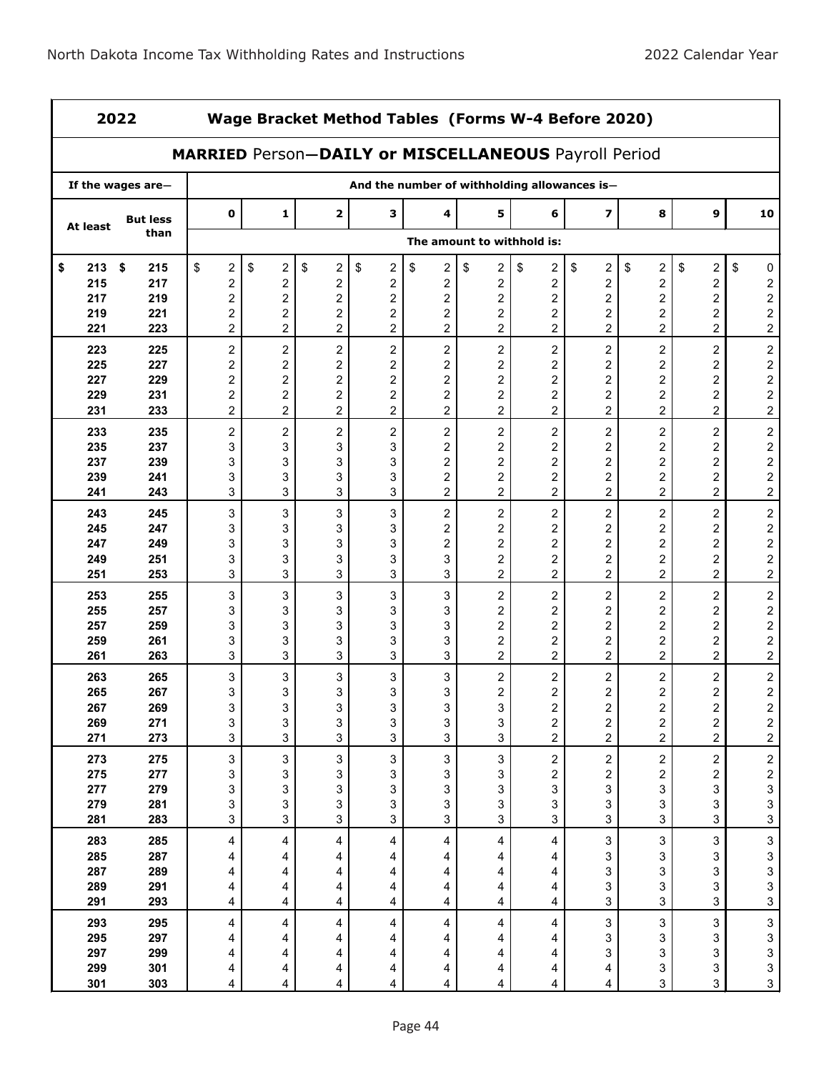## 2022 Wage Bracket Method Tables (Forms W-4 Before 2020)

### MARRIED Person—DAILY or MISCELLANEOUS Payroll Period

| If the wages are— | | And the number of withholding allowances is— | | | | | | | | | | |
|---|---|---|---|---|---|---|---|---|---|---|---|---|
| At least | But less than | 0 | 1 | 2 | 3 | 4 | 5 | 6 | 7 | 8 | 9 | 10 |
| | | The amount to withhold is: | | | | | | | | | | |
| $ 213 | $ 215 | $ 2 | $ 2 | $ 2 | $ 2 | $ 2 | $ 2 | $ 2 | $ 2 | $ 2 | $ 2 | $ 0 |
| 215 | 217 | 2 | 2 | 2 | 2 | 2 | 2 | 2 | 2 | 2 | 2 | 2 |
| 217 | 219 | 2 | 2 | 2 | 2 | 2 | 2 | 2 | 2 | 2 | 2 | 2 |
| 219 | 221 | 2 | 2 | 2 | 2 | 2 | 2 | 2 | 2 | 2 | 2 | 2 |
| 221 | 223 | 2 | 2 | 2 | 2 | 2 | 2 | 2 | 2 | 2 | 2 | 2 |
| 223 | 225 | 2 | 2 | 2 | 2 | 2 | 2 | 2 | 2 | 2 | 2 | 2 |
| 225 | 227 | 2 | 2 | 2 | 2 | 2 | 2 | 2 | 2 | 2 | 2 | 2 |
| 227 | 229 | 2 | 2 | 2 | 2 | 2 | 2 | 2 | 2 | 2 | 2 | 2 |
| 229 | 231 | 2 | 2 | 2 | 2 | 2 | 2 | 2 | 2 | 2 | 2 | 2 |
| 231 | 233 | 2 | 2 | 2 | 2 | 2 | 2 | 2 | 2 | 2 | 2 | 2 |
| 233 | 235 | 2 | 2 | 2 | 2 | 2 | 2 | 2 | 2 | 2 | 2 | 2 |
| 235 | 237 | 3 | 3 | 3 | 3 | 2 | 2 | 2 | 2 | 2 | 2 | 2 |
| 237 | 239 | 3 | 3 | 3 | 3 | 2 | 2 | 2 | 2 | 2 | 2 | 2 |
| 239 | 241 | 3 | 3 | 3 | 3 | 2 | 2 | 2 | 2 | 2 | 2 | 2 |
| 241 | 243 | 3 | 3 | 3 | 3 | 2 | 2 | 2 | 2 | 2 | 2 | 2 |
| 243 | 245 | 3 | 3 | 3 | 3 | 2 | 2 | 2 | 2 | 2 | 2 | 2 |
| 245 | 247 | 3 | 3 | 3 | 3 | 2 | 2 | 2 | 2 | 2 | 2 | 2 |
| 247 | 249 | 3 | 3 | 3 | 3 | 2 | 2 | 2 | 2 | 2 | 2 | 2 |
| 249 | 251 | 3 | 3 | 3 | 3 | 3 | 2 | 2 | 2 | 2 | 2 | 2 |
| 251 | 253 | 3 | 3 | 3 | 3 | 3 | 2 | 2 | 2 | 2 | 2 | 2 |
| 253 | 255 | 3 | 3 | 3 | 3 | 3 | 2 | 2 | 2 | 2 | 2 | 2 |
| 255 | 257 | 3 | 3 | 3 | 3 | 3 | 2 | 2 | 2 | 2 | 2 | 2 |
| 257 | 259 | 3 | 3 | 3 | 3 | 3 | 2 | 2 | 2 | 2 | 2 | 2 |
| 259 | 261 | 3 | 3 | 3 | 3 | 3 | 2 | 2 | 2 | 2 | 2 | 2 |
| 261 | 263 | 3 | 3 | 3 | 3 | 3 | 2 | 2 | 2 | 2 | 2 | 2 |
| 263 | 265 | 3 | 3 | 3 | 3 | 3 | 2 | 2 | 2 | 2 | 2 | 2 |
| 265 | 267 | 3 | 3 | 3 | 3 | 3 | 2 | 2 | 2 | 2 | 2 | 2 |
| 267 | 269 | 3 | 3 | 3 | 3 | 3 | 3 | 2 | 2 | 2 | 2 | 2 |
| 269 | 271 | 3 | 3 | 3 | 3 | 3 | 3 | 2 | 2 | 2 | 2 | 2 |
| 271 | 273 | 3 | 3 | 3 | 3 | 3 | 3 | 2 | 2 | 2 | 2 | 2 |
| 273 | 275 | 3 | 3 | 3 | 3 | 3 | 3 | 2 | 2 | 2 | 2 | 2 |
| 275 | 277 | 3 | 3 | 3 | 3 | 3 | 3 | 2 | 2 | 2 | 2 | 2 |
| 277 | 279 | 3 | 3 | 3 | 3 | 3 | 3 | 3 | 3 | 3 | 3 | 3 |
| 279 | 281 | 3 | 3 | 3 | 3 | 3 | 3 | 3 | 3 | 3 | 3 | 3 |
| 281 | 283 | 3 | 3 | 3 | 3 | 3 | 3 | 3 | 3 | 3 | 3 | 3 |
| 283 | 285 | 4 | 4 | 4 | 4 | 4 | 4 | 4 | 3 | 3 | 3 | 3 |
| 285 | 287 | 4 | 4 | 4 | 4 | 4 | 4 | 4 | 3 | 3 | 3 | 3 |
| 287 | 289 | 4 | 4 | 4 | 4 | 4 | 4 | 4 | 3 | 3 | 3 | 3 |
| 289 | 291 | 4 | 4 | 4 | 4 | 4 | 4 | 4 | 3 | 3 | 3 | 3 |
| 291 | 293 | 4 | 4 | 4 | 4 | 4 | 4 | 4 | 3 | 3 | 3 | 3 |
| 293 | 295 | 4 | 4 | 4 | 4 | 4 | 4 | 4 | 3 | 3 | 3 | 3 |
| 295 | 297 | 4 | 4 | 4 | 4 | 4 | 4 | 4 | 3 | 3 | 3 | 3 |
| 297 | 299 | 4 | 4 | 4 | 4 | 4 | 4 | 4 | 3 | 3 | 3 | 3 |
| 299 | 301 | 4 | 4 | 4 | 4 | 4 | 4 | 4 | 4 | 3 | 3 | 3 |
| 301 | 303 | 4 | 4 | 4 | 4 | 4 | 4 | 4 | 4 | 3 | 3 | 3 |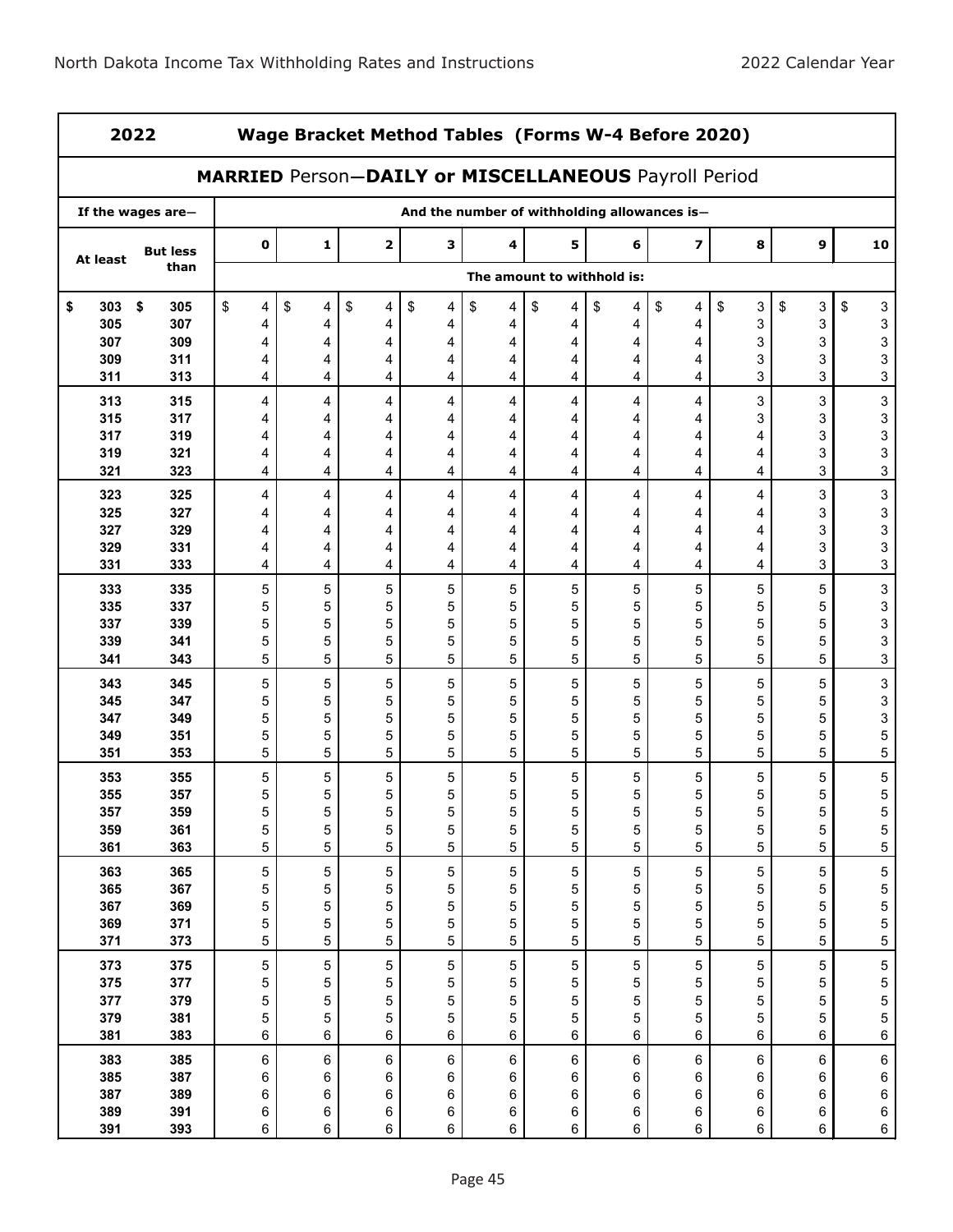## 2022 Wage Bracket Method Tables (Forms W-4 Before 2020)

### MARRIED Person—DAILY or MISCELLANEOUS Payroll Period

| If the wages are— | | And the number of withholding allowances is— | | | | | | | | | | |
|---|---|---|---|---|---|---|---|---|---|---|---|---|
| At least | But less than | 0 | 1 | 2 | 3 | 4 | 5 | 6 | 7 | 8 | 9 | 10 |
| | | The amount to withhold is: | | | | | | | | | | |
| $ 303 | $ 305 | $ 4 | $ 4 | $ 4 | $ 4 | $ 4 | $ 4 | $ 4 | $ 4 | $ 3 | $ 3 | $ 3 |
| 305 | 307 | 4 | 4 | 4 | 4 | 4 | 4 | 4 | 4 | 3 | 3 | 3 |
| 307 | 309 | 4 | 4 | 4 | 4 | 4 | 4 | 4 | 4 | 3 | 3 | 3 |
| 309 | 311 | 4 | 4 | 4 | 4 | 4 | 4 | 4 | 4 | 3 | 3 | 3 |
| 311 | 313 | 4 | 4 | 4 | 4 | 4 | 4 | 4 | 4 | 3 | 3 | 3 |
| 313 | 315 | 4 | 4 | 4 | 4 | 4 | 4 | 4 | 4 | 3 | 3 | 3 |
| 315 | 317 | 4 | 4 | 4 | 4 | 4 | 4 | 4 | 4 | 3 | 3 | 3 |
| 317 | 319 | 4 | 4 | 4 | 4 | 4 | 4 | 4 | 4 | 4 | 3 | 3 |
| 319 | 321 | 4 | 4 | 4 | 4 | 4 | 4 | 4 | 4 | 4 | 3 | 3 |
| 321 | 323 | 4 | 4 | 4 | 4 | 4 | 4 | 4 | 4 | 4 | 3 | 3 |
| 323 | 325 | 4 | 4 | 4 | 4 | 4 | 4 | 4 | 4 | 4 | 3 | 3 |
| 325 | 327 | 4 | 4 | 4 | 4 | 4 | 4 | 4 | 4 | 4 | 3 | 3 |
| 327 | 329 | 4 | 4 | 4 | 4 | 4 | 4 | 4 | 4 | 4 | 3 | 3 |
| 329 | 331 | 4 | 4 | 4 | 4 | 4 | 4 | 4 | 4 | 4 | 3 | 3 |
| 331 | 333 | 4 | 4 | 4 | 4 | 4 | 4 | 4 | 4 | 4 | 3 | 3 |
| 333 | 335 | 5 | 5 | 5 | 5 | 5 | 5 | 5 | 5 | 5 | 5 | 3 |
| 335 | 337 | 5 | 5 | 5 | 5 | 5 | 5 | 5 | 5 | 5 | 5 | 3 |
| 337 | 339 | 5 | 5 | 5 | 5 | 5 | 5 | 5 | 5 | 5 | 5 | 3 |
| 339 | 341 | 5 | 5 | 5 | 5 | 5 | 5 | 5 | 5 | 5 | 5 | 3 |
| 341 | 343 | 5 | 5 | 5 | 5 | 5 | 5 | 5 | 5 | 5 | 5 | 3 |
| 343 | 345 | 5 | 5 | 5 | 5 | 5 | 5 | 5 | 5 | 5 | 5 | 3 |
| 345 | 347 | 5 | 5 | 5 | 5 | 5 | 5 | 5 | 5 | 5 | 5 | 3 |
| 347 | 349 | 5 | 5 | 5 | 5 | 5 | 5 | 5 | 5 | 5 | 5 | 3 |
| 349 | 351 | 5 | 5 | 5 | 5 | 5 | 5 | 5 | 5 | 5 | 5 | 5 |
| 351 | 353 | 5 | 5 | 5 | 5 | 5 | 5 | 5 | 5 | 5 | 5 | 5 |
| 353 | 355 | 5 | 5 | 5 | 5 | 5 | 5 | 5 | 5 | 5 | 5 | 5 |
| 355 | 357 | 5 | 5 | 5 | 5 | 5 | 5 | 5 | 5 | 5 | 5 | 5 |
| 357 | 359 | 5 | 5 | 5 | 5 | 5 | 5 | 5 | 5 | 5 | 5 | 5 |
| 359 | 361 | 5 | 5 | 5 | 5 | 5 | 5 | 5 | 5 | 5 | 5 | 5 |
| 361 | 363 | 5 | 5 | 5 | 5 | 5 | 5 | 5 | 5 | 5 | 5 | 5 |
| 363 | 365 | 5 | 5 | 5 | 5 | 5 | 5 | 5 | 5 | 5 | 5 | 5 |
| 365 | 367 | 5 | 5 | 5 | 5 | 5 | 5 | 5 | 5 | 5 | 5 | 5 |
| 367 | 369 | 5 | 5 | 5 | 5 | 5 | 5 | 5 | 5 | 5 | 5 | 5 |
| 369 | 371 | 5 | 5 | 5 | 5 | 5 | 5 | 5 | 5 | 5 | 5 | 5 |
| 371 | 373 | 5 | 5 | 5 | 5 | 5 | 5 | 5 | 5 | 5 | 5 | 5 |
| 373 | 375 | 5 | 5 | 5 | 5 | 5 | 5 | 5 | 5 | 5 | 5 | 5 |
| 375 | 377 | 5 | 5 | 5 | 5 | 5 | 5 | 5 | 5 | 5 | 5 | 5 |
| 377 | 379 | 5 | 5 | 5 | 5 | 5 | 5 | 5 | 5 | 5 | 5 | 5 |
| 379 | 381 | 5 | 5 | 5 | 5 | 5 | 5 | 5 | 5 | 5 | 5 | 5 |
| 381 | 383 | 6 | 6 | 6 | 6 | 6 | 6 | 6 | 6 | 6 | 6 | 6 |
| 383 | 385 | 6 | 6 | 6 | 6 | 6 | 6 | 6 | 6 | 6 | 6 | 6 |
| 385 | 387 | 6 | 6 | 6 | 6 | 6 | 6 | 6 | 6 | 6 | 6 | 6 |
| 387 | 389 | 6 | 6 | 6 | 6 | 6 | 6 | 6 | 6 | 6 | 6 | 6 |
| 389 | 391 | 6 | 6 | 6 | 6 | 6 | 6 | 6 | 6 | 6 | 6 | 6 |
| 391 | 393 | 6 | 6 | 6 | 6 | 6 | 6 | 6 | 6 | 6 | 6 | 6 |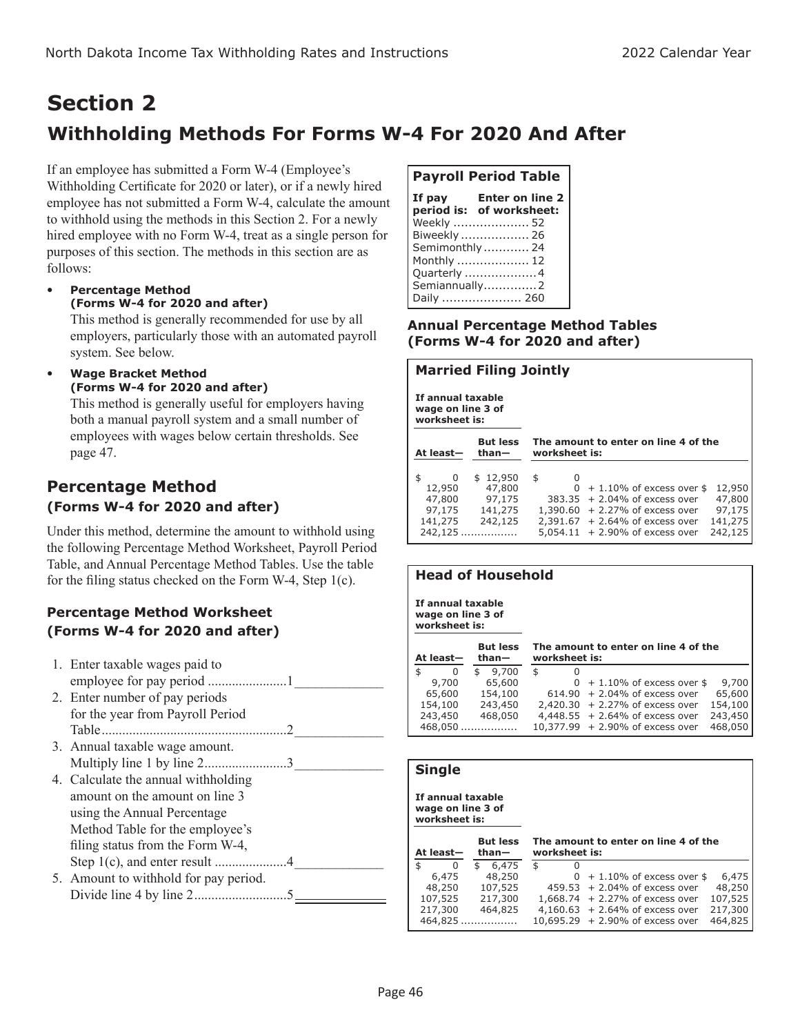# Section 2

## Withholding Methods For Forms W-4 For 2020 And After

If an employee has submitted a Form W-4 (Employee's Withholding Certificate for 2020 or later), or if a newly hired employee has not submitted a Form W-4, calculate the amount to withhold using the methods in this Section 2. For a newly hired employee with no Form W-4, treat as a single person for purposes of this section. The methods in this section are as follows:

- **Percentage Method (Forms W-4 for 2020 and after)**
  This method is generally recommended for use by all employers, particularly those with an automated payroll system. See below.
- **Wage Bracket Method (Forms W-4 for 2020 and after)**
  This method is generally useful for employers having both a manual payroll system and a small number of employees with wages below certain thresholds. See page 47.

## Percentage Method

### (Forms W-4 for 2020 and after)

Under this method, determine the amount to withhold using the following Percentage Method Worksheet, Payroll Period Table, and Annual Percentage Method Tables. Use the table for the filing status checked on the Form W-4, Step 1(c).

### Percentage Method Worksheet (Forms W-4 for 2020 and after)

1. Enter taxable wages paid to employee for pay period ....................... 1 _____________
2. Enter number of pay periods for the year from Payroll Period Table ....................... 2 _____________
3. Annual taxable wage amount. Multiply line 1 by line 2 ....................... 3 _____________
4. Calculate the annual withholding amount on the amount on line 3 using the Annual Percentage Method Table for the employee's filing status from the Form W-4, Step 1(c), and enter result ....................... 4 _____________
5. Amount to withhold for pay period. Divide line 4 by line 2 ....................... 5 _____________

### Payroll Period Table

| If pay period is: | Enter on line 2 of worksheet: |
|---|---|
| Weekly | 52 |
| Biweekly | 26 |
| Semimonthly | 24 |
| Monthly | 12 |
| Quarterly | 4 |
| Semiannually | 2 |
| Daily | 260 |

### Annual Percentage Method Tables (Forms W-4 for 2020 and after)

**Married Filing Jointly**

| If annual taxable wage on line 3 of worksheet is: At least— | But less than— | The amount to enter on line 4 of the worksheet is: | | |
|---|---|---|---|---|
| $ 0 | $ 12,950 | $ 0 | | |
| 12,950 | 47,800 | 0 | + 1.10% of excess over $ | 12,950 |
| 47,800 | 97,175 | 383.35 | + 2.04% of excess over | 47,800 |
| 97,175 | 141,275 | 1,390.60 | + 2.27% of excess over | 97,175 |
| 141,275 | 242,125 | 2,391.67 | + 2.64% of excess over | 141,275 |
| 242,125 | ................ | 5,054.11 | + 2.90% of excess over | 242,125 |

**Head of Household**

| If annual taxable wage on line 3 of worksheet is: At least— | But less than— | The amount to enter on line 4 of the worksheet is: | | |
|---|---|---|---|---|
| $ 0 | $ 9,700 | $ 0 | | |
| 9,700 | 65,600 | 0 | + 1.10% of excess over $ | 9,700 |
| 65,600 | 154,100 | 614.90 | + 2.04% of excess over | 65,600 |
| 154,100 | 243,450 | 2,420.30 | + 2.27% of excess over | 154,100 |
| 243,450 | 468,050 | 4,448.55 | + 2.64% of excess over | 243,450 |
| 468,050 | ................ | 10,377.99 | + 2.90% of excess over | 468,050 |

**Single**

| If annual taxable wage on line 3 of worksheet is: At least— | But less than— | The amount to enter on line 4 of the worksheet is: | | |
|---|---|---|---|---|
| $ 0 | $ 6,475 | $ 0 | | |
| 6,475 | 48,250 | 0 | + 1.10% of excess over $ | 6,475 |
| 48,250 | 107,525 | 459.53 | + 2.04% of excess over | 48,250 |
| 107,525 | 217,300 | 1,668.74 | + 2.27% of excess over | 107,525 |
| 217,300 | 464,825 | 4,160.63 | + 2.64% of excess over | 217,300 |
| 464,825 | ................ | 10,695.29 | + 2.90% of excess over | 464,825 |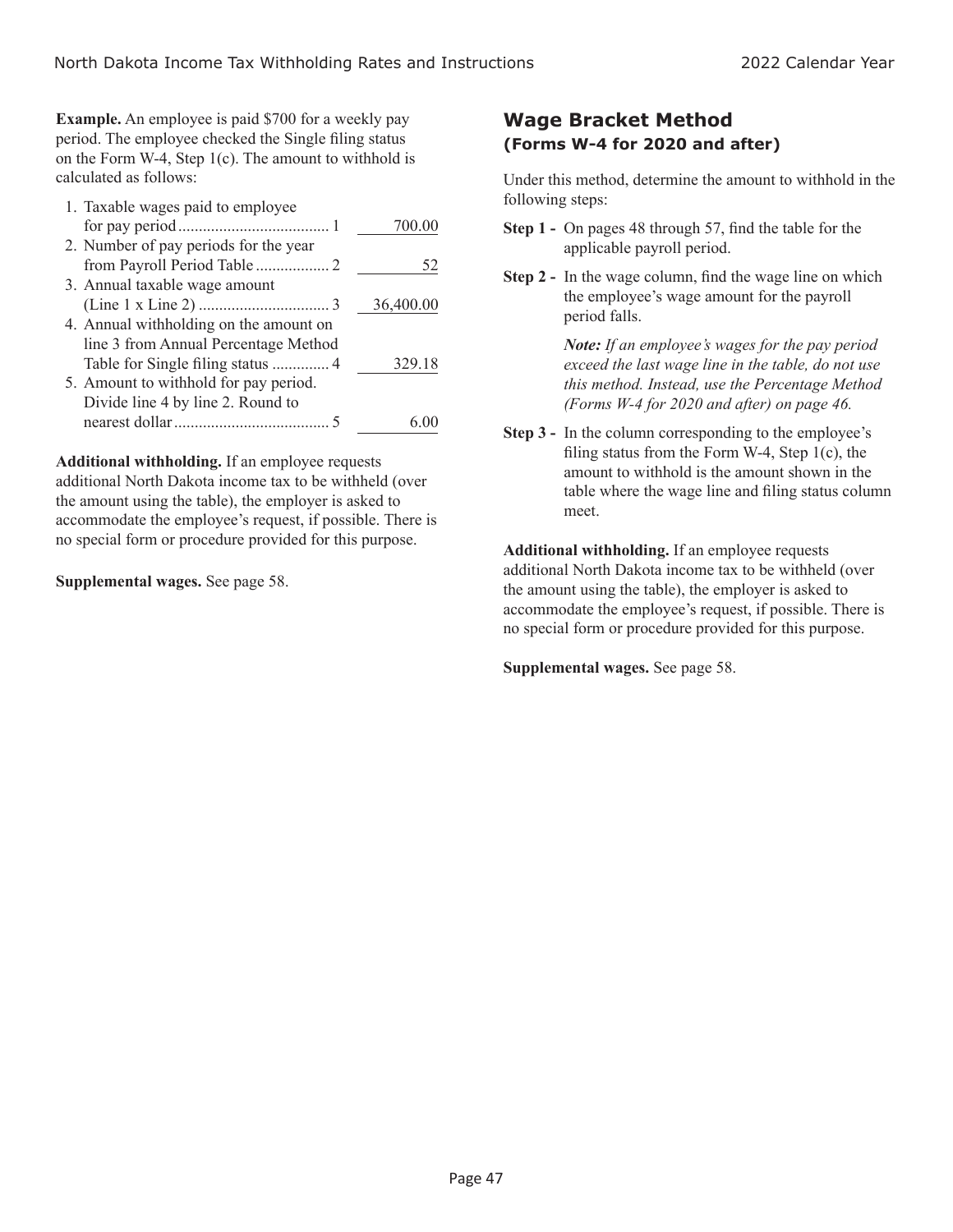**Example.** An employee is paid $700 for a weekly pay period. The employee checked the Single filing status on the Form W-4, Step 1(c). The amount to withhold is calculated as follows:

| | Line | Amount |
|---|---|---|
| 1. Taxable wages paid to employee for pay period | 1 | 700.00 |
| 2. Number of pay periods for the year from Payroll Period Table | 2 | 52 |
| 3. Annual taxable wage amount (Line 1 x Line 2) | 3 | 36,400.00 |
| 4. Annual withholding on the amount on line 3 from Annual Percentage Method Table for Single filing status | 4 | 329.18 |
| 5. Amount to withhold for pay period. Divide line 4 by line 2. Round to nearest dollar | 5 | 6.00 |

**Additional withholding.** If an employee requests additional North Dakota income tax to be withheld (over the amount using the table), the employer is asked to accommodate the employee's request, if possible. There is no special form or procedure provided for this purpose.

**Supplemental wages.** See page 58.

## Wage Bracket Method
### (Forms W-4 for 2020 and after)

Under this method, determine the amount to withhold in the following steps:

**Step 1 -** On pages 48 through 57, find the table for the applicable payroll period.

**Step 2 -** In the wage column, find the wage line on which the employee's wage amount for the payroll period falls.

***Note:*** *If an employee's wages for the pay period exceed the last wage line in the table, do not use this method. Instead, use the Percentage Method (Forms W-4 for 2020 and after) on page 46.*

**Step 3 -** In the column corresponding to the employee's filing status from the Form W-4, Step 1(c), the amount to withhold is the amount shown in the table where the wage line and filing status column meet.

**Additional withholding.** If an employee requests additional North Dakota income tax to be withheld (over the amount using the table), the employer is asked to accommodate the employee's request, if possible. There is no special form or procedure provided for this purpose.

**Supplemental wages.** See page 58.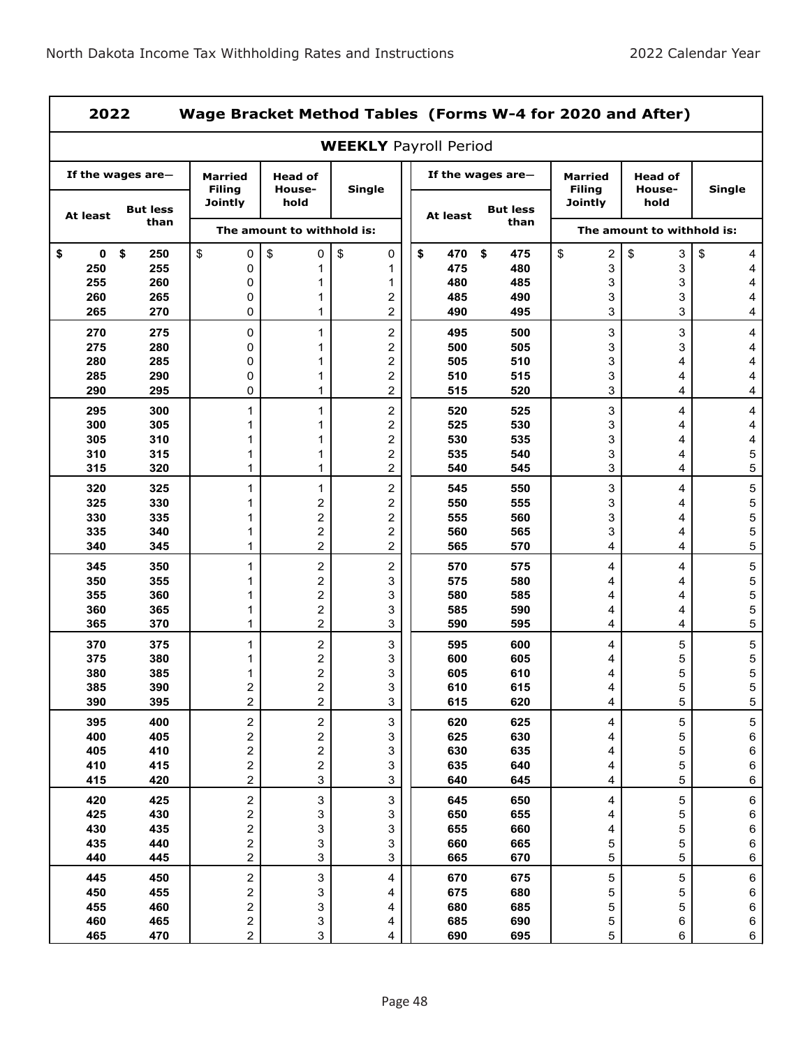| 2022 Wage Bracket Method Tables (Forms W-4 for 2020 and After) | | | | | | | | | |
|---|---|---|---|---|---|---|---|---|---|
| **WEEKLY** Payroll Period | | | | | | | | | |
| If the wages are— | | Married Filing Jointly | Head of Household | Single | If the wages are— | | Married Filing Jointly | Head of Household | Single |
| At least | But less than | The amount to withhold is: | | | At least | But less than | The amount to withhold is: | | |
| $ 0 | $ 250 | $ 0 | $ 0 | $ 0 | $ 470 | $ 475 | $ 2 | $ 3 | $ 4 |
| 250 | 255 | 0 | 1 | 1 | 475 | 480 | 3 | 3 | 4 |
| 255 | 260 | 0 | 1 | 1 | 480 | 485 | 3 | 3 | 4 |
| 260 | 265 | 0 | 1 | 2 | 485 | 490 | 3 | 3 | 4 |
| 265 | 270 | 0 | 1 | 2 | 490 | 495 | 3 | 3 | 4 |
| 270 | 275 | 0 | 1 | 2 | 495 | 500 | 3 | 3 | 4 |
| 275 | 280 | 0 | 1 | 2 | 500 | 505 | 3 | 3 | 4 |
| 280 | 285 | 0 | 1 | 2 | 505 | 510 | 3 | 4 | 4 |
| 285 | 290 | 0 | 1 | 2 | 510 | 515 | 3 | 4 | 4 |
| 290 | 295 | 0 | 1 | 2 | 515 | 520 | 3 | 4 | 4 |
| 295 | 300 | 1 | 1 | 2 | 520 | 525 | 3 | 4 | 4 |
| 300 | 305 | 1 | 1 | 2 | 525 | 530 | 3 | 4 | 4 |
| 305 | 310 | 1 | 1 | 2 | 530 | 535 | 3 | 4 | 4 |
| 310 | 315 | 1 | 1 | 2 | 535 | 540 | 3 | 4 | 5 |
| 315 | 320 | 1 | 1 | 2 | 540 | 545 | 3 | 4 | 5 |
| 320 | 325 | 1 | 1 | 2 | 545 | 550 | 3 | 4 | 5 |
| 325 | 330 | 1 | 2 | 2 | 550 | 555 | 3 | 4 | 5 |
| 330 | 335 | 1 | 2 | 2 | 555 | 560 | 3 | 4 | 5 |
| 335 | 340 | 1 | 2 | 2 | 560 | 565 | 3 | 4 | 5 |
| 340 | 345 | 1 | 2 | 2 | 565 | 570 | 4 | 4 | 5 |
| 345 | 350 | 1 | 2 | 2 | 570 | 575 | 4 | 4 | 5 |
| 350 | 355 | 1 | 2 | 3 | 575 | 580 | 4 | 4 | 5 |
| 355 | 360 | 1 | 2 | 3 | 580 | 585 | 4 | 4 | 5 |
| 360 | 365 | 1 | 2 | 3 | 585 | 590 | 4 | 4 | 5 |
| 365 | 370 | 1 | 2 | 3 | 590 | 595 | 4 | 4 | 5 |
| 370 | 375 | 1 | 2 | 3 | 595 | 600 | 4 | 5 | 5 |
| 375 | 380 | 1 | 2 | 3 | 600 | 605 | 4 | 5 | 5 |
| 380 | 385 | 1 | 2 | 3 | 605 | 610 | 4 | 5 | 5 |
| 385 | 390 | 2 | 2 | 3 | 610 | 615 | 4 | 5 | 5 |
| 390 | 395 | 2 | 2 | 3 | 615 | 620 | 4 | 5 | 5 |
| 395 | 400 | 2 | 2 | 3 | 620 | 625 | 4 | 5 | 5 |
| 400 | 405 | 2 | 2 | 3 | 625 | 630 | 4 | 5 | 6 |
| 405 | 410 | 2 | 2 | 3 | 630 | 635 | 4 | 5 | 6 |
| 410 | 415 | 2 | 2 | 3 | 635 | 640 | 4 | 5 | 6 |
| 415 | 420 | 2 | 3 | 3 | 640 | 645 | 4 | 5 | 6 |
| 420 | 425 | 2 | 3 | 3 | 645 | 650 | 4 | 5 | 6 |
| 425 | 430 | 2 | 3 | 3 | 650 | 655 | 4 | 5 | 6 |
| 430 | 435 | 2 | 3 | 3 | 655 | 660 | 4 | 5 | 6 |
| 435 | 440 | 2 | 3 | 3 | 660 | 665 | 5 | 5 | 6 |
| 440 | 445 | 2 | 3 | 3 | 665 | 670 | 5 | 5 | 6 |
| 445 | 450 | 2 | 3 | 4 | 670 | 675 | 5 | 5 | 6 |
| 450 | 455 | 2 | 3 | 4 | 675 | 680 | 5 | 5 | 6 |
| 455 | 460 | 2 | 3 | 4 | 680 | 685 | 5 | 5 | 6 |
| 460 | 465 | 2 | 3 | 4 | 685 | 690 | 5 | 6 | 6 |
| 465 | 470 | 2 | 3 | 4 | 690 | 695 | 5 | 6 | 6 |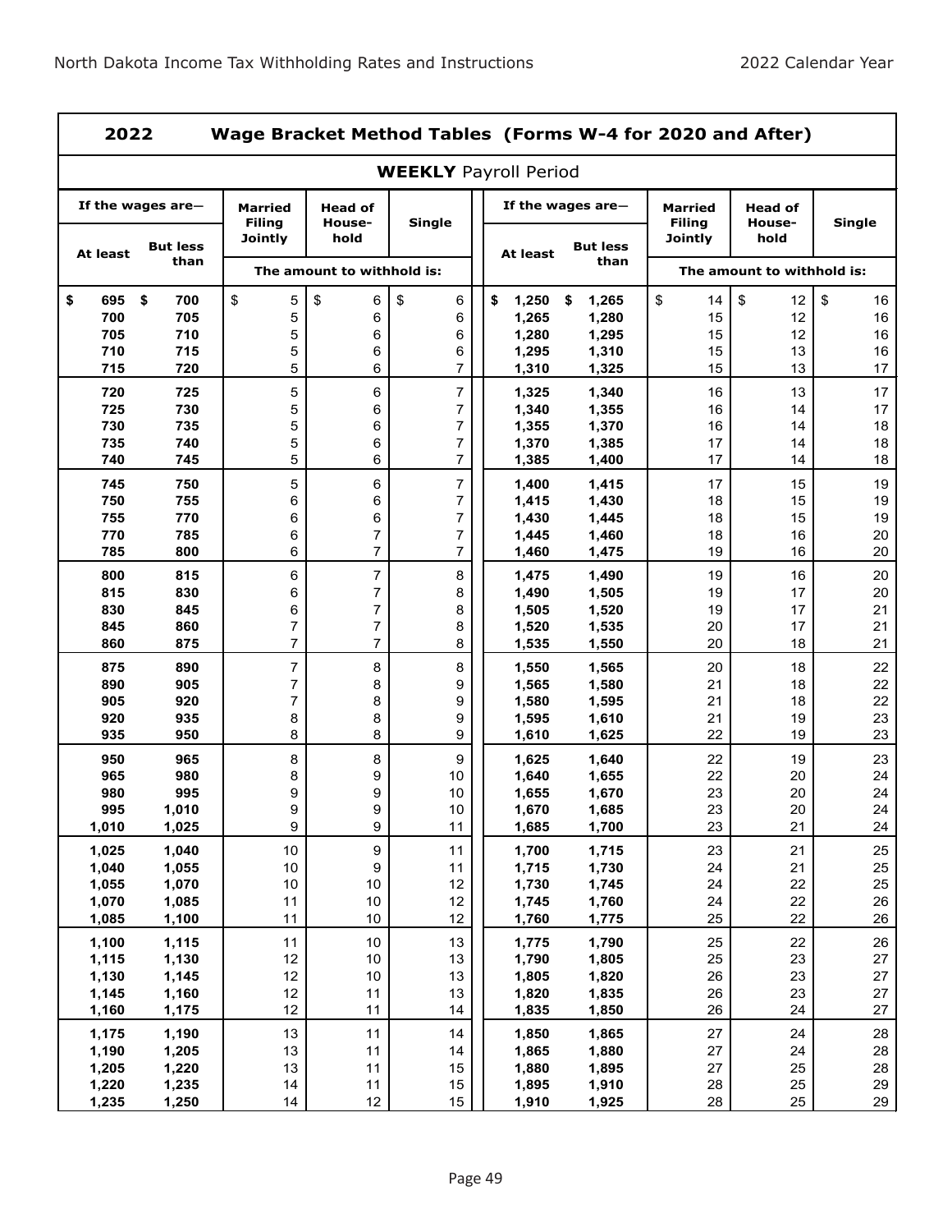## 2022 Wage Bracket Method Tables (Forms W-4 for 2020 and After)

### WEEKLY Payroll Period

| If the wages are— | | Married Filing Jointly | Head of Household | Single | If the wages are— | | Married Filing Jointly | Head of Household | Single |
|---|---|---|---|---|---|---|---|---|---|
| At least | But less than | The amount to withhold is: | | | At least | But less than | The amount to withhold is: | | |
| $ 695 | $ 700 | $ 5 | $ 6 | $ 6 | $ 1,250 | $ 1,265 | $ 14 | $ 12 | $ 16 |
| 700 | 705 | 5 | 6 | 6 | 1,265 | 1,280 | 15 | 12 | 16 |
| 705 | 710 | 5 | 6 | 6 | 1,280 | 1,295 | 15 | 12 | 16 |
| 710 | 715 | 5 | 6 | 6 | 1,295 | 1,310 | 15 | 13 | 16 |
| 715 | 720 | 5 | 6 | 7 | 1,310 | 1,325 | 15 | 13 | 17 |
| 720 | 725 | 5 | 6 | 7 | 1,325 | 1,340 | 16 | 13 | 17 |
| 725 | 730 | 5 | 6 | 7 | 1,340 | 1,355 | 16 | 14 | 17 |
| 730 | 735 | 5 | 6 | 7 | 1,355 | 1,370 | 16 | 14 | 18 |
| 735 | 740 | 5 | 6 | 7 | 1,370 | 1,385 | 17 | 14 | 18 |
| 740 | 745 | 5 | 6 | 7 | 1,385 | 1,400 | 17 | 14 | 18 |
| 745 | 750 | 5 | 6 | 7 | 1,400 | 1,415 | 17 | 15 | 19 |
| 750 | 755 | 6 | 6 | 7 | 1,415 | 1,430 | 18 | 15 | 19 |
| 755 | 770 | 6 | 6 | 7 | 1,430 | 1,445 | 18 | 15 | 19 |
| 770 | 785 | 6 | 7 | 7 | 1,445 | 1,460 | 18 | 16 | 20 |
| 785 | 800 | 6 | 7 | 7 | 1,460 | 1,475 | 19 | 16 | 20 |
| 800 | 815 | 6 | 7 | 8 | 1,475 | 1,490 | 19 | 16 | 20 |
| 815 | 830 | 6 | 7 | 8 | 1,490 | 1,505 | 19 | 17 | 20 |
| 830 | 845 | 6 | 7 | 8 | 1,505 | 1,520 | 19 | 17 | 21 |
| 845 | 860 | 7 | 7 | 8 | 1,520 | 1,535 | 20 | 17 | 21 |
| 860 | 875 | 7 | 7 | 8 | 1,535 | 1,550 | 20 | 18 | 21 |
| 875 | 890 | 7 | 8 | 8 | 1,550 | 1,565 | 20 | 18 | 22 |
| 890 | 905 | 7 | 8 | 9 | 1,565 | 1,580 | 21 | 18 | 22 |
| 905 | 920 | 7 | 8 | 9 | 1,580 | 1,595 | 21 | 18 | 22 |
| 920 | 935 | 8 | 8 | 9 | 1,595 | 1,610 | 21 | 19 | 23 |
| 935 | 950 | 8 | 8 | 9 | 1,610 | 1,625 | 22 | 19 | 23 |
| 950 | 965 | 8 | 8 | 9 | 1,625 | 1,640 | 22 | 19 | 23 |
| 965 | 980 | 8 | 9 | 10 | 1,640 | 1,655 | 22 | 20 | 24 |
| 980 | 995 | 9 | 9 | 10 | 1,655 | 1,670 | 23 | 20 | 24 |
| 995 | 1,010 | 9 | 9 | 10 | 1,670 | 1,685 | 23 | 20 | 24 |
| 1,010 | 1,025 | 9 | 9 | 11 | 1,685 | 1,700 | 23 | 21 | 24 |
| 1,025 | 1,040 | 10 | 9 | 11 | 1,700 | 1,715 | 23 | 21 | 25 |
| 1,040 | 1,055 | 10 | 9 | 11 | 1,715 | 1,730 | 24 | 21 | 25 |
| 1,055 | 1,070 | 10 | 10 | 12 | 1,730 | 1,745 | 24 | 22 | 25 |
| 1,070 | 1,085 | 11 | 10 | 12 | 1,745 | 1,760 | 24 | 22 | 26 |
| 1,085 | 1,100 | 11 | 10 | 12 | 1,760 | 1,775 | 25 | 22 | 26 |
| 1,100 | 1,115 | 11 | 10 | 13 | 1,775 | 1,790 | 25 | 22 | 26 |
| 1,115 | 1,130 | 12 | 10 | 13 | 1,790 | 1,805 | 25 | 23 | 27 |
| 1,130 | 1,145 | 12 | 10 | 13 | 1,805 | 1,820 | 26 | 23 | 27 |
| 1,145 | 1,160 | 12 | 11 | 13 | 1,820 | 1,835 | 26 | 23 | 27 |
| 1,160 | 1,175 | 12 | 11 | 14 | 1,835 | 1,850 | 26 | 24 | 27 |
| 1,175 | 1,190 | 13 | 11 | 14 | 1,850 | 1,865 | 27 | 24 | 28 |
| 1,190 | 1,205 | 13 | 11 | 14 | 1,865 | 1,880 | 27 | 24 | 28 |
| 1,205 | 1,220 | 13 | 11 | 15 | 1,880 | 1,895 | 27 | 25 | 28 |
| 1,220 | 1,235 | 14 | 11 | 15 | 1,895 | 1,910 | 28 | 25 | 29 |
| 1,235 | 1,250 | 14 | 12 | 15 | 1,910 | 1,925 | 28 | 25 | 29 |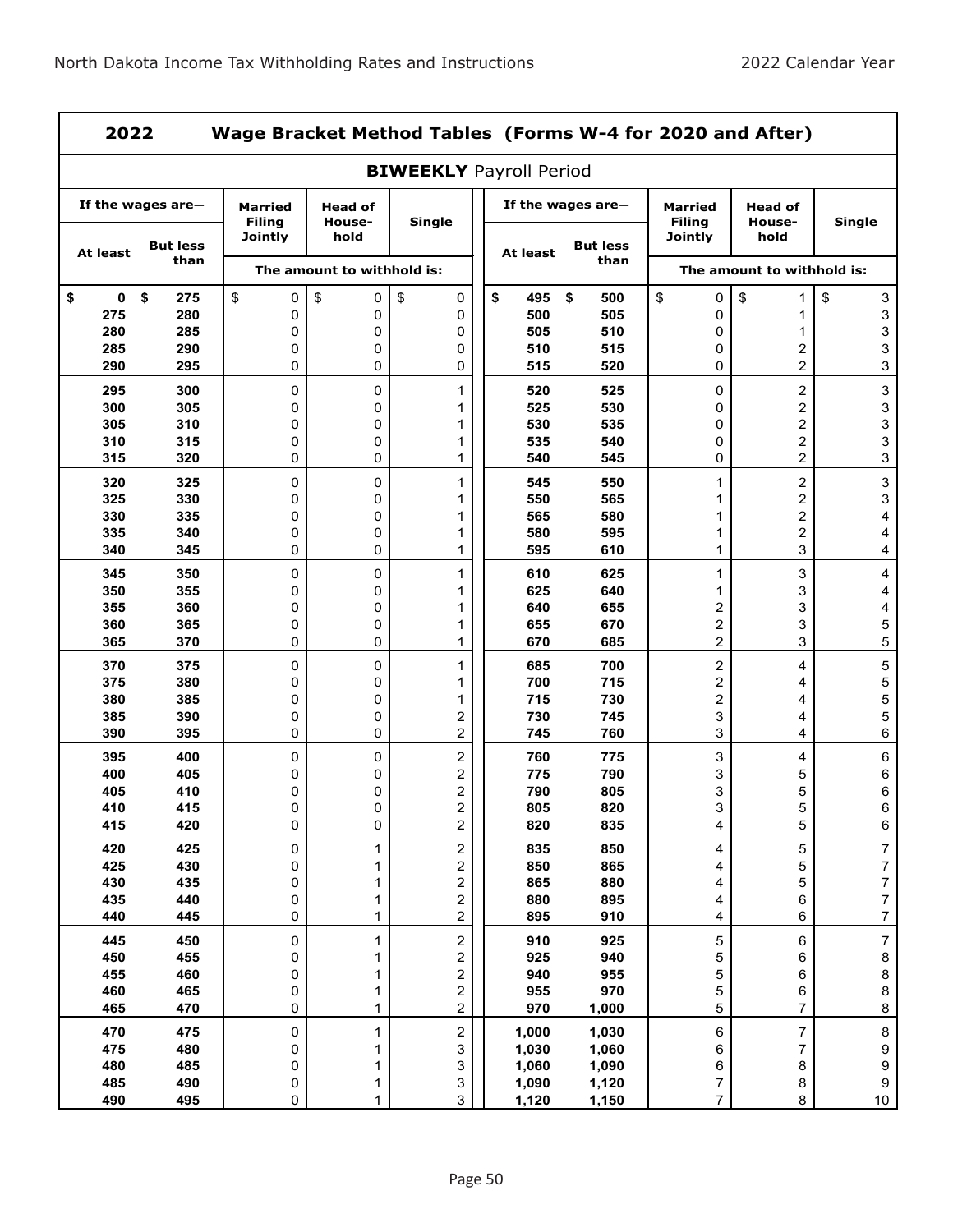## 2022 Wage Bracket Method Tables (Forms W-4 for 2020 and After)

### BIWEEKLY Payroll Period

| If the wages are— | | Married Filing Jointly | Head of Household | Single | If the wages are— | | Married Filing Jointly | Head of Household | Single |
|---|---|---|---|---|---|---|---|---|---|
| At least | But less than | The amount to withhold is: | | | At least | But less than | The amount to withhold is: | | |
| $ 0 | $ 275 | $ 0 | $ 0 | $ 0 | $ 495 | $ 500 | $ 0 | $ 1 | $ 3 |
| 275 | 280 | 0 | 0 | 0 | 500 | 505 | 0 | 1 | 3 |
| 280 | 285 | 0 | 0 | 0 | 505 | 510 | 0 | 1 | 3 |
| 285 | 290 | 0 | 0 | 0 | 510 | 515 | 0 | 2 | 3 |
| 290 | 295 | 0 | 0 | 0 | 515 | 520 | 0 | 2 | 3 |
| 295 | 300 | 0 | 0 | 1 | 520 | 525 | 0 | 2 | 3 |
| 300 | 305 | 0 | 0 | 1 | 525 | 530 | 0 | 2 | 3 |
| 305 | 310 | 0 | 0 | 1 | 530 | 535 | 0 | 2 | 3 |
| 310 | 315 | 0 | 0 | 1 | 535 | 540 | 0 | 2 | 3 |
| 315 | 320 | 0 | 0 | 1 | 540 | 545 | 0 | 2 | 3 |
| 320 | 325 | 0 | 0 | 1 | 545 | 550 | 1 | 2 | 3 |
| 325 | 330 | 0 | 0 | 1 | 550 | 565 | 1 | 2 | 3 |
| 330 | 335 | 0 | 0 | 1 | 565 | 580 | 1 | 2 | 4 |
| 335 | 340 | 0 | 0 | 1 | 580 | 595 | 1 | 2 | 4 |
| 340 | 345 | 0 | 0 | 1 | 595 | 610 | 1 | 3 | 4 |
| 345 | 350 | 0 | 0 | 1 | 610 | 625 | 1 | 3 | 4 |
| 350 | 355 | 0 | 0 | 1 | 625 | 640 | 1 | 3 | 4 |
| 355 | 360 | 0 | 0 | 1 | 640 | 655 | 2 | 3 | 4 |
| 360 | 365 | 0 | 0 | 1 | 655 | 670 | 2 | 3 | 5 |
| 365 | 370 | 0 | 0 | 1 | 670 | 685 | 2 | 3 | 5 |
| 370 | 375 | 0 | 0 | 1 | 685 | 700 | 2 | 4 | 5 |
| 375 | 380 | 0 | 0 | 1 | 700 | 715 | 2 | 4 | 5 |
| 380 | 385 | 0 | 0 | 1 | 715 | 730 | 2 | 4 | 5 |
| 385 | 390 | 0 | 0 | 2 | 730 | 745 | 3 | 4 | 5 |
| 390 | 395 | 0 | 0 | 2 | 745 | 760 | 3 | 4 | 6 |
| 395 | 400 | 0 | 0 | 2 | 760 | 775 | 3 | 4 | 6 |
| 400 | 405 | 0 | 0 | 2 | 775 | 790 | 3 | 5 | 6 |
| 405 | 410 | 0 | 0 | 2 | 790 | 805 | 3 | 5 | 6 |
| 410 | 415 | 0 | 0 | 2 | 805 | 820 | 3 | 5 | 6 |
| 415 | 420 | 0 | 0 | 2 | 820 | 835 | 4 | 5 | 6 |
| 420 | 425 | 0 | 1 | 2 | 835 | 850 | 4 | 5 | 7 |
| 425 | 430 | 0 | 1 | 2 | 850 | 865 | 4 | 5 | 7 |
| 430 | 435 | 0 | 1 | 2 | 865 | 880 | 4 | 5 | 7 |
| 435 | 440 | 0 | 1 | 2 | 880 | 895 | 4 | 6 | 7 |
| 440 | 445 | 0 | 1 | 2 | 895 | 910 | 4 | 6 | 7 |
| 445 | 450 | 0 | 1 | 2 | 910 | 925 | 5 | 6 | 7 |
| 450 | 455 | 0 | 1 | 2 | 925 | 940 | 5 | 6 | 8 |
| 455 | 460 | 0 | 1 | 2 | 940 | 955 | 5 | 6 | 8 |
| 460 | 465 | 0 | 1 | 2 | 955 | 970 | 5 | 6 | 8 |
| 465 | 470 | 0 | 1 | 2 | 970 | 1,000 | 5 | 7 | 8 |
| 470 | 475 | 0 | 1 | 2 | 1,000 | 1,030 | 6 | 7 | 8 |
| 475 | 480 | 0 | 1 | 3 | 1,030 | 1,060 | 6 | 7 | 9 |
| 480 | 485 | 0 | 1 | 3 | 1,060 | 1,090 | 6 | 8 | 9 |
| 485 | 490 | 0 | 1 | 3 | 1,090 | 1,120 | 7 | 8 | 9 |
| 490 | 495 | 0 | 1 | 3 | 1,120 | 1,150 | 7 | 8 | 10 |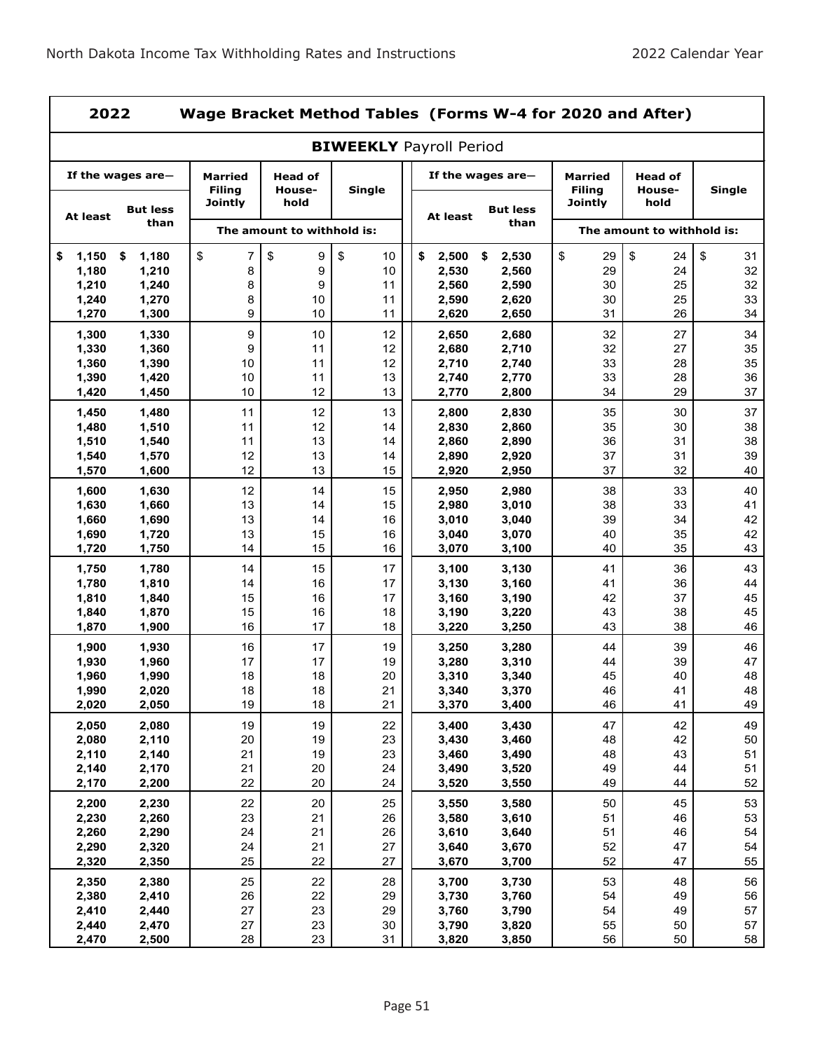## 2022 Wage Bracket Method Tables (Forms W-4 for 2020 and After)

### BIWEEKLY Payroll Period

| If the wages are— At least | But less than | Married Filing Jointly | Head of Household | Single | If the wages are— At least | But less than | Married Filing Jointly | Head of Household | Single |
|---|---|---|---|---|---|---|---|---|---|
| | | The amount to withhold is: | | | | | The amount to withhold is: | | |
| $ 1,150 | $ 1,180 | $ 7 | $ 9 | $ 10 | $ 2,500 | $ 2,530 | $ 29 | $ 24 | $ 31 |
| 1,180 | 1,210 | 8 | 9 | 10 | 2,530 | 2,560 | 29 | 24 | 32 |
| 1,210 | 1,240 | 8 | 9 | 11 | 2,560 | 2,590 | 30 | 25 | 32 |
| 1,240 | 1,270 | 8 | 10 | 11 | 2,590 | 2,620 | 30 | 25 | 33 |
| 1,270 | 1,300 | 9 | 10 | 11 | 2,620 | 2,650 | 31 | 26 | 34 |
| 1,300 | 1,330 | 9 | 10 | 12 | 2,650 | 2,680 | 32 | 27 | 34 |
| 1,330 | 1,360 | 9 | 11 | 12 | 2,680 | 2,710 | 32 | 27 | 35 |
| 1,360 | 1,390 | 10 | 11 | 12 | 2,710 | 2,740 | 33 | 28 | 35 |
| 1,390 | 1,420 | 10 | 11 | 13 | 2,740 | 2,770 | 33 | 28 | 36 |
| 1,420 | 1,450 | 10 | 12 | 13 | 2,770 | 2,800 | 34 | 29 | 37 |
| 1,450 | 1,480 | 11 | 12 | 13 | 2,800 | 2,830 | 35 | 30 | 37 |
| 1,480 | 1,510 | 11 | 12 | 14 | 2,830 | 2,860 | 35 | 30 | 38 |
| 1,510 | 1,540 | 11 | 13 | 14 | 2,860 | 2,890 | 36 | 31 | 38 |
| 1,540 | 1,570 | 12 | 13 | 14 | 2,890 | 2,920 | 37 | 31 | 39 |
| 1,570 | 1,600 | 12 | 13 | 15 | 2,920 | 2,950 | 37 | 32 | 40 |
| 1,600 | 1,630 | 12 | 14 | 15 | 2,950 | 2,980 | 38 | 33 | 40 |
| 1,630 | 1,660 | 13 | 14 | 15 | 2,980 | 3,010 | 38 | 33 | 41 |
| 1,660 | 1,690 | 13 | 14 | 16 | 3,010 | 3,040 | 39 | 34 | 42 |
| 1,690 | 1,720 | 13 | 15 | 16 | 3,040 | 3,070 | 40 | 35 | 42 |
| 1,720 | 1,750 | 14 | 15 | 16 | 3,070 | 3,100 | 40 | 35 | 43 |
| 1,750 | 1,780 | 14 | 15 | 17 | 3,100 | 3,130 | 41 | 36 | 43 |
| 1,780 | 1,810 | 14 | 16 | 17 | 3,130 | 3,160 | 41 | 36 | 44 |
| 1,810 | 1,840 | 15 | 16 | 17 | 3,160 | 3,190 | 42 | 37 | 45 |
| 1,840 | 1,870 | 15 | 16 | 18 | 3,190 | 3,220 | 43 | 38 | 45 |
| 1,870 | 1,900 | 16 | 17 | 18 | 3,220 | 3,250 | 43 | 38 | 46 |
| 1,900 | 1,930 | 16 | 17 | 19 | 3,250 | 3,280 | 44 | 39 | 46 |
| 1,930 | 1,960 | 17 | 17 | 19 | 3,280 | 3,310 | 44 | 39 | 47 |
| 1,960 | 1,990 | 18 | 18 | 20 | 3,310 | 3,340 | 45 | 40 | 48 |
| 1,990 | 2,020 | 18 | 18 | 21 | 3,340 | 3,370 | 46 | 41 | 48 |
| 2,020 | 2,050 | 19 | 18 | 21 | 3,370 | 3,400 | 46 | 41 | 49 |
| 2,050 | 2,080 | 19 | 19 | 22 | 3,400 | 3,430 | 47 | 42 | 49 |
| 2,080 | 2,110 | 20 | 19 | 23 | 3,430 | 3,460 | 48 | 42 | 50 |
| 2,110 | 2,140 | 21 | 19 | 23 | 3,460 | 3,490 | 48 | 43 | 51 |
| 2,140 | 2,170 | 21 | 20 | 24 | 3,490 | 3,520 | 49 | 44 | 51 |
| 2,170 | 2,200 | 22 | 20 | 24 | 3,520 | 3,550 | 49 | 44 | 52 |
| 2,200 | 2,230 | 22 | 20 | 25 | 3,550 | 3,580 | 50 | 45 | 53 |
| 2,230 | 2,260 | 23 | 21 | 26 | 3,580 | 3,610 | 51 | 46 | 53 |
| 2,260 | 2,290 | 24 | 21 | 26 | 3,610 | 3,640 | 51 | 46 | 54 |
| 2,290 | 2,320 | 24 | 21 | 27 | 3,640 | 3,670 | 52 | 47 | 54 |
| 2,320 | 2,350 | 25 | 22 | 27 | 3,670 | 3,700 | 52 | 47 | 55 |
| 2,350 | 2,380 | 25 | 22 | 28 | 3,700 | 3,730 | 53 | 48 | 56 |
| 2,380 | 2,410 | 26 | 22 | 29 | 3,730 | 3,760 | 54 | 49 | 56 |
| 2,410 | 2,440 | 27 | 23 | 29 | 3,760 | 3,790 | 54 | 49 | 57 |
| 2,440 | 2,470 | 27 | 23 | 30 | 3,790 | 3,820 | 55 | 50 | 57 |
| 2,470 | 2,500 | 28 | 23 | 31 | 3,820 | 3,850 | 56 | 50 | 58 |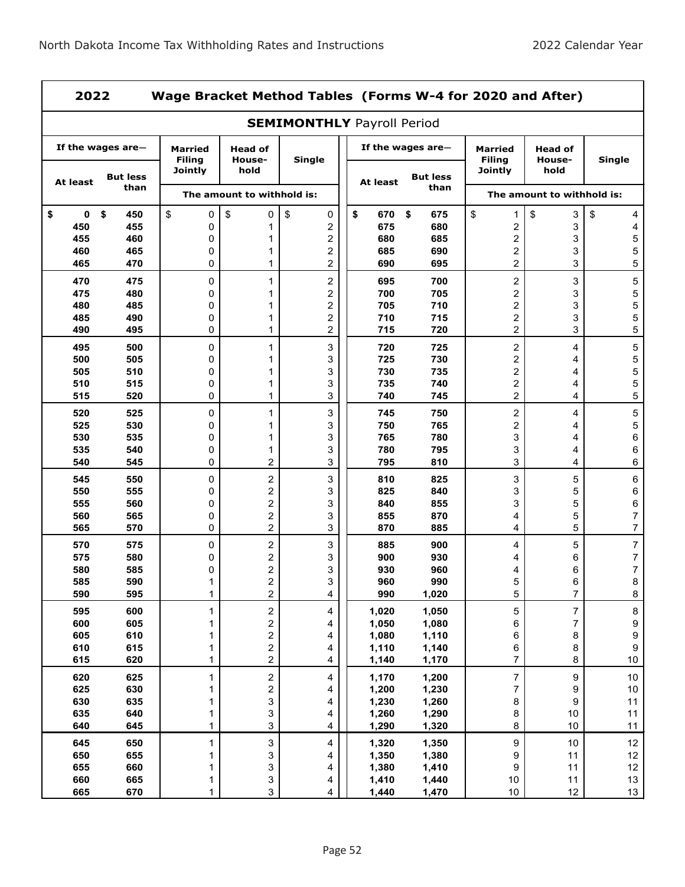## 2022 Wage Bracket Method Tables (Forms W-4 for 2020 and After)

### SEMIMONTHLY Payroll Period

| If the wages are— At least | But less than | Married Filing Jointly | Head of Household | Single | If the wages are— At least | But less than | Married Filing Jointly | Head of Household | Single |
|---|---|---|---|---|---|---|---|---|---|
| | | The amount to withhold is: | | | | | The amount to withhold is: | | |
| $ 0 | $ 450 | $ 0 | $ 0 | $ 0 | $ 670 | $ 675 | $ 1 | $ 3 | $ 4 |
| 450 | 455 | 0 | 1 | 2 | 675 | 680 | 2 | 3 | 4 |
| 455 | 460 | 0 | 1 | 2 | 680 | 685 | 2 | 3 | 5 |
| 460 | 465 | 0 | 1 | 2 | 685 | 690 | 2 | 3 | 5 |
| 465 | 470 | 0 | 1 | 2 | 690 | 695 | 2 | 3 | 5 |
| 470 | 475 | 0 | 1 | 2 | 695 | 700 | 2 | 3 | 5 |
| 475 | 480 | 0 | 1 | 2 | 700 | 705 | 2 | 3 | 5 |
| 480 | 485 | 0 | 1 | 2 | 705 | 710 | 2 | 3 | 5 |
| 485 | 490 | 0 | 1 | 2 | 710 | 715 | 2 | 3 | 5 |
| 490 | 495 | 0 | 1 | 2 | 715 | 720 | 2 | 3 | 5 |
| 495 | 500 | 0 | 1 | 3 | 720 | 725 | 2 | 4 | 5 |
| 500 | 505 | 0 | 1 | 3 | 725 | 730 | 2 | 4 | 5 |
| 505 | 510 | 0 | 1 | 3 | 730 | 735 | 2 | 4 | 5 |
| 510 | 515 | 0 | 1 | 3 | 735 | 740 | 2 | 4 | 5 |
| 515 | 520 | 0 | 1 | 3 | 740 | 745 | 2 | 4 | 5 |
| 520 | 525 | 0 | 1 | 3 | 745 | 750 | 2 | 4 | 5 |
| 525 | 530 | 0 | 1 | 3 | 750 | 765 | 2 | 4 | 5 |
| 530 | 535 | 0 | 1 | 3 | 765 | 780 | 3 | 4 | 6 |
| 535 | 540 | 0 | 1 | 3 | 780 | 795 | 3 | 4 | 6 |
| 540 | 545 | 0 | 2 | 3 | 795 | 810 | 3 | 4 | 6 |
| 545 | 550 | 0 | 2 | 3 | 810 | 825 | 3 | 5 | 6 |
| 550 | 555 | 0 | 2 | 3 | 825 | 840 | 3 | 5 | 6 |
| 555 | 560 | 0 | 2 | 3 | 840 | 855 | 3 | 5 | 6 |
| 560 | 565 | 0 | 2 | 3 | 855 | 870 | 4 | 5 | 7 |
| 565 | 570 | 0 | 2 | 3 | 870 | 885 | 4 | 5 | 7 |
| 570 | 575 | 0 | 2 | 3 | 885 | 900 | 4 | 5 | 7 |
| 575 | 580 | 0 | 2 | 3 | 900 | 930 | 4 | 6 | 7 |
| 580 | 585 | 0 | 2 | 3 | 930 | 960 | 4 | 6 | 7 |
| 585 | 590 | 1 | 2 | 3 | 960 | 990 | 5 | 6 | 8 |
| 590 | 595 | 1 | 2 | 4 | 990 | 1,020 | 5 | 7 | 8 |
| 595 | 600 | 1 | 2 | 4 | 1,020 | 1,050 | 5 | 7 | 8 |
| 600 | 605 | 1 | 2 | 4 | 1,050 | 1,080 | 6 | 7 | 9 |
| 605 | 610 | 1 | 2 | 4 | 1,080 | 1,110 | 6 | 8 | 9 |
| 610 | 615 | 1 | 2 | 4 | 1,110 | 1,140 | 6 | 8 | 9 |
| 615 | 620 | 1 | 2 | 4 | 1,140 | 1,170 | 7 | 8 | 10 |
| 620 | 625 | 1 | 2 | 4 | 1,170 | 1,200 | 7 | 9 | 10 |
| 625 | 630 | 1 | 2 | 4 | 1,200 | 1,230 | 7 | 9 | 10 |
| 630 | 635 | 1 | 3 | 4 | 1,230 | 1,260 | 8 | 9 | 11 |
| 635 | 640 | 1 | 3 | 4 | 1,260 | 1,290 | 8 | 10 | 11 |
| 640 | 645 | 1 | 3 | 4 | 1,290 | 1,320 | 8 | 10 | 11 |
| 645 | 650 | 1 | 3 | 4 | 1,320 | 1,350 | 9 | 10 | 12 |
| 650 | 655 | 1 | 3 | 4 | 1,350 | 1,380 | 9 | 11 | 12 |
| 655 | 660 | 1 | 3 | 4 | 1,380 | 1,410 | 9 | 11 | 12 |
| 660 | 665 | 1 | 3 | 4 | 1,410 | 1,440 | 10 | 11 | 13 |
| 665 | 670 | 1 | 3 | 4 | 1,440 | 1,470 | 10 | 12 | 13 |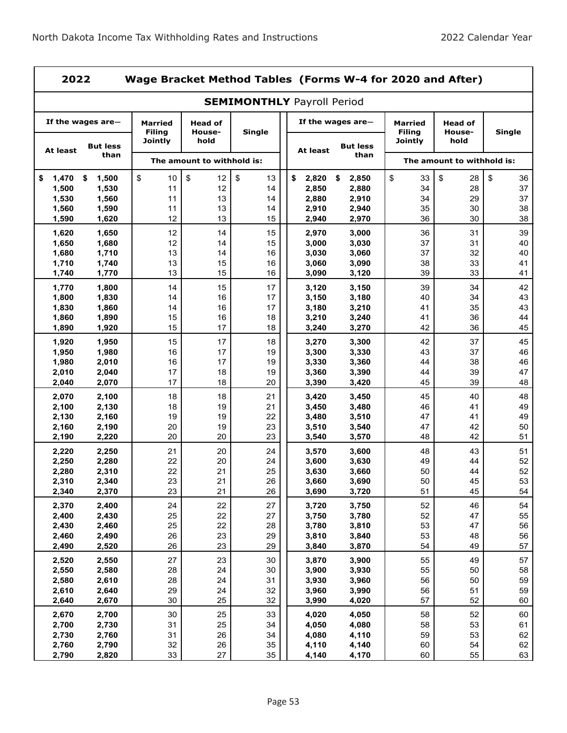## 2022 Wage Bracket Method Tables (Forms W-4 for 2020 and After)

### SEMIMONTHLY Payroll Period

| If the wages are— At least | But less than | Married Filing Jointly | Head of Household | Single | If the wages are— At least | But less than | Married Filing Jointly | Head of Household | Single |
|---|---|---|---|---|---|---|---|---|---|
| | | The amount to withhold is: | | | | | The amount to withhold is: | | |
| $ 1,470 | $ 1,500 | $ 10 | $ 12 | $ 13 | $ 2,820 | $ 2,850 | $ 33 | $ 28 | $ 36 |
| 1,500 | 1,530 | 11 | 12 | 14 | 2,850 | 2,880 | 34 | 28 | 37 |
| 1,530 | 1,560 | 11 | 13 | 14 | 2,880 | 2,910 | 34 | 29 | 37 |
| 1,560 | 1,590 | 11 | 13 | 14 | 2,910 | 2,940 | 35 | 30 | 38 |
| 1,590 | 1,620 | 12 | 13 | 15 | 2,940 | 2,970 | 36 | 30 | 38 |
| 1,620 | 1,650 | 12 | 14 | 15 | 2,970 | 3,000 | 36 | 31 | 39 |
| 1,650 | 1,680 | 12 | 14 | 15 | 3,000 | 3,030 | 37 | 31 | 40 |
| 1,680 | 1,710 | 13 | 14 | 16 | 3,030 | 3,060 | 37 | 32 | 40 |
| 1,710 | 1,740 | 13 | 15 | 16 | 3,060 | 3,090 | 38 | 33 | 41 |
| 1,740 | 1,770 | 13 | 15 | 16 | 3,090 | 3,120 | 39 | 33 | 41 |
| 1,770 | 1,800 | 14 | 15 | 17 | 3,120 | 3,150 | 39 | 34 | 42 |
| 1,800 | 1,830 | 14 | 16 | 17 | 3,150 | 3,180 | 40 | 34 | 43 |
| 1,830 | 1,860 | 14 | 16 | 17 | 3,180 | 3,210 | 41 | 35 | 43 |
| 1,860 | 1,890 | 15 | 16 | 18 | 3,210 | 3,240 | 41 | 36 | 44 |
| 1,890 | 1,920 | 15 | 17 | 18 | 3,240 | 3,270 | 42 | 36 | 45 |
| 1,920 | 1,950 | 15 | 17 | 18 | 3,270 | 3,300 | 42 | 37 | 45 |
| 1,950 | 1,980 | 16 | 17 | 19 | 3,300 | 3,330 | 43 | 37 | 46 |
| 1,980 | 2,010 | 16 | 17 | 19 | 3,330 | 3,360 | 44 | 38 | 46 |
| 2,010 | 2,040 | 17 | 18 | 19 | 3,360 | 3,390 | 44 | 39 | 47 |
| 2,040 | 2,070 | 17 | 18 | 20 | 3,390 | 3,420 | 45 | 39 | 48 |
| 2,070 | 2,100 | 18 | 18 | 21 | 3,420 | 3,450 | 45 | 40 | 48 |
| 2,100 | 2,130 | 18 | 19 | 21 | 3,450 | 3,480 | 46 | 41 | 49 |
| 2,130 | 2,160 | 19 | 19 | 22 | 3,480 | 3,510 | 47 | 41 | 49 |
| 2,160 | 2,190 | 20 | 19 | 23 | 3,510 | 3,540 | 47 | 42 | 50 |
| 2,190 | 2,220 | 20 | 20 | 23 | 3,540 | 3,570 | 48 | 42 | 51 |
| 2,220 | 2,250 | 21 | 20 | 24 | 3,570 | 3,600 | 48 | 43 | 51 |
| 2,250 | 2,280 | 22 | 20 | 24 | 3,600 | 3,630 | 49 | 44 | 52 |
| 2,280 | 2,310 | 22 | 21 | 25 | 3,630 | 3,660 | 50 | 44 | 52 |
| 2,310 | 2,340 | 23 | 21 | 26 | 3,660 | 3,690 | 50 | 45 | 53 |
| 2,340 | 2,370 | 23 | 21 | 26 | 3,690 | 3,720 | 51 | 45 | 54 |
| 2,370 | 2,400 | 24 | 22 | 27 | 3,720 | 3,750 | 52 | 46 | 54 |
| 2,400 | 2,430 | 25 | 22 | 27 | 3,750 | 3,780 | 52 | 47 | 55 |
| 2,430 | 2,460 | 25 | 22 | 28 | 3,780 | 3,810 | 53 | 47 | 56 |
| 2,460 | 2,490 | 26 | 23 | 29 | 3,810 | 3,840 | 53 | 48 | 56 |
| 2,490 | 2,520 | 26 | 23 | 29 | 3,840 | 3,870 | 54 | 49 | 57 |
| 2,520 | 2,550 | 27 | 23 | 30 | 3,870 | 3,900 | 55 | 49 | 57 |
| 2,550 | 2,580 | 28 | 24 | 30 | 3,900 | 3,930 | 55 | 50 | 58 |
| 2,580 | 2,610 | 28 | 24 | 31 | 3,930 | 3,960 | 56 | 50 | 59 |
| 2,610 | 2,640 | 29 | 24 | 32 | 3,960 | 3,990 | 56 | 51 | 59 |
| 2,640 | 2,670 | 30 | 25 | 32 | 3,990 | 4,020 | 57 | 52 | 60 |
| 2,670 | 2,700 | 30 | 25 | 33 | 4,020 | 4,050 | 58 | 52 | 60 |
| 2,700 | 2,730 | 31 | 25 | 34 | 4,050 | 4,080 | 58 | 53 | 61 |
| 2,730 | 2,760 | 31 | 26 | 34 | 4,080 | 4,110 | 59 | 53 | 62 |
| 2,760 | 2,790 | 32 | 26 | 35 | 4,110 | 4,140 | 60 | 54 | 62 |
| 2,790 | 2,820 | 33 | 27 | 35 | 4,140 | 4,170 | 60 | 55 | 63 |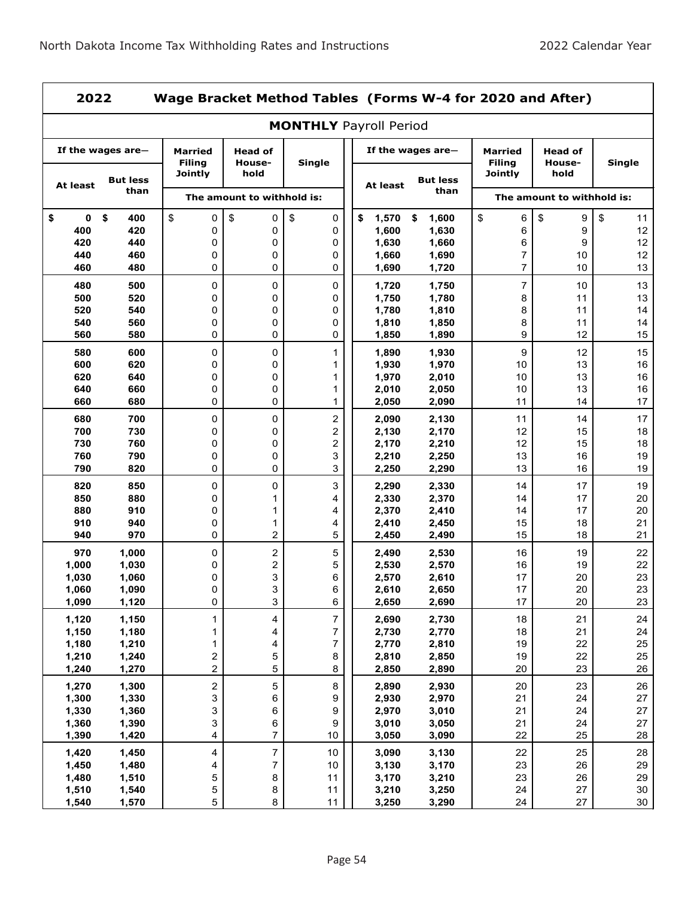## 2022 Wage Bracket Method Tables (Forms W-4 for 2020 and After)

### MONTHLY Payroll Period

| If the wages are— At least | But less than | Married Filing Jointly | Head of Household | Single | If the wages are— At least | But less than | Married Filing Jointly | Head of Household | Single |
|---|---|---|---|---|---|---|---|---|---|
| | | The amount to withhold is: | | | | | The amount to withhold is: | | |
| $ 0 | $ 400 | $ 0 | $ 0 | $ 0 | $ 1,570 | $ 1,600 | $ 6 | $ 9 | $ 11 |
| 400 | 420 | 0 | 0 | 0 | 1,600 | 1,630 | 6 | 9 | 12 |
| 420 | 440 | 0 | 0 | 0 | 1,630 | 1,660 | 6 | 9 | 12 |
| 440 | 460 | 0 | 0 | 0 | 1,660 | 1,690 | 7 | 10 | 12 |
| 460 | 480 | 0 | 0 | 0 | 1,690 | 1,720 | 7 | 10 | 13 |
| 480 | 500 | 0 | 0 | 0 | 1,720 | 1,750 | 7 | 10 | 13 |
| 500 | 520 | 0 | 0 | 0 | 1,750 | 1,780 | 8 | 11 | 13 |
| 520 | 540 | 0 | 0 | 0 | 1,780 | 1,810 | 8 | 11 | 14 |
| 540 | 560 | 0 | 0 | 0 | 1,810 | 1,850 | 8 | 11 | 14 |
| 560 | 580 | 0 | 0 | 0 | 1,850 | 1,890 | 9 | 12 | 15 |
| 580 | 600 | 0 | 0 | 1 | 1,890 | 1,930 | 9 | 12 | 15 |
| 600 | 620 | 0 | 0 | 1 | 1,930 | 1,970 | 10 | 13 | 16 |
| 620 | 640 | 0 | 0 | 1 | 1,970 | 2,010 | 10 | 13 | 16 |
| 640 | 660 | 0 | 0 | 1 | 2,010 | 2,050 | 10 | 13 | 16 |
| 660 | 680 | 0 | 0 | 1 | 2,050 | 2,090 | 11 | 14 | 17 |
| 680 | 700 | 0 | 0 | 2 | 2,090 | 2,130 | 11 | 14 | 17 |
| 700 | 730 | 0 | 0 | 2 | 2,130 | 2,170 | 12 | 15 | 18 |
| 730 | 760 | 0 | 0 | 2 | 2,170 | 2,210 | 12 | 15 | 18 |
| 760 | 790 | 0 | 0 | 3 | 2,210 | 2,250 | 13 | 16 | 19 |
| 790 | 820 | 0 | 0 | 3 | 2,250 | 2,290 | 13 | 16 | 19 |
| 820 | 850 | 0 | 0 | 3 | 2,290 | 2,330 | 14 | 17 | 19 |
| 850 | 880 | 0 | 1 | 4 | 2,330 | 2,370 | 14 | 17 | 20 |
| 880 | 910 | 0 | 1 | 4 | 2,370 | 2,410 | 14 | 17 | 20 |
| 910 | 940 | 0 | 1 | 4 | 2,410 | 2,450 | 15 | 18 | 21 |
| 940 | 970 | 0 | 2 | 5 | 2,450 | 2,490 | 15 | 18 | 21 |
| 970 | 1,000 | 0 | 2 | 5 | 2,490 | 2,530 | 16 | 19 | 22 |
| 1,000 | 1,030 | 0 | 2 | 5 | 2,530 | 2,570 | 16 | 19 | 22 |
| 1,030 | 1,060 | 0 | 3 | 6 | 2,570 | 2,610 | 17 | 20 | 23 |
| 1,060 | 1,090 | 0 | 3 | 6 | 2,610 | 2,650 | 17 | 20 | 23 |
| 1,090 | 1,120 | 0 | 3 | 6 | 2,650 | 2,690 | 17 | 20 | 23 |
| 1,120 | 1,150 | 1 | 4 | 7 | 2,690 | 2,730 | 18 | 21 | 24 |
| 1,150 | 1,180 | 1 | 4 | 7 | 2,730 | 2,770 | 18 | 21 | 24 |
| 1,180 | 1,210 | 1 | 4 | 7 | 2,770 | 2,810 | 19 | 22 | 25 |
| 1,210 | 1,240 | 2 | 5 | 8 | 2,810 | 2,850 | 19 | 22 | 25 |
| 1,240 | 1,270 | 2 | 5 | 8 | 2,850 | 2,890 | 20 | 23 | 26 |
| 1,270 | 1,300 | 2 | 5 | 8 | 2,890 | 2,930 | 20 | 23 | 26 |
| 1,300 | 1,330 | 3 | 6 | 9 | 2,930 | 2,970 | 21 | 24 | 27 |
| 1,330 | 1,360 | 3 | 6 | 9 | 2,970 | 3,010 | 21 | 24 | 27 |
| 1,360 | 1,390 | 3 | 6 | 9 | 3,010 | 3,050 | 21 | 24 | 27 |
| 1,390 | 1,420 | 4 | 7 | 10 | 3,050 | 3,090 | 22 | 25 | 28 |
| 1,420 | 1,450 | 4 | 7 | 10 | 3,090 | 3,130 | 22 | 25 | 28 |
| 1,450 | 1,480 | 4 | 7 | 10 | 3,130 | 3,170 | 23 | 26 | 29 |
| 1,480 | 1,510 | 5 | 8 | 11 | 3,170 | 3,210 | 23 | 26 | 29 |
| 1,510 | 1,540 | 5 | 8 | 11 | 3,210 | 3,250 | 24 | 27 | 30 |
| 1,540 | 1,570 | 5 | 8 | 11 | 3,250 | 3,290 | 24 | 27 | 30 |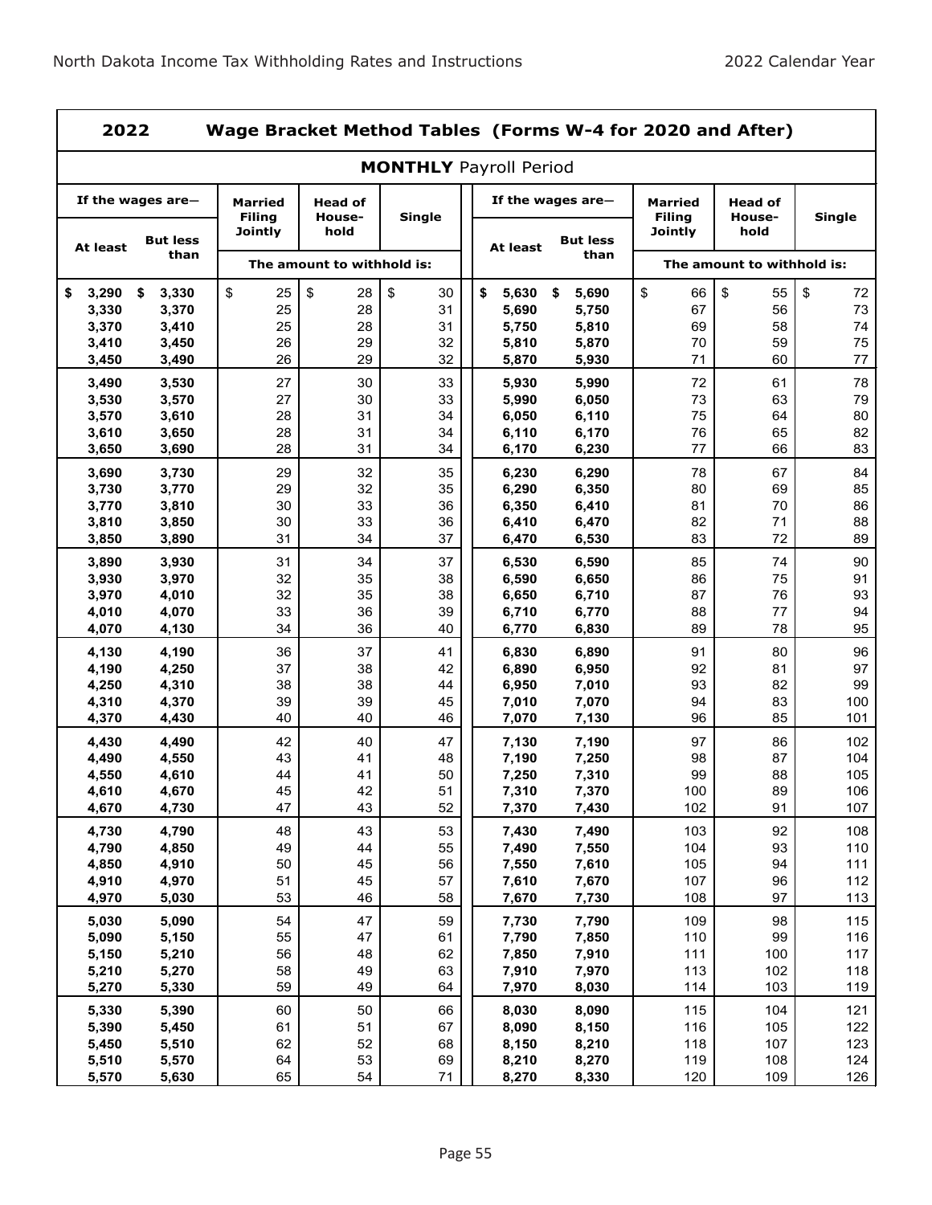## 2022 Wage Bracket Method Tables (Forms W-4 for 2020 and After)

### MONTHLY Payroll Period

| If the wages are— | | Married Filing Jointly | Head of Household | Single | If the wages are— | | Married Filing Jointly | Head of Household | Single |
|---|---|---|---|---|---|---|---|---|---|
| At least | But less than | The amount to withhold is: | | | At least | But less than | The amount to withhold is: | | |
| $ 3,290 | $ 3,330 | $ 25 | $ 28 | $ 30 | $ 5,630 | $ 5,690 | $ 66 | $ 55 | $ 72 |
| 3,330 | 3,370 | 25 | 28 | 31 | 5,690 | 5,750 | 67 | 56 | 73 |
| 3,370 | 3,410 | 25 | 28 | 31 | 5,750 | 5,810 | 69 | 58 | 74 |
| 3,410 | 3,450 | 26 | 29 | 32 | 5,810 | 5,870 | 70 | 59 | 75 |
| 3,450 | 3,490 | 26 | 29 | 32 | 5,870 | 5,930 | 71 | 60 | 77 |
| 3,490 | 3,530 | 27 | 30 | 33 | 5,930 | 5,990 | 72 | 61 | 78 |
| 3,530 | 3,570 | 27 | 30 | 33 | 5,990 | 6,050 | 73 | 63 | 79 |
| 3,570 | 3,610 | 28 | 31 | 34 | 6,050 | 6,110 | 75 | 64 | 80 |
| 3,610 | 3,650 | 28 | 31 | 34 | 6,110 | 6,170 | 76 | 65 | 82 |
| 3,650 | 3,690 | 28 | 31 | 34 | 6,170 | 6,230 | 77 | 66 | 83 |
| 3,690 | 3,730 | 29 | 32 | 35 | 6,230 | 6,290 | 78 | 67 | 84 |
| 3,730 | 3,770 | 29 | 32 | 35 | 6,290 | 6,350 | 80 | 69 | 85 |
| 3,770 | 3,810 | 30 | 33 | 36 | 6,350 | 6,410 | 81 | 70 | 86 |
| 3,810 | 3,850 | 30 | 33 | 36 | 6,410 | 6,470 | 82 | 71 | 88 |
| 3,850 | 3,890 | 31 | 34 | 37 | 6,470 | 6,530 | 83 | 72 | 89 |
| 3,890 | 3,930 | 31 | 34 | 37 | 6,530 | 6,590 | 85 | 74 | 90 |
| 3,930 | 3,970 | 32 | 35 | 38 | 6,590 | 6,650 | 86 | 75 | 91 |
| 3,970 | 4,010 | 32 | 35 | 38 | 6,650 | 6,710 | 87 | 76 | 93 |
| 4,010 | 4,070 | 33 | 36 | 39 | 6,710 | 6,770 | 88 | 77 | 94 |
| 4,070 | 4,130 | 34 | 36 | 40 | 6,770 | 6,830 | 89 | 78 | 95 |
| 4,130 | 4,190 | 36 | 37 | 41 | 6,830 | 6,890 | 91 | 80 | 96 |
| 4,190 | 4,250 | 37 | 38 | 42 | 6,890 | 6,950 | 92 | 81 | 97 |
| 4,250 | 4,310 | 38 | 38 | 44 | 6,950 | 7,010 | 93 | 82 | 99 |
| 4,310 | 4,370 | 39 | 39 | 45 | 7,010 | 7,070 | 94 | 83 | 100 |
| 4,370 | 4,430 | 40 | 40 | 46 | 7,070 | 7,130 | 96 | 85 | 101 |
| 4,430 | 4,490 | 42 | 40 | 47 | 7,130 | 7,190 | 97 | 86 | 102 |
| 4,490 | 4,550 | 43 | 41 | 48 | 7,190 | 7,250 | 98 | 87 | 104 |
| 4,550 | 4,610 | 44 | 41 | 50 | 7,250 | 7,310 | 99 | 88 | 105 |
| 4,610 | 4,670 | 45 | 42 | 51 | 7,310 | 7,370 | 100 | 89 | 106 |
| 4,670 | 4,730 | 47 | 43 | 52 | 7,370 | 7,430 | 102 | 91 | 107 |
| 4,730 | 4,790 | 48 | 43 | 53 | 7,430 | 7,490 | 103 | 92 | 108 |
| 4,790 | 4,850 | 49 | 44 | 55 | 7,490 | 7,550 | 104 | 93 | 110 |
| 4,850 | 4,910 | 50 | 45 | 56 | 7,550 | 7,610 | 105 | 94 | 111 |
| 4,910 | 4,970 | 51 | 45 | 57 | 7,610 | 7,670 | 107 | 96 | 112 |
| 4,970 | 5,030 | 53 | 46 | 58 | 7,670 | 7,730 | 108 | 97 | 113 |
| 5,030 | 5,090 | 54 | 47 | 59 | 7,730 | 7,790 | 109 | 98 | 115 |
| 5,090 | 5,150 | 55 | 47 | 61 | 7,790 | 7,850 | 110 | 99 | 116 |
| 5,150 | 5,210 | 56 | 48 | 62 | 7,850 | 7,910 | 111 | 100 | 117 |
| 5,210 | 5,270 | 58 | 49 | 63 | 7,910 | 7,970 | 113 | 102 | 118 |
| 5,270 | 5,330 | 59 | 49 | 64 | 7,970 | 8,030 | 114 | 103 | 119 |
| 5,330 | 5,390 | 60 | 50 | 66 | 8,030 | 8,090 | 115 | 104 | 121 |
| 5,390 | 5,450 | 61 | 51 | 67 | 8,090 | 8,150 | 116 | 105 | 122 |
| 5,450 | 5,510 | 62 | 52 | 68 | 8,150 | 8,210 | 118 | 107 | 123 |
| 5,510 | 5,570 | 64 | 53 | 69 | 8,210 | 8,270 | 119 | 108 | 124 |
| 5,570 | 5,630 | 65 | 54 | 71 | 8,270 | 8,330 | 120 | 109 | 126 |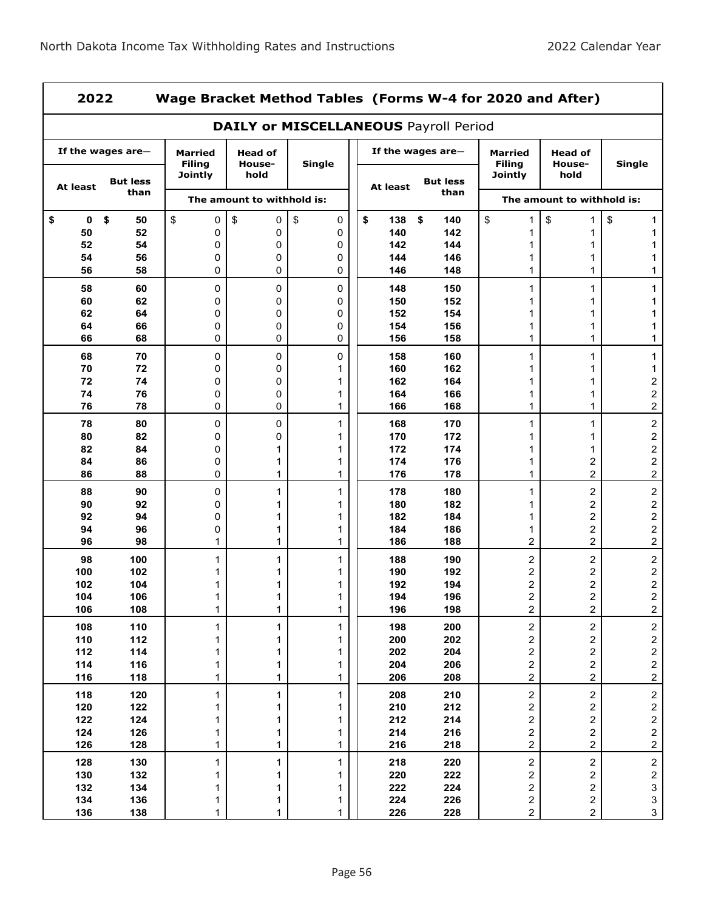## 2022 Wage Bracket Method Tables (Forms W-4 for 2020 and After)

### DAILY or MISCELLANEOUS Payroll Period

| If the wages are— | | Married Filing Jointly | Head of House-hold | Single |
|---|---|---|---|---|
| At least | But less than | The amount to withhold is: | | |
| $ 0 | $ 50 | $ 0 | $ 0 | $ 0 |
| 50 | 52 | 0 | 0 | 0 |
| 52 | 54 | 0 | 0 | 0 |
| 54 | 56 | 0 | 0 | 0 |
| 56 | 58 | 0 | 0 | 0 |
| 58 | 60 | 0 | 0 | 0 |
| 60 | 62 | 0 | 0 | 0 |
| 62 | 64 | 0 | 0 | 0 |
| 64 | 66 | 0 | 0 | 0 |
| 66 | 68 | 0 | 0 | 0 |
| 68 | 70 | 0 | 0 | 0 |
| 70 | 72 | 0 | 0 | 1 |
| 72 | 74 | 0 | 0 | 1 |
| 74 | 76 | 0 | 0 | 1 |
| 76 | 78 | 0 | 0 | 1 |
| 78 | 80 | 0 | 0 | 1 |
| 80 | 82 | 0 | 0 | 1 |
| 82 | 84 | 0 | 1 | 1 |
| 84 | 86 | 0 | 1 | 1 |
| 86 | 88 | 0 | 1 | 1 |
| 88 | 90 | 0 | 1 | 1 |
| 90 | 92 | 0 | 1 | 1 |
| 92 | 94 | 0 | 1 | 1 |
| 94 | 96 | 0 | 1 | 1 |
| 96 | 98 | 1 | 1 | 1 |
| 98 | 100 | 1 | 1 | 1 |
| 100 | 102 | 1 | 1 | 1 |
| 102 | 104 | 1 | 1 | 1 |
| 104 | 106 | 1 | 1 | 1 |
| 106 | 108 | 1 | 1 | 1 |
| 108 | 110 | 1 | 1 | 1 |
| 110 | 112 | 1 | 1 | 1 |
| 112 | 114 | 1 | 1 | 1 |
| 114 | 116 | 1 | 1 | 1 |
| 116 | 118 | 1 | 1 | 1 |
| 118 | 120 | 1 | 1 | 1 |
| 120 | 122 | 1 | 1 | 1 |
| 122 | 124 | 1 | 1 | 1 |
| 124 | 126 | 1 | 1 | 1 |
| 126 | 128 | 1 | 1 | 1 |
| 128 | 130 | 1 | 1 | 1 |
| 130 | 132 | 1 | 1 | 1 |
| 132 | 134 | 1 | 1 | 1 |
| 134 | 136 | 1 | 1 | 1 |
| 136 | 138 | 1 | 1 | 1 |
| $ 138 | $ 140 | $ 1 | $ 1 | $ 1 |
| 140 | 142 | 1 | 1 | 1 |
| 142 | 144 | 1 | 1 | 1 |
| 144 | 146 | 1 | 1 | 1 |
| 146 | 148 | 1 | 1 | 1 |
| 148 | 150 | 1 | 1 | 1 |
| 150 | 152 | 1 | 1 | 1 |
| 152 | 154 | 1 | 1 | 1 |
| 154 | 156 | 1 | 1 | 1 |
| 156 | 158 | 1 | 1 | 1 |
| 158 | 160 | 1 | 1 | 1 |
| 160 | 162 | 1 | 1 | 1 |
| 162 | 164 | 1 | 1 | 2 |
| 164 | 166 | 1 | 1 | 2 |
| 166 | 168 | 1 | 1 | 2 |
| 168 | 170 | 1 | 1 | 2 |
| 170 | 172 | 1 | 1 | 2 |
| 172 | 174 | 1 | 1 | 2 |
| 174 | 176 | 1 | 2 | 2 |
| 176 | 178 | 1 | 2 | 2 |
| 178 | 180 | 1 | 2 | 2 |
| 180 | 182 | 1 | 2 | 2 |
| 182 | 184 | 1 | 2 | 2 |
| 184 | 186 | 1 | 2 | 2 |
| 186 | 188 | 2 | 2 | 2 |
| 188 | 190 | 2 | 2 | 2 |
| 190 | 192 | 2 | 2 | 2 |
| 192 | 194 | 2 | 2 | 2 |
| 194 | 196 | 2 | 2 | 2 |
| 196 | 198 | 2 | 2 | 2 |
| 198 | 200 | 2 | 2 | 2 |
| 200 | 202 | 2 | 2 | 2 |
| 202 | 204 | 2 | 2 | 2 |
| 204 | 206 | 2 | 2 | 2 |
| 206 | 208 | 2 | 2 | 2 |
| 208 | 210 | 2 | 2 | 2 |
| 210 | 212 | 2 | 2 | 2 |
| 212 | 214 | 2 | 2 | 2 |
| 214 | 216 | 2 | 2 | 2 |
| 216 | 218 | 2 | 2 | 2 |
| 218 | 220 | 2 | 2 | 2 |
| 220 | 222 | 2 | 2 | 2 |
| 222 | 224 | 2 | 2 | 3 |
| 224 | 226 | 2 | 2 | 3 |
| 226 | 228 | 2 | 2 | 3 |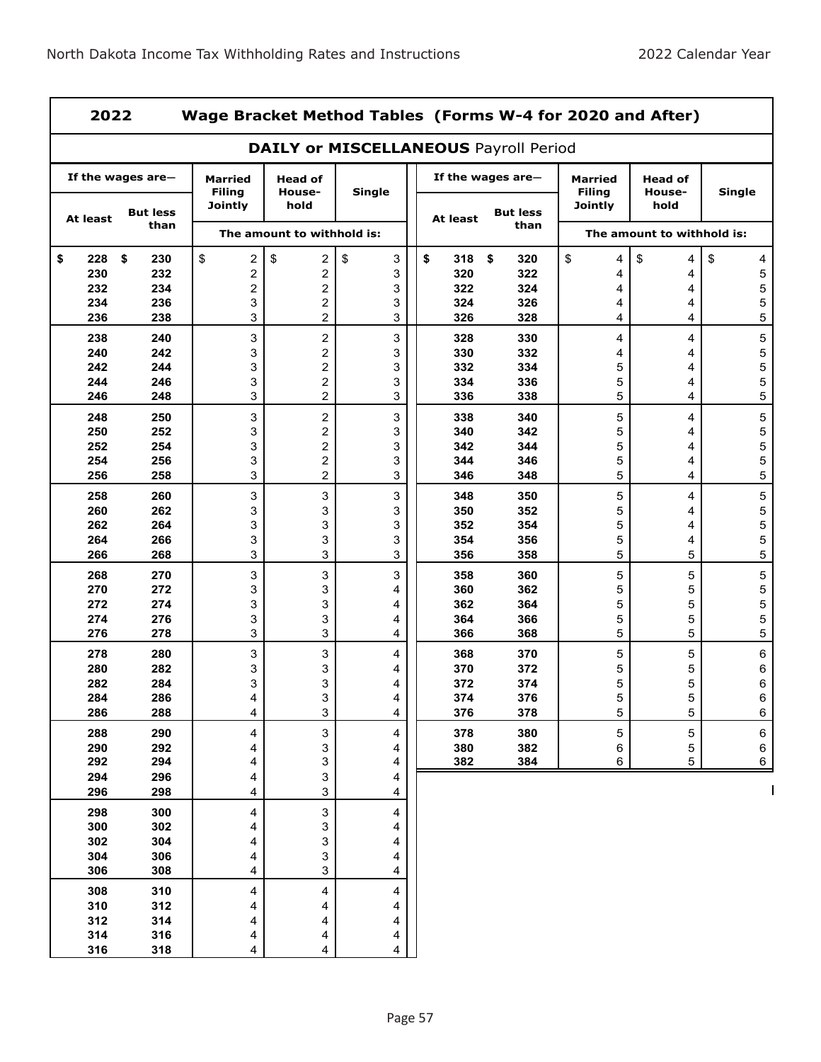## 2022 Wage Bracket Method Tables (Forms W-4 for 2020 and After)

### DAILY or MISCELLANEOUS Payroll Period

| If the wages are— | | Married Filing Jointly | Head of Household | Single |
|---|---|---|---|---|
| At least | But less than | The amount to withhold is: | | |
| $ 228 | $ 230 | $ 2 | $ 2 | $ 3 |
| 230 | 232 | 2 | 2 | 3 |
| 232 | 234 | 2 | 2 | 3 |
| 234 | 236 | 3 | 2 | 3 |
| 236 | 238 | 3 | 2 | 3 |
| 238 | 240 | 3 | 2 | 3 |
| 240 | 242 | 3 | 2 | 3 |
| 242 | 244 | 3 | 2 | 3 |
| 244 | 246 | 3 | 2 | 3 |
| 246 | 248 | 3 | 2 | 3 |
| 248 | 250 | 3 | 2 | 3 |
| 250 | 252 | 3 | 2 | 3 |
| 252 | 254 | 3 | 2 | 3 |
| 254 | 256 | 3 | 2 | 3 |
| 256 | 258 | 3 | 2 | 3 |
| 258 | 260 | 3 | 3 | 3 |
| 260 | 262 | 3 | 3 | 3 |
| 262 | 264 | 3 | 3 | 3 |
| 264 | 266 | 3 | 3 | 3 |
| 266 | 268 | 3 | 3 | 3 |
| 268 | 270 | 3 | 3 | 3 |
| 270 | 272 | 3 | 3 | 4 |
| 272 | 274 | 3 | 3 | 4 |
| 274 | 276 | 3 | 3 | 4 |
| 276 | 278 | 3 | 3 | 4 |
| 278 | 280 | 3 | 3 | 4 |
| 280 | 282 | 3 | 3 | 4 |
| 282 | 284 | 3 | 3 | 4 |
| 284 | 286 | 4 | 3 | 4 |
| 286 | 288 | 4 | 3 | 4 |
| 288 | 290 | 4 | 3 | 4 |
| 290 | 292 | 4 | 3 | 4 |
| 292 | 294 | 4 | 3 | 4 |
| 294 | 296 | 4 | 3 | 4 |
| 296 | 298 | 4 | 3 | 4 |
| 298 | 300 | 4 | 3 | 4 |
| 300 | 302 | 4 | 3 | 4 |
| 302 | 304 | 4 | 3 | 4 |
| 304 | 306 | 4 | 3 | 4 |
| 306 | 308 | 4 | 3 | 4 |
| 308 | 310 | 4 | 4 | 4 |
| 310 | 312 | 4 | 4 | 4 |
| 312 | 314 | 4 | 4 | 4 |
| 314 | 316 | 4 | 4 | 4 |
| 316 | 318 | 4 | 4 | 4 |
| $ 318 | $ 320 | $ 4 | $ 4 | $ 4 |
| 320 | 322 | 4 | 4 | 5 |
| 322 | 324 | 4 | 4 | 5 |
| 324 | 326 | 4 | 4 | 5 |
| 326 | 328 | 4 | 4 | 5 |
| 328 | 330 | 4 | 4 | 5 |
| 330 | 332 | 4 | 4 | 5 |
| 332 | 334 | 5 | 4 | 5 |
| 334 | 336 | 5 | 4 | 5 |
| 336 | 338 | 5 | 4 | 5 |
| 338 | 340 | 5 | 4 | 5 |
| 340 | 342 | 5 | 4 | 5 |
| 342 | 344 | 5 | 4 | 5 |
| 344 | 346 | 5 | 4 | 5 |
| 346 | 348 | 5 | 4 | 5 |
| 348 | 350 | 5 | 4 | 5 |
| 350 | 352 | 5 | 4 | 5 |
| 352 | 354 | 5 | 4 | 5 |
| 354 | 356 | 5 | 4 | 5 |
| 356 | 358 | 5 | 5 | 5 |
| 358 | 360 | 5 | 5 | 5 |
| 360 | 362 | 5 | 5 | 5 |
| 362 | 364 | 5 | 5 | 5 |
| 364 | 366 | 5 | 5 | 5 |
| 366 | 368 | 5 | 5 | 5 |
| 368 | 370 | 5 | 5 | 6 |
| 370 | 372 | 5 | 5 | 6 |
| 372 | 374 | 5 | 5 | 6 |
| 374 | 376 | 5 | 5 | 6 |
| 376 | 378 | 5 | 5 | 6 |
| 378 | 380 | 5 | 5 | 6 |
| 380 | 382 | 6 | 5 | 6 |
| 382 | 384 | 6 | 5 | 6 |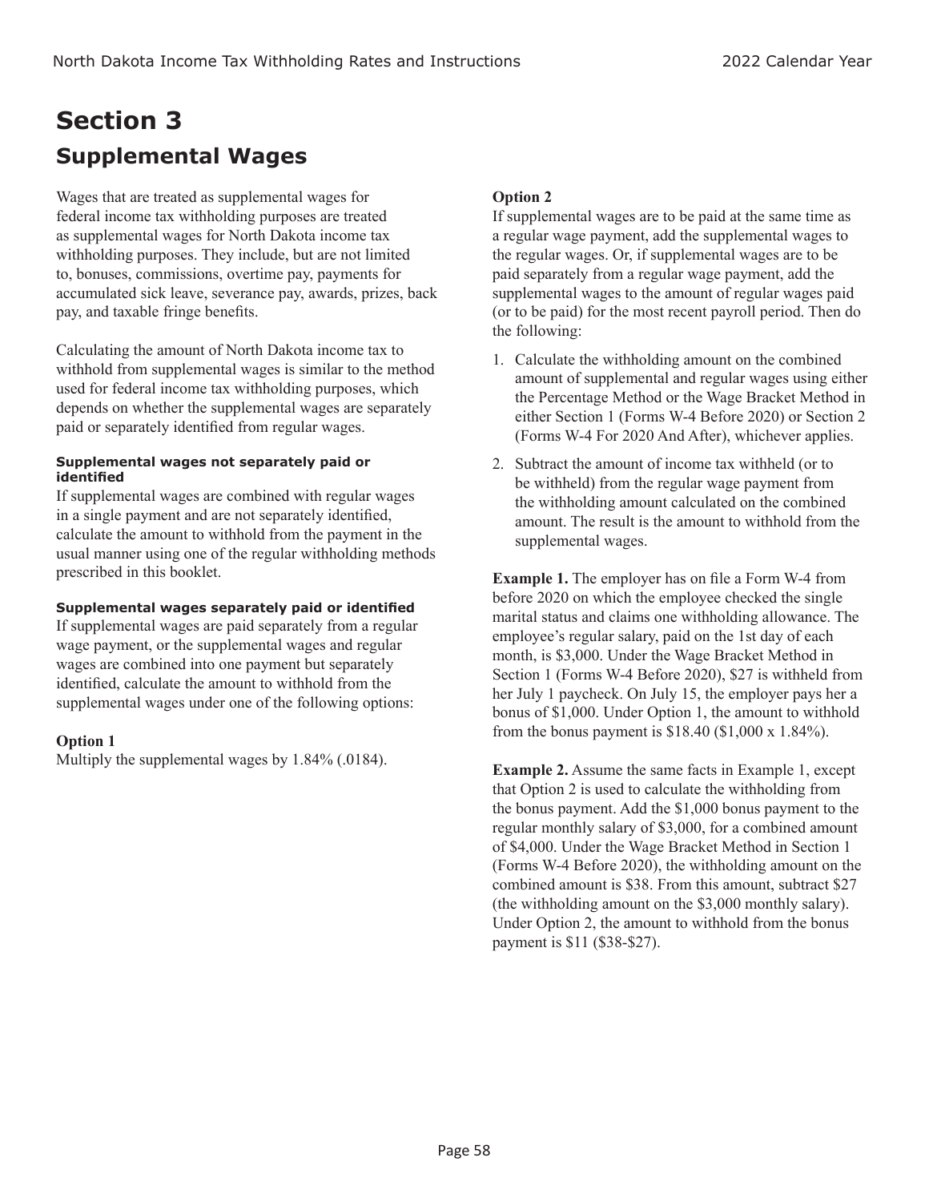# Section 3

## Supplemental Wages

Wages that are treated as supplemental wages for federal income tax withholding purposes are treated as supplemental wages for North Dakota income tax withholding purposes. They include, but are not limited to, bonuses, commissions, overtime pay, payments for accumulated sick leave, severance pay, awards, prizes, back pay, and taxable fringe benefits.

Calculating the amount of North Dakota income tax to withhold from supplemental wages is similar to the method used for federal income tax withholding purposes, which depends on whether the supplemental wages are separately paid or separately identified from regular wages.

#### Supplemental wages not separately paid or identified

If supplemental wages are combined with regular wages in a single payment and are not separately identified, calculate the amount to withhold from the payment in the usual manner using one of the regular withholding methods prescribed in this booklet.

#### Supplemental wages separately paid or identified

If supplemental wages are paid separately from a regular wage payment, or the supplemental wages and regular wages are combined into one payment but separately identified, calculate the amount to withhold from the supplemental wages under one of the following options:

**Option 1**

Multiply the supplemental wages by 1.84% (.0184).

**Option 2**

If supplemental wages are to be paid at the same time as a regular wage payment, add the supplemental wages to the regular wages. Or, if supplemental wages are to be paid separately from a regular wage payment, add the supplemental wages to the amount of regular wages paid (or to be paid) for the most recent payroll period. Then do the following:

1. Calculate the withholding amount on the combined amount of supplemental and regular wages using either the Percentage Method or the Wage Bracket Method in either Section 1 (Forms W-4 Before 2020) or Section 2 (Forms W-4 For 2020 And After), whichever applies.
2. Subtract the amount of income tax withheld (or to be withheld) from the regular wage payment from the withholding amount calculated on the combined amount. The result is the amount to withhold from the supplemental wages.

**Example 1.** The employer has on file a Form W-4 from before 2020 on which the employee checked the single marital status and claims one withholding allowance. The employee's regular salary, paid on the 1st day of each month, is $3,000. Under the Wage Bracket Method in Section 1 (Forms W-4 Before 2020), $27 is withheld from her July 1 paycheck. On July 15, the employer pays her a bonus of $1,000. Under Option 1, the amount to withhold from the bonus payment is $18.40 ($1,000 x 1.84%).

**Example 2.** Assume the same facts in Example 1, except that Option 2 is used to calculate the withholding from the bonus payment. Add the $1,000 bonus payment to the regular monthly salary of $3,000, for a combined amount of $4,000. Under the Wage Bracket Method in Section 1 (Forms W-4 Before 2020), the withholding amount on the combined amount is $38. From this amount, subtract $27 (the withholding amount on the $3,000 monthly salary). Under Option 2, the amount to withhold from the bonus payment is $11 ($38-$27).